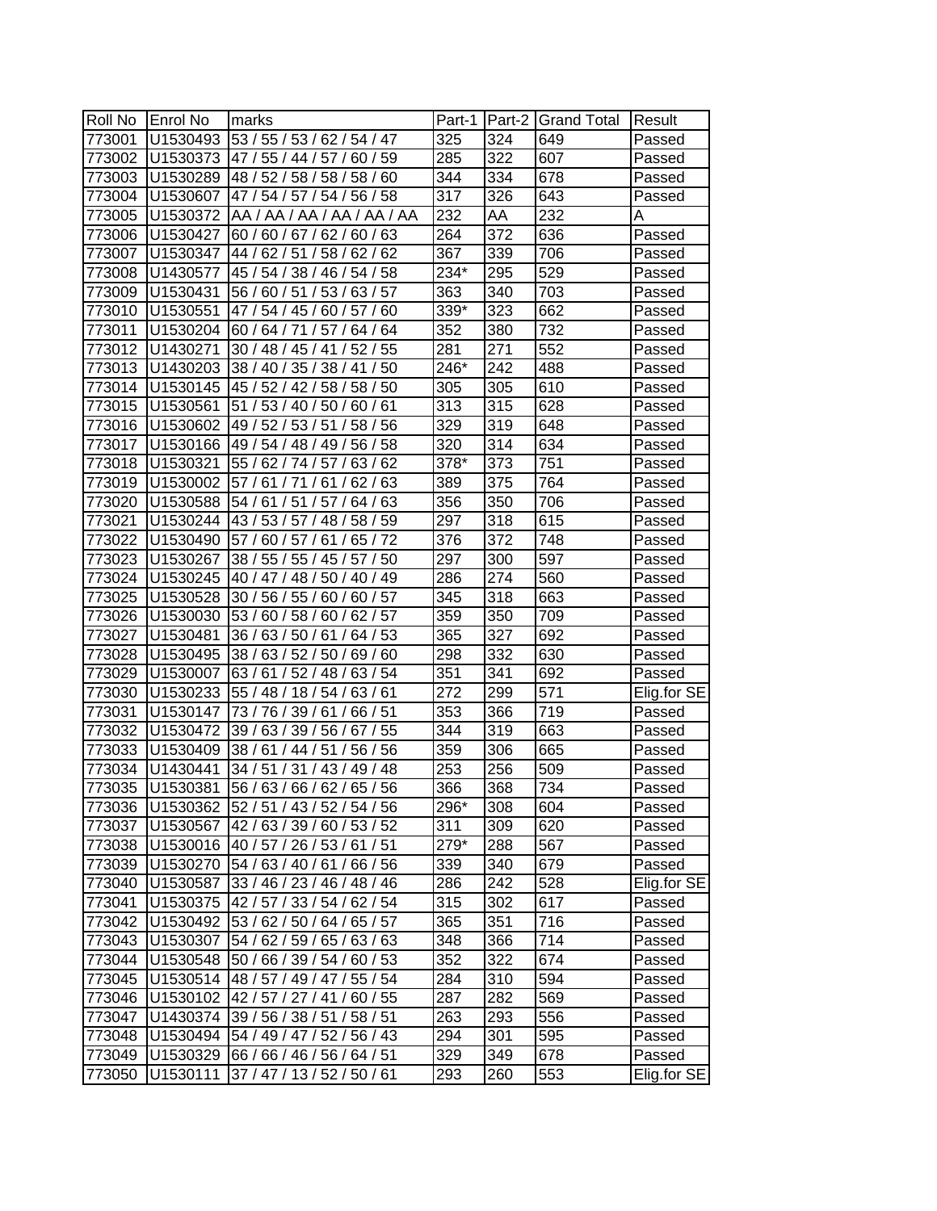| Roll No | Enrol No | marks | Part-1 | Part-2 | Grand Total | Result |
| --- | --- | --- | --- | --- | --- | --- |
| 773001 | U1530493 | 53 / 55 / 53 / 62 / 54 / 47 | 325 | 324 | 649 | Passed |
| 773002 | U1530373 | 47 / 55 / 44 / 57 / 60 / 59 | 285 | 322 | 607 | Passed |
| 773003 | U1530289 | 48 / 52 / 58 / 58 / 58 / 60 | 344 | 334 | 678 | Passed |
| 773004 | U1530607 | 47 / 54 / 57 / 54 / 56 / 58 | 317 | 326 | 643 | Passed |
| 773005 | U1530372 | AA / AA / AA / AA / AA / AA | 232 | AA | 232 | A |
| 773006 | U1530427 | 60 / 60 / 67 / 62 / 60 / 63 | 264 | 372 | 636 | Passed |
| 773007 | U1530347 | 44 / 62 / 51 / 58 / 62 / 62 | 367 | 339 | 706 | Passed |
| 773008 | U1430577 | 45 / 54 / 38 / 46 / 54 / 58 | 234* | 295 | 529 | Passed |
| 773009 | U1530431 | 56 / 60 / 51 / 53 / 63 / 57 | 363 | 340 | 703 | Passed |
| 773010 | U1530551 | 47 / 54 / 45 / 60 / 57 / 60 | 339* | 323 | 662 | Passed |
| 773011 | U1530204 | 60 / 64 / 71 / 57 / 64 / 64 | 352 | 380 | 732 | Passed |
| 773012 | U1430271 | 30 / 48 / 45 / 41 / 52 / 55 | 281 | 271 | 552 | Passed |
| 773013 | U1430203 | 38 / 40 / 35 / 38 / 41 / 50 | 246* | 242 | 488 | Passed |
| 773014 | U1530145 | 45 / 52 / 42 / 58 / 58 / 50 | 305 | 305 | 610 | Passed |
| 773015 | U1530561 | 51 / 53 / 40 / 50 / 60 / 61 | 313 | 315 | 628 | Passed |
| 773016 | U1530602 | 49 / 52 / 53 / 51 / 58 / 56 | 329 | 319 | 648 | Passed |
| 773017 | U1530166 | 49 / 54 / 48 / 49 / 56 / 58 | 320 | 314 | 634 | Passed |
| 773018 | U1530321 | 55 / 62 / 74 / 57 / 63 / 62 | 378* | 373 | 751 | Passed |
| 773019 | U1530002 | 57 / 61 / 71 / 61 / 62 / 63 | 389 | 375 | 764 | Passed |
| 773020 | U1530588 | 54 / 61 / 51 / 57 / 64 / 63 | 356 | 350 | 706 | Passed |
| 773021 | U1530244 | 43 / 53 / 57 / 48 / 58 / 59 | 297 | 318 | 615 | Passed |
| 773022 | U1530490 | 57 / 60 / 57 / 61 / 65 / 72 | 376 | 372 | 748 | Passed |
| 773023 | U1530267 | 38 / 55 / 55 / 45 / 57 / 50 | 297 | 300 | 597 | Passed |
| 773024 | U1530245 | 40 / 47 / 48 / 50 / 40 / 49 | 286 | 274 | 560 | Passed |
| 773025 | U1530528 | 30 / 56 / 55 / 60 / 60 / 57 | 345 | 318 | 663 | Passed |
| 773026 | U1530030 | 53 / 60 / 58 / 60 / 62 / 57 | 359 | 350 | 709 | Passed |
| 773027 | U1530481 | 36 / 63 / 50 / 61 / 64 / 53 | 365 | 327 | 692 | Passed |
| 773028 | U1530495 | 38 / 63 / 52 / 50 / 69 / 60 | 298 | 332 | 630 | Passed |
| 773029 | U1530007 | 63 / 61 / 52 / 48 / 63 / 54 | 351 | 341 | 692 | Passed |
| 773030 | U1530233 | 55 / 48 / 18 / 54 / 63 / 61 | 272 | 299 | 571 | Elig.for SE |
| 773031 | U1530147 | 73 / 76 / 39 / 61 / 66 / 51 | 353 | 366 | 719 | Passed |
| 773032 | U1530472 | 39 / 63 / 39 / 56 / 67 / 55 | 344 | 319 | 663 | Passed |
| 773033 | U1530409 | 38 / 61 / 44 / 51 / 56 / 56 | 359 | 306 | 665 | Passed |
| 773034 | U1430441 | 34 / 51 / 31 / 43 / 49 / 48 | 253 | 256 | 509 | Passed |
| 773035 | U1530381 | 56 / 63 / 66 / 62 / 65 / 56 | 366 | 368 | 734 | Passed |
| 773036 | U1530362 | 52 / 51 / 43 / 52 / 54 / 56 | 296* | 308 | 604 | Passed |
| 773037 | U1530567 | 42 / 63 / 39 / 60 / 53 / 52 | 311 | 309 | 620 | Passed |
| 773038 | U1530016 | 40 / 57 / 26 / 53 / 61 / 51 | 279* | 288 | 567 | Passed |
| 773039 | U1530270 | 54 / 63 / 40 / 61 / 66 / 56 | 339 | 340 | 679 | Passed |
| 773040 | U1530587 | 33 / 46 / 23 / 46 / 48 / 46 | 286 | 242 | 528 | Elig.for SE |
| 773041 | U1530375 | 42 / 57 / 33 / 54 / 62 / 54 | 315 | 302 | 617 | Passed |
| 773042 | U1530492 | 53 / 62 / 50 / 64 / 65 / 57 | 365 | 351 | 716 | Passed |
| 773043 | U1530307 | 54 / 62 / 59 / 65 / 63 / 63 | 348 | 366 | 714 | Passed |
| 773044 | U1530548 | 50 / 66 / 39 / 54 / 60 / 53 | 352 | 322 | 674 | Passed |
| 773045 | U1530514 | 48 / 57 / 49 / 47 / 55 / 54 | 284 | 310 | 594 | Passed |
| 773046 | U1530102 | 42 / 57 / 27 / 41 / 60 / 55 | 287 | 282 | 569 | Passed |
| 773047 | U1430374 | 39 / 56 / 38 / 51 / 58 / 51 | 263 | 293 | 556 | Passed |
| 773048 | U1530494 | 54 / 49 / 47 / 52 / 56 / 43 | 294 | 301 | 595 | Passed |
| 773049 | U1530329 | 66 / 66 / 46 / 56 / 64 / 51 | 329 | 349 | 678 | Passed |
| 773050 | U1530111 | 37 / 47 / 13 / 52 / 50 / 61 | 293 | 260 | 553 | Elig.for SE |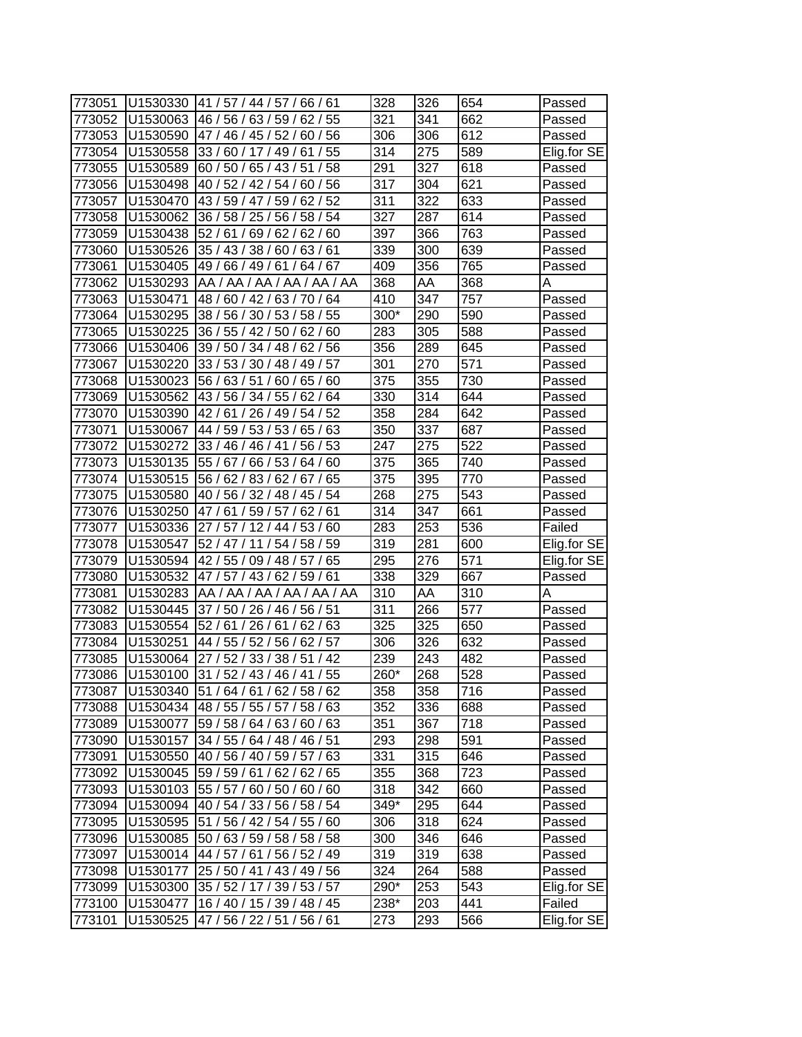| | | | | | | |
|---|---|---|---|---|---|---|
| 773051 | U1530330 | 41 / 57 / 44 / 57 / 66 / 61 | 328 | 326 | 654 | Passed |
| 773052 | U1530063 | 46 / 56 / 63 / 59 / 62 / 55 | 321 | 341 | 662 | Passed |
| 773053 | U1530590 | 47 / 46 / 45 / 52 / 60 / 56 | 306 | 306 | 612 | Passed |
| 773054 | U1530558 | 33 / 60 / 17 / 49 / 61 / 55 | 314 | 275 | 589 | Elig.for SE |
| 773055 | U1530589 | 60 / 50 / 65 / 43 / 51 / 58 | 291 | 327 | 618 | Passed |
| 773056 | U1530498 | 40 / 52 / 42 / 54 / 60 / 56 | 317 | 304 | 621 | Passed |
| 773057 | U1530470 | 43 / 59 / 47 / 59 / 62 / 52 | 311 | 322 | 633 | Passed |
| 773058 | U1530062 | 36 / 58 / 25 / 56 / 58 / 54 | 327 | 287 | 614 | Passed |
| 773059 | U1530438 | 52 / 61 / 69 / 62 / 62 / 60 | 397 | 366 | 763 | Passed |
| 773060 | U1530526 | 35 / 43 / 38 / 60 / 63 / 61 | 339 | 300 | 639 | Passed |
| 773061 | U1530405 | 49 / 66 / 49 / 61 / 64 / 67 | 409 | 356 | 765 | Passed |
| 773062 | U1530293 | AA / AA / AA / AA / AA / AA | 368 | AA | 368 | A |
| 773063 | U1530471 | 48 / 60 / 42 / 63 / 70 / 64 | 410 | 347 | 757 | Passed |
| 773064 | U1530295 | 38 / 56 / 30 / 53 / 58 / 55 | 300* | 290 | 590 | Passed |
| 773065 | U1530225 | 36 / 55 / 42 / 50 / 62 / 60 | 283 | 305 | 588 | Passed |
| 773066 | U1530406 | 39 / 50 / 34 / 48 / 62 / 56 | 356 | 289 | 645 | Passed |
| 773067 | U1530220 | 33 / 53 / 30 / 48 / 49 / 57 | 301 | 270 | 571 | Passed |
| 773068 | U1530023 | 56 / 63 / 51 / 60 / 65 / 60 | 375 | 355 | 730 | Passed |
| 773069 | U1530562 | 43 / 56 / 34 / 55 / 62 / 64 | 330 | 314 | 644 | Passed |
| 773070 | U1530390 | 42 / 61 / 26 / 49 / 54 / 52 | 358 | 284 | 642 | Passed |
| 773071 | U1530067 | 44 / 59 / 53 / 53 / 65 / 63 | 350 | 337 | 687 | Passed |
| 773072 | U1530272 | 33 / 46 / 46 / 41 / 56 / 53 | 247 | 275 | 522 | Passed |
| 773073 | U1530135 | 55 / 67 / 66 / 53 / 64 / 60 | 375 | 365 | 740 | Passed |
| 773074 | U1530515 | 56 / 62 / 83 / 62 / 67 / 65 | 375 | 395 | 770 | Passed |
| 773075 | U1530580 | 40 / 56 / 32 / 48 / 45 / 54 | 268 | 275 | 543 | Passed |
| 773076 | U1530250 | 47 / 61 / 59 / 57 / 62 / 61 | 314 | 347 | 661 | Passed |
| 773077 | U1530336 | 27 / 57 / 12 / 44 / 53 / 60 | 283 | 253 | 536 | Failed |
| 773078 | U1530547 | 52 / 47 / 11 / 54 / 58 / 59 | 319 | 281 | 600 | Elig.for SE |
| 773079 | U1530594 | 42 / 55 / 09 / 48 / 57 / 65 | 295 | 276 | 571 | Elig.for SE |
| 773080 | U1530532 | 47 / 57 / 43 / 62 / 59 / 61 | 338 | 329 | 667 | Passed |
| 773081 | U1530283 | AA / AA / AA / AA / AA / AA | 310 | AA | 310 | A |
| 773082 | U1530445 | 37 / 50 / 26 / 46 / 56 / 51 | 311 | 266 | 577 | Passed |
| 773083 | U1530554 | 52 / 61 / 26 / 61 / 62 / 63 | 325 | 325 | 650 | Passed |
| 773084 | U1530251 | 44 / 55 / 52 / 56 / 62 / 57 | 306 | 326 | 632 | Passed |
| 773085 | U1530064 | 27 / 52 / 33 / 38 / 51 / 42 | 239 | 243 | 482 | Passed |
| 773086 | U1530100 | 31 / 52 / 43 / 46 / 41 / 55 | 260* | 268 | 528 | Passed |
| 773087 | U1530340 | 51 / 64 / 61 / 62 / 58 / 62 | 358 | 358 | 716 | Passed |
| 773088 | U1530434 | 48 / 55 / 55 / 57 / 58 / 63 | 352 | 336 | 688 | Passed |
| 773089 | U1530077 | 59 / 58 / 64 / 63 / 60 / 63 | 351 | 367 | 718 | Passed |
| 773090 | U1530157 | 34 / 55 / 64 / 48 / 46 / 51 | 293 | 298 | 591 | Passed |
| 773091 | U1530550 | 40 / 56 / 40 / 59 / 57 / 63 | 331 | 315 | 646 | Passed |
| 773092 | U1530045 | 59 / 59 / 61 / 62 / 62 / 65 | 355 | 368 | 723 | Passed |
| 773093 | U1530103 | 55 / 57 / 60 / 50 / 60 / 60 | 318 | 342 | 660 | Passed |
| 773094 | U1530094 | 40 / 54 / 33 / 56 / 58 / 54 | 349* | 295 | 644 | Passed |
| 773095 | U1530595 | 51 / 56 / 42 / 54 / 55 / 60 | 306 | 318 | 624 | Passed |
| 773096 | U1530085 | 50 / 63 / 59 / 58 / 58 / 58 | 300 | 346 | 646 | Passed |
| 773097 | U1530014 | 44 / 57 / 61 / 56 / 52 / 49 | 319 | 319 | 638 | Passed |
| 773098 | U1530177 | 25 / 50 / 41 / 43 / 49 / 56 | 324 | 264 | 588 | Passed |
| 773099 | U1530300 | 35 / 52 / 17 / 39 / 53 / 57 | 290* | 253 | 543 | Elig.for SE |
| 773100 | U1530477 | 16 / 40 / 15 / 39 / 48 / 45 | 238* | 203 | 441 | Failed |
| 773101 | U1530525 | 47 / 56 / 22 / 51 / 56 / 61 | 273 | 293 | 566 | Elig.for SE |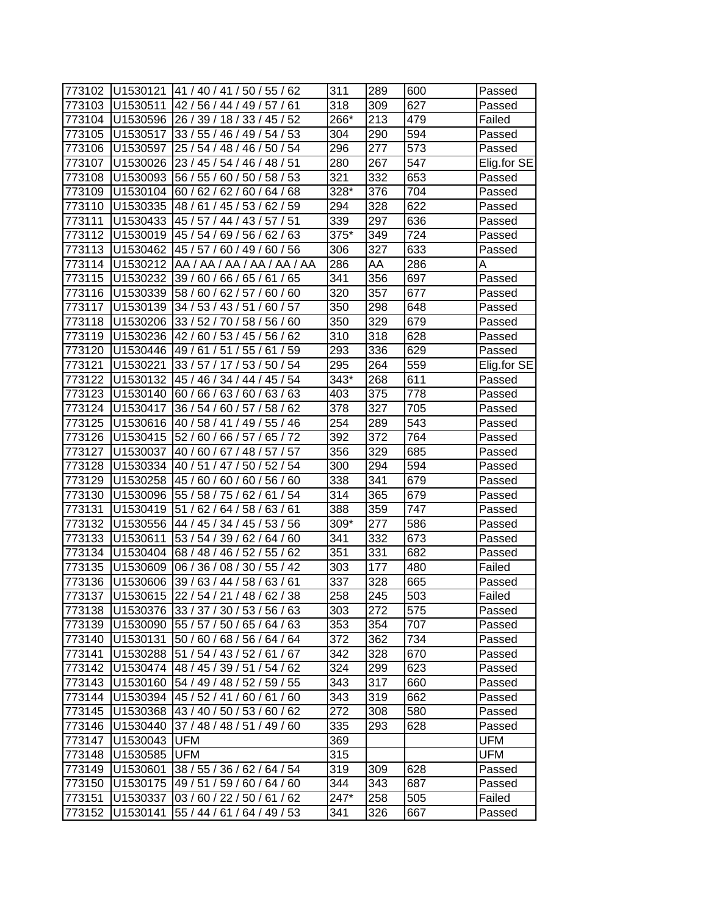| | | | | | | |
|---|---|---|---|---|---|---|
| 773102 | U1530121 | 41 / 40 / 41 / 50 / 55 / 62 | 311 | 289 | 600 | Passed |
| 773103 | U1530511 | 42 / 56 / 44 / 49 / 57 / 61 | 318 | 309 | 627 | Passed |
| 773104 | U1530596 | 26 / 39 / 18 / 33 / 45 / 52 | 266* | 213 | 479 | Failed |
| 773105 | U1530517 | 33 / 55 / 46 / 49 / 54 / 53 | 304 | 290 | 594 | Passed |
| 773106 | U1530597 | 25 / 54 / 48 / 46 / 50 / 54 | 296 | 277 | 573 | Passed |
| 773107 | U1530026 | 23 / 45 / 54 / 46 / 48 / 51 | 280 | 267 | 547 | Elig.for SE |
| 773108 | U1530093 | 56 / 55 / 60 / 50 / 58 / 53 | 321 | 332 | 653 | Passed |
| 773109 | U1530104 | 60 / 62 / 62 / 60 / 64 / 68 | 328* | 376 | 704 | Passed |
| 773110 | U1530335 | 48 / 61 / 45 / 53 / 62 / 59 | 294 | 328 | 622 | Passed |
| 773111 | U1530433 | 45 / 57 / 44 / 43 / 57 / 51 | 339 | 297 | 636 | Passed |
| 773112 | U1530019 | 45 / 54 / 69 / 56 / 62 / 63 | 375* | 349 | 724 | Passed |
| 773113 | U1530462 | 45 / 57 / 60 / 49 / 60 / 56 | 306 | 327 | 633 | Passed |
| 773114 | U1530212 | AA / AA / AA / AA / AA / AA | 286 | AA | 286 | A |
| 773115 | U1530232 | 39 / 60 / 66 / 65 / 61 / 65 | 341 | 356 | 697 | Passed |
| 773116 | U1530339 | 58 / 60 / 62 / 57 / 60 / 60 | 320 | 357 | 677 | Passed |
| 773117 | U1530139 | 34 / 53 / 43 / 51 / 60 / 57 | 350 | 298 | 648 | Passed |
| 773118 | U1530206 | 33 / 52 / 70 / 58 / 56 / 60 | 350 | 329 | 679 | Passed |
| 773119 | U1530236 | 42 / 60 / 53 / 45 / 56 / 62 | 310 | 318 | 628 | Passed |
| 773120 | U1530446 | 49 / 61 / 51 / 55 / 61 / 59 | 293 | 336 | 629 | Passed |
| 773121 | U1530221 | 33 / 57 / 17 / 53 / 50 / 54 | 295 | 264 | 559 | Elig.for SE |
| 773122 | U1530132 | 45 / 46 / 34 / 44 / 45 / 54 | 343* | 268 | 611 | Passed |
| 773123 | U1530140 | 60 / 66 / 63 / 60 / 63 / 63 | 403 | 375 | 778 | Passed |
| 773124 | U1530417 | 36 / 54 / 60 / 57 / 58 / 62 | 378 | 327 | 705 | Passed |
| 773125 | U1530616 | 40 / 58 / 41 / 49 / 55 / 46 | 254 | 289 | 543 | Passed |
| 773126 | U1530415 | 52 / 60 / 66 / 57 / 65 / 72 | 392 | 372 | 764 | Passed |
| 773127 | U1530037 | 40 / 60 / 67 / 48 / 57 / 57 | 356 | 329 | 685 | Passed |
| 773128 | U1530334 | 40 / 51 / 47 / 50 / 52 / 54 | 300 | 294 | 594 | Passed |
| 773129 | U1530258 | 45 / 60 / 60 / 60 / 56 / 60 | 338 | 341 | 679 | Passed |
| 773130 | U1530096 | 55 / 58 / 75 / 62 / 61 / 54 | 314 | 365 | 679 | Passed |
| 773131 | U1530419 | 51 / 62 / 64 / 58 / 63 / 61 | 388 | 359 | 747 | Passed |
| 773132 | U1530556 | 44 / 45 / 34 / 45 / 53 / 56 | 309* | 277 | 586 | Passed |
| 773133 | U1530611 | 53 / 54 / 39 / 62 / 64 / 60 | 341 | 332 | 673 | Passed |
| 773134 | U1530404 | 68 / 48 / 46 / 52 / 55 / 62 | 351 | 331 | 682 | Passed |
| 773135 | U1530609 | 06 / 36 / 08 / 30 / 55 / 42 | 303 | 177 | 480 | Failed |
| 773136 | U1530606 | 39 / 63 / 44 / 58 / 63 / 61 | 337 | 328 | 665 | Passed |
| 773137 | U1530615 | 22 / 54 / 21 / 48 / 62 / 38 | 258 | 245 | 503 | Failed |
| 773138 | U1530376 | 33 / 37 / 30 / 53 / 56 / 63 | 303 | 272 | 575 | Passed |
| 773139 | U1530090 | 55 / 57 / 50 / 65 / 64 / 63 | 353 | 354 | 707 | Passed |
| 773140 | U1530131 | 50 / 60 / 68 / 56 / 64 / 64 | 372 | 362 | 734 | Passed |
| 773141 | U1530288 | 51 / 54 / 43 / 52 / 61 / 67 | 342 | 328 | 670 | Passed |
| 773142 | U1530474 | 48 / 45 / 39 / 51 / 54 / 62 | 324 | 299 | 623 | Passed |
| 773143 | U1530160 | 54 / 49 / 48 / 52 / 59 / 55 | 343 | 317 | 660 | Passed |
| 773144 | U1530394 | 45 / 52 / 41 / 60 / 61 / 60 | 343 | 319 | 662 | Passed |
| 773145 | U1530368 | 43 / 40 / 50 / 53 / 60 / 62 | 272 | 308 | 580 | Passed |
| 773146 | U1530440 | 37 / 48 / 48 / 51 / 49 / 60 | 335 | 293 | 628 | Passed |
| 773147 | U1530043 | UFM | 369 | | | UFM |
| 773148 | U1530585 | UFM | 315 | | | UFM |
| 773149 | U1530601 | 38 / 55 / 36 / 62 / 64 / 54 | 319 | 309 | 628 | Passed |
| 773150 | U1530175 | 49 / 51 / 59 / 60 / 64 / 60 | 344 | 343 | 687 | Passed |
| 773151 | U1530337 | 03 / 60 / 22 / 50 / 61 / 62 | 247* | 258 | 505 | Failed |
| 773152 | U1530141 | 55 / 44 / 61 / 64 / 49 / 53 | 341 | 326 | 667 | Passed |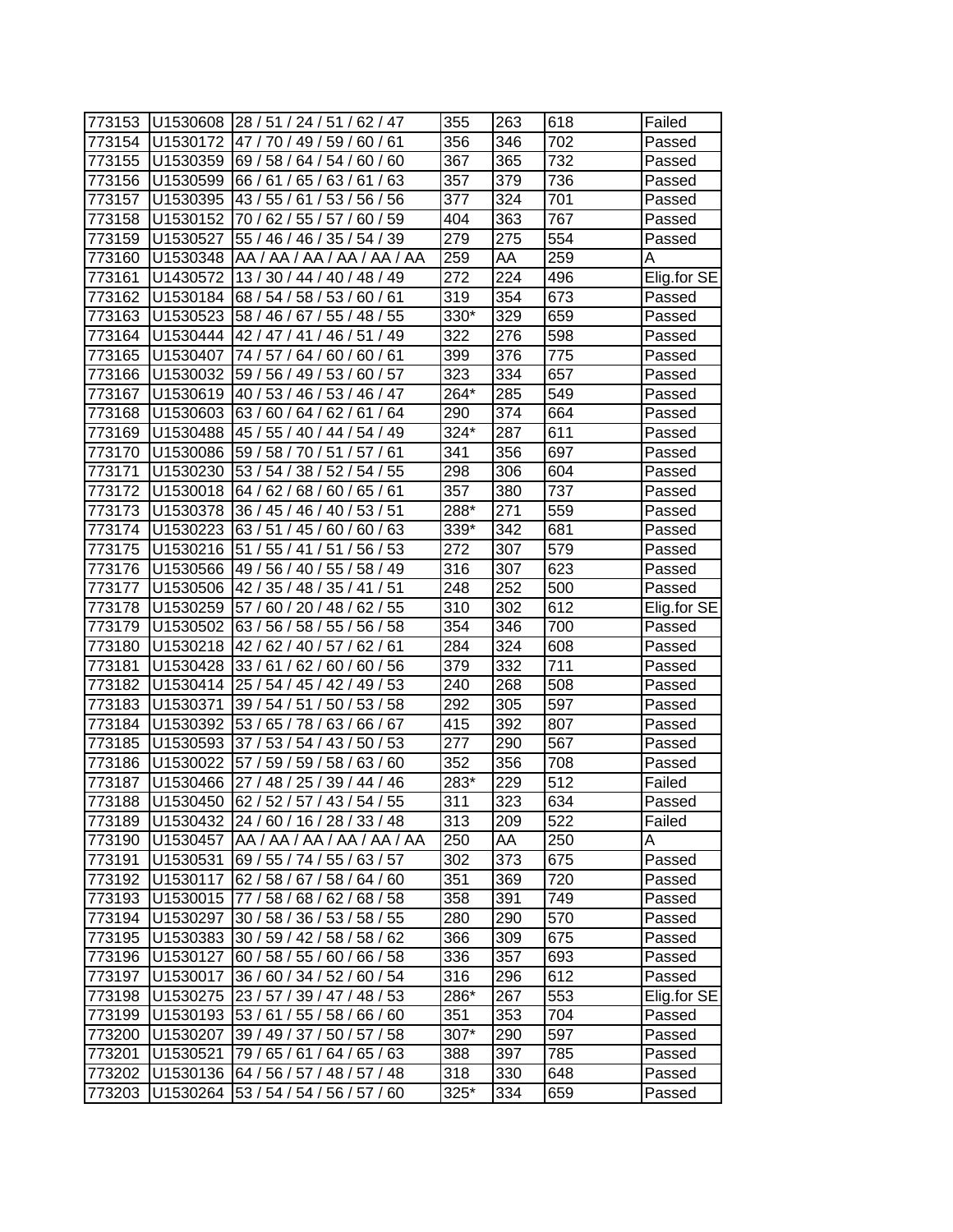| | | | | | | |
|---|---|---|---|---|---|---|
| 773153 | U1530608 | 28 / 51 / 24 / 51 / 62 / 47 | 355 | 263 | 618 | Failed |
| 773154 | U1530172 | 47 / 70 / 49 / 59 / 60 / 61 | 356 | 346 | 702 | Passed |
| 773155 | U1530359 | 69 / 58 / 64 / 54 / 60 / 60 | 367 | 365 | 732 | Passed |
| 773156 | U1530599 | 66 / 61 / 65 / 63 / 61 / 63 | 357 | 379 | 736 | Passed |
| 773157 | U1530395 | 43 / 55 / 61 / 53 / 56 / 56 | 377 | 324 | 701 | Passed |
| 773158 | U1530152 | 70 / 62 / 55 / 57 / 60 / 59 | 404 | 363 | 767 | Passed |
| 773159 | U1530527 | 55 / 46 / 46 / 35 / 54 / 39 | 279 | 275 | 554 | Passed |
| 773160 | U1530348 | AA / AA / AA / AA / AA / AA | 259 | AA | 259 | A |
| 773161 | U1430572 | 13 / 30 / 44 / 40 / 48 / 49 | 272 | 224 | 496 | Elig.for SE |
| 773162 | U1530184 | 68 / 54 / 58 / 53 / 60 / 61 | 319 | 354 | 673 | Passed |
| 773163 | U1530523 | 58 / 46 / 67 / 55 / 48 / 55 | 330* | 329 | 659 | Passed |
| 773164 | U1530444 | 42 / 47 / 41 / 46 / 51 / 49 | 322 | 276 | 598 | Passed |
| 773165 | U1530407 | 74 / 57 / 64 / 60 / 60 / 61 | 399 | 376 | 775 | Passed |
| 773166 | U1530032 | 59 / 56 / 49 / 53 / 60 / 57 | 323 | 334 | 657 | Passed |
| 773167 | U1530619 | 40 / 53 / 46 / 53 / 46 / 47 | 264* | 285 | 549 | Passed |
| 773168 | U1530603 | 63 / 60 / 64 / 62 / 61 / 64 | 290 | 374 | 664 | Passed |
| 773169 | U1530488 | 45 / 55 / 40 / 44 / 54 / 49 | 324* | 287 | 611 | Passed |
| 773170 | U1530086 | 59 / 58 / 70 / 51 / 57 / 61 | 341 | 356 | 697 | Passed |
| 773171 | U1530230 | 53 / 54 / 38 / 52 / 54 / 55 | 298 | 306 | 604 | Passed |
| 773172 | U1530018 | 64 / 62 / 68 / 60 / 65 / 61 | 357 | 380 | 737 | Passed |
| 773173 | U1530378 | 36 / 45 / 46 / 40 / 53 / 51 | 288* | 271 | 559 | Passed |
| 773174 | U1530223 | 63 / 51 / 45 / 60 / 60 / 63 | 339* | 342 | 681 | Passed |
| 773175 | U1530216 | 51 / 55 / 41 / 51 / 56 / 53 | 272 | 307 | 579 | Passed |
| 773176 | U1530566 | 49 / 56 / 40 / 55 / 58 / 49 | 316 | 307 | 623 | Passed |
| 773177 | U1530506 | 42 / 35 / 48 / 35 / 41 / 51 | 248 | 252 | 500 | Passed |
| 773178 | U1530259 | 57 / 60 / 20 / 48 / 62 / 55 | 310 | 302 | 612 | Elig.for SE |
| 773179 | U1530502 | 63 / 56 / 58 / 55 / 56 / 58 | 354 | 346 | 700 | Passed |
| 773180 | U1530218 | 42 / 62 / 40 / 57 / 62 / 61 | 284 | 324 | 608 | Passed |
| 773181 | U1530428 | 33 / 61 / 62 / 60 / 60 / 56 | 379 | 332 | 711 | Passed |
| 773182 | U1530414 | 25 / 54 / 45 / 42 / 49 / 53 | 240 | 268 | 508 | Passed |
| 773183 | U1530371 | 39 / 54 / 51 / 50 / 53 / 58 | 292 | 305 | 597 | Passed |
| 773184 | U1530392 | 53 / 65 / 78 / 63 / 66 / 67 | 415 | 392 | 807 | Passed |
| 773185 | U1530593 | 37 / 53 / 54 / 43 / 50 / 53 | 277 | 290 | 567 | Passed |
| 773186 | U1530022 | 57 / 59 / 59 / 58 / 63 / 60 | 352 | 356 | 708 | Passed |
| 773187 | U1530466 | 27 / 48 / 25 / 39 / 44 / 46 | 283* | 229 | 512 | Failed |
| 773188 | U1530450 | 62 / 52 / 57 / 43 / 54 / 55 | 311 | 323 | 634 | Passed |
| 773189 | U1530432 | 24 / 60 / 16 / 28 / 33 / 48 | 313 | 209 | 522 | Failed |
| 773190 | U1530457 | AA / AA / AA / AA / AA / AA | 250 | AA | 250 | A |
| 773191 | U1530531 | 69 / 55 / 74 / 55 / 63 / 57 | 302 | 373 | 675 | Passed |
| 773192 | U1530117 | 62 / 58 / 67 / 58 / 64 / 60 | 351 | 369 | 720 | Passed |
| 773193 | U1530015 | 77 / 58 / 68 / 62 / 68 / 58 | 358 | 391 | 749 | Passed |
| 773194 | U1530297 | 30 / 58 / 36 / 53 / 58 / 55 | 280 | 290 | 570 | Passed |
| 773195 | U1530383 | 30 / 59 / 42 / 58 / 58 / 62 | 366 | 309 | 675 | Passed |
| 773196 | U1530127 | 60 / 58 / 55 / 60 / 66 / 58 | 336 | 357 | 693 | Passed |
| 773197 | U1530017 | 36 / 60 / 34 / 52 / 60 / 54 | 316 | 296 | 612 | Passed |
| 773198 | U1530275 | 23 / 57 / 39 / 47 / 48 / 53 | 286* | 267 | 553 | Elig.for SE |
| 773199 | U1530193 | 53 / 61 / 55 / 58 / 66 / 60 | 351 | 353 | 704 | Passed |
| 773200 | U1530207 | 39 / 49 / 37 / 50 / 57 / 58 | 307* | 290 | 597 | Passed |
| 773201 | U1530521 | 79 / 65 / 61 / 64 / 65 / 63 | 388 | 397 | 785 | Passed |
| 773202 | U1530136 | 64 / 56 / 57 / 48 / 57 / 48 | 318 | 330 | 648 | Passed |
| 773203 | U1530264 | 53 / 54 / 54 / 56 / 57 / 60 | 325* | 334 | 659 | Passed |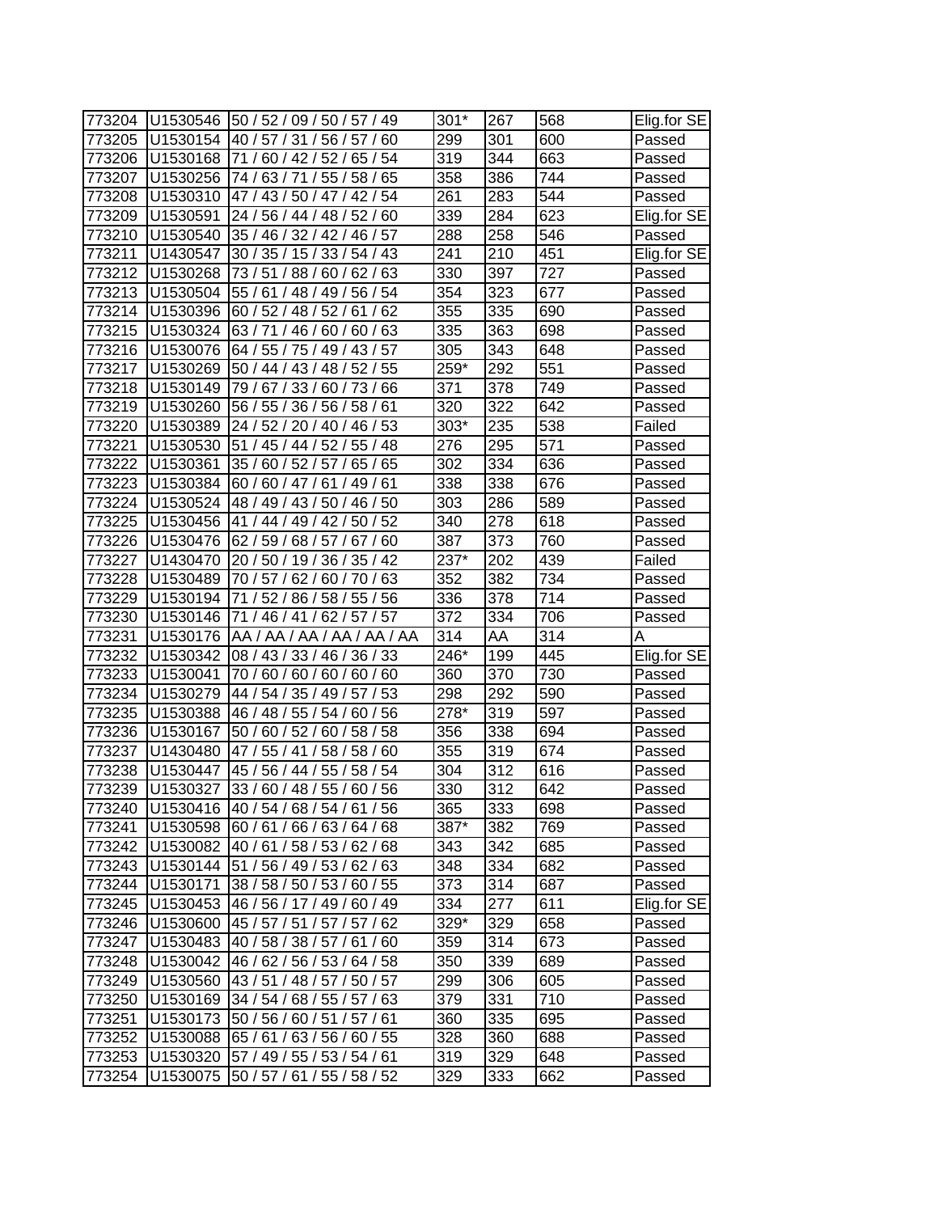| | | | | | | |
|---|---|---|---|---|---|---|
| 773204 | U1530546 | 50 / 52 / 09 / 50 / 57 / 49 | 301* | 267 | 568 | Elig.for SE |
| 773205 | U1530154 | 40 / 57 / 31 / 56 / 57 / 60 | 299 | 301 | 600 | Passed |
| 773206 | U1530168 | 71 / 60 / 42 / 52 / 65 / 54 | 319 | 344 | 663 | Passed |
| 773207 | U1530256 | 74 / 63 / 71 / 55 / 58 / 65 | 358 | 386 | 744 | Passed |
| 773208 | U1530310 | 47 / 43 / 50 / 47 / 42 / 54 | 261 | 283 | 544 | Passed |
| 773209 | U1530591 | 24 / 56 / 44 / 48 / 52 / 60 | 339 | 284 | 623 | Elig.for SE |
| 773210 | U1530540 | 35 / 46 / 32 / 42 / 46 / 57 | 288 | 258 | 546 | Passed |
| 773211 | U1430547 | 30 / 35 / 15 / 33 / 54 / 43 | 241 | 210 | 451 | Elig.for SE |
| 773212 | U1530268 | 73 / 51 / 88 / 60 / 62 / 63 | 330 | 397 | 727 | Passed |
| 773213 | U1530504 | 55 / 61 / 48 / 49 / 56 / 54 | 354 | 323 | 677 | Passed |
| 773214 | U1530396 | 60 / 52 / 48 / 52 / 61 / 62 | 355 | 335 | 690 | Passed |
| 773215 | U1530324 | 63 / 71 / 46 / 60 / 60 / 63 | 335 | 363 | 698 | Passed |
| 773216 | U1530076 | 64 / 55 / 75 / 49 / 43 / 57 | 305 | 343 | 648 | Passed |
| 773217 | U1530269 | 50 / 44 / 43 / 48 / 52 / 55 | 259* | 292 | 551 | Passed |
| 773218 | U1530149 | 79 / 67 / 33 / 60 / 73 / 66 | 371 | 378 | 749 | Passed |
| 773219 | U1530260 | 56 / 55 / 36 / 56 / 58 / 61 | 320 | 322 | 642 | Passed |
| 773220 | U1530389 | 24 / 52 / 20 / 40 / 46 / 53 | 303* | 235 | 538 | Failed |
| 773221 | U1530530 | 51 / 45 / 44 / 52 / 55 / 48 | 276 | 295 | 571 | Passed |
| 773222 | U1530361 | 35 / 60 / 52 / 57 / 65 / 65 | 302 | 334 | 636 | Passed |
| 773223 | U1530384 | 60 / 60 / 47 / 61 / 49 / 61 | 338 | 338 | 676 | Passed |
| 773224 | U1530524 | 48 / 49 / 43 / 50 / 46 / 50 | 303 | 286 | 589 | Passed |
| 773225 | U1530456 | 41 / 44 / 49 / 42 / 50 / 52 | 340 | 278 | 618 | Passed |
| 773226 | U1530476 | 62 / 59 / 68 / 57 / 67 / 60 | 387 | 373 | 760 | Passed |
| 773227 | U1430470 | 20 / 50 / 19 / 36 / 35 / 42 | 237* | 202 | 439 | Failed |
| 773228 | U1530489 | 70 / 57 / 62 / 60 / 70 / 63 | 352 | 382 | 734 | Passed |
| 773229 | U1530194 | 71 / 52 / 86 / 58 / 55 / 56 | 336 | 378 | 714 | Passed |
| 773230 | U1530146 | 71 / 46 / 41 / 62 / 57 / 57 | 372 | 334 | 706 | Passed |
| 773231 | U1530176 | AA / AA / AA / AA / AA / AA | 314 | AA | 314 | A |
| 773232 | U1530342 | 08 / 43 / 33 / 46 / 36 / 33 | 246* | 199 | 445 | Elig.for SE |
| 773233 | U1530041 | 70 / 60 / 60 / 60 / 60 / 60 | 360 | 370 | 730 | Passed |
| 773234 | U1530279 | 44 / 54 / 35 / 49 / 57 / 53 | 298 | 292 | 590 | Passed |
| 773235 | U1530388 | 46 / 48 / 55 / 54 / 60 / 56 | 278* | 319 | 597 | Passed |
| 773236 | U1530167 | 50 / 60 / 52 / 60 / 58 / 58 | 356 | 338 | 694 | Passed |
| 773237 | U1430480 | 47 / 55 / 41 / 58 / 58 / 60 | 355 | 319 | 674 | Passed |
| 773238 | U1530447 | 45 / 56 / 44 / 55 / 58 / 54 | 304 | 312 | 616 | Passed |
| 773239 | U1530327 | 33 / 60 / 48 / 55 / 60 / 56 | 330 | 312 | 642 | Passed |
| 773240 | U1530416 | 40 / 54 / 68 / 54 / 61 / 56 | 365 | 333 | 698 | Passed |
| 773241 | U1530598 | 60 / 61 / 66 / 63 / 64 / 68 | 387* | 382 | 769 | Passed |
| 773242 | U1530082 | 40 / 61 / 58 / 53 / 62 / 68 | 343 | 342 | 685 | Passed |
| 773243 | U1530144 | 51 / 56 / 49 / 53 / 62 / 63 | 348 | 334 | 682 | Passed |
| 773244 | U1530171 | 38 / 58 / 50 / 53 / 60 / 55 | 373 | 314 | 687 | Passed |
| 773245 | U1530453 | 46 / 56 / 17 / 49 / 60 / 49 | 334 | 277 | 611 | Elig.for SE |
| 773246 | U1530600 | 45 / 57 / 51 / 57 / 57 / 62 | 329* | 329 | 658 | Passed |
| 773247 | U1530483 | 40 / 58 / 38 / 57 / 61 / 60 | 359 | 314 | 673 | Passed |
| 773248 | U1530042 | 46 / 62 / 56 / 53 / 64 / 58 | 350 | 339 | 689 | Passed |
| 773249 | U1530560 | 43 / 51 / 48 / 57 / 50 / 57 | 299 | 306 | 605 | Passed |
| 773250 | U1530169 | 34 / 54 / 68 / 55 / 57 / 63 | 379 | 331 | 710 | Passed |
| 773251 | U1530173 | 50 / 56 / 60 / 51 / 57 / 61 | 360 | 335 | 695 | Passed |
| 773252 | U1530088 | 65 / 61 / 63 / 56 / 60 / 55 | 328 | 360 | 688 | Passed |
| 773253 | U1530320 | 57 / 49 / 55 / 53 / 54 / 61 | 319 | 329 | 648 | Passed |
| 773254 | U1530075 | 50 / 57 / 61 / 55 / 58 / 52 | 329 | 333 | 662 | Passed |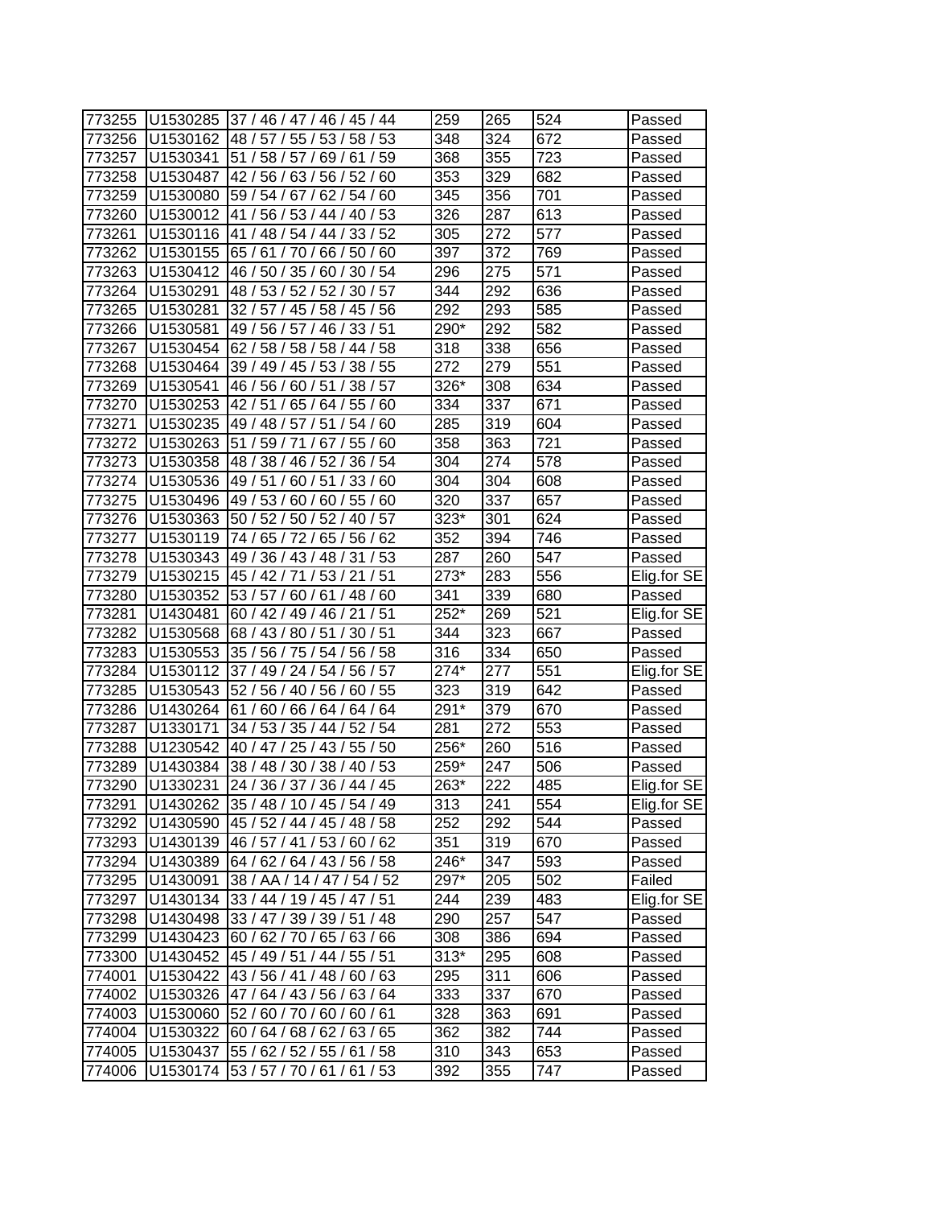| 773255 | U1530285 | 37 / 46 / 47 / 46 / 45 / 44 | 259 | 265 | 524 | Passed |
|---|---|---|---|---|---|---|
| 773256 | U1530162 | 48 / 57 / 55 / 53 / 58 / 53 | 348 | 324 | 672 | Passed |
| 773257 | U1530341 | 51 / 58 / 57 / 69 / 61 / 59 | 368 | 355 | 723 | Passed |
| 773258 | U1530487 | 42 / 56 / 63 / 56 / 52 / 60 | 353 | 329 | 682 | Passed |
| 773259 | U1530080 | 59 / 54 / 67 / 62 / 54 / 60 | 345 | 356 | 701 | Passed |
| 773260 | U1530012 | 41 / 56 / 53 / 44 / 40 / 53 | 326 | 287 | 613 | Passed |
| 773261 | U1530116 | 41 / 48 / 54 / 44 / 33 / 52 | 305 | 272 | 577 | Passed |
| 773262 | U1530155 | 65 / 61 / 70 / 66 / 50 / 60 | 397 | 372 | 769 | Passed |
| 773263 | U1530412 | 46 / 50 / 35 / 60 / 30 / 54 | 296 | 275 | 571 | Passed |
| 773264 | U1530291 | 48 / 53 / 52 / 52 / 30 / 57 | 344 | 292 | 636 | Passed |
| 773265 | U1530281 | 32 / 57 / 45 / 58 / 45 / 56 | 292 | 293 | 585 | Passed |
| 773266 | U1530581 | 49 / 56 / 57 / 46 / 33 / 51 | 290* | 292 | 582 | Passed |
| 773267 | U1530454 | 62 / 58 / 58 / 58 / 44 / 58 | 318 | 338 | 656 | Passed |
| 773268 | U1530464 | 39 / 49 / 45 / 53 / 38 / 55 | 272 | 279 | 551 | Passed |
| 773269 | U1530541 | 46 / 56 / 60 / 51 / 38 / 57 | 326* | 308 | 634 | Passed |
| 773270 | U1530253 | 42 / 51 / 65 / 64 / 55 / 60 | 334 | 337 | 671 | Passed |
| 773271 | U1530235 | 49 / 48 / 57 / 51 / 54 / 60 | 285 | 319 | 604 | Passed |
| 773272 | U1530263 | 51 / 59 / 71 / 67 / 55 / 60 | 358 | 363 | 721 | Passed |
| 773273 | U1530358 | 48 / 38 / 46 / 52 / 36 / 54 | 304 | 274 | 578 | Passed |
| 773274 | U1530536 | 49 / 51 / 60 / 51 / 33 / 60 | 304 | 304 | 608 | Passed |
| 773275 | U1530496 | 49 / 53 / 60 / 60 / 55 / 60 | 320 | 337 | 657 | Passed |
| 773276 | U1530363 | 50 / 52 / 50 / 52 / 40 / 57 | 323* | 301 | 624 | Passed |
| 773277 | U1530119 | 74 / 65 / 72 / 65 / 56 / 62 | 352 | 394 | 746 | Passed |
| 773278 | U1530343 | 49 / 36 / 43 / 48 / 31 / 53 | 287 | 260 | 547 | Passed |
| 773279 | U1530215 | 45 / 42 / 71 / 53 / 21 / 51 | 273* | 283 | 556 | Elig.for SE |
| 773280 | U1530352 | 53 / 57 / 60 / 61 / 48 / 60 | 341 | 339 | 680 | Passed |
| 773281 | U1430481 | 60 / 42 / 49 / 46 / 21 / 51 | 252* | 269 | 521 | Elig.for SE |
| 773282 | U1530568 | 68 / 43 / 80 / 51 / 30 / 51 | 344 | 323 | 667 | Passed |
| 773283 | U1530553 | 35 / 56 / 75 / 54 / 56 / 58 | 316 | 334 | 650 | Passed |
| 773284 | U1530112 | 37 / 49 / 24 / 54 / 56 / 57 | 274* | 277 | 551 | Elig.for SE |
| 773285 | U1530543 | 52 / 56 / 40 / 56 / 60 / 55 | 323 | 319 | 642 | Passed |
| 773286 | U1430264 | 61 / 60 / 66 / 64 / 64 / 64 | 291* | 379 | 670 | Passed |
| 773287 | U1330171 | 34 / 53 / 35 / 44 / 52 / 54 | 281 | 272 | 553 | Passed |
| 773288 | U1230542 | 40 / 47 / 25 / 43 / 55 / 50 | 256* | 260 | 516 | Passed |
| 773289 | U1430384 | 38 / 48 / 30 / 38 / 40 / 53 | 259* | 247 | 506 | Passed |
| 773290 | U1330231 | 24 / 36 / 37 / 36 / 44 / 45 | 263* | 222 | 485 | Elig.for SE |
| 773291 | U1430262 | 35 / 48 / 10 / 45 / 54 / 49 | 313 | 241 | 554 | Elig.for SE |
| 773292 | U1430590 | 45 / 52 / 44 / 45 / 48 / 58 | 252 | 292 | 544 | Passed |
| 773293 | U1430139 | 46 / 57 / 41 / 53 / 60 / 62 | 351 | 319 | 670 | Passed |
| 773294 | U1430389 | 64 / 62 / 64 / 43 / 56 / 58 | 246* | 347 | 593 | Passed |
| 773295 | U1430091 | 38 / AA / 14 / 47 / 54 / 52 | 297* | 205 | 502 | Failed |
| 773297 | U1430134 | 33 / 44 / 19 / 45 / 47 / 51 | 244 | 239 | 483 | Elig.for SE |
| 773298 | U1430498 | 33 / 47 / 39 / 39 / 51 / 48 | 290 | 257 | 547 | Passed |
| 773299 | U1430423 | 60 / 62 / 70 / 65 / 63 / 66 | 308 | 386 | 694 | Passed |
| 773300 | U1430452 | 45 / 49 / 51 / 44 / 55 / 51 | 313* | 295 | 608 | Passed |
| 774001 | U1530422 | 43 / 56 / 41 / 48 / 60 / 63 | 295 | 311 | 606 | Passed |
| 774002 | U1530326 | 47 / 64 / 43 / 56 / 63 / 64 | 333 | 337 | 670 | Passed |
| 774003 | U1530060 | 52 / 60 / 70 / 60 / 60 / 61 | 328 | 363 | 691 | Passed |
| 774004 | U1530322 | 60 / 64 / 68 / 62 / 63 / 65 | 362 | 382 | 744 | Passed |
| 774005 | U1530437 | 55 / 62 / 52 / 55 / 61 / 58 | 310 | 343 | 653 | Passed |
| 774006 | U1530174 | 53 / 57 / 70 / 61 / 61 / 53 | 392 | 355 | 747 | Passed |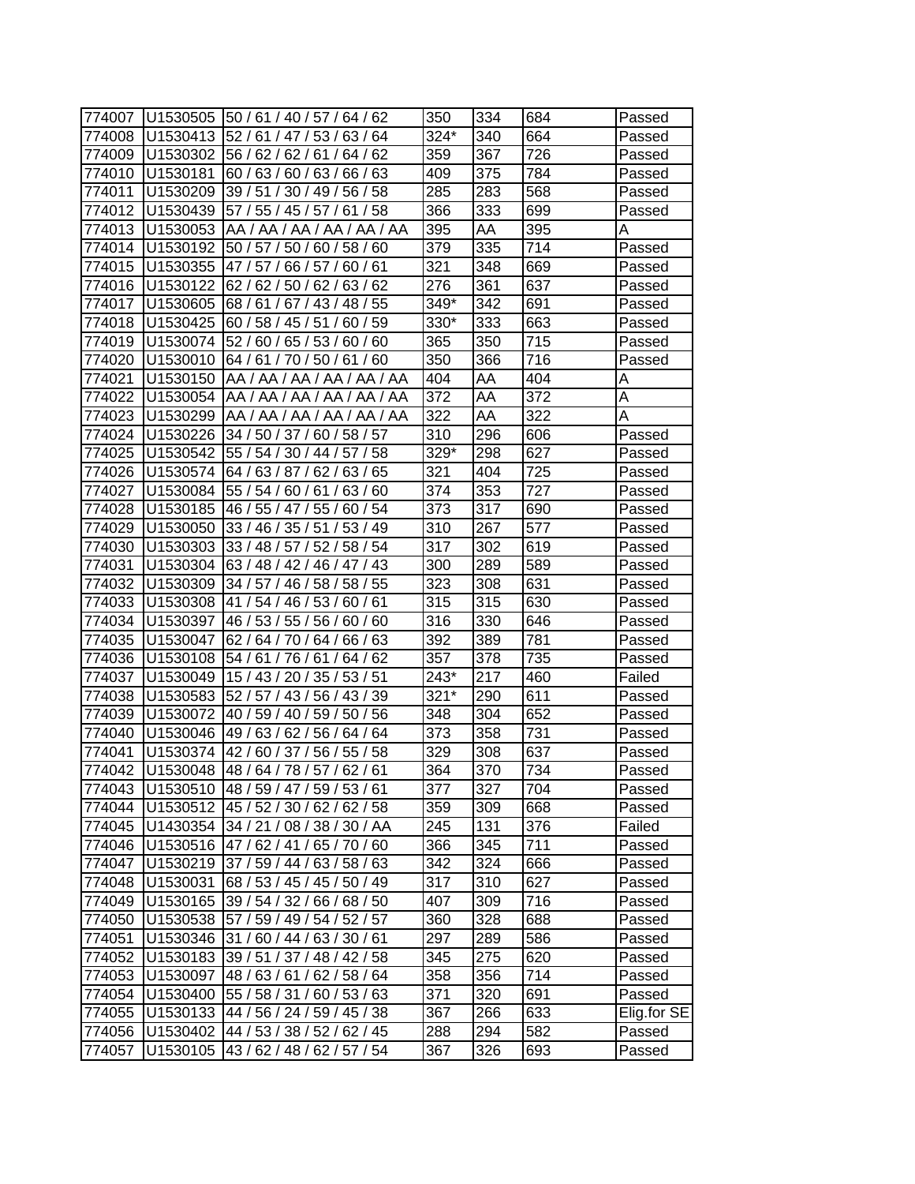| | | | | | | |
|---|---|---|---|---|---|---|
| 774007 | U1530505 | 50 / 61 / 40 / 57 / 64 / 62 | 350 | 334 | 684 | Passed |
| 774008 | U1530413 | 52 / 61 / 47 / 53 / 63 / 64 | 324* | 340 | 664 | Passed |
| 774009 | U1530302 | 56 / 62 / 62 / 61 / 64 / 62 | 359 | 367 | 726 | Passed |
| 774010 | U1530181 | 60 / 63 / 60 / 63 / 66 / 63 | 409 | 375 | 784 | Passed |
| 774011 | U1530209 | 39 / 51 / 30 / 49 / 56 / 58 | 285 | 283 | 568 | Passed |
| 774012 | U1530439 | 57 / 55 / 45 / 57 / 61 / 58 | 366 | 333 | 699 | Passed |
| 774013 | U1530053 | AA / AA / AA / AA / AA / AA | 395 | AA | 395 | A |
| 774014 | U1530192 | 50 / 57 / 50 / 60 / 58 / 60 | 379 | 335 | 714 | Passed |
| 774015 | U1530355 | 47 / 57 / 66 / 57 / 60 / 61 | 321 | 348 | 669 | Passed |
| 774016 | U1530122 | 62 / 62 / 50 / 62 / 63 / 62 | 276 | 361 | 637 | Passed |
| 774017 | U1530605 | 68 / 61 / 67 / 43 / 48 / 55 | 349* | 342 | 691 | Passed |
| 774018 | U1530425 | 60 / 58 / 45 / 51 / 60 / 59 | 330* | 333 | 663 | Passed |
| 774019 | U1530074 | 52 / 60 / 65 / 53 / 60 / 60 | 365 | 350 | 715 | Passed |
| 774020 | U1530010 | 64 / 61 / 70 / 50 / 61 / 60 | 350 | 366 | 716 | Passed |
| 774021 | U1530150 | AA / AA / AA / AA / AA / AA | 404 | AA | 404 | A |
| 774022 | U1530054 | AA / AA / AA / AA / AA / AA | 372 | AA | 372 | A |
| 774023 | U1530299 | AA / AA / AA / AA / AA / AA | 322 | AA | 322 | A |
| 774024 | U1530226 | 34 / 50 / 37 / 60 / 58 / 57 | 310 | 296 | 606 | Passed |
| 774025 | U1530542 | 55 / 54 / 30 / 44 / 57 / 58 | 329* | 298 | 627 | Passed |
| 774026 | U1530574 | 64 / 63 / 87 / 62 / 63 / 65 | 321 | 404 | 725 | Passed |
| 774027 | U1530084 | 55 / 54 / 60 / 61 / 63 / 60 | 374 | 353 | 727 | Passed |
| 774028 | U1530185 | 46 / 55 / 47 / 55 / 60 / 54 | 373 | 317 | 690 | Passed |
| 774029 | U1530050 | 33 / 46 / 35 / 51 / 53 / 49 | 310 | 267 | 577 | Passed |
| 774030 | U1530303 | 33 / 48 / 57 / 52 / 58 / 54 | 317 | 302 | 619 | Passed |
| 774031 | U1530304 | 63 / 48 / 42 / 46 / 47 / 43 | 300 | 289 | 589 | Passed |
| 774032 | U1530309 | 34 / 57 / 46 / 58 / 58 / 55 | 323 | 308 | 631 | Passed |
| 774033 | U1530308 | 41 / 54 / 46 / 53 / 60 / 61 | 315 | 315 | 630 | Passed |
| 774034 | U1530397 | 46 / 53 / 55 / 56 / 60 / 60 | 316 | 330 | 646 | Passed |
| 774035 | U1530047 | 62 / 64 / 70 / 64 / 66 / 63 | 392 | 389 | 781 | Passed |
| 774036 | U1530108 | 54 / 61 / 76 / 61 / 64 / 62 | 357 | 378 | 735 | Passed |
| 774037 | U1530049 | 15 / 43 / 20 / 35 / 53 / 51 | 243* | 217 | 460 | Failed |
| 774038 | U1530583 | 52 / 57 / 43 / 56 / 43 / 39 | 321* | 290 | 611 | Passed |
| 774039 | U1530072 | 40 / 59 / 40 / 59 / 50 / 56 | 348 | 304 | 652 | Passed |
| 774040 | U1530046 | 49 / 63 / 62 / 56 / 64 / 64 | 373 | 358 | 731 | Passed |
| 774041 | U1530374 | 42 / 60 / 37 / 56 / 55 / 58 | 329 | 308 | 637 | Passed |
| 774042 | U1530048 | 48 / 64 / 78 / 57 / 62 / 61 | 364 | 370 | 734 | Passed |
| 774043 | U1530510 | 48 / 59 / 47 / 59 / 53 / 61 | 377 | 327 | 704 | Passed |
| 774044 | U1530512 | 45 / 52 / 30 / 62 / 62 / 58 | 359 | 309 | 668 | Passed |
| 774045 | U1430354 | 34 / 21 / 08 / 38 / 30 / AA | 245 | 131 | 376 | Failed |
| 774046 | U1530516 | 47 / 62 / 41 / 65 / 70 / 60 | 366 | 345 | 711 | Passed |
| 774047 | U1530219 | 37 / 59 / 44 / 63 / 58 / 63 | 342 | 324 | 666 | Passed |
| 774048 | U1530031 | 68 / 53 / 45 / 45 / 50 / 49 | 317 | 310 | 627 | Passed |
| 774049 | U1530165 | 39 / 54 / 32 / 66 / 68 / 50 | 407 | 309 | 716 | Passed |
| 774050 | U1530538 | 57 / 59 / 49 / 54 / 52 / 57 | 360 | 328 | 688 | Passed |
| 774051 | U1530346 | 31 / 60 / 44 / 63 / 30 / 61 | 297 | 289 | 586 | Passed |
| 774052 | U1530183 | 39 / 51 / 37 / 48 / 42 / 58 | 345 | 275 | 620 | Passed |
| 774053 | U1530097 | 48 / 63 / 61 / 62 / 58 / 64 | 358 | 356 | 714 | Passed |
| 774054 | U1530400 | 55 / 58 / 31 / 60 / 53 / 63 | 371 | 320 | 691 | Passed |
| 774055 | U1530133 | 44 / 56 / 24 / 59 / 45 / 38 | 367 | 266 | 633 | Elig.for SE |
| 774056 | U1530402 | 44 / 53 / 38 / 52 / 62 / 45 | 288 | 294 | 582 | Passed |
| 774057 | U1530105 | 43 / 62 / 48 / 62 / 57 / 54 | 367 | 326 | 693 | Passed |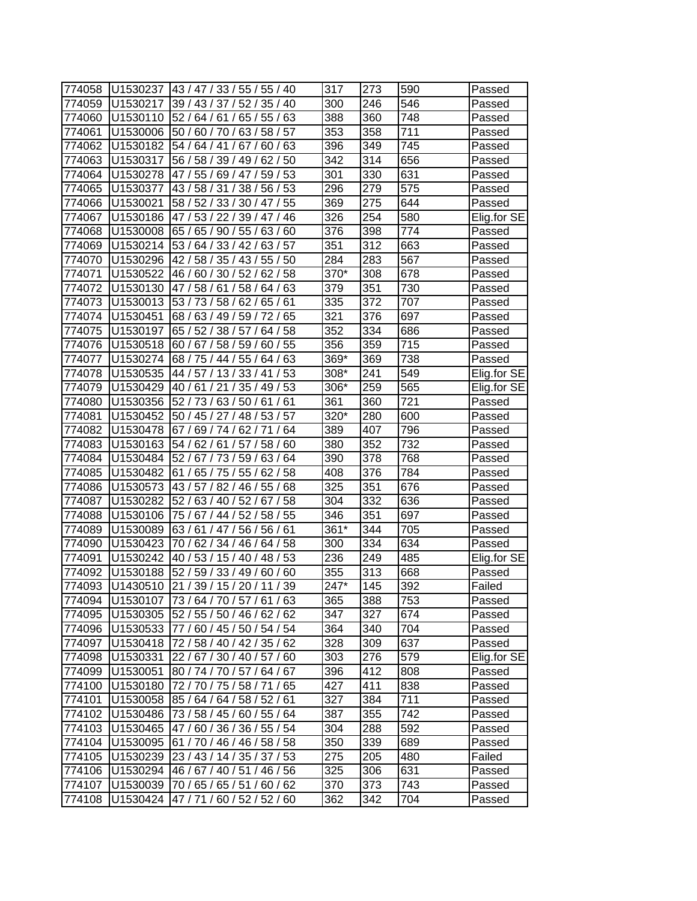| | | | | | | |
|---|---|---|---|---|---|---|
| 774058 | U1530237 | 43 / 47 / 33 / 55 / 55 / 40 | 317 | 273 | 590 | Passed |
| 774059 | U1530217 | 39 / 43 / 37 / 52 / 35 / 40 | 300 | 246 | 546 | Passed |
| 774060 | U1530110 | 52 / 64 / 61 / 65 / 55 / 63 | 388 | 360 | 748 | Passed |
| 774061 | U1530006 | 50 / 60 / 70 / 63 / 58 / 57 | 353 | 358 | 711 | Passed |
| 774062 | U1530182 | 54 / 64 / 41 / 67 / 60 / 63 | 396 | 349 | 745 | Passed |
| 774063 | U1530317 | 56 / 58 / 39 / 49 / 62 / 50 | 342 | 314 | 656 | Passed |
| 774064 | U1530278 | 47 / 55 / 69 / 47 / 59 / 53 | 301 | 330 | 631 | Passed |
| 774065 | U1530377 | 43 / 58 / 31 / 38 / 56 / 53 | 296 | 279 | 575 | Passed |
| 774066 | U1530021 | 58 / 52 / 33 / 30 / 47 / 55 | 369 | 275 | 644 | Passed |
| 774067 | U1530186 | 47 / 53 / 22 / 39 / 47 / 46 | 326 | 254 | 580 | Elig.for SE |
| 774068 | U1530008 | 65 / 65 / 90 / 55 / 63 / 60 | 376 | 398 | 774 | Passed |
| 774069 | U1530214 | 53 / 64 / 33 / 42 / 63 / 57 | 351 | 312 | 663 | Passed |
| 774070 | U1530296 | 42 / 58 / 35 / 43 / 55 / 50 | 284 | 283 | 567 | Passed |
| 774071 | U1530522 | 46 / 60 / 30 / 52 / 62 / 58 | 370* | 308 | 678 | Passed |
| 774072 | U1530130 | 47 / 58 / 61 / 58 / 64 / 63 | 379 | 351 | 730 | Passed |
| 774073 | U1530013 | 53 / 73 / 58 / 62 / 65 / 61 | 335 | 372 | 707 | Passed |
| 774074 | U1530451 | 68 / 63 / 49 / 59 / 72 / 65 | 321 | 376 | 697 | Passed |
| 774075 | U1530197 | 65 / 52 / 38 / 57 / 64 / 58 | 352 | 334 | 686 | Passed |
| 774076 | U1530518 | 60 / 67 / 58 / 59 / 60 / 55 | 356 | 359 | 715 | Passed |
| 774077 | U1530274 | 68 / 75 / 44 / 55 / 64 / 63 | 369* | 369 | 738 | Passed |
| 774078 | U1530535 | 44 / 57 / 13 / 33 / 41 / 53 | 308* | 241 | 549 | Elig.for SE |
| 774079 | U1530429 | 40 / 61 / 21 / 35 / 49 / 53 | 306* | 259 | 565 | Elig.for SE |
| 774080 | U1530356 | 52 / 73 / 63 / 50 / 61 / 61 | 361 | 360 | 721 | Passed |
| 774081 | U1530452 | 50 / 45 / 27 / 48 / 53 / 57 | 320* | 280 | 600 | Passed |
| 774082 | U1530478 | 67 / 69 / 74 / 62 / 71 / 64 | 389 | 407 | 796 | Passed |
| 774083 | U1530163 | 54 / 62 / 61 / 57 / 58 / 60 | 380 | 352 | 732 | Passed |
| 774084 | U1530484 | 52 / 67 / 73 / 59 / 63 / 64 | 390 | 378 | 768 | Passed |
| 774085 | U1530482 | 61 / 65 / 75 / 55 / 62 / 58 | 408 | 376 | 784 | Passed |
| 774086 | U1530573 | 43 / 57 / 82 / 46 / 55 / 68 | 325 | 351 | 676 | Passed |
| 774087 | U1530282 | 52 / 63 / 40 / 52 / 67 / 58 | 304 | 332 | 636 | Passed |
| 774088 | U1530106 | 75 / 67 / 44 / 52 / 58 / 55 | 346 | 351 | 697 | Passed |
| 774089 | U1530089 | 63 / 61 / 47 / 56 / 56 / 61 | 361* | 344 | 705 | Passed |
| 774090 | U1530423 | 70 / 62 / 34 / 46 / 64 / 58 | 300 | 334 | 634 | Passed |
| 774091 | U1530242 | 40 / 53 / 15 / 40 / 48 / 53 | 236 | 249 | 485 | Elig.for SE |
| 774092 | U1530188 | 52 / 59 / 33 / 49 / 60 / 60 | 355 | 313 | 668 | Passed |
| 774093 | U1430510 | 21 / 39 / 15 / 20 / 11 / 39 | 247* | 145 | 392 | Failed |
| 774094 | U1530107 | 73 / 64 / 70 / 57 / 61 / 63 | 365 | 388 | 753 | Passed |
| 774095 | U1530305 | 52 / 55 / 50 / 46 / 62 / 62 | 347 | 327 | 674 | Passed |
| 774096 | U1530533 | 77 / 60 / 45 / 50 / 54 / 54 | 364 | 340 | 704 | Passed |
| 774097 | U1530418 | 72 / 58 / 40 / 42 / 35 / 62 | 328 | 309 | 637 | Passed |
| 774098 | U1530331 | 22 / 67 / 30 / 40 / 57 / 60 | 303 | 276 | 579 | Elig.for SE |
| 774099 | U1530051 | 80 / 74 / 70 / 57 / 64 / 67 | 396 | 412 | 808 | Passed |
| 774100 | U1530180 | 72 / 70 / 75 / 58 / 71 / 65 | 427 | 411 | 838 | Passed |
| 774101 | U1530058 | 85 / 64 / 64 / 58 / 52 / 61 | 327 | 384 | 711 | Passed |
| 774102 | U1530486 | 73 / 58 / 45 / 60 / 55 / 64 | 387 | 355 | 742 | Passed |
| 774103 | U1530465 | 47 / 60 / 36 / 36 / 55 / 54 | 304 | 288 | 592 | Passed |
| 774104 | U1530095 | 61 / 70 / 46 / 46 / 58 / 58 | 350 | 339 | 689 | Passed |
| 774105 | U1530239 | 23 / 43 / 14 / 35 / 37 / 53 | 275 | 205 | 480 | Failed |
| 774106 | U1530294 | 46 / 67 / 40 / 51 / 46 / 56 | 325 | 306 | 631 | Passed |
| 774107 | U1530039 | 70 / 65 / 65 / 51 / 60 / 62 | 370 | 373 | 743 | Passed |
| 774108 | U1530424 | 47 / 71 / 60 / 52 / 52 / 60 | 362 | 342 | 704 | Passed |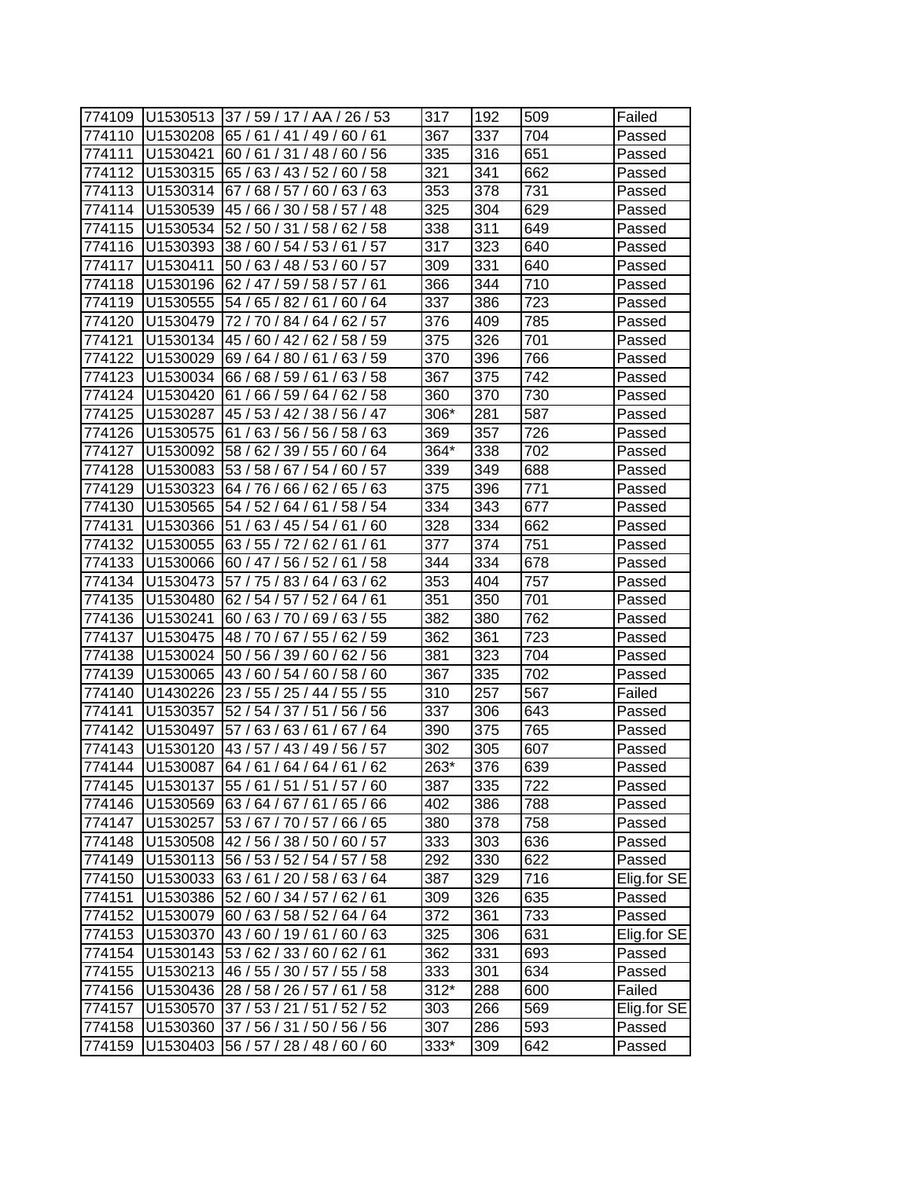| | | | | | | |
|---|---|---|---|---|---|---|
| 774109 | U1530513 | 37 / 59 / 17 / AA / 26 / 53 | 317 | 192 | 509 | Failed |
| 774110 | U1530208 | 65 / 61 / 41 / 49 / 60 / 61 | 367 | 337 | 704 | Passed |
| 774111 | U1530421 | 60 / 61 / 31 / 48 / 60 / 56 | 335 | 316 | 651 | Passed |
| 774112 | U1530315 | 65 / 63 / 43 / 52 / 60 / 58 | 321 | 341 | 662 | Passed |
| 774113 | U1530314 | 67 / 68 / 57 / 60 / 63 / 63 | 353 | 378 | 731 | Passed |
| 774114 | U1530539 | 45 / 66 / 30 / 58 / 57 / 48 | 325 | 304 | 629 | Passed |
| 774115 | U1530534 | 52 / 50 / 31 / 58 / 62 / 58 | 338 | 311 | 649 | Passed |
| 774116 | U1530393 | 38 / 60 / 54 / 53 / 61 / 57 | 317 | 323 | 640 | Passed |
| 774117 | U1530411 | 50 / 63 / 48 / 53 / 60 / 57 | 309 | 331 | 640 | Passed |
| 774118 | U1530196 | 62 / 47 / 59 / 58 / 57 / 61 | 366 | 344 | 710 | Passed |
| 774119 | U1530555 | 54 / 65 / 82 / 61 / 60 / 64 | 337 | 386 | 723 | Passed |
| 774120 | U1530479 | 72 / 70 / 84 / 64 / 62 / 57 | 376 | 409 | 785 | Passed |
| 774121 | U1530134 | 45 / 60 / 42 / 62 / 58 / 59 | 375 | 326 | 701 | Passed |
| 774122 | U1530029 | 69 / 64 / 80 / 61 / 63 / 59 | 370 | 396 | 766 | Passed |
| 774123 | U1530034 | 66 / 68 / 59 / 61 / 63 / 58 | 367 | 375 | 742 | Passed |
| 774124 | U1530420 | 61 / 66 / 59 / 64 / 62 / 58 | 360 | 370 | 730 | Passed |
| 774125 | U1530287 | 45 / 53 / 42 / 38 / 56 / 47 | 306* | 281 | 587 | Passed |
| 774126 | U1530575 | 61 / 63 / 56 / 56 / 58 / 63 | 369 | 357 | 726 | Passed |
| 774127 | U1530092 | 58 / 62 / 39 / 55 / 60 / 64 | 364* | 338 | 702 | Passed |
| 774128 | U1530083 | 53 / 58 / 67 / 54 / 60 / 57 | 339 | 349 | 688 | Passed |
| 774129 | U1530323 | 64 / 76 / 66 / 62 / 65 / 63 | 375 | 396 | 771 | Passed |
| 774130 | U1530565 | 54 / 52 / 64 / 61 / 58 / 54 | 334 | 343 | 677 | Passed |
| 774131 | U1530366 | 51 / 63 / 45 / 54 / 61 / 60 | 328 | 334 | 662 | Passed |
| 774132 | U1530055 | 63 / 55 / 72 / 62 / 61 / 61 | 377 | 374 | 751 | Passed |
| 774133 | U1530066 | 60 / 47 / 56 / 52 / 61 / 58 | 344 | 334 | 678 | Passed |
| 774134 | U1530473 | 57 / 75 / 83 / 64 / 63 / 62 | 353 | 404 | 757 | Passed |
| 774135 | U1530480 | 62 / 54 / 57 / 52 / 64 / 61 | 351 | 350 | 701 | Passed |
| 774136 | U1530241 | 60 / 63 / 70 / 69 / 63 / 55 | 382 | 380 | 762 | Passed |
| 774137 | U1530475 | 48 / 70 / 67 / 55 / 62 / 59 | 362 | 361 | 723 | Passed |
| 774138 | U1530024 | 50 / 56 / 39 / 60 / 62 / 56 | 381 | 323 | 704 | Passed |
| 774139 | U1530065 | 43 / 60 / 54 / 60 / 58 / 60 | 367 | 335 | 702 | Passed |
| 774140 | U1430226 | 23 / 55 / 25 / 44 / 55 / 55 | 310 | 257 | 567 | Failed |
| 774141 | U1530357 | 52 / 54 / 37 / 51 / 56 / 56 | 337 | 306 | 643 | Passed |
| 774142 | U1530497 | 57 / 63 / 63 / 61 / 67 / 64 | 390 | 375 | 765 | Passed |
| 774143 | U1530120 | 43 / 57 / 43 / 49 / 56 / 57 | 302 | 305 | 607 | Passed |
| 774144 | U1530087 | 64 / 61 / 64 / 64 / 61 / 62 | 263* | 376 | 639 | Passed |
| 774145 | U1530137 | 55 / 61 / 51 / 51 / 57 / 60 | 387 | 335 | 722 | Passed |
| 774146 | U1530569 | 63 / 64 / 67 / 61 / 65 / 66 | 402 | 386 | 788 | Passed |
| 774147 | U1530257 | 53 / 67 / 70 / 57 / 66 / 65 | 380 | 378 | 758 | Passed |
| 774148 | U1530508 | 42 / 56 / 38 / 50 / 60 / 57 | 333 | 303 | 636 | Passed |
| 774149 | U1530113 | 56 / 53 / 52 / 54 / 57 / 58 | 292 | 330 | 622 | Passed |
| 774150 | U1530033 | 63 / 61 / 20 / 58 / 63 / 64 | 387 | 329 | 716 | Elig.for SE |
| 774151 | U1530386 | 52 / 60 / 34 / 57 / 62 / 61 | 309 | 326 | 635 | Passed |
| 774152 | U1530079 | 60 / 63 / 58 / 52 / 64 / 64 | 372 | 361 | 733 | Passed |
| 774153 | U1530370 | 43 / 60 / 19 / 61 / 60 / 63 | 325 | 306 | 631 | Elig.for SE |
| 774154 | U1530143 | 53 / 62 / 33 / 60 / 62 / 61 | 362 | 331 | 693 | Passed |
| 774155 | U1530213 | 46 / 55 / 30 / 57 / 55 / 58 | 333 | 301 | 634 | Passed |
| 774156 | U1530436 | 28 / 58 / 26 / 57 / 61 / 58 | 312* | 288 | 600 | Failed |
| 774157 | U1530570 | 37 / 53 / 21 / 51 / 52 / 52 | 303 | 266 | 569 | Elig.for SE |
| 774158 | U1530360 | 37 / 56 / 31 / 50 / 56 / 56 | 307 | 286 | 593 | Passed |
| 774159 | U1530403 | 56 / 57 / 28 / 48 / 60 / 60 | 333* | 309 | 642 | Passed |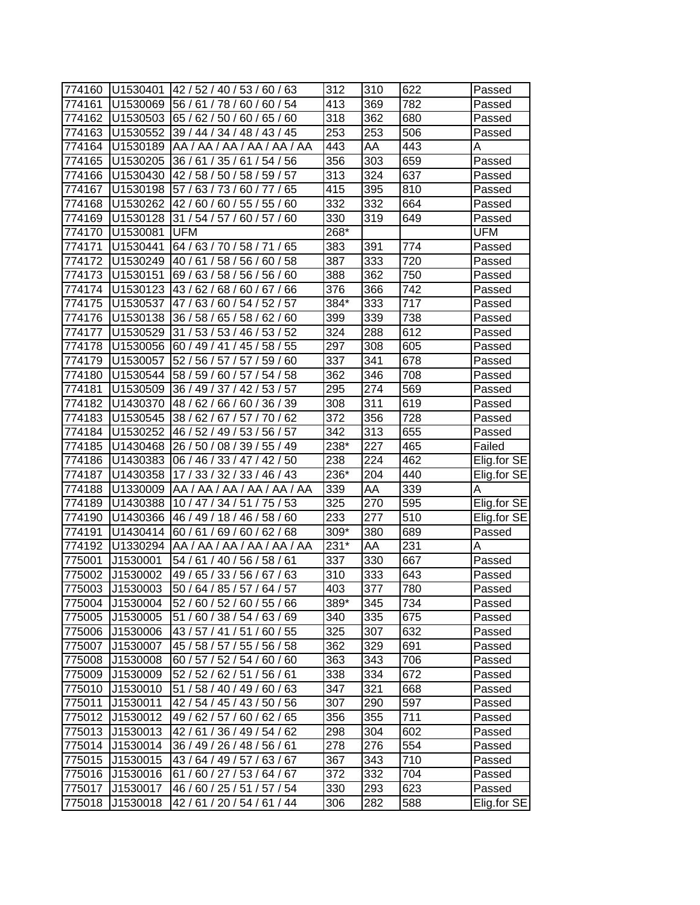| | | | | | | |
|---|---|---|---|---|---|---|
| 774160 | U1530401 | 42 / 52 / 40 / 53 / 60 / 63 | 312 | 310 | 622 | Passed |
| 774161 | U1530069 | 56 / 61 / 78 / 60 / 60 / 54 | 413 | 369 | 782 | Passed |
| 774162 | U1530503 | 65 / 62 / 50 / 60 / 65 / 60 | 318 | 362 | 680 | Passed |
| 774163 | U1530552 | 39 / 44 / 34 / 48 / 43 / 45 | 253 | 253 | 506 | Passed |
| 774164 | U1530189 | AA / AA / AA / AA / AA / AA | 443 | AA | 443 | A |
| 774165 | U1530205 | 36 / 61 / 35 / 61 / 54 / 56 | 356 | 303 | 659 | Passed |
| 774166 | U1530430 | 42 / 58 / 50 / 58 / 59 / 57 | 313 | 324 | 637 | Passed |
| 774167 | U1530198 | 57 / 63 / 73 / 60 / 77 / 65 | 415 | 395 | 810 | Passed |
| 774168 | U1530262 | 42 / 60 / 60 / 55 / 55 / 60 | 332 | 332 | 664 | Passed |
| 774169 | U1530128 | 31 / 54 / 57 / 60 / 57 / 60 | 330 | 319 | 649 | Passed |
| 774170 | U1530081 | UFM | 268* | | | UFM |
| 774171 | U1530441 | 64 / 63 / 70 / 58 / 71 / 65 | 383 | 391 | 774 | Passed |
| 774172 | U1530249 | 40 / 61 / 58 / 56 / 60 / 58 | 387 | 333 | 720 | Passed |
| 774173 | U1530151 | 69 / 63 / 58 / 56 / 56 / 60 | 388 | 362 | 750 | Passed |
| 774174 | U1530123 | 43 / 62 / 68 / 60 / 67 / 66 | 376 | 366 | 742 | Passed |
| 774175 | U1530537 | 47 / 63 / 60 / 54 / 52 / 57 | 384* | 333 | 717 | Passed |
| 774176 | U1530138 | 36 / 58 / 65 / 58 / 62 / 60 | 399 | 339 | 738 | Passed |
| 774177 | U1530529 | 31 / 53 / 53 / 46 / 53 / 52 | 324 | 288 | 612 | Passed |
| 774178 | U1530056 | 60 / 49 / 41 / 45 / 58 / 55 | 297 | 308 | 605 | Passed |
| 774179 | U1530057 | 52 / 56 / 57 / 57 / 59 / 60 | 337 | 341 | 678 | Passed |
| 774180 | U1530544 | 58 / 59 / 60 / 57 / 54 / 58 | 362 | 346 | 708 | Passed |
| 774181 | U1530509 | 36 / 49 / 37 / 42 / 53 / 57 | 295 | 274 | 569 | Passed |
| 774182 | U1430370 | 48 / 62 / 66 / 60 / 36 / 39 | 308 | 311 | 619 | Passed |
| 774183 | U1530545 | 38 / 62 / 67 / 57 / 70 / 62 | 372 | 356 | 728 | Passed |
| 774184 | U1530252 | 46 / 52 / 49 / 53 / 56 / 57 | 342 | 313 | 655 | Passed |
| 774185 | U1430468 | 26 / 50 / 08 / 39 / 55 / 49 | 238* | 227 | 465 | Failed |
| 774186 | U1430383 | 06 / 46 / 33 / 47 / 42 / 50 | 238 | 224 | 462 | Elig.for SE |
| 774187 | U1430358 | 17 / 33 / 32 / 33 / 46 / 43 | 236* | 204 | 440 | Elig.for SE |
| 774188 | U1330009 | AA / AA / AA / AA / AA / AA | 339 | AA | 339 | A |
| 774189 | U1430388 | 10 / 47 / 34 / 51 / 75 / 53 | 325 | 270 | 595 | Elig.for SE |
| 774190 | U1430366 | 46 / 49 / 18 / 46 / 58 / 60 | 233 | 277 | 510 | Elig.for SE |
| 774191 | U1430414 | 60 / 61 / 69 / 60 / 62 / 68 | 309* | 380 | 689 | Passed |
| 774192 | U1330294 | AA / AA / AA / AA / AA / AA | 231* | AA | 231 | A |
| 775001 | J1530001 | 54 / 61 / 40 / 56 / 58 / 61 | 337 | 330 | 667 | Passed |
| 775002 | J1530002 | 49 / 65 / 33 / 56 / 67 / 63 | 310 | 333 | 643 | Passed |
| 775003 | J1530003 | 50 / 64 / 85 / 57 / 64 / 57 | 403 | 377 | 780 | Passed |
| 775004 | J1530004 | 52 / 60 / 52 / 60 / 55 / 66 | 389* | 345 | 734 | Passed |
| 775005 | J1530005 | 51 / 60 / 38 / 54 / 63 / 69 | 340 | 335 | 675 | Passed |
| 775006 | J1530006 | 43 / 57 / 41 / 51 / 60 / 55 | 325 | 307 | 632 | Passed |
| 775007 | J1530007 | 45 / 58 / 57 / 55 / 56 / 58 | 362 | 329 | 691 | Passed |
| 775008 | J1530008 | 60 / 57 / 52 / 54 / 60 / 60 | 363 | 343 | 706 | Passed |
| 775009 | J1530009 | 52 / 52 / 62 / 51 / 56 / 61 | 338 | 334 | 672 | Passed |
| 775010 | J1530010 | 51 / 58 / 40 / 49 / 60 / 63 | 347 | 321 | 668 | Passed |
| 775011 | J1530011 | 42 / 54 / 45 / 43 / 50 / 56 | 307 | 290 | 597 | Passed |
| 775012 | J1530012 | 49 / 62 / 57 / 60 / 62 / 65 | 356 | 355 | 711 | Passed |
| 775013 | J1530013 | 42 / 61 / 36 / 49 / 54 / 62 | 298 | 304 | 602 | Passed |
| 775014 | J1530014 | 36 / 49 / 26 / 48 / 56 / 61 | 278 | 276 | 554 | Passed |
| 775015 | J1530015 | 43 / 64 / 49 / 57 / 63 / 67 | 367 | 343 | 710 | Passed |
| 775016 | J1530016 | 61 / 60 / 27 / 53 / 64 / 67 | 372 | 332 | 704 | Passed |
| 775017 | J1530017 | 46 / 60 / 25 / 51 / 57 / 54 | 330 | 293 | 623 | Passed |
| 775018 | J1530018 | 42 / 61 / 20 / 54 / 61 / 44 | 306 | 282 | 588 | Elig.for SE |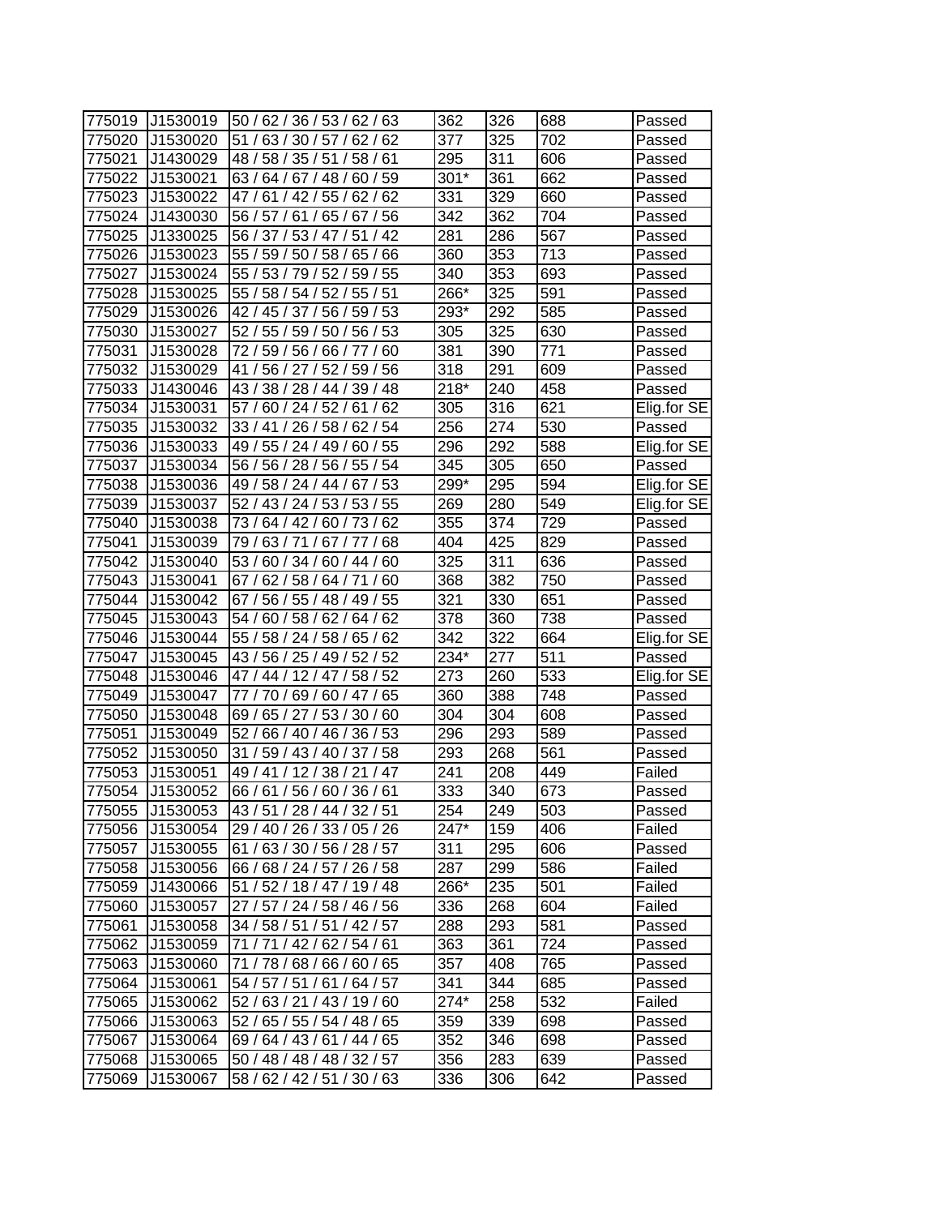| | | | | | | |
|---|---|---|---|---|---|---|
| 775019 | J1530019 | 50 / 62 / 36 / 53 / 62 / 63 | 362 | 326 | 688 | Passed |
| 775020 | J1530020 | 51 / 63 / 30 / 57 / 62 / 62 | 377 | 325 | 702 | Passed |
| 775021 | J1430029 | 48 / 58 / 35 / 51 / 58 / 61 | 295 | 311 | 606 | Passed |
| 775022 | J1530021 | 63 / 64 / 67 / 48 / 60 / 59 | 301* | 361 | 662 | Passed |
| 775023 | J1530022 | 47 / 61 / 42 / 55 / 62 / 62 | 331 | 329 | 660 | Passed |
| 775024 | J1430030 | 56 / 57 / 61 / 65 / 67 / 56 | 342 | 362 | 704 | Passed |
| 775025 | J1330025 | 56 / 37 / 53 / 47 / 51 / 42 | 281 | 286 | 567 | Passed |
| 775026 | J1530023 | 55 / 59 / 50 / 58 / 65 / 66 | 360 | 353 | 713 | Passed |
| 775027 | J1530024 | 55 / 53 / 79 / 52 / 59 / 55 | 340 | 353 | 693 | Passed |
| 775028 | J1530025 | 55 / 58 / 54 / 52 / 55 / 51 | 266* | 325 | 591 | Passed |
| 775029 | J1530026 | 42 / 45 / 37 / 56 / 59 / 53 | 293* | 292 | 585 | Passed |
| 775030 | J1530027 | 52 / 55 / 59 / 50 / 56 / 53 | 305 | 325 | 630 | Passed |
| 775031 | J1530028 | 72 / 59 / 56 / 66 / 77 / 60 | 381 | 390 | 771 | Passed |
| 775032 | J1530029 | 41 / 56 / 27 / 52 / 59 / 56 | 318 | 291 | 609 | Passed |
| 775033 | J1430046 | 43 / 38 / 28 / 44 / 39 / 48 | 218* | 240 | 458 | Passed |
| 775034 | J1530031 | 57 / 60 / 24 / 52 / 61 / 62 | 305 | 316 | 621 | Elig.for SE |
| 775035 | J1530032 | 33 / 41 / 26 / 58 / 62 / 54 | 256 | 274 | 530 | Passed |
| 775036 | J1530033 | 49 / 55 / 24 / 49 / 60 / 55 | 296 | 292 | 588 | Elig.for SE |
| 775037 | J1530034 | 56 / 56 / 28 / 56 / 55 / 54 | 345 | 305 | 650 | Passed |
| 775038 | J1530036 | 49 / 58 / 24 / 44 / 67 / 53 | 299* | 295 | 594 | Elig.for SE |
| 775039 | J1530037 | 52 / 43 / 24 / 53 / 53 / 55 | 269 | 280 | 549 | Elig.for SE |
| 775040 | J1530038 | 73 / 64 / 42 / 60 / 73 / 62 | 355 | 374 | 729 | Passed |
| 775041 | J1530039 | 79 / 63 / 71 / 67 / 77 / 68 | 404 | 425 | 829 | Passed |
| 775042 | J1530040 | 53 / 60 / 34 / 60 / 44 / 60 | 325 | 311 | 636 | Passed |
| 775043 | J1530041 | 67 / 62 / 58 / 64 / 71 / 60 | 368 | 382 | 750 | Passed |
| 775044 | J1530042 | 67 / 56 / 55 / 48 / 49 / 55 | 321 | 330 | 651 | Passed |
| 775045 | J1530043 | 54 / 60 / 58 / 62 / 64 / 62 | 378 | 360 | 738 | Passed |
| 775046 | J1530044 | 55 / 58 / 24 / 58 / 65 / 62 | 342 | 322 | 664 | Elig.for SE |
| 775047 | J1530045 | 43 / 56 / 25 / 49 / 52 / 52 | 234* | 277 | 511 | Passed |
| 775048 | J1530046 | 47 / 44 / 12 / 47 / 58 / 52 | 273 | 260 | 533 | Elig.for SE |
| 775049 | J1530047 | 77 / 70 / 69 / 60 / 47 / 65 | 360 | 388 | 748 | Passed |
| 775050 | J1530048 | 69 / 65 / 27 / 53 / 30 / 60 | 304 | 304 | 608 | Passed |
| 775051 | J1530049 | 52 / 66 / 40 / 46 / 36 / 53 | 296 | 293 | 589 | Passed |
| 775052 | J1530050 | 31 / 59 / 43 / 40 / 37 / 58 | 293 | 268 | 561 | Passed |
| 775053 | J1530051 | 49 / 41 / 12 / 38 / 21 / 47 | 241 | 208 | 449 | Failed |
| 775054 | J1530052 | 66 / 61 / 56 / 60 / 36 / 61 | 333 | 340 | 673 | Passed |
| 775055 | J1530053 | 43 / 51 / 28 / 44 / 32 / 51 | 254 | 249 | 503 | Passed |
| 775056 | J1530054 | 29 / 40 / 26 / 33 / 05 / 26 | 247* | 159 | 406 | Failed |
| 775057 | J1530055 | 61 / 63 / 30 / 56 / 28 / 57 | 311 | 295 | 606 | Passed |
| 775058 | J1530056 | 66 / 68 / 24 / 57 / 26 / 58 | 287 | 299 | 586 | Failed |
| 775059 | J1430066 | 51 / 52 / 18 / 47 / 19 / 48 | 266* | 235 | 501 | Failed |
| 775060 | J1530057 | 27 / 57 / 24 / 58 / 46 / 56 | 336 | 268 | 604 | Failed |
| 775061 | J1530058 | 34 / 58 / 51 / 51 / 42 / 57 | 288 | 293 | 581 | Passed |
| 775062 | J1530059 | 71 / 71 / 42 / 62 / 54 / 61 | 363 | 361 | 724 | Passed |
| 775063 | J1530060 | 71 / 78 / 68 / 66 / 60 / 65 | 357 | 408 | 765 | Passed |
| 775064 | J1530061 | 54 / 57 / 51 / 61 / 64 / 57 | 341 | 344 | 685 | Passed |
| 775065 | J1530062 | 52 / 63 / 21 / 43 / 19 / 60 | 274* | 258 | 532 | Failed |
| 775066 | J1530063 | 52 / 65 / 55 / 54 / 48 / 65 | 359 | 339 | 698 | Passed |
| 775067 | J1530064 | 69 / 64 / 43 / 61 / 44 / 65 | 352 | 346 | 698 | Passed |
| 775068 | J1530065 | 50 / 48 / 48 / 48 / 32 / 57 | 356 | 283 | 639 | Passed |
| 775069 | J1530067 | 58 / 62 / 42 / 51 / 30 / 63 | 336 | 306 | 642 | Passed |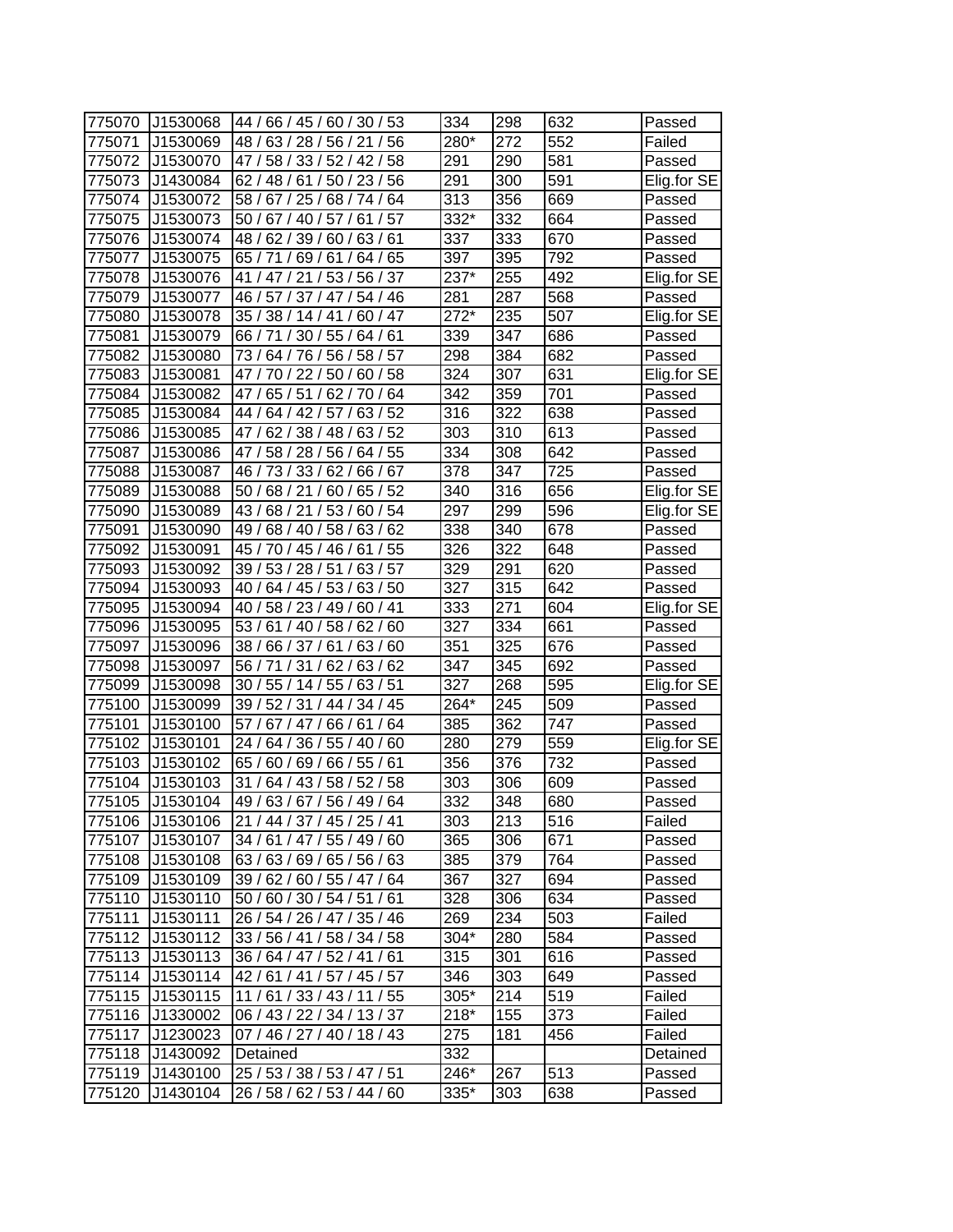| | | | | | | |
|---|---|---|---|---|---|---|
| 775070 | J1530068 | 44 / 66 / 45 / 60 / 30 / 53 | 334 | 298 | 632 | Passed |
| 775071 | J1530069 | 48 / 63 / 28 / 56 / 21 / 56 | 280* | 272 | 552 | Failed |
| 775072 | J1530070 | 47 / 58 / 33 / 52 / 42 / 58 | 291 | 290 | 581 | Passed |
| 775073 | J1430084 | 62 / 48 / 61 / 50 / 23 / 56 | 291 | 300 | 591 | Elig.for SE |
| 775074 | J1530072 | 58 / 67 / 25 / 68 / 74 / 64 | 313 | 356 | 669 | Passed |
| 775075 | J1530073 | 50 / 67 / 40 / 57 / 61 / 57 | 332* | 332 | 664 | Passed |
| 775076 | J1530074 | 48 / 62 / 39 / 60 / 63 / 61 | 337 | 333 | 670 | Passed |
| 775077 | J1530075 | 65 / 71 / 69 / 61 / 64 / 65 | 397 | 395 | 792 | Passed |
| 775078 | J1530076 | 41 / 47 / 21 / 53 / 56 / 37 | 237* | 255 | 492 | Elig.for SE |
| 775079 | J1530077 | 46 / 57 / 37 / 47 / 54 / 46 | 281 | 287 | 568 | Passed |
| 775080 | J1530078 | 35 / 38 / 14 / 41 / 60 / 47 | 272* | 235 | 507 | Elig.for SE |
| 775081 | J1530079 | 66 / 71 / 30 / 55 / 64 / 61 | 339 | 347 | 686 | Passed |
| 775082 | J1530080 | 73 / 64 / 76 / 56 / 58 / 57 | 298 | 384 | 682 | Passed |
| 775083 | J1530081 | 47 / 70 / 22 / 50 / 60 / 58 | 324 | 307 | 631 | Elig.for SE |
| 775084 | J1530082 | 47 / 65 / 51 / 62 / 70 / 64 | 342 | 359 | 701 | Passed |
| 775085 | J1530084 | 44 / 64 / 42 / 57 / 63 / 52 | 316 | 322 | 638 | Passed |
| 775086 | J1530085 | 47 / 62 / 38 / 48 / 63 / 52 | 303 | 310 | 613 | Passed |
| 775087 | J1530086 | 47 / 58 / 28 / 56 / 64 / 55 | 334 | 308 | 642 | Passed |
| 775088 | J1530087 | 46 / 73 / 33 / 62 / 66 / 67 | 378 | 347 | 725 | Passed |
| 775089 | J1530088 | 50 / 68 / 21 / 60 / 65 / 52 | 340 | 316 | 656 | Elig.for SE |
| 775090 | J1530089 | 43 / 68 / 21 / 53 / 60 / 54 | 297 | 299 | 596 | Elig.for SE |
| 775091 | J1530090 | 49 / 68 / 40 / 58 / 63 / 62 | 338 | 340 | 678 | Passed |
| 775092 | J1530091 | 45 / 70 / 45 / 46 / 61 / 55 | 326 | 322 | 648 | Passed |
| 775093 | J1530092 | 39 / 53 / 28 / 51 / 63 / 57 | 329 | 291 | 620 | Passed |
| 775094 | J1530093 | 40 / 64 / 45 / 53 / 63 / 50 | 327 | 315 | 642 | Passed |
| 775095 | J1530094 | 40 / 58 / 23 / 49 / 60 / 41 | 333 | 271 | 604 | Elig.for SE |
| 775096 | J1530095 | 53 / 61 / 40 / 58 / 62 / 60 | 327 | 334 | 661 | Passed |
| 775097 | J1530096 | 38 / 66 / 37 / 61 / 63 / 60 | 351 | 325 | 676 | Passed |
| 775098 | J1530097 | 56 / 71 / 31 / 62 / 63 / 62 | 347 | 345 | 692 | Passed |
| 775099 | J1530098 | 30 / 55 / 14 / 55 / 63 / 51 | 327 | 268 | 595 | Elig.for SE |
| 775100 | J1530099 | 39 / 52 / 31 / 44 / 34 / 45 | 264* | 245 | 509 | Passed |
| 775101 | J1530100 | 57 / 67 / 47 / 66 / 61 / 64 | 385 | 362 | 747 | Passed |
| 775102 | J1530101 | 24 / 64 / 36 / 55 / 40 / 60 | 280 | 279 | 559 | Elig.for SE |
| 775103 | J1530102 | 65 / 60 / 69 / 66 / 55 / 61 | 356 | 376 | 732 | Passed |
| 775104 | J1530103 | 31 / 64 / 43 / 58 / 52 / 58 | 303 | 306 | 609 | Passed |
| 775105 | J1530104 | 49 / 63 / 67 / 56 / 49 / 64 | 332 | 348 | 680 | Passed |
| 775106 | J1530106 | 21 / 44 / 37 / 45 / 25 / 41 | 303 | 213 | 516 | Failed |
| 775107 | J1530107 | 34 / 61 / 47 / 55 / 49 / 60 | 365 | 306 | 671 | Passed |
| 775108 | J1530108 | 63 / 63 / 69 / 65 / 56 / 63 | 385 | 379 | 764 | Passed |
| 775109 | J1530109 | 39 / 62 / 60 / 55 / 47 / 64 | 367 | 327 | 694 | Passed |
| 775110 | J1530110 | 50 / 60 / 30 / 54 / 51 / 61 | 328 | 306 | 634 | Passed |
| 775111 | J1530111 | 26 / 54 / 26 / 47 / 35 / 46 | 269 | 234 | 503 | Failed |
| 775112 | J1530112 | 33 / 56 / 41 / 58 / 34 / 58 | 304* | 280 | 584 | Passed |
| 775113 | J1530113 | 36 / 64 / 47 / 52 / 41 / 61 | 315 | 301 | 616 | Passed |
| 775114 | J1530114 | 42 / 61 / 41 / 57 / 45 / 57 | 346 | 303 | 649 | Passed |
| 775115 | J1530115 | 11 / 61 / 33 / 43 / 11 / 55 | 305* | 214 | 519 | Failed |
| 775116 | J1330002 | 06 / 43 / 22 / 34 / 13 / 37 | 218* | 155 | 373 | Failed |
| 775117 | J1230023 | 07 / 46 / 27 / 40 / 18 / 43 | 275 | 181 | 456 | Failed |
| 775118 | J1430092 | Detained | 332 | | | Detained |
| 775119 | J1430100 | 25 / 53 / 38 / 53 / 47 / 51 | 246* | 267 | 513 | Passed |
| 775120 | J1430104 | 26 / 58 / 62 / 53 / 44 / 60 | 335* | 303 | 638 | Passed |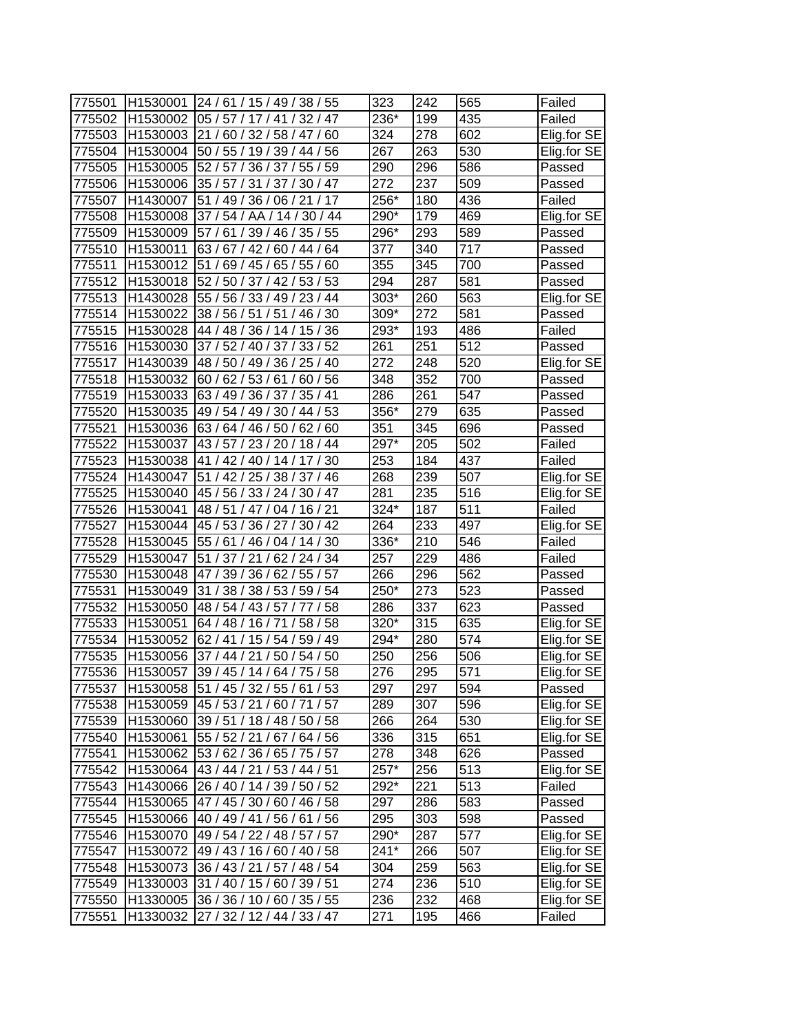| | | | | | | |
|---|---|---|---|---|---|---|
| 775501 | H1530001 | 24 / 61 / 15 / 49 / 38 / 55 | 323 | 242 | 565 | Failed |
| 775502 | H1530002 | 05 / 57 / 17 / 41 / 32 / 47 | 236* | 199 | 435 | Failed |
| 775503 | H1530003 | 21 / 60 / 32 / 58 / 47 / 60 | 324 | 278 | 602 | Elig.for SE |
| 775504 | H1530004 | 50 / 55 / 19 / 39 / 44 / 56 | 267 | 263 | 530 | Elig.for SE |
| 775505 | H1530005 | 52 / 57 / 36 / 37 / 55 / 59 | 290 | 296 | 586 | Passed |
| 775506 | H1530006 | 35 / 57 / 31 / 37 / 30 / 47 | 272 | 237 | 509 | Passed |
| 775507 | H1430007 | 51 / 49 / 36 / 06 / 21 / 17 | 256* | 180 | 436 | Failed |
| 775508 | H1530008 | 37 / 54 / AA / 14 / 30 / 44 | 290* | 179 | 469 | Elig.for SE |
| 775509 | H1530009 | 57 / 61 / 39 / 46 / 35 / 55 | 296* | 293 | 589 | Passed |
| 775510 | H1530011 | 63 / 67 / 42 / 60 / 44 / 64 | 377 | 340 | 717 | Passed |
| 775511 | H1530012 | 51 / 69 / 45 / 65 / 55 / 60 | 355 | 345 | 700 | Passed |
| 775512 | H1530018 | 52 / 50 / 37 / 42 / 53 / 53 | 294 | 287 | 581 | Passed |
| 775513 | H1430028 | 55 / 56 / 33 / 49 / 23 / 44 | 303* | 260 | 563 | Elig.for SE |
| 775514 | H1530022 | 38 / 56 / 51 / 51 / 46 / 30 | 309* | 272 | 581 | Passed |
| 775515 | H1530028 | 44 / 48 / 36 / 14 / 15 / 36 | 293* | 193 | 486 | Failed |
| 775516 | H1530030 | 37 / 52 / 40 / 37 / 33 / 52 | 261 | 251 | 512 | Passed |
| 775517 | H1430039 | 48 / 50 / 49 / 36 / 25 / 40 | 272 | 248 | 520 | Elig.for SE |
| 775518 | H1530032 | 60 / 62 / 53 / 61 / 60 / 56 | 348 | 352 | 700 | Passed |
| 775519 | H1530033 | 63 / 49 / 36 / 37 / 35 / 41 | 286 | 261 | 547 | Passed |
| 775520 | H1530035 | 49 / 54 / 49 / 30 / 44 / 53 | 356* | 279 | 635 | Passed |
| 775521 | H1530036 | 63 / 64 / 46 / 50 / 62 / 60 | 351 | 345 | 696 | Passed |
| 775522 | H1530037 | 43 / 57 / 23 / 20 / 18 / 44 | 297* | 205 | 502 | Failed |
| 775523 | H1530038 | 41 / 42 / 40 / 14 / 17 / 30 | 253 | 184 | 437 | Failed |
| 775524 | H1430047 | 51 / 42 / 25 / 38 / 37 / 46 | 268 | 239 | 507 | Elig.for SE |
| 775525 | H1530040 | 45 / 56 / 33 / 24 / 30 / 47 | 281 | 235 | 516 | Elig.for SE |
| 775526 | H1530041 | 48 / 51 / 47 / 04 / 16 / 21 | 324* | 187 | 511 | Failed |
| 775527 | H1530044 | 45 / 53 / 36 / 27 / 30 / 42 | 264 | 233 | 497 | Elig.for SE |
| 775528 | H1530045 | 55 / 61 / 46 / 04 / 14 / 30 | 336* | 210 | 546 | Failed |
| 775529 | H1530047 | 51 / 37 / 21 / 62 / 24 / 34 | 257 | 229 | 486 | Failed |
| 775530 | H1530048 | 47 / 39 / 36 / 62 / 55 / 57 | 266 | 296 | 562 | Passed |
| 775531 | H1530049 | 31 / 38 / 38 / 53 / 59 / 54 | 250* | 273 | 523 | Passed |
| 775532 | H1530050 | 48 / 54 / 43 / 57 / 77 / 58 | 286 | 337 | 623 | Passed |
| 775533 | H1530051 | 64 / 48 / 16 / 71 / 58 / 58 | 320* | 315 | 635 | Elig.for SE |
| 775534 | H1530052 | 62 / 41 / 15 / 54 / 59 / 49 | 294* | 280 | 574 | Elig.for SE |
| 775535 | H1530056 | 37 / 44 / 21 / 50 / 54 / 50 | 250 | 256 | 506 | Elig.for SE |
| 775536 | H1530057 | 39 / 45 / 14 / 64 / 75 / 58 | 276 | 295 | 571 | Elig.for SE |
| 775537 | H1530058 | 51 / 45 / 32 / 55 / 61 / 53 | 297 | 297 | 594 | Passed |
| 775538 | H1530059 | 45 / 53 / 21 / 60 / 71 / 57 | 289 | 307 | 596 | Elig.for SE |
| 775539 | H1530060 | 39 / 51 / 18 / 48 / 50 / 58 | 266 | 264 | 530 | Elig.for SE |
| 775540 | H1530061 | 55 / 52 / 21 / 67 / 64 / 56 | 336 | 315 | 651 | Elig.for SE |
| 775541 | H1530062 | 53 / 62 / 36 / 65 / 75 / 57 | 278 | 348 | 626 | Passed |
| 775542 | H1530064 | 43 / 44 / 21 / 53 / 44 / 51 | 257* | 256 | 513 | Elig.for SE |
| 775543 | H1430066 | 26 / 40 / 14 / 39 / 50 / 52 | 292* | 221 | 513 | Failed |
| 775544 | H1530065 | 47 / 45 / 30 / 60 / 46 / 58 | 297 | 286 | 583 | Passed |
| 775545 | H1530066 | 40 / 49 / 41 / 56 / 61 / 56 | 295 | 303 | 598 | Passed |
| 775546 | H1530070 | 49 / 54 / 22 / 48 / 57 / 57 | 290* | 287 | 577 | Elig.for SE |
| 775547 | H1530072 | 49 / 43 / 16 / 60 / 40 / 58 | 241* | 266 | 507 | Elig.for SE |
| 775548 | H1530073 | 36 / 43 / 21 / 57 / 48 / 54 | 304 | 259 | 563 | Elig.for SE |
| 775549 | H1330003 | 31 / 40 / 15 / 60 / 39 / 51 | 274 | 236 | 510 | Elig.for SE |
| 775550 | H1330005 | 36 / 36 / 10 / 60 / 35 / 55 | 236 | 232 | 468 | Elig.for SE |
| 775551 | H1330032 | 27 / 32 / 12 / 44 / 33 / 47 | 271 | 195 | 466 | Failed |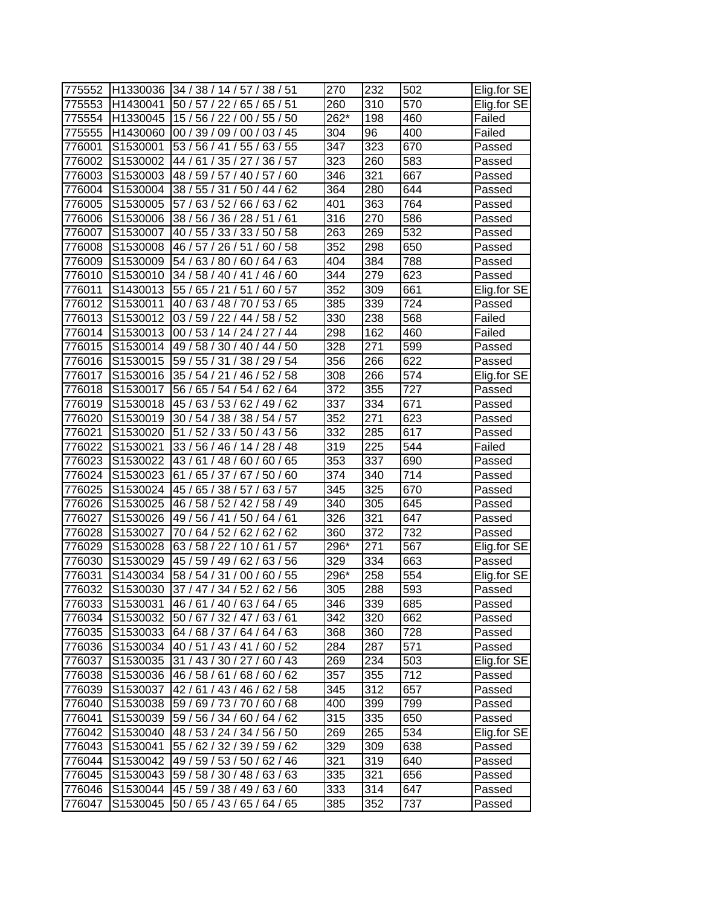| | | | | | | |
|---|---|---|---|---|---|---|
| 775552 | H1330036 | 34 / 38 / 14 / 57 / 38 / 51 | 270 | 232 | 502 | Elig.for SE |
| 775553 | H1430041 | 50 / 57 / 22 / 65 / 65 / 51 | 260 | 310 | 570 | Elig.for SE |
| 775554 | H1330045 | 15 / 56 / 22 / 00 / 55 / 50 | 262* | 198 | 460 | Failed |
| 775555 | H1430060 | 00 / 39 / 09 / 00 / 03 / 45 | 304 | 96 | 400 | Failed |
| 776001 | S1530001 | 53 / 56 / 41 / 55 / 63 / 55 | 347 | 323 | 670 | Passed |
| 776002 | S1530002 | 44 / 61 / 35 / 27 / 36 / 57 | 323 | 260 | 583 | Passed |
| 776003 | S1530003 | 48 / 59 / 57 / 40 / 57 / 60 | 346 | 321 | 667 | Passed |
| 776004 | S1530004 | 38 / 55 / 31 / 50 / 44 / 62 | 364 | 280 | 644 | Passed |
| 776005 | S1530005 | 57 / 63 / 52 / 66 / 63 / 62 | 401 | 363 | 764 | Passed |
| 776006 | S1530006 | 38 / 56 / 36 / 28 / 51 / 61 | 316 | 270 | 586 | Passed |
| 776007 | S1530007 | 40 / 55 / 33 / 33 / 50 / 58 | 263 | 269 | 532 | Passed |
| 776008 | S1530008 | 46 / 57 / 26 / 51 / 60 / 58 | 352 | 298 | 650 | Passed |
| 776009 | S1530009 | 54 / 63 / 80 / 60 / 64 / 63 | 404 | 384 | 788 | Passed |
| 776010 | S1530010 | 34 / 58 / 40 / 41 / 46 / 60 | 344 | 279 | 623 | Passed |
| 776011 | S1430013 | 55 / 65 / 21 / 51 / 60 / 57 | 352 | 309 | 661 | Elig.for SE |
| 776012 | S1530011 | 40 / 63 / 48 / 70 / 53 / 65 | 385 | 339 | 724 | Passed |
| 776013 | S1530012 | 03 / 59 / 22 / 44 / 58 / 52 | 330 | 238 | 568 | Failed |
| 776014 | S1530013 | 00 / 53 / 14 / 24 / 27 / 44 | 298 | 162 | 460 | Failed |
| 776015 | S1530014 | 49 / 58 / 30 / 40 / 44 / 50 | 328 | 271 | 599 | Passed |
| 776016 | S1530015 | 59 / 55 / 31 / 38 / 29 / 54 | 356 | 266 | 622 | Passed |
| 776017 | S1530016 | 35 / 54 / 21 / 46 / 52 / 58 | 308 | 266 | 574 | Elig.for SE |
| 776018 | S1530017 | 56 / 65 / 54 / 54 / 62 / 64 | 372 | 355 | 727 | Passed |
| 776019 | S1530018 | 45 / 63 / 53 / 62 / 49 / 62 | 337 | 334 | 671 | Passed |
| 776020 | S1530019 | 30 / 54 / 38 / 38 / 54 / 57 | 352 | 271 | 623 | Passed |
| 776021 | S1530020 | 51 / 52 / 33 / 50 / 43 / 56 | 332 | 285 | 617 | Passed |
| 776022 | S1530021 | 33 / 56 / 46 / 14 / 28 / 48 | 319 | 225 | 544 | Failed |
| 776023 | S1530022 | 43 / 61 / 48 / 60 / 60 / 65 | 353 | 337 | 690 | Passed |
| 776024 | S1530023 | 61 / 65 / 37 / 67 / 50 / 60 | 374 | 340 | 714 | Passed |
| 776025 | S1530024 | 45 / 65 / 38 / 57 / 63 / 57 | 345 | 325 | 670 | Passed |
| 776026 | S1530025 | 46 / 58 / 52 / 42 / 58 / 49 | 340 | 305 | 645 | Passed |
| 776027 | S1530026 | 49 / 56 / 41 / 50 / 64 / 61 | 326 | 321 | 647 | Passed |
| 776028 | S1530027 | 70 / 64 / 52 / 62 / 62 / 62 | 360 | 372 | 732 | Passed |
| 776029 | S1530028 | 63 / 58 / 22 / 10 / 61 / 57 | 296* | 271 | 567 | Elig.for SE |
| 776030 | S1530029 | 45 / 59 / 49 / 62 / 63 / 56 | 329 | 334 | 663 | Passed |
| 776031 | S1430034 | 58 / 54 / 31 / 00 / 60 / 55 | 296* | 258 | 554 | Elig.for SE |
| 776032 | S1530030 | 37 / 47 / 34 / 52 / 62 / 56 | 305 | 288 | 593 | Passed |
| 776033 | S1530031 | 46 / 61 / 40 / 63 / 64 / 65 | 346 | 339 | 685 | Passed |
| 776034 | S1530032 | 50 / 67 / 32 / 47 / 63 / 61 | 342 | 320 | 662 | Passed |
| 776035 | S1530033 | 64 / 68 / 37 / 64 / 64 / 63 | 368 | 360 | 728 | Passed |
| 776036 | S1530034 | 40 / 51 / 43 / 41 / 60 / 52 | 284 | 287 | 571 | Passed |
| 776037 | S1530035 | 31 / 43 / 30 / 27 / 60 / 43 | 269 | 234 | 503 | Elig.for SE |
| 776038 | S1530036 | 46 / 58 / 61 / 68 / 60 / 62 | 357 | 355 | 712 | Passed |
| 776039 | S1530037 | 42 / 61 / 43 / 46 / 62 / 58 | 345 | 312 | 657 | Passed |
| 776040 | S1530038 | 59 / 69 / 73 / 70 / 60 / 68 | 400 | 399 | 799 | Passed |
| 776041 | S1530039 | 59 / 56 / 34 / 60 / 64 / 62 | 315 | 335 | 650 | Passed |
| 776042 | S1530040 | 48 / 53 / 24 / 34 / 56 / 50 | 269 | 265 | 534 | Elig.for SE |
| 776043 | S1530041 | 55 / 62 / 32 / 39 / 59 / 62 | 329 | 309 | 638 | Passed |
| 776044 | S1530042 | 49 / 59 / 53 / 50 / 62 / 46 | 321 | 319 | 640 | Passed |
| 776045 | S1530043 | 59 / 58 / 30 / 48 / 63 / 63 | 335 | 321 | 656 | Passed |
| 776046 | S1530044 | 45 / 59 / 38 / 49 / 63 / 60 | 333 | 314 | 647 | Passed |
| 776047 | S1530045 | 50 / 65 / 43 / 65 / 64 / 65 | 385 | 352 | 737 | Passed |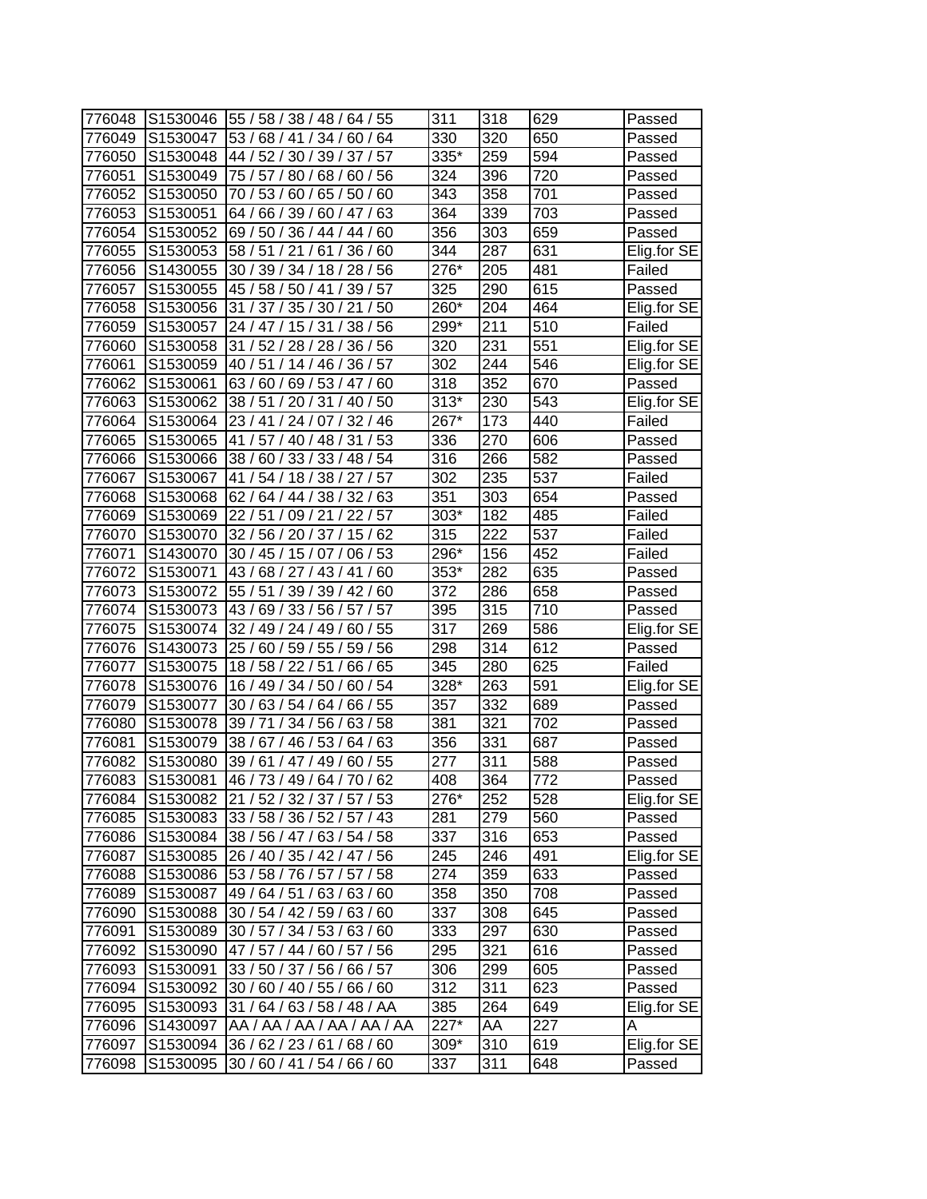| | | | | | | |
|---|---|---|---|---|---|---|
| 776048 | S1530046 | 55 / 58 / 38 / 48 / 64 / 55 | 311 | 318 | 629 | Passed |
| 776049 | S1530047 | 53 / 68 / 41 / 34 / 60 / 64 | 330 | 320 | 650 | Passed |
| 776050 | S1530048 | 44 / 52 / 30 / 39 / 37 / 57 | 335* | 259 | 594 | Passed |
| 776051 | S1530049 | 75 / 57 / 80 / 68 / 60 / 56 | 324 | 396 | 720 | Passed |
| 776052 | S1530050 | 70 / 53 / 60 / 65 / 50 / 60 | 343 | 358 | 701 | Passed |
| 776053 | S1530051 | 64 / 66 / 39 / 60 / 47 / 63 | 364 | 339 | 703 | Passed |
| 776054 | S1530052 | 69 / 50 / 36 / 44 / 44 / 60 | 356 | 303 | 659 | Passed |
| 776055 | S1530053 | 58 / 51 / 21 / 61 / 36 / 60 | 344 | 287 | 631 | Elig.for SE |
| 776056 | S1430055 | 30 / 39 / 34 / 18 / 28 / 56 | 276* | 205 | 481 | Failed |
| 776057 | S1530055 | 45 / 58 / 50 / 41 / 39 / 57 | 325 | 290 | 615 | Passed |
| 776058 | S1530056 | 31 / 37 / 35 / 30 / 21 / 50 | 260* | 204 | 464 | Elig.for SE |
| 776059 | S1530057 | 24 / 47 / 15 / 31 / 38 / 56 | 299* | 211 | 510 | Failed |
| 776060 | S1530058 | 31 / 52 / 28 / 28 / 36 / 56 | 320 | 231 | 551 | Elig.for SE |
| 776061 | S1530059 | 40 / 51 / 14 / 46 / 36 / 57 | 302 | 244 | 546 | Elig.for SE |
| 776062 | S1530061 | 63 / 60 / 69 / 53 / 47 / 60 | 318 | 352 | 670 | Passed |
| 776063 | S1530062 | 38 / 51 / 20 / 31 / 40 / 50 | 313* | 230 | 543 | Elig.for SE |
| 776064 | S1530064 | 23 / 41 / 24 / 07 / 32 / 46 | 267* | 173 | 440 | Failed |
| 776065 | S1530065 | 41 / 57 / 40 / 48 / 31 / 53 | 336 | 270 | 606 | Passed |
| 776066 | S1530066 | 38 / 60 / 33 / 33 / 48 / 54 | 316 | 266 | 582 | Passed |
| 776067 | S1530067 | 41 / 54 / 18 / 38 / 27 / 57 | 302 | 235 | 537 | Failed |
| 776068 | S1530068 | 62 / 64 / 44 / 38 / 32 / 63 | 351 | 303 | 654 | Passed |
| 776069 | S1530069 | 22 / 51 / 09 / 21 / 22 / 57 | 303* | 182 | 485 | Failed |
| 776070 | S1530070 | 32 / 56 / 20 / 37 / 15 / 62 | 315 | 222 | 537 | Failed |
| 776071 | S1430070 | 30 / 45 / 15 / 07 / 06 / 53 | 296* | 156 | 452 | Failed |
| 776072 | S1530071 | 43 / 68 / 27 / 43 / 41 / 60 | 353* | 282 | 635 | Passed |
| 776073 | S1530072 | 55 / 51 / 39 / 39 / 42 / 60 | 372 | 286 | 658 | Passed |
| 776074 | S1530073 | 43 / 69 / 33 / 56 / 57 / 57 | 395 | 315 | 710 | Passed |
| 776075 | S1530074 | 32 / 49 / 24 / 49 / 60 / 55 | 317 | 269 | 586 | Elig.for SE |
| 776076 | S1430073 | 25 / 60 / 59 / 55 / 59 / 56 | 298 | 314 | 612 | Passed |
| 776077 | S1530075 | 18 / 58 / 22 / 51 / 66 / 65 | 345 | 280 | 625 | Failed |
| 776078 | S1530076 | 16 / 49 / 34 / 50 / 60 / 54 | 328* | 263 | 591 | Elig.for SE |
| 776079 | S1530077 | 30 / 63 / 54 / 64 / 66 / 55 | 357 | 332 | 689 | Passed |
| 776080 | S1530078 | 39 / 71 / 34 / 56 / 63 / 58 | 381 | 321 | 702 | Passed |
| 776081 | S1530079 | 38 / 67 / 46 / 53 / 64 / 63 | 356 | 331 | 687 | Passed |
| 776082 | S1530080 | 39 / 61 / 47 / 49 / 60 / 55 | 277 | 311 | 588 | Passed |
| 776083 | S1530081 | 46 / 73 / 49 / 64 / 70 / 62 | 408 | 364 | 772 | Passed |
| 776084 | S1530082 | 21 / 52 / 32 / 37 / 57 / 53 | 276* | 252 | 528 | Elig.for SE |
| 776085 | S1530083 | 33 / 58 / 36 / 52 / 57 / 43 | 281 | 279 | 560 | Passed |
| 776086 | S1530084 | 38 / 56 / 47 / 63 / 54 / 58 | 337 | 316 | 653 | Passed |
| 776087 | S1530085 | 26 / 40 / 35 / 42 / 47 / 56 | 245 | 246 | 491 | Elig.for SE |
| 776088 | S1530086 | 53 / 58 / 76 / 57 / 57 / 58 | 274 | 359 | 633 | Passed |
| 776089 | S1530087 | 49 / 64 / 51 / 63 / 63 / 60 | 358 | 350 | 708 | Passed |
| 776090 | S1530088 | 30 / 54 / 42 / 59 / 63 / 60 | 337 | 308 | 645 | Passed |
| 776091 | S1530089 | 30 / 57 / 34 / 53 / 63 / 60 | 333 | 297 | 630 | Passed |
| 776092 | S1530090 | 47 / 57 / 44 / 60 / 57 / 56 | 295 | 321 | 616 | Passed |
| 776093 | S1530091 | 33 / 50 / 37 / 56 / 66 / 57 | 306 | 299 | 605 | Passed |
| 776094 | S1530092 | 30 / 60 / 40 / 55 / 66 / 60 | 312 | 311 | 623 | Passed |
| 776095 | S1530093 | 31 / 64 / 63 / 58 / 48 / AA | 385 | 264 | 649 | Elig.for SE |
| 776096 | S1430097 | AA / AA / AA / AA / AA / AA | 227* | AA | 227 | A |
| 776097 | S1530094 | 36 / 62 / 23 / 61 / 68 / 60 | 309* | 310 | 619 | Elig.for SE |
| 776098 | S1530095 | 30 / 60 / 41 / 54 / 66 / 60 | 337 | 311 | 648 | Passed |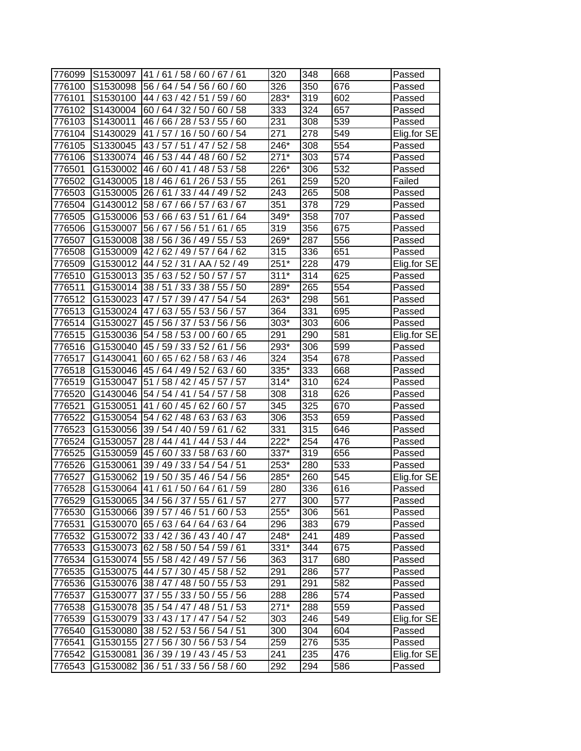| | | | | | | |
|---|---|---|---|---|---|---|
| 776099 | S1530097 | 41 / 61 / 58 / 60 / 67 / 61 | 320 | 348 | 668 | Passed |
| 776100 | S1530098 | 56 / 64 / 54 / 56 / 60 / 60 | 326 | 350 | 676 | Passed |
| 776101 | S1530100 | 44 / 63 / 42 / 51 / 59 / 60 | 283* | 319 | 602 | Passed |
| 776102 | S1430004 | 60 / 64 / 32 / 50 / 60 / 58 | 333 | 324 | 657 | Passed |
| 776103 | S1430011 | 46 / 66 / 28 / 53 / 55 / 60 | 231 | 308 | 539 | Passed |
| 776104 | S1430029 | 41 / 57 / 16 / 50 / 60 / 54 | 271 | 278 | 549 | Elig.for SE |
| 776105 | S1330045 | 43 / 57 / 51 / 47 / 52 / 58 | 246* | 308 | 554 | Passed |
| 776106 | S1330074 | 46 / 53 / 44 / 48 / 60 / 52 | 271* | 303 | 574 | Passed |
| 776501 | G1530002 | 46 / 60 / 41 / 48 / 53 / 58 | 226* | 306 | 532 | Passed |
| 776502 | G1430005 | 18 / 46 / 61 / 26 / 53 / 55 | 261 | 259 | 520 | Failed |
| 776503 | G1530005 | 26 / 61 / 33 / 44 / 49 / 52 | 243 | 265 | 508 | Passed |
| 776504 | G1430012 | 58 / 67 / 66 / 57 / 63 / 67 | 351 | 378 | 729 | Passed |
| 776505 | G1530006 | 53 / 66 / 63 / 51 / 61 / 64 | 349* | 358 | 707 | Passed |
| 776506 | G1530007 | 56 / 67 / 56 / 51 / 61 / 65 | 319 | 356 | 675 | Passed |
| 776507 | G1530008 | 38 / 56 / 36 / 49 / 55 / 53 | 269* | 287 | 556 | Passed |
| 776508 | G1530009 | 42 / 62 / 49 / 57 / 64 / 62 | 315 | 336 | 651 | Passed |
| 776509 | G1530012 | 44 / 52 / 31 / AA / 52 / 49 | 251* | 228 | 479 | Elig.for SE |
| 776510 | G1530013 | 35 / 63 / 52 / 50 / 57 / 57 | 311* | 314 | 625 | Passed |
| 776511 | G1530014 | 38 / 51 / 33 / 38 / 55 / 50 | 289* | 265 | 554 | Passed |
| 776512 | G1530023 | 47 / 57 / 39 / 47 / 54 / 54 | 263* | 298 | 561 | Passed |
| 776513 | G1530024 | 47 / 63 / 55 / 53 / 56 / 57 | 364 | 331 | 695 | Passed |
| 776514 | G1530027 | 45 / 56 / 37 / 53 / 56 / 56 | 303* | 303 | 606 | Passed |
| 776515 | G1530036 | 54 / 58 / 53 / 00 / 60 / 65 | 291 | 290 | 581 | Elig.for SE |
| 776516 | G1530040 | 45 / 59 / 33 / 52 / 61 / 56 | 293* | 306 | 599 | Passed |
| 776517 | G1430041 | 60 / 65 / 62 / 58 / 63 / 46 | 324 | 354 | 678 | Passed |
| 776518 | G1530046 | 45 / 64 / 49 / 52 / 63 / 60 | 335* | 333 | 668 | Passed |
| 776519 | G1530047 | 51 / 58 / 42 / 45 / 57 / 57 | 314* | 310 | 624 | Passed |
| 776520 | G1430046 | 54 / 54 / 41 / 54 / 57 / 58 | 308 | 318 | 626 | Passed |
| 776521 | G1530051 | 41 / 60 / 45 / 62 / 60 / 57 | 345 | 325 | 670 | Passed |
| 776522 | G1530054 | 54 / 62 / 48 / 63 / 63 / 63 | 306 | 353 | 659 | Passed |
| 776523 | G1530056 | 39 / 54 / 40 / 59 / 61 / 62 | 331 | 315 | 646 | Passed |
| 776524 | G1530057 | 28 / 44 / 41 / 44 / 53 / 44 | 222* | 254 | 476 | Passed |
| 776525 | G1530059 | 45 / 60 / 33 / 58 / 63 / 60 | 337* | 319 | 656 | Passed |
| 776526 | G1530061 | 39 / 49 / 33 / 54 / 54 / 51 | 253* | 280 | 533 | Passed |
| 776527 | G1530062 | 19 / 50 / 35 / 46 / 54 / 56 | 285* | 260 | 545 | Elig.for SE |
| 776528 | G1530064 | 41 / 61 / 50 / 64 / 61 / 59 | 280 | 336 | 616 | Passed |
| 776529 | G1530065 | 34 / 56 / 37 / 55 / 61 / 57 | 277 | 300 | 577 | Passed |
| 776530 | G1530066 | 39 / 57 / 46 / 51 / 60 / 53 | 255* | 306 | 561 | Passed |
| 776531 | G1530070 | 65 / 63 / 64 / 64 / 63 / 64 | 296 | 383 | 679 | Passed |
| 776532 | G1530072 | 33 / 42 / 36 / 43 / 40 / 47 | 248* | 241 | 489 | Passed |
| 776533 | G1530073 | 62 / 58 / 50 / 54 / 59 / 61 | 331* | 344 | 675 | Passed |
| 776534 | G1530074 | 55 / 58 / 42 / 49 / 57 / 56 | 363 | 317 | 680 | Passed |
| 776535 | G1530075 | 44 / 57 / 30 / 45 / 58 / 52 | 291 | 286 | 577 | Passed |
| 776536 | G1530076 | 38 / 47 / 48 / 50 / 55 / 53 | 291 | 291 | 582 | Passed |
| 776537 | G1530077 | 37 / 55 / 33 / 50 / 55 / 56 | 288 | 286 | 574 | Passed |
| 776538 | G1530078 | 35 / 54 / 47 / 48 / 51 / 53 | 271* | 288 | 559 | Passed |
| 776539 | G1530079 | 33 / 43 / 17 / 47 / 54 / 52 | 303 | 246 | 549 | Elig.for SE |
| 776540 | G1530080 | 38 / 52 / 53 / 56 / 54 / 51 | 300 | 304 | 604 | Passed |
| 776541 | G1530155 | 27 / 56 / 30 / 56 / 53 / 54 | 259 | 276 | 535 | Passed |
| 776542 | G1530081 | 36 / 39 / 19 / 43 / 45 / 53 | 241 | 235 | 476 | Elig.for SE |
| 776543 | G1530082 | 36 / 51 / 33 / 56 / 58 / 60 | 292 | 294 | 586 | Passed |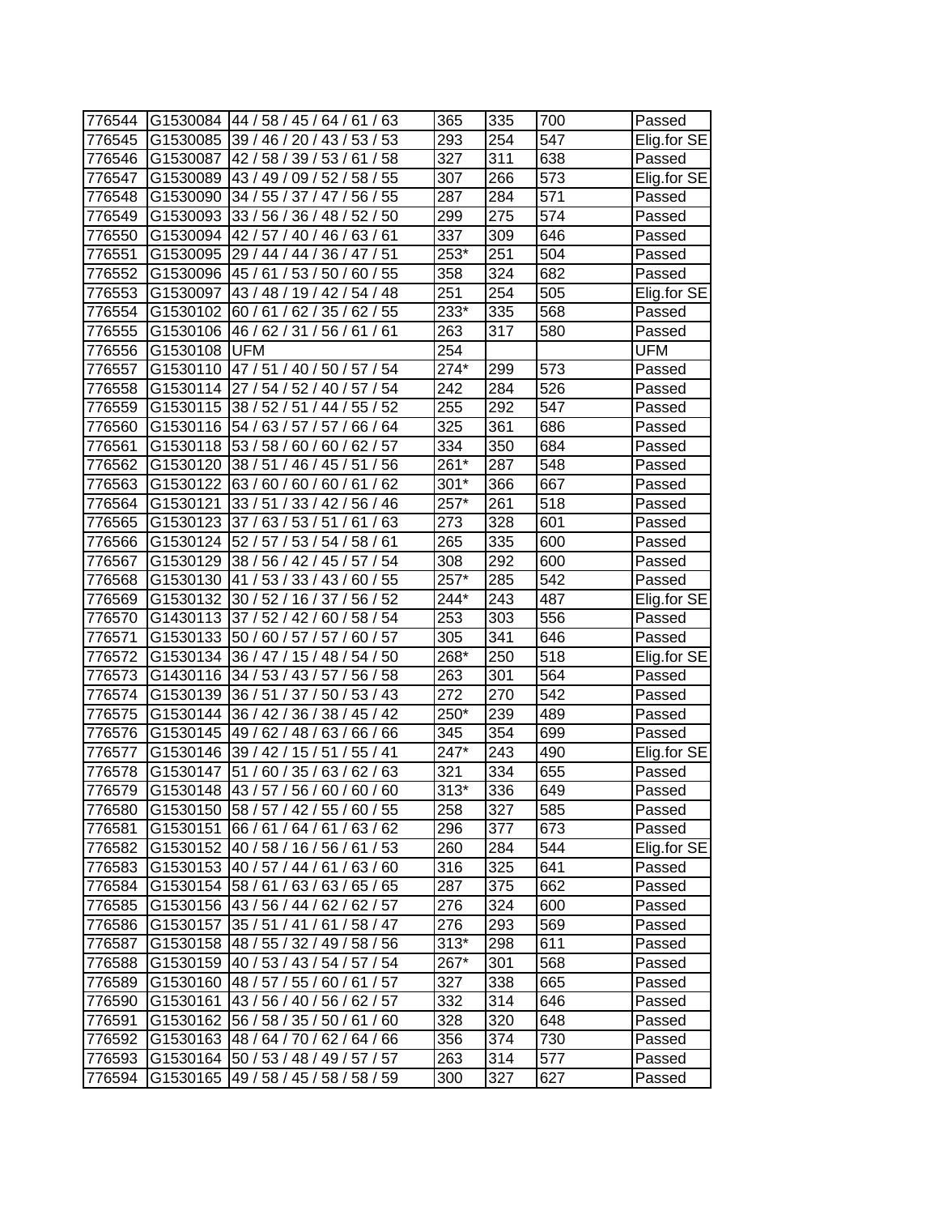| | | | | | | |
|---|---|---|---|---|---|---|
| 776544 | G1530084 | 44 / 58 / 45 / 64 / 61 / 63 | 365 | 335 | 700 | Passed |
| 776545 | G1530085 | 39 / 46 / 20 / 43 / 53 / 53 | 293 | 254 | 547 | Elig.for SE |
| 776546 | G1530087 | 42 / 58 / 39 / 53 / 61 / 58 | 327 | 311 | 638 | Passed |
| 776547 | G1530089 | 43 / 49 / 09 / 52 / 58 / 55 | 307 | 266 | 573 | Elig.for SE |
| 776548 | G1530090 | 34 / 55 / 37 / 47 / 56 / 55 | 287 | 284 | 571 | Passed |
| 776549 | G1530093 | 33 / 56 / 36 / 48 / 52 / 50 | 299 | 275 | 574 | Passed |
| 776550 | G1530094 | 42 / 57 / 40 / 46 / 63 / 61 | 337 | 309 | 646 | Passed |
| 776551 | G1530095 | 29 / 44 / 44 / 36 / 47 / 51 | 253* | 251 | 504 | Passed |
| 776552 | G1530096 | 45 / 61 / 53 / 50 / 60 / 55 | 358 | 324 | 682 | Passed |
| 776553 | G1530097 | 43 / 48 / 19 / 42 / 54 / 48 | 251 | 254 | 505 | Elig.for SE |
| 776554 | G1530102 | 60 / 61 / 62 / 35 / 62 / 55 | 233* | 335 | 568 | Passed |
| 776555 | G1530106 | 46 / 62 / 31 / 56 / 61 / 61 | 263 | 317 | 580 | Passed |
| 776556 | G1530108 | UFM | 254 | | | UFM |
| 776557 | G1530110 | 47 / 51 / 40 / 50 / 57 / 54 | 274* | 299 | 573 | Passed |
| 776558 | G1530114 | 27 / 54 / 52 / 40 / 57 / 54 | 242 | 284 | 526 | Passed |
| 776559 | G1530115 | 38 / 52 / 51 / 44 / 55 / 52 | 255 | 292 | 547 | Passed |
| 776560 | G1530116 | 54 / 63 / 57 / 57 / 66 / 64 | 325 | 361 | 686 | Passed |
| 776561 | G1530118 | 53 / 58 / 60 / 60 / 62 / 57 | 334 | 350 | 684 | Passed |
| 776562 | G1530120 | 38 / 51 / 46 / 45 / 51 / 56 | 261* | 287 | 548 | Passed |
| 776563 | G1530122 | 63 / 60 / 60 / 60 / 61 / 62 | 301* | 366 | 667 | Passed |
| 776564 | G1530121 | 33 / 51 / 33 / 42 / 56 / 46 | 257* | 261 | 518 | Passed |
| 776565 | G1530123 | 37 / 63 / 53 / 51 / 61 / 63 | 273 | 328 | 601 | Passed |
| 776566 | G1530124 | 52 / 57 / 53 / 54 / 58 / 61 | 265 | 335 | 600 | Passed |
| 776567 | G1530129 | 38 / 56 / 42 / 45 / 57 / 54 | 308 | 292 | 600 | Passed |
| 776568 | G1530130 | 41 / 53 / 33 / 43 / 60 / 55 | 257* | 285 | 542 | Passed |
| 776569 | G1530132 | 30 / 52 / 16 / 37 / 56 / 52 | 244* | 243 | 487 | Elig.for SE |
| 776570 | G1430113 | 37 / 52 / 42 / 60 / 58 / 54 | 253 | 303 | 556 | Passed |
| 776571 | G1530133 | 50 / 60 / 57 / 57 / 60 / 57 | 305 | 341 | 646 | Passed |
| 776572 | G1530134 | 36 / 47 / 15 / 48 / 54 / 50 | 268* | 250 | 518 | Elig.for SE |
| 776573 | G1430116 | 34 / 53 / 43 / 57 / 56 / 58 | 263 | 301 | 564 | Passed |
| 776574 | G1530139 | 36 / 51 / 37 / 50 / 53 / 43 | 272 | 270 | 542 | Passed |
| 776575 | G1530144 | 36 / 42 / 36 / 38 / 45 / 42 | 250* | 239 | 489 | Passed |
| 776576 | G1530145 | 49 / 62 / 48 / 63 / 66 / 66 | 345 | 354 | 699 | Passed |
| 776577 | G1530146 | 39 / 42 / 15 / 51 / 55 / 41 | 247* | 243 | 490 | Elig.for SE |
| 776578 | G1530147 | 51 / 60 / 35 / 63 / 62 / 63 | 321 | 334 | 655 | Passed |
| 776579 | G1530148 | 43 / 57 / 56 / 60 / 60 / 60 | 313* | 336 | 649 | Passed |
| 776580 | G1530150 | 58 / 57 / 42 / 55 / 60 / 55 | 258 | 327 | 585 | Passed |
| 776581 | G1530151 | 66 / 61 / 64 / 61 / 63 / 62 | 296 | 377 | 673 | Passed |
| 776582 | G1530152 | 40 / 58 / 16 / 56 / 61 / 53 | 260 | 284 | 544 | Elig.for SE |
| 776583 | G1530153 | 40 / 57 / 44 / 61 / 63 / 60 | 316 | 325 | 641 | Passed |
| 776584 | G1530154 | 58 / 61 / 63 / 63 / 65 / 65 | 287 | 375 | 662 | Passed |
| 776585 | G1530156 | 43 / 56 / 44 / 62 / 62 / 57 | 276 | 324 | 600 | Passed |
| 776586 | G1530157 | 35 / 51 / 41 / 61 / 58 / 47 | 276 | 293 | 569 | Passed |
| 776587 | G1530158 | 48 / 55 / 32 / 49 / 58 / 56 | 313* | 298 | 611 | Passed |
| 776588 | G1530159 | 40 / 53 / 43 / 54 / 57 / 54 | 267* | 301 | 568 | Passed |
| 776589 | G1530160 | 48 / 57 / 55 / 60 / 61 / 57 | 327 | 338 | 665 | Passed |
| 776590 | G1530161 | 43 / 56 / 40 / 56 / 62 / 57 | 332 | 314 | 646 | Passed |
| 776591 | G1530162 | 56 / 58 / 35 / 50 / 61 / 60 | 328 | 320 | 648 | Passed |
| 776592 | G1530163 | 48 / 64 / 70 / 62 / 64 / 66 | 356 | 374 | 730 | Passed |
| 776593 | G1530164 | 50 / 53 / 48 / 49 / 57 / 57 | 263 | 314 | 577 | Passed |
| 776594 | G1530165 | 49 / 58 / 45 / 58 / 58 / 59 | 300 | 327 | 627 | Passed |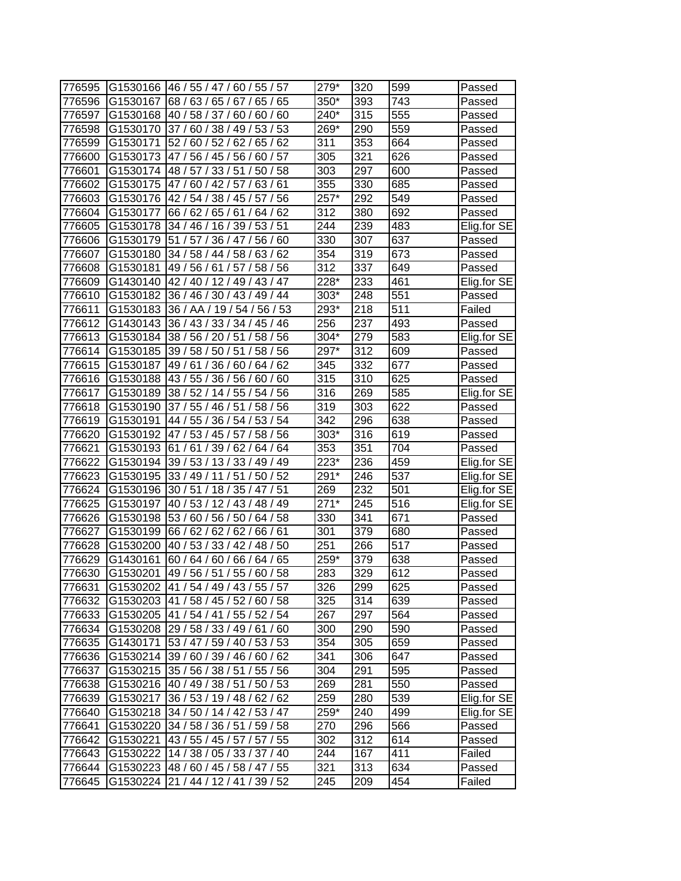| | | | | | | |
|---|---|---|---|---|---|---|
| 776595 | G1530166 | 46 / 55 / 47 / 60 / 55 / 57 | 279* | 320 | 599 | Passed |
| 776596 | G1530167 | 68 / 63 / 65 / 67 / 65 / 65 | 350* | 393 | 743 | Passed |
| 776597 | G1530168 | 40 / 58 / 37 / 60 / 60 / 60 | 240* | 315 | 555 | Passed |
| 776598 | G1530170 | 37 / 60 / 38 / 49 / 53 / 53 | 269* | 290 | 559 | Passed |
| 776599 | G1530171 | 52 / 60 / 52 / 62 / 65 / 62 | 311 | 353 | 664 | Passed |
| 776600 | G1530173 | 47 / 56 / 45 / 56 / 60 / 57 | 305 | 321 | 626 | Passed |
| 776601 | G1530174 | 48 / 57 / 33 / 51 / 50 / 58 | 303 | 297 | 600 | Passed |
| 776602 | G1530175 | 47 / 60 / 42 / 57 / 63 / 61 | 355 | 330 | 685 | Passed |
| 776603 | G1530176 | 42 / 54 / 38 / 45 / 57 / 56 | 257* | 292 | 549 | Passed |
| 776604 | G1530177 | 66 / 62 / 65 / 61 / 64 / 62 | 312 | 380 | 692 | Passed |
| 776605 | G1530178 | 34 / 46 / 16 / 39 / 53 / 51 | 244 | 239 | 483 | Elig.for SE |
| 776606 | G1530179 | 51 / 57 / 36 / 47 / 56 / 60 | 330 | 307 | 637 | Passed |
| 776607 | G1530180 | 34 / 58 / 44 / 58 / 63 / 62 | 354 | 319 | 673 | Passed |
| 776608 | G1530181 | 49 / 56 / 61 / 57 / 58 / 56 | 312 | 337 | 649 | Passed |
| 776609 | G1430140 | 42 / 40 / 12 / 49 / 43 / 47 | 228* | 233 | 461 | Elig.for SE |
| 776610 | G1530182 | 36 / 46 / 30 / 43 / 49 / 44 | 303* | 248 | 551 | Passed |
| 776611 | G1530183 | 36 / AA / 19 / 54 / 56 / 53 | 293* | 218 | 511 | Failed |
| 776612 | G1430143 | 36 / 43 / 33 / 34 / 45 / 46 | 256 | 237 | 493 | Passed |
| 776613 | G1530184 | 38 / 56 / 20 / 51 / 58 / 56 | 304* | 279 | 583 | Elig.for SE |
| 776614 | G1530185 | 39 / 58 / 50 / 51 / 58 / 56 | 297* | 312 | 609 | Passed |
| 776615 | G1530187 | 49 / 61 / 36 / 60 / 64 / 62 | 345 | 332 | 677 | Passed |
| 776616 | G1530188 | 43 / 55 / 36 / 56 / 60 / 60 | 315 | 310 | 625 | Passed |
| 776617 | G1530189 | 38 / 52 / 14 / 55 / 54 / 56 | 316 | 269 | 585 | Elig.for SE |
| 776618 | G1530190 | 37 / 55 / 46 / 51 / 58 / 56 | 319 | 303 | 622 | Passed |
| 776619 | G1530191 | 44 / 55 / 36 / 54 / 53 / 54 | 342 | 296 | 638 | Passed |
| 776620 | G1530192 | 47 / 53 / 45 / 57 / 58 / 56 | 303* | 316 | 619 | Passed |
| 776621 | G1530193 | 61 / 61 / 39 / 62 / 64 / 64 | 353 | 351 | 704 | Passed |
| 776622 | G1530194 | 39 / 53 / 13 / 33 / 49 / 49 | 223* | 236 | 459 | Elig.for SE |
| 776623 | G1530195 | 33 / 49 / 11 / 51 / 50 / 52 | 291* | 246 | 537 | Elig.for SE |
| 776624 | G1530196 | 30 / 51 / 18 / 35 / 47 / 51 | 269 | 232 | 501 | Elig.for SE |
| 776625 | G1530197 | 40 / 53 / 12 / 43 / 48 / 49 | 271* | 245 | 516 | Elig.for SE |
| 776626 | G1530198 | 53 / 60 / 56 / 50 / 64 / 58 | 330 | 341 | 671 | Passed |
| 776627 | G1530199 | 66 / 62 / 62 / 62 / 66 / 61 | 301 | 379 | 680 | Passed |
| 776628 | G1530200 | 40 / 53 / 33 / 42 / 48 / 50 | 251 | 266 | 517 | Passed |
| 776629 | G1430161 | 60 / 64 / 60 / 66 / 64 / 65 | 259* | 379 | 638 | Passed |
| 776630 | G1530201 | 49 / 56 / 51 / 55 / 60 / 58 | 283 | 329 | 612 | Passed |
| 776631 | G1530202 | 41 / 54 / 49 / 43 / 55 / 57 | 326 | 299 | 625 | Passed |
| 776632 | G1530203 | 41 / 58 / 45 / 52 / 60 / 58 | 325 | 314 | 639 | Passed |
| 776633 | G1530205 | 41 / 54 / 41 / 55 / 52 / 54 | 267 | 297 | 564 | Passed |
| 776634 | G1530208 | 29 / 58 / 33 / 49 / 61 / 60 | 300 | 290 | 590 | Passed |
| 776635 | G1430171 | 53 / 47 / 59 / 40 / 53 / 53 | 354 | 305 | 659 | Passed |
| 776636 | G1530214 | 39 / 60 / 39 / 46 / 60 / 62 | 341 | 306 | 647 | Passed |
| 776637 | G1530215 | 35 / 56 / 38 / 51 / 55 / 56 | 304 | 291 | 595 | Passed |
| 776638 | G1530216 | 40 / 49 / 38 / 51 / 50 / 53 | 269 | 281 | 550 | Passed |
| 776639 | G1530217 | 36 / 53 / 19 / 48 / 62 / 62 | 259 | 280 | 539 | Elig.for SE |
| 776640 | G1530218 | 34 / 50 / 14 / 42 / 53 / 47 | 259* | 240 | 499 | Elig.for SE |
| 776641 | G1530220 | 34 / 58 / 36 / 51 / 59 / 58 | 270 | 296 | 566 | Passed |
| 776642 | G1530221 | 43 / 55 / 45 / 57 / 57 / 55 | 302 | 312 | 614 | Passed |
| 776643 | G1530222 | 14 / 38 / 05 / 33 / 37 / 40 | 244 | 167 | 411 | Failed |
| 776644 | G1530223 | 48 / 60 / 45 / 58 / 47 / 55 | 321 | 313 | 634 | Passed |
| 776645 | G1530224 | 21 / 44 / 12 / 41 / 39 / 52 | 245 | 209 | 454 | Failed |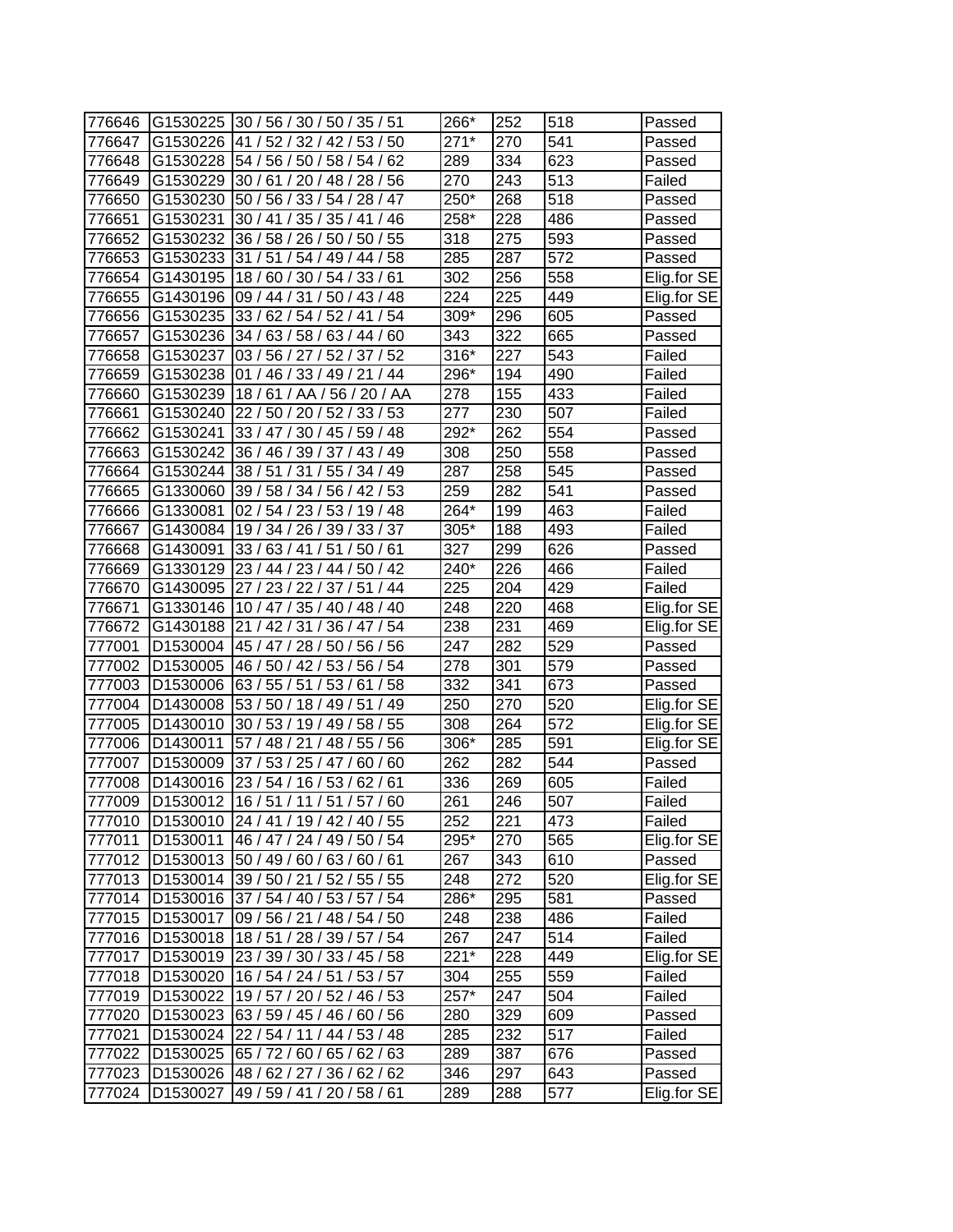| | | | | | | |
|---|---|---|---|---|---|---|
| 776646 | G1530225 | 30 / 56 / 30 / 50 / 35 / 51 | 266* | 252 | 518 | Passed |
| 776647 | G1530226 | 41 / 52 / 32 / 42 / 53 / 50 | 271* | 270 | 541 | Passed |
| 776648 | G1530228 | 54 / 56 / 50 / 58 / 54 / 62 | 289 | 334 | 623 | Passed |
| 776649 | G1530229 | 30 / 61 / 20 / 48 / 28 / 56 | 270 | 243 | 513 | Failed |
| 776650 | G1530230 | 50 / 56 / 33 / 54 / 28 / 47 | 250* | 268 | 518 | Passed |
| 776651 | G1530231 | 30 / 41 / 35 / 35 / 41 / 46 | 258* | 228 | 486 | Passed |
| 776652 | G1530232 | 36 / 58 / 26 / 50 / 50 / 55 | 318 | 275 | 593 | Passed |
| 776653 | G1530233 | 31 / 51 / 54 / 49 / 44 / 58 | 285 | 287 | 572 | Passed |
| 776654 | G1430195 | 18 / 60 / 30 / 54 / 33 / 61 | 302 | 256 | 558 | Elig.for SE |
| 776655 | G1430196 | 09 / 44 / 31 / 50 / 43 / 48 | 224 | 225 | 449 | Elig.for SE |
| 776656 | G1530235 | 33 / 62 / 54 / 52 / 41 / 54 | 309* | 296 | 605 | Passed |
| 776657 | G1530236 | 34 / 63 / 58 / 63 / 44 / 60 | 343 | 322 | 665 | Passed |
| 776658 | G1530237 | 03 / 56 / 27 / 52 / 37 / 52 | 316* | 227 | 543 | Failed |
| 776659 | G1530238 | 01 / 46 / 33 / 49 / 21 / 44 | 296* | 194 | 490 | Failed |
| 776660 | G1530239 | 18 / 61 / AA / 56 / 20 / AA | 278 | 155 | 433 | Failed |
| 776661 | G1530240 | 22 / 50 / 20 / 52 / 33 / 53 | 277 | 230 | 507 | Failed |
| 776662 | G1530241 | 33 / 47 / 30 / 45 / 59 / 48 | 292* | 262 | 554 | Passed |
| 776663 | G1530242 | 36 / 46 / 39 / 37 / 43 / 49 | 308 | 250 | 558 | Passed |
| 776664 | G1530244 | 38 / 51 / 31 / 55 / 34 / 49 | 287 | 258 | 545 | Passed |
| 776665 | G1330060 | 39 / 58 / 34 / 56 / 42 / 53 | 259 | 282 | 541 | Passed |
| 776666 | G1330081 | 02 / 54 / 23 / 53 / 19 / 48 | 264* | 199 | 463 | Failed |
| 776667 | G1430084 | 19 / 34 / 26 / 39 / 33 / 37 | 305* | 188 | 493 | Failed |
| 776668 | G1430091 | 33 / 63 / 41 / 51 / 50 / 61 | 327 | 299 | 626 | Passed |
| 776669 | G1330129 | 23 / 44 / 23 / 44 / 50 / 42 | 240* | 226 | 466 | Failed |
| 776670 | G1430095 | 27 / 23 / 22 / 37 / 51 / 44 | 225 | 204 | 429 | Failed |
| 776671 | G1330146 | 10 / 47 / 35 / 40 / 48 / 40 | 248 | 220 | 468 | Elig.for SE |
| 776672 | G1430188 | 21 / 42 / 31 / 36 / 47 / 54 | 238 | 231 | 469 | Elig.for SE |
| 777001 | D1530004 | 45 / 47 / 28 / 50 / 56 / 56 | 247 | 282 | 529 | Passed |
| 777002 | D1530005 | 46 / 50 / 42 / 53 / 56 / 54 | 278 | 301 | 579 | Passed |
| 777003 | D1530006 | 63 / 55 / 51 / 53 / 61 / 58 | 332 | 341 | 673 | Passed |
| 777004 | D1430008 | 53 / 50 / 18 / 49 / 51 / 49 | 250 | 270 | 520 | Elig.for SE |
| 777005 | D1430010 | 30 / 53 / 19 / 49 / 58 / 55 | 308 | 264 | 572 | Elig.for SE |
| 777006 | D1430011 | 57 / 48 / 21 / 48 / 55 / 56 | 306* | 285 | 591 | Elig.for SE |
| 777007 | D1530009 | 37 / 53 / 25 / 47 / 60 / 60 | 262 | 282 | 544 | Passed |
| 777008 | D1430016 | 23 / 54 / 16 / 53 / 62 / 61 | 336 | 269 | 605 | Failed |
| 777009 | D1530012 | 16 / 51 / 11 / 51 / 57 / 60 | 261 | 246 | 507 | Failed |
| 777010 | D1530010 | 24 / 41 / 19 / 42 / 40 / 55 | 252 | 221 | 473 | Failed |
| 777011 | D1530011 | 46 / 47 / 24 / 49 / 50 / 54 | 295* | 270 | 565 | Elig.for SE |
| 777012 | D1530013 | 50 / 49 / 60 / 63 / 60 / 61 | 267 | 343 | 610 | Passed |
| 777013 | D1530014 | 39 / 50 / 21 / 52 / 55 / 55 | 248 | 272 | 520 | Elig.for SE |
| 777014 | D1530016 | 37 / 54 / 40 / 53 / 57 / 54 | 286* | 295 | 581 | Passed |
| 777015 | D1530017 | 09 / 56 / 21 / 48 / 54 / 50 | 248 | 238 | 486 | Failed |
| 777016 | D1530018 | 18 / 51 / 28 / 39 / 57 / 54 | 267 | 247 | 514 | Failed |
| 777017 | D1530019 | 23 / 39 / 30 / 33 / 45 / 58 | 221* | 228 | 449 | Elig.for SE |
| 777018 | D1530020 | 16 / 54 / 24 / 51 / 53 / 57 | 304 | 255 | 559 | Failed |
| 777019 | D1530022 | 19 / 57 / 20 / 52 / 46 / 53 | 257* | 247 | 504 | Failed |
| 777020 | D1530023 | 63 / 59 / 45 / 46 / 60 / 56 | 280 | 329 | 609 | Passed |
| 777021 | D1530024 | 22 / 54 / 11 / 44 / 53 / 48 | 285 | 232 | 517 | Failed |
| 777022 | D1530025 | 65 / 72 / 60 / 65 / 62 / 63 | 289 | 387 | 676 | Passed |
| 777023 | D1530026 | 48 / 62 / 27 / 36 / 62 / 62 | 346 | 297 | 643 | Passed |
| 777024 | D1530027 | 49 / 59 / 41 / 20 / 58 / 61 | 289 | 288 | 577 | Elig.for SE |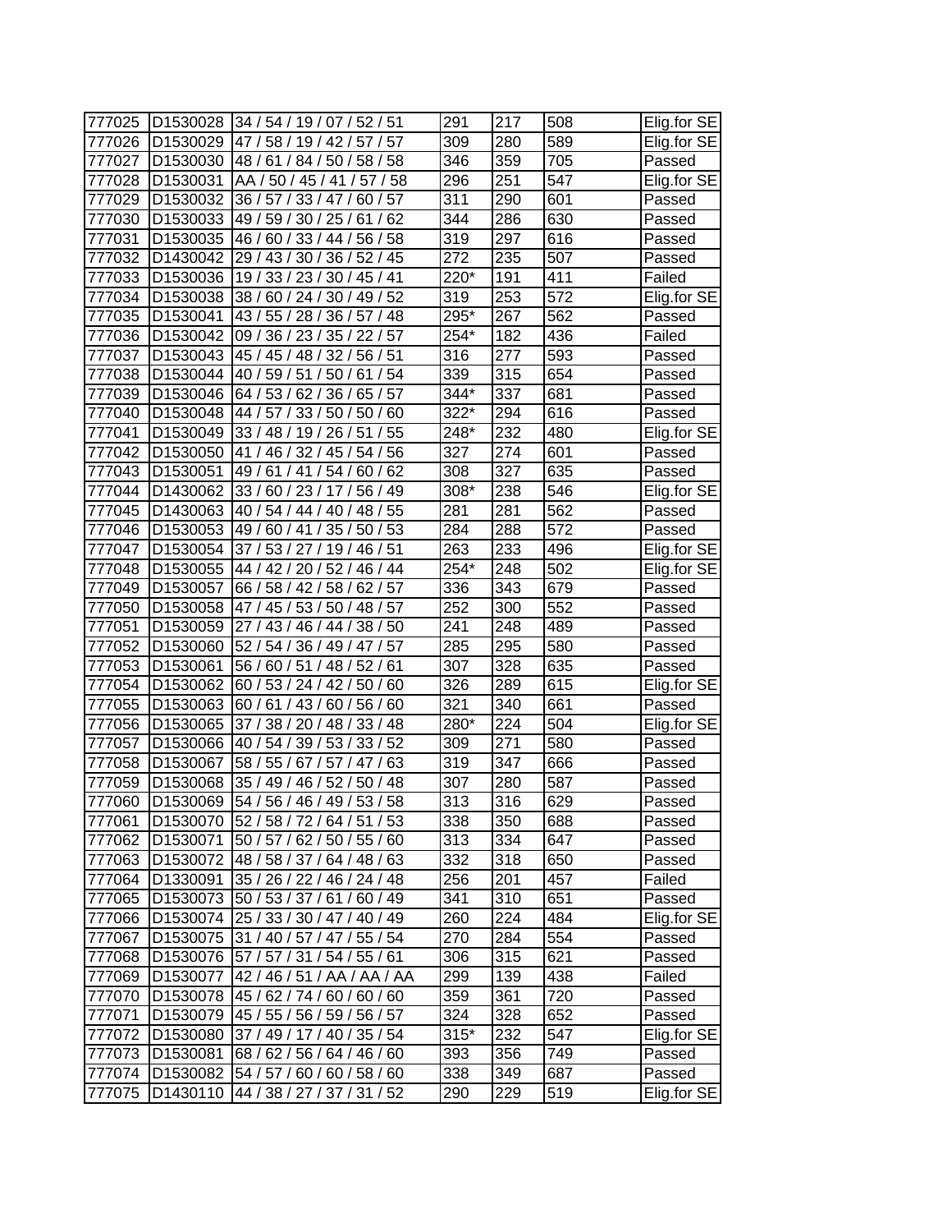| | | | | | | |
|---|---|---|---|---|---|---|
| 777025 | D1530028 | 34 / 54 / 19 / 07 / 52 / 51 | 291 | 217 | 508 | Elig.for SE |
| 777026 | D1530029 | 47 / 58 / 19 / 42 / 57 / 57 | 309 | 280 | 589 | Elig.for SE |
| 777027 | D1530030 | 48 / 61 / 84 / 50 / 58 / 58 | 346 | 359 | 705 | Passed |
| 777028 | D1530031 | AA / 50 / 45 / 41 / 57 / 58 | 296 | 251 | 547 | Elig.for SE |
| 777029 | D1530032 | 36 / 57 / 33 / 47 / 60 / 57 | 311 | 290 | 601 | Passed |
| 777030 | D1530033 | 49 / 59 / 30 / 25 / 61 / 62 | 344 | 286 | 630 | Passed |
| 777031 | D1530035 | 46 / 60 / 33 / 44 / 56 / 58 | 319 | 297 | 616 | Passed |
| 777032 | D1430042 | 29 / 43 / 30 / 36 / 52 / 45 | 272 | 235 | 507 | Passed |
| 777033 | D1530036 | 19 / 33 / 23 / 30 / 45 / 41 | 220* | 191 | 411 | Failed |
| 777034 | D1530038 | 38 / 60 / 24 / 30 / 49 / 52 | 319 | 253 | 572 | Elig.for SE |
| 777035 | D1530041 | 43 / 55 / 28 / 36 / 57 / 48 | 295* | 267 | 562 | Passed |
| 777036 | D1530042 | 09 / 36 / 23 / 35 / 22 / 57 | 254* | 182 | 436 | Failed |
| 777037 | D1530043 | 45 / 45 / 48 / 32 / 56 / 51 | 316 | 277 | 593 | Passed |
| 777038 | D1530044 | 40 / 59 / 51 / 50 / 61 / 54 | 339 | 315 | 654 | Passed |
| 777039 | D1530046 | 64 / 53 / 62 / 36 / 65 / 57 | 344* | 337 | 681 | Passed |
| 777040 | D1530048 | 44 / 57 / 33 / 50 / 50 / 60 | 322* | 294 | 616 | Passed |
| 777041 | D1530049 | 33 / 48 / 19 / 26 / 51 / 55 | 248* | 232 | 480 | Elig.for SE |
| 777042 | D1530050 | 41 / 46 / 32 / 45 / 54 / 56 | 327 | 274 | 601 | Passed |
| 777043 | D1530051 | 49 / 61 / 41 / 54 / 60 / 62 | 308 | 327 | 635 | Passed |
| 777044 | D1430062 | 33 / 60 / 23 / 17 / 56 / 49 | 308* | 238 | 546 | Elig.for SE |
| 777045 | D1430063 | 40 / 54 / 44 / 40 / 48 / 55 | 281 | 281 | 562 | Passed |
| 777046 | D1530053 | 49 / 60 / 41 / 35 / 50 / 53 | 284 | 288 | 572 | Passed |
| 777047 | D1530054 | 37 / 53 / 27 / 19 / 46 / 51 | 263 | 233 | 496 | Elig.for SE |
| 777048 | D1530055 | 44 / 42 / 20 / 52 / 46 / 44 | 254* | 248 | 502 | Elig.for SE |
| 777049 | D1530057 | 66 / 58 / 42 / 58 / 62 / 57 | 336 | 343 | 679 | Passed |
| 777050 | D1530058 | 47 / 45 / 53 / 50 / 48 / 57 | 252 | 300 | 552 | Passed |
| 777051 | D1530059 | 27 / 43 / 46 / 44 / 38 / 50 | 241 | 248 | 489 | Passed |
| 777052 | D1530060 | 52 / 54 / 36 / 49 / 47 / 57 | 285 | 295 | 580 | Passed |
| 777053 | D1530061 | 56 / 60 / 51 / 48 / 52 / 61 | 307 | 328 | 635 | Passed |
| 777054 | D1530062 | 60 / 53 / 24 / 42 / 50 / 60 | 326 | 289 | 615 | Elig.for SE |
| 777055 | D1530063 | 60 / 61 / 43 / 60 / 56 / 60 | 321 | 340 | 661 | Passed |
| 777056 | D1530065 | 37 / 38 / 20 / 48 / 33 / 48 | 280* | 224 | 504 | Elig.for SE |
| 777057 | D1530066 | 40 / 54 / 39 / 53 / 33 / 52 | 309 | 271 | 580 | Passed |
| 777058 | D1530067 | 58 / 55 / 67 / 57 / 47 / 63 | 319 | 347 | 666 | Passed |
| 777059 | D1530068 | 35 / 49 / 46 / 52 / 50 / 48 | 307 | 280 | 587 | Passed |
| 777060 | D1530069 | 54 / 56 / 46 / 49 / 53 / 58 | 313 | 316 | 629 | Passed |
| 777061 | D1530070 | 52 / 58 / 72 / 64 / 51 / 53 | 338 | 350 | 688 | Passed |
| 777062 | D1530071 | 50 / 57 / 62 / 50 / 55 / 60 | 313 | 334 | 647 | Passed |
| 777063 | D1530072 | 48 / 58 / 37 / 64 / 48 / 63 | 332 | 318 | 650 | Passed |
| 777064 | D1330091 | 35 / 26 / 22 / 46 / 24 / 48 | 256 | 201 | 457 | Failed |
| 777065 | D1530073 | 50 / 53 / 37 / 61 / 60 / 49 | 341 | 310 | 651 | Passed |
| 777066 | D1530074 | 25 / 33 / 30 / 47 / 40 / 49 | 260 | 224 | 484 | Elig.for SE |
| 777067 | D1530075 | 31 / 40 / 57 / 47 / 55 / 54 | 270 | 284 | 554 | Passed |
| 777068 | D1530076 | 57 / 57 / 31 / 54 / 55 / 61 | 306 | 315 | 621 | Passed |
| 777069 | D1530077 | 42 / 46 / 51 / AA / AA / AA | 299 | 139 | 438 | Failed |
| 777070 | D1530078 | 45 / 62 / 74 / 60 / 60 / 60 | 359 | 361 | 720 | Passed |
| 777071 | D1530079 | 45 / 55 / 56 / 59 / 56 / 57 | 324 | 328 | 652 | Passed |
| 777072 | D1530080 | 37 / 49 / 17 / 40 / 35 / 54 | 315* | 232 | 547 | Elig.for SE |
| 777073 | D1530081 | 68 / 62 / 56 / 64 / 46 / 60 | 393 | 356 | 749 | Passed |
| 777074 | D1530082 | 54 / 57 / 60 / 60 / 58 / 60 | 338 | 349 | 687 | Passed |
| 777075 | D1430110 | 44 / 38 / 27 / 37 / 31 / 52 | 290 | 229 | 519 | Elig.for SE |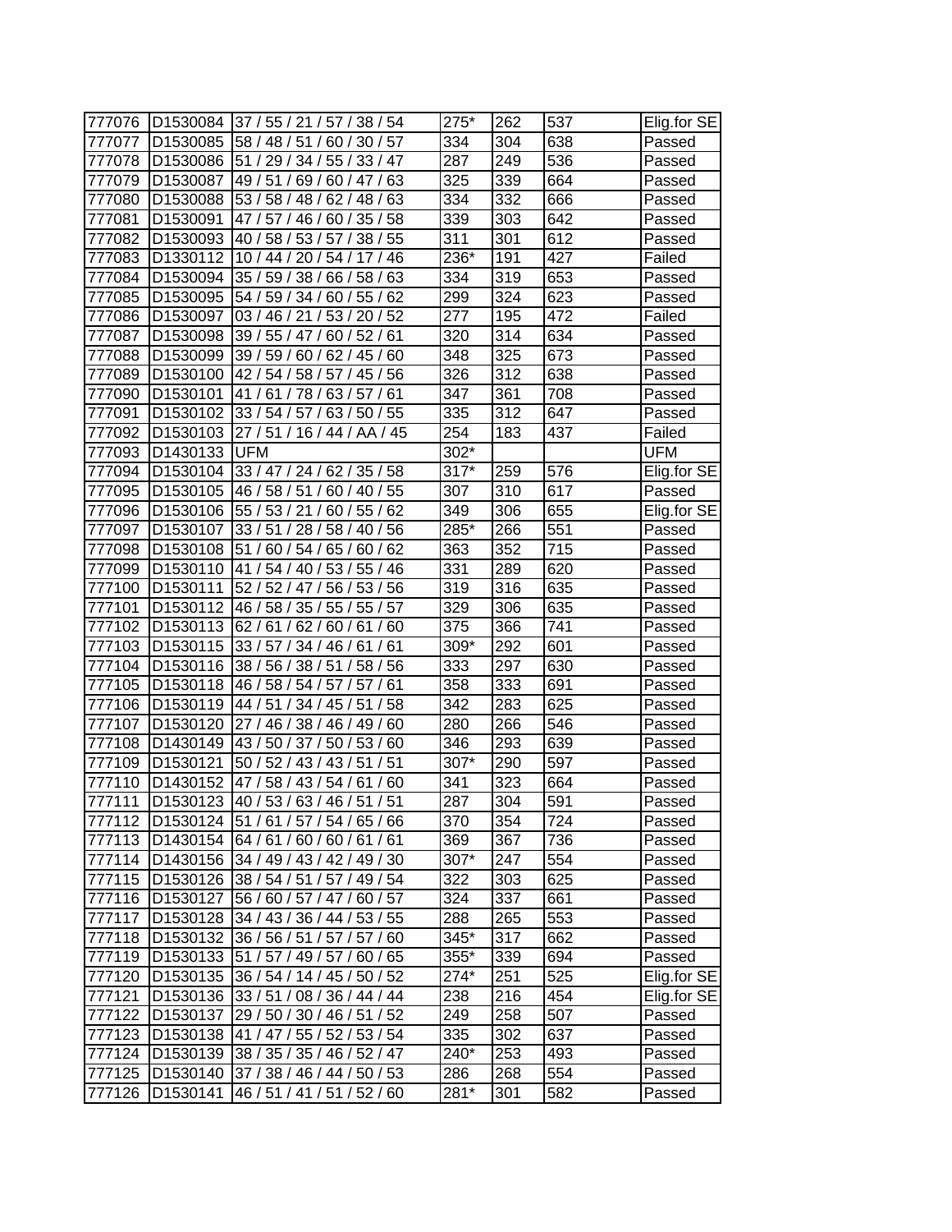| | | | | | | |
|---|---|---|---|---|---|---|
| 777076 | D1530084 | 37 / 55 / 21 / 57 / 38 / 54 | 275* | 262 | 537 | Elig.for SE |
| 777077 | D1530085 | 58 / 48 / 51 / 60 / 30 / 57 | 334 | 304 | 638 | Passed |
| 777078 | D1530086 | 51 / 29 / 34 / 55 / 33 / 47 | 287 | 249 | 536 | Passed |
| 777079 | D1530087 | 49 / 51 / 69 / 60 / 47 / 63 | 325 | 339 | 664 | Passed |
| 777080 | D1530088 | 53 / 58 / 48 / 62 / 48 / 63 | 334 | 332 | 666 | Passed |
| 777081 | D1530091 | 47 / 57 / 46 / 60 / 35 / 58 | 339 | 303 | 642 | Passed |
| 777082 | D1530093 | 40 / 58 / 53 / 57 / 38 / 55 | 311 | 301 | 612 | Passed |
| 777083 | D1330112 | 10 / 44 / 20 / 54 / 17 / 46 | 236* | 191 | 427 | Failed |
| 777084 | D1530094 | 35 / 59 / 38 / 66 / 58 / 63 | 334 | 319 | 653 | Passed |
| 777085 | D1530095 | 54 / 59 / 34 / 60 / 55 / 62 | 299 | 324 | 623 | Passed |
| 777086 | D1530097 | 03 / 46 / 21 / 53 / 20 / 52 | 277 | 195 | 472 | Failed |
| 777087 | D1530098 | 39 / 55 / 47 / 60 / 52 / 61 | 320 | 314 | 634 | Passed |
| 777088 | D1530099 | 39 / 59 / 60 / 62 / 45 / 60 | 348 | 325 | 673 | Passed |
| 777089 | D1530100 | 42 / 54 / 58 / 57 / 45 / 56 | 326 | 312 | 638 | Passed |
| 777090 | D1530101 | 41 / 61 / 78 / 63 / 57 / 61 | 347 | 361 | 708 | Passed |
| 777091 | D1530102 | 33 / 54 / 57 / 63 / 50 / 55 | 335 | 312 | 647 | Passed |
| 777092 | D1530103 | 27 / 51 / 16 / 44 / AA / 45 | 254 | 183 | 437 | Failed |
| 777093 | D1430133 | UFM | 302* | | | UFM |
| 777094 | D1530104 | 33 / 47 / 24 / 62 / 35 / 58 | 317* | 259 | 576 | Elig.for SE |
| 777095 | D1530105 | 46 / 58 / 51 / 60 / 40 / 55 | 307 | 310 | 617 | Passed |
| 777096 | D1530106 | 55 / 53 / 21 / 60 / 55 / 62 | 349 | 306 | 655 | Elig.for SE |
| 777097 | D1530107 | 33 / 51 / 28 / 58 / 40 / 56 | 285* | 266 | 551 | Passed |
| 777098 | D1530108 | 51 / 60 / 54 / 65 / 60 / 62 | 363 | 352 | 715 | Passed |
| 777099 | D1530110 | 41 / 54 / 40 / 53 / 55 / 46 | 331 | 289 | 620 | Passed |
| 777100 | D1530111 | 52 / 52 / 47 / 56 / 53 / 56 | 319 | 316 | 635 | Passed |
| 777101 | D1530112 | 46 / 58 / 35 / 55 / 55 / 57 | 329 | 306 | 635 | Passed |
| 777102 | D1530113 | 62 / 61 / 62 / 60 / 61 / 60 | 375 | 366 | 741 | Passed |
| 777103 | D1530115 | 33 / 57 / 34 / 46 / 61 / 61 | 309* | 292 | 601 | Passed |
| 777104 | D1530116 | 38 / 56 / 38 / 51 / 58 / 56 | 333 | 297 | 630 | Passed |
| 777105 | D1530118 | 46 / 58 / 54 / 57 / 57 / 61 | 358 | 333 | 691 | Passed |
| 777106 | D1530119 | 44 / 51 / 34 / 45 / 51 / 58 | 342 | 283 | 625 | Passed |
| 777107 | D1530120 | 27 / 46 / 38 / 46 / 49 / 60 | 280 | 266 | 546 | Passed |
| 777108 | D1430149 | 43 / 50 / 37 / 50 / 53 / 60 | 346 | 293 | 639 | Passed |
| 777109 | D1530121 | 50 / 52 / 43 / 43 / 51 / 51 | 307* | 290 | 597 | Passed |
| 777110 | D1430152 | 47 / 58 / 43 / 54 / 61 / 60 | 341 | 323 | 664 | Passed |
| 777111 | D1530123 | 40 / 53 / 63 / 46 / 51 / 51 | 287 | 304 | 591 | Passed |
| 777112 | D1530124 | 51 / 61 / 57 / 54 / 65 / 66 | 370 | 354 | 724 | Passed |
| 777113 | D1430154 | 64 / 61 / 60 / 60 / 61 / 61 | 369 | 367 | 736 | Passed |
| 777114 | D1430156 | 34 / 49 / 43 / 42 / 49 / 30 | 307* | 247 | 554 | Passed |
| 777115 | D1530126 | 38 / 54 / 51 / 57 / 49 / 54 | 322 | 303 | 625 | Passed |
| 777116 | D1530127 | 56 / 60 / 57 / 47 / 60 / 57 | 324 | 337 | 661 | Passed |
| 777117 | D1530128 | 34 / 43 / 36 / 44 / 53 / 55 | 288 | 265 | 553 | Passed |
| 777118 | D1530132 | 36 / 56 / 51 / 57 / 57 / 60 | 345* | 317 | 662 | Passed |
| 777119 | D1530133 | 51 / 57 / 49 / 57 / 60 / 65 | 355* | 339 | 694 | Passed |
| 777120 | D1530135 | 36 / 54 / 14 / 45 / 50 / 52 | 274* | 251 | 525 | Elig.for SE |
| 777121 | D1530136 | 33 / 51 / 08 / 36 / 44 / 44 | 238 | 216 | 454 | Elig.for SE |
| 777122 | D1530137 | 29 / 50 / 30 / 46 / 51 / 52 | 249 | 258 | 507 | Passed |
| 777123 | D1530138 | 41 / 47 / 55 / 52 / 53 / 54 | 335 | 302 | 637 | Passed |
| 777124 | D1530139 | 38 / 35 / 35 / 46 / 52 / 47 | 240* | 253 | 493 | Passed |
| 777125 | D1530140 | 37 / 38 / 46 / 44 / 50 / 53 | 286 | 268 | 554 | Passed |
| 777126 | D1530141 | 46 / 51 / 41 / 51 / 52 / 60 | 281* | 301 | 582 | Passed |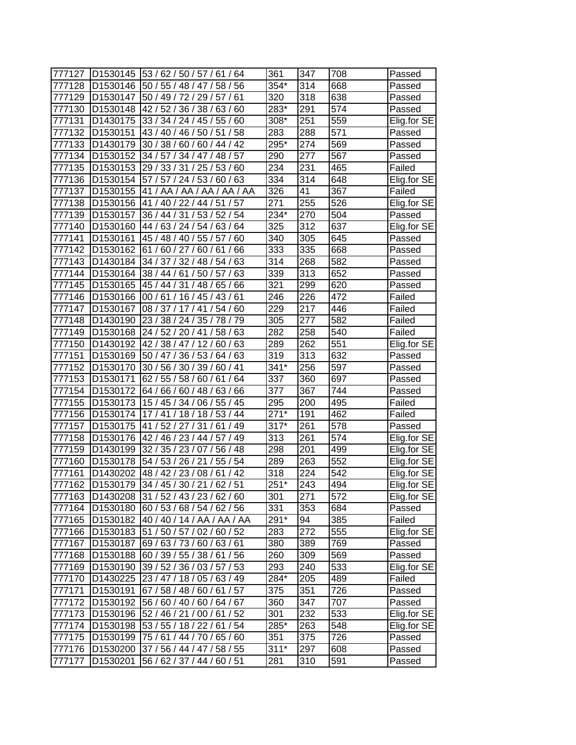| | | | | | | |
|---|---|---|---|---|---|---|
| 777127 | D1530145 | 53 / 62 / 50 / 57 / 61 / 64 | 361 | 347 | 708 | Passed |
| 777128 | D1530146 | 50 / 55 / 48 / 47 / 58 / 56 | 354* | 314 | 668 | Passed |
| 777129 | D1530147 | 50 / 49 / 72 / 29 / 57 / 61 | 320 | 318 | 638 | Passed |
| 777130 | D1530148 | 42 / 52 / 36 / 38 / 63 / 60 | 283* | 291 | 574 | Passed |
| 777131 | D1430175 | 33 / 34 / 24 / 45 / 55 / 60 | 308* | 251 | 559 | Elig.for SE |
| 777132 | D1530151 | 43 / 40 / 46 / 50 / 51 / 58 | 283 | 288 | 571 | Passed |
| 777133 | D1430179 | 30 / 38 / 60 / 60 / 44 / 42 | 295* | 274 | 569 | Passed |
| 777134 | D1530152 | 34 / 57 / 34 / 47 / 48 / 57 | 290 | 277 | 567 | Passed |
| 777135 | D1530153 | 29 / 33 / 31 / 25 / 53 / 60 | 234 | 231 | 465 | Failed |
| 777136 | D1530154 | 57 / 57 / 24 / 53 / 60 / 63 | 334 | 314 | 648 | Elig.for SE |
| 777137 | D1530155 | 41 / AA / AA / AA / AA / AA | 326 | 41 | 367 | Failed |
| 777138 | D1530156 | 41 / 40 / 22 / 44 / 51 / 57 | 271 | 255 | 526 | Elig.for SE |
| 777139 | D1530157 | 36 / 44 / 31 / 53 / 52 / 54 | 234* | 270 | 504 | Passed |
| 777140 | D1530160 | 44 / 63 / 24 / 54 / 63 / 64 | 325 | 312 | 637 | Elig.for SE |
| 777141 | D1530161 | 45 / 48 / 40 / 55 / 57 / 60 | 340 | 305 | 645 | Passed |
| 777142 | D1530162 | 61 / 60 / 27 / 60 / 61 / 66 | 333 | 335 | 668 | Passed |
| 777143 | D1430184 | 34 / 37 / 32 / 48 / 54 / 63 | 314 | 268 | 582 | Passed |
| 777144 | D1530164 | 38 / 44 / 61 / 50 / 57 / 63 | 339 | 313 | 652 | Passed |
| 777145 | D1530165 | 45 / 44 / 31 / 48 / 65 / 66 | 321 | 299 | 620 | Passed |
| 777146 | D1530166 | 00 / 61 / 16 / 45 / 43 / 61 | 246 | 226 | 472 | Failed |
| 777147 | D1530167 | 08 / 37 / 17 / 41 / 54 / 60 | 229 | 217 | 446 | Failed |
| 777148 | D1430190 | 23 / 38 / 24 / 35 / 78 / 79 | 305 | 277 | 582 | Failed |
| 777149 | D1530168 | 24 / 52 / 20 / 41 / 58 / 63 | 282 | 258 | 540 | Failed |
| 777150 | D1430192 | 42 / 38 / 47 / 12 / 60 / 63 | 289 | 262 | 551 | Elig.for SE |
| 777151 | D1530169 | 50 / 47 / 36 / 53 / 64 / 63 | 319 | 313 | 632 | Passed |
| 777152 | D1530170 | 30 / 56 / 30 / 39 / 60 / 41 | 341* | 256 | 597 | Passed |
| 777153 | D1530171 | 62 / 55 / 58 / 60 / 61 / 64 | 337 | 360 | 697 | Passed |
| 777154 | D1530172 | 64 / 66 / 60 / 48 / 63 / 66 | 377 | 367 | 744 | Passed |
| 777155 | D1530173 | 15 / 45 / 34 / 06 / 55 / 45 | 295 | 200 | 495 | Failed |
| 777156 | D1530174 | 17 / 41 / 18 / 18 / 53 / 44 | 271* | 191 | 462 | Failed |
| 777157 | D1530175 | 41 / 52 / 27 / 31 / 61 / 49 | 317* | 261 | 578 | Passed |
| 777158 | D1530176 | 42 / 46 / 23 / 44 / 57 / 49 | 313 | 261 | 574 | Elig.for SE |
| 777159 | D1430199 | 32 / 35 / 23 / 07 / 56 / 48 | 298 | 201 | 499 | Elig.for SE |
| 777160 | D1530178 | 54 / 53 / 26 / 21 / 55 / 54 | 289 | 263 | 552 | Elig.for SE |
| 777161 | D1430202 | 48 / 42 / 23 / 08 / 61 / 42 | 318 | 224 | 542 | Elig.for SE |
| 777162 | D1530179 | 34 / 45 / 30 / 21 / 62 / 51 | 251* | 243 | 494 | Elig.for SE |
| 777163 | D1430208 | 31 / 52 / 43 / 23 / 62 / 60 | 301 | 271 | 572 | Elig.for SE |
| 777164 | D1530180 | 60 / 53 / 68 / 54 / 62 / 56 | 331 | 353 | 684 | Passed |
| 777165 | D1530182 | 40 / 40 / 14 / AA / AA / AA | 291* | 94 | 385 | Failed |
| 777166 | D1530183 | 51 / 50 / 57 / 02 / 60 / 52 | 283 | 272 | 555 | Elig.for SE |
| 777167 | D1530187 | 69 / 63 / 73 / 60 / 63 / 61 | 380 | 389 | 769 | Passed |
| 777168 | D1530188 | 60 / 39 / 55 / 38 / 61 / 56 | 260 | 309 | 569 | Passed |
| 777169 | D1530190 | 39 / 52 / 36 / 03 / 57 / 53 | 293 | 240 | 533 | Elig.for SE |
| 777170 | D1430225 | 23 / 47 / 18 / 05 / 63 / 49 | 284* | 205 | 489 | Failed |
| 777171 | D1530191 | 67 / 58 / 48 / 60 / 61 / 57 | 375 | 351 | 726 | Passed |
| 777172 | D1530192 | 56 / 60 / 40 / 60 / 64 / 67 | 360 | 347 | 707 | Passed |
| 777173 | D1530196 | 52 / 46 / 21 / 00 / 61 / 52 | 301 | 232 | 533 | Elig.for SE |
| 777174 | D1530198 | 53 / 55 / 18 / 22 / 61 / 54 | 285* | 263 | 548 | Elig.for SE |
| 777175 | D1530199 | 75 / 61 / 44 / 70 / 65 / 60 | 351 | 375 | 726 | Passed |
| 777176 | D1530200 | 37 / 56 / 44 / 47 / 58 / 55 | 311* | 297 | 608 | Passed |
| 777177 | D1530201 | 56 / 62 / 37 / 44 / 60 / 51 | 281 | 310 | 591 | Passed |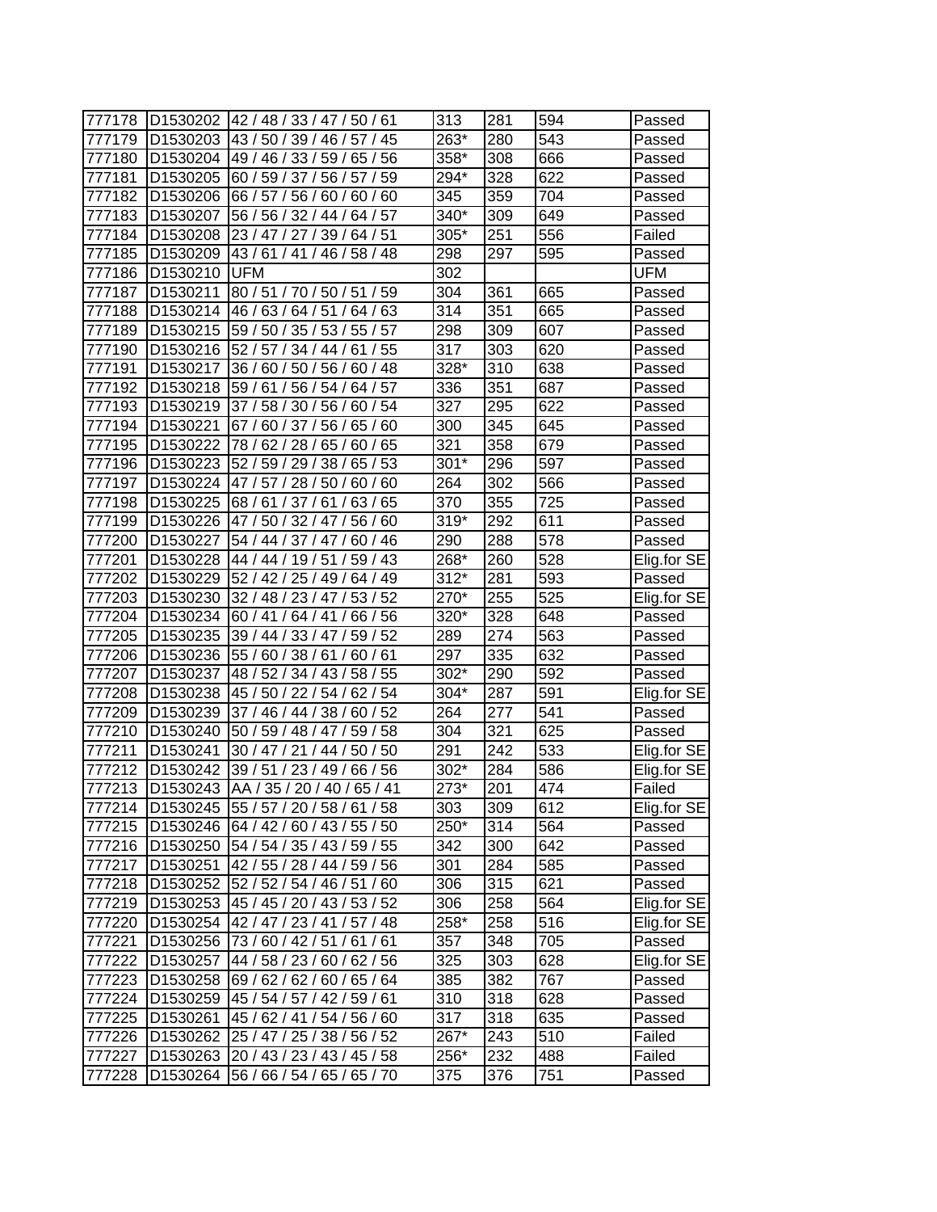| 777178 | D1530202 | 42 / 48 / 33 / 47 / 50 / 61 | 313 | 281 | 594 | Passed |
|---|---|---|---|---|---|---|
| 777179 | D1530203 | 43 / 50 / 39 / 46 / 57 / 45 | 263* | 280 | 543 | Passed |
| 777180 | D1530204 | 49 / 46 / 33 / 59 / 65 / 56 | 358* | 308 | 666 | Passed |
| 777181 | D1530205 | 60 / 59 / 37 / 56 / 57 / 59 | 294* | 328 | 622 | Passed |
| 777182 | D1530206 | 66 / 57 / 56 / 60 / 60 / 60 | 345 | 359 | 704 | Passed |
| 777183 | D1530207 | 56 / 56 / 32 / 44 / 64 / 57 | 340* | 309 | 649 | Passed |
| 777184 | D1530208 | 23 / 47 / 27 / 39 / 64 / 51 | 305* | 251 | 556 | Failed |
| 777185 | D1530209 | 43 / 61 / 41 / 46 / 58 / 48 | 298 | 297 | 595 | Passed |
| 777186 | D1530210 | UFM | 302 | | | UFM |
| 777187 | D1530211 | 80 / 51 / 70 / 50 / 51 / 59 | 304 | 361 | 665 | Passed |
| 777188 | D1530214 | 46 / 63 / 64 / 51 / 64 / 63 | 314 | 351 | 665 | Passed |
| 777189 | D1530215 | 59 / 50 / 35 / 53 / 55 / 57 | 298 | 309 | 607 | Passed |
| 777190 | D1530216 | 52 / 57 / 34 / 44 / 61 / 55 | 317 | 303 | 620 | Passed |
| 777191 | D1530217 | 36 / 60 / 50 / 56 / 60 / 48 | 328* | 310 | 638 | Passed |
| 777192 | D1530218 | 59 / 61 / 56 / 54 / 64 / 57 | 336 | 351 | 687 | Passed |
| 777193 | D1530219 | 37 / 58 / 30 / 56 / 60 / 54 | 327 | 295 | 622 | Passed |
| 777194 | D1530221 | 67 / 60 / 37 / 56 / 65 / 60 | 300 | 345 | 645 | Passed |
| 777195 | D1530222 | 78 / 62 / 28 / 65 / 60 / 65 | 321 | 358 | 679 | Passed |
| 777196 | D1530223 | 52 / 59 / 29 / 38 / 65 / 53 | 301* | 296 | 597 | Passed |
| 777197 | D1530224 | 47 / 57 / 28 / 50 / 60 / 60 | 264 | 302 | 566 | Passed |
| 777198 | D1530225 | 68 / 61 / 37 / 61 / 63 / 65 | 370 | 355 | 725 | Passed |
| 777199 | D1530226 | 47 / 50 / 32 / 47 / 56 / 60 | 319* | 292 | 611 | Passed |
| 777200 | D1530227 | 54 / 44 / 37 / 47 / 60 / 46 | 290 | 288 | 578 | Passed |
| 777201 | D1530228 | 44 / 44 / 19 / 51 / 59 / 43 | 268* | 260 | 528 | Elig.for SE |
| 777202 | D1530229 | 52 / 42 / 25 / 49 / 64 / 49 | 312* | 281 | 593 | Passed |
| 777203 | D1530230 | 32 / 48 / 23 / 47 / 53 / 52 | 270* | 255 | 525 | Elig.for SE |
| 777204 | D1530234 | 60 / 41 / 64 / 41 / 66 / 56 | 320* | 328 | 648 | Passed |
| 777205 | D1530235 | 39 / 44 / 33 / 47 / 59 / 52 | 289 | 274 | 563 | Passed |
| 777206 | D1530236 | 55 / 60 / 38 / 61 / 60 / 61 | 297 | 335 | 632 | Passed |
| 777207 | D1530237 | 48 / 52 / 34 / 43 / 58 / 55 | 302* | 290 | 592 | Passed |
| 777208 | D1530238 | 45 / 50 / 22 / 54 / 62 / 54 | 304* | 287 | 591 | Elig.for SE |
| 777209 | D1530239 | 37 / 46 / 44 / 38 / 60 / 52 | 264 | 277 | 541 | Passed |
| 777210 | D1530240 | 50 / 59 / 48 / 47 / 59 / 58 | 304 | 321 | 625 | Passed |
| 777211 | D1530241 | 30 / 47 / 21 / 44 / 50 / 50 | 291 | 242 | 533 | Elig.for SE |
| 777212 | D1530242 | 39 / 51 / 23 / 49 / 66 / 56 | 302* | 284 | 586 | Elig.for SE |
| 777213 | D1530243 | AA / 35 / 20 / 40 / 65 / 41 | 273* | 201 | 474 | Failed |
| 777214 | D1530245 | 55 / 57 / 20 / 58 / 61 / 58 | 303 | 309 | 612 | Elig.for SE |
| 777215 | D1530246 | 64 / 42 / 60 / 43 / 55 / 50 | 250* | 314 | 564 | Passed |
| 777216 | D1530250 | 54 / 54 / 35 / 43 / 59 / 55 | 342 | 300 | 642 | Passed |
| 777217 | D1530251 | 42 / 55 / 28 / 44 / 59 / 56 | 301 | 284 | 585 | Passed |
| 777218 | D1530252 | 52 / 52 / 54 / 46 / 51 / 60 | 306 | 315 | 621 | Passed |
| 777219 | D1530253 | 45 / 45 / 20 / 43 / 53 / 52 | 306 | 258 | 564 | Elig.for SE |
| 777220 | D1530254 | 42 / 47 / 23 / 41 / 57 / 48 | 258* | 258 | 516 | Elig.for SE |
| 777221 | D1530256 | 73 / 60 / 42 / 51 / 61 / 61 | 357 | 348 | 705 | Passed |
| 777222 | D1530257 | 44 / 58 / 23 / 60 / 62 / 56 | 325 | 303 | 628 | Elig.for SE |
| 777223 | D1530258 | 69 / 62 / 62 / 60 / 65 / 64 | 385 | 382 | 767 | Passed |
| 777224 | D1530259 | 45 / 54 / 57 / 42 / 59 / 61 | 310 | 318 | 628 | Passed |
| 777225 | D1530261 | 45 / 62 / 41 / 54 / 56 / 60 | 317 | 318 | 635 | Passed |
| 777226 | D1530262 | 25 / 47 / 25 / 38 / 56 / 52 | 267* | 243 | 510 | Failed |
| 777227 | D1530263 | 20 / 43 / 23 / 43 / 45 / 58 | 256* | 232 | 488 | Failed |
| 777228 | D1530264 | 56 / 66 / 54 / 65 / 65 / 70 | 375 | 376 | 751 | Passed |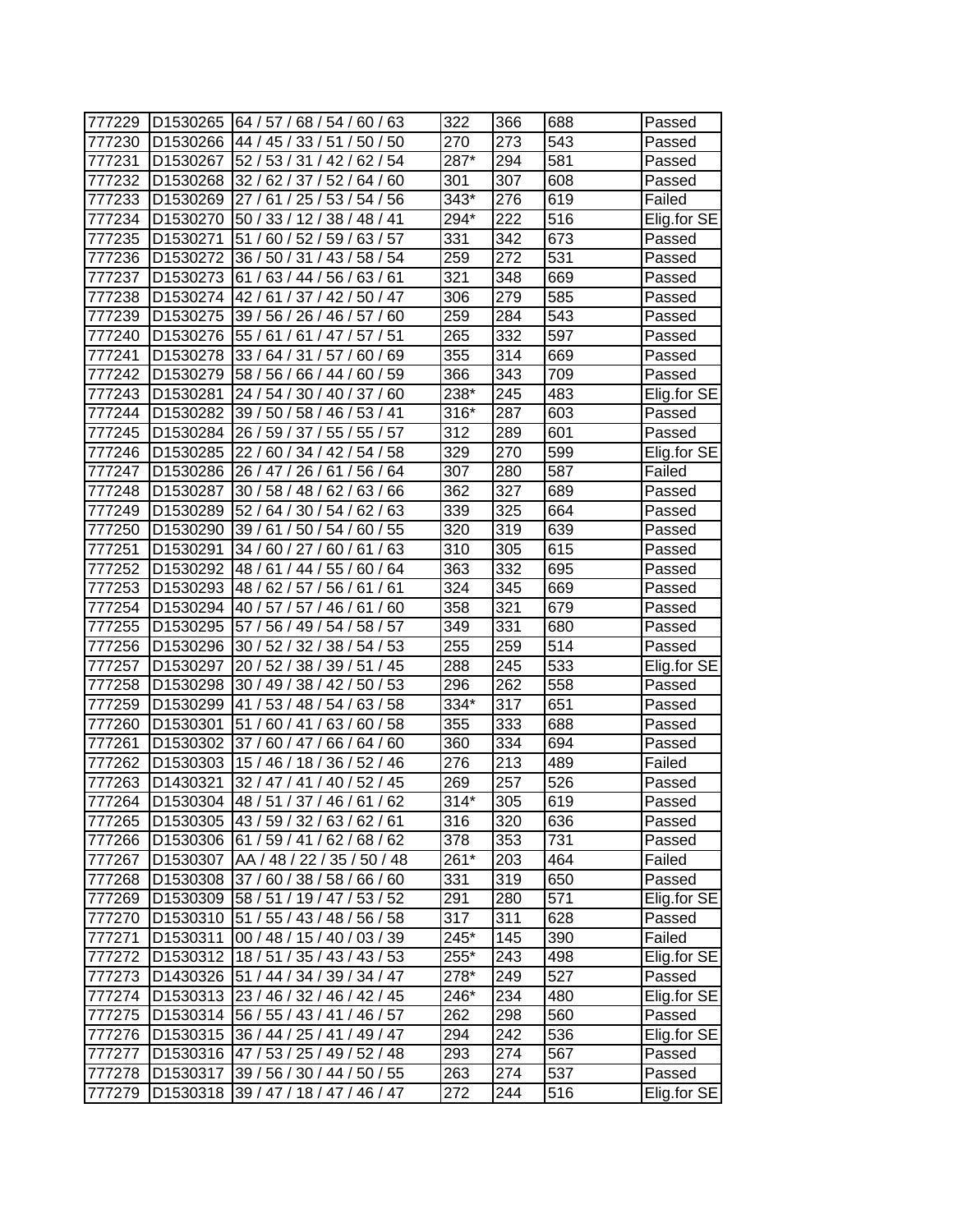| 777229 | D1530265 | 64 / 57 / 68 / 54 / 60 / 63 | 322 | 366 | 688 | Passed |
|---|---|---|---|---|---|---|
| 777230 | D1530266 | 44 / 45 / 33 / 51 / 50 / 50 | 270 | 273 | 543 | Passed |
| 777231 | D1530267 | 52 / 53 / 31 / 42 / 62 / 54 | 287* | 294 | 581 | Passed |
| 777232 | D1530268 | 32 / 62 / 37 / 52 / 64 / 60 | 301 | 307 | 608 | Passed |
| 777233 | D1530269 | 27 / 61 / 25 / 53 / 54 / 56 | 343* | 276 | 619 | Failed |
| 777234 | D1530270 | 50 / 33 / 12 / 38 / 48 / 41 | 294* | 222 | 516 | Elig.for SE |
| 777235 | D1530271 | 51 / 60 / 52 / 59 / 63 / 57 | 331 | 342 | 673 | Passed |
| 777236 | D1530272 | 36 / 50 / 31 / 43 / 58 / 54 | 259 | 272 | 531 | Passed |
| 777237 | D1530273 | 61 / 63 / 44 / 56 / 63 / 61 | 321 | 348 | 669 | Passed |
| 777238 | D1530274 | 42 / 61 / 37 / 42 / 50 / 47 | 306 | 279 | 585 | Passed |
| 777239 | D1530275 | 39 / 56 / 26 / 46 / 57 / 60 | 259 | 284 | 543 | Passed |
| 777240 | D1530276 | 55 / 61 / 61 / 47 / 57 / 51 | 265 | 332 | 597 | Passed |
| 777241 | D1530278 | 33 / 64 / 31 / 57 / 60 / 69 | 355 | 314 | 669 | Passed |
| 777242 | D1530279 | 58 / 56 / 66 / 44 / 60 / 59 | 366 | 343 | 709 | Passed |
| 777243 | D1530281 | 24 / 54 / 30 / 40 / 37 / 60 | 238* | 245 | 483 | Elig.for SE |
| 777244 | D1530282 | 39 / 50 / 58 / 46 / 53 / 41 | 316* | 287 | 603 | Passed |
| 777245 | D1530284 | 26 / 59 / 37 / 55 / 55 / 57 | 312 | 289 | 601 | Passed |
| 777246 | D1530285 | 22 / 60 / 34 / 42 / 54 / 58 | 329 | 270 | 599 | Elig.for SE |
| 777247 | D1530286 | 26 / 47 / 26 / 61 / 56 / 64 | 307 | 280 | 587 | Failed |
| 777248 | D1530287 | 30 / 58 / 48 / 62 / 63 / 66 | 362 | 327 | 689 | Passed |
| 777249 | D1530289 | 52 / 64 / 30 / 54 / 62 / 63 | 339 | 325 | 664 | Passed |
| 777250 | D1530290 | 39 / 61 / 50 / 54 / 60 / 55 | 320 | 319 | 639 | Passed |
| 777251 | D1530291 | 34 / 60 / 27 / 60 / 61 / 63 | 310 | 305 | 615 | Passed |
| 777252 | D1530292 | 48 / 61 / 44 / 55 / 60 / 64 | 363 | 332 | 695 | Passed |
| 777253 | D1530293 | 48 / 62 / 57 / 56 / 61 / 61 | 324 | 345 | 669 | Passed |
| 777254 | D1530294 | 40 / 57 / 57 / 46 / 61 / 60 | 358 | 321 | 679 | Passed |
| 777255 | D1530295 | 57 / 56 / 49 / 54 / 58 / 57 | 349 | 331 | 680 | Passed |
| 777256 | D1530296 | 30 / 52 / 32 / 38 / 54 / 53 | 255 | 259 | 514 | Passed |
| 777257 | D1530297 | 20 / 52 / 38 / 39 / 51 / 45 | 288 | 245 | 533 | Elig.for SE |
| 777258 | D1530298 | 30 / 49 / 38 / 42 / 50 / 53 | 296 | 262 | 558 | Passed |
| 777259 | D1530299 | 41 / 53 / 48 / 54 / 63 / 58 | 334* | 317 | 651 | Passed |
| 777260 | D1530301 | 51 / 60 / 41 / 63 / 60 / 58 | 355 | 333 | 688 | Passed |
| 777261 | D1530302 | 37 / 60 / 47 / 66 / 64 / 60 | 360 | 334 | 694 | Passed |
| 777262 | D1530303 | 15 / 46 / 18 / 36 / 52 / 46 | 276 | 213 | 489 | Failed |
| 777263 | D1430321 | 32 / 47 / 41 / 40 / 52 / 45 | 269 | 257 | 526 | Passed |
| 777264 | D1530304 | 48 / 51 / 37 / 46 / 61 / 62 | 314* | 305 | 619 | Passed |
| 777265 | D1530305 | 43 / 59 / 32 / 63 / 62 / 61 | 316 | 320 | 636 | Passed |
| 777266 | D1530306 | 61 / 59 / 41 / 62 / 68 / 62 | 378 | 353 | 731 | Passed |
| 777267 | D1530307 | AA / 48 / 22 / 35 / 50 / 48 | 261* | 203 | 464 | Failed |
| 777268 | D1530308 | 37 / 60 / 38 / 58 / 66 / 60 | 331 | 319 | 650 | Passed |
| 777269 | D1530309 | 58 / 51 / 19 / 47 / 53 / 52 | 291 | 280 | 571 | Elig.for SE |
| 777270 | D1530310 | 51 / 55 / 43 / 48 / 56 / 58 | 317 | 311 | 628 | Passed |
| 777271 | D1530311 | 00 / 48 / 15 / 40 / 03 / 39 | 245* | 145 | 390 | Failed |
| 777272 | D1530312 | 18 / 51 / 35 / 43 / 43 / 53 | 255* | 243 | 498 | Elig.for SE |
| 777273 | D1430326 | 51 / 44 / 34 / 39 / 34 / 47 | 278* | 249 | 527 | Passed |
| 777274 | D1530313 | 23 / 46 / 32 / 46 / 42 / 45 | 246* | 234 | 480 | Elig.for SE |
| 777275 | D1530314 | 56 / 55 / 43 / 41 / 46 / 57 | 262 | 298 | 560 | Passed |
| 777276 | D1530315 | 36 / 44 / 25 / 41 / 49 / 47 | 294 | 242 | 536 | Elig.for SE |
| 777277 | D1530316 | 47 / 53 / 25 / 49 / 52 / 48 | 293 | 274 | 567 | Passed |
| 777278 | D1530317 | 39 / 56 / 30 / 44 / 50 / 55 | 263 | 274 | 537 | Passed |
| 777279 | D1530318 | 39 / 47 / 18 / 47 / 46 / 47 | 272 | 244 | 516 | Elig.for SE |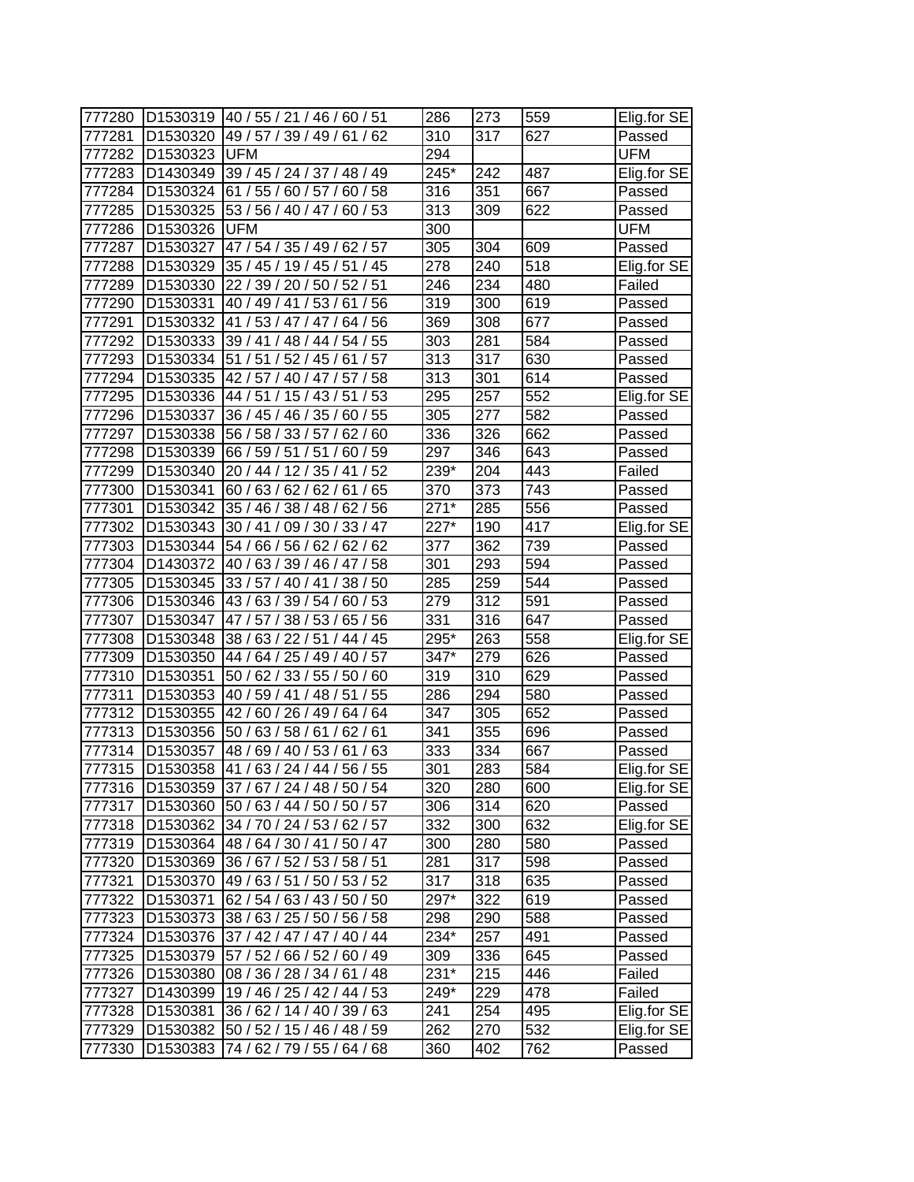| 777280 | D1530319 | 40 / 55 / 21 / 46 / 60 / 51 | 286 | 273 | 559 | Elig.for SE |
|---|---|---|---|---|---|---|
| 777281 | D1530320 | 49 / 57 / 39 / 49 / 61 / 62 | 310 | 317 | 627 | Passed |
| 777282 | D1530323 | UFM | 294 | | | UFM |
| 777283 | D1430349 | 39 / 45 / 24 / 37 / 48 / 49 | 245* | 242 | 487 | Elig.for SE |
| 777284 | D1530324 | 61 / 55 / 60 / 57 / 60 / 58 | 316 | 351 | 667 | Passed |
| 777285 | D1530325 | 53 / 56 / 40 / 47 / 60 / 53 | 313 | 309 | 622 | Passed |
| 777286 | D1530326 | UFM | 300 | | | UFM |
| 777287 | D1530327 | 47 / 54 / 35 / 49 / 62 / 57 | 305 | 304 | 609 | Passed |
| 777288 | D1530329 | 35 / 45 / 19 / 45 / 51 / 45 | 278 | 240 | 518 | Elig.for SE |
| 777289 | D1530330 | 22 / 39 / 20 / 50 / 52 / 51 | 246 | 234 | 480 | Failed |
| 777290 | D1530331 | 40 / 49 / 41 / 53 / 61 / 56 | 319 | 300 | 619 | Passed |
| 777291 | D1530332 | 41 / 53 / 47 / 47 / 64 / 56 | 369 | 308 | 677 | Passed |
| 777292 | D1530333 | 39 / 41 / 48 / 44 / 54 / 55 | 303 | 281 | 584 | Passed |
| 777293 | D1530334 | 51 / 51 / 52 / 45 / 61 / 57 | 313 | 317 | 630 | Passed |
| 777294 | D1530335 | 42 / 57 / 40 / 47 / 57 / 58 | 313 | 301 | 614 | Passed |
| 777295 | D1530336 | 44 / 51 / 15 / 43 / 51 / 53 | 295 | 257 | 552 | Elig.for SE |
| 777296 | D1530337 | 36 / 45 / 46 / 35 / 60 / 55 | 305 | 277 | 582 | Passed |
| 777297 | D1530338 | 56 / 58 / 33 / 57 / 62 / 60 | 336 | 326 | 662 | Passed |
| 777298 | D1530339 | 66 / 59 / 51 / 51 / 60 / 59 | 297 | 346 | 643 | Passed |
| 777299 | D1530340 | 20 / 44 / 12 / 35 / 41 / 52 | 239* | 204 | 443 | Failed |
| 777300 | D1530341 | 60 / 63 / 62 / 62 / 61 / 65 | 370 | 373 | 743 | Passed |
| 777301 | D1530342 | 35 / 46 / 38 / 48 / 62 / 56 | 271* | 285 | 556 | Passed |
| 777302 | D1530343 | 30 / 41 / 09 / 30 / 33 / 47 | 227* | 190 | 417 | Elig.for SE |
| 777303 | D1530344 | 54 / 66 / 56 / 62 / 62 / 62 | 377 | 362 | 739 | Passed |
| 777304 | D1430372 | 40 / 63 / 39 / 46 / 47 / 58 | 301 | 293 | 594 | Passed |
| 777305 | D1530345 | 33 / 57 / 40 / 41 / 38 / 50 | 285 | 259 | 544 | Passed |
| 777306 | D1530346 | 43 / 63 / 39 / 54 / 60 / 53 | 279 | 312 | 591 | Passed |
| 777307 | D1530347 | 47 / 57 / 38 / 53 / 65 / 56 | 331 | 316 | 647 | Passed |
| 777308 | D1530348 | 38 / 63 / 22 / 51 / 44 / 45 | 295* | 263 | 558 | Elig.for SE |
| 777309 | D1530350 | 44 / 64 / 25 / 49 / 40 / 57 | 347* | 279 | 626 | Passed |
| 777310 | D1530351 | 50 / 62 / 33 / 55 / 50 / 60 | 319 | 310 | 629 | Passed |
| 777311 | D1530353 | 40 / 59 / 41 / 48 / 51 / 55 | 286 | 294 | 580 | Passed |
| 777312 | D1530355 | 42 / 60 / 26 / 49 / 64 / 64 | 347 | 305 | 652 | Passed |
| 777313 | D1530356 | 50 / 63 / 58 / 61 / 62 / 61 | 341 | 355 | 696 | Passed |
| 777314 | D1530357 | 48 / 69 / 40 / 53 / 61 / 63 | 333 | 334 | 667 | Passed |
| 777315 | D1530358 | 41 / 63 / 24 / 44 / 56 / 55 | 301 | 283 | 584 | Elig.for SE |
| 777316 | D1530359 | 37 / 67 / 24 / 48 / 50 / 54 | 320 | 280 | 600 | Elig.for SE |
| 777317 | D1530360 | 50 / 63 / 44 / 50 / 50 / 57 | 306 | 314 | 620 | Passed |
| 777318 | D1530362 | 34 / 70 / 24 / 53 / 62 / 57 | 332 | 300 | 632 | Elig.for SE |
| 777319 | D1530364 | 48 / 64 / 30 / 41 / 50 / 47 | 300 | 280 | 580 | Passed |
| 777320 | D1530369 | 36 / 67 / 52 / 53 / 58 / 51 | 281 | 317 | 598 | Passed |
| 777321 | D1530370 | 49 / 63 / 51 / 50 / 53 / 52 | 317 | 318 | 635 | Passed |
| 777322 | D1530371 | 62 / 54 / 63 / 43 / 50 / 50 | 297* | 322 | 619 | Passed |
| 777323 | D1530373 | 38 / 63 / 25 / 50 / 56 / 58 | 298 | 290 | 588 | Passed |
| 777324 | D1530376 | 37 / 42 / 47 / 47 / 40 / 44 | 234* | 257 | 491 | Passed |
| 777325 | D1530379 | 57 / 52 / 66 / 52 / 60 / 49 | 309 | 336 | 645 | Passed |
| 777326 | D1530380 | 08 / 36 / 28 / 34 / 61 / 48 | 231* | 215 | 446 | Failed |
| 777327 | D1430399 | 19 / 46 / 25 / 42 / 44 / 53 | 249* | 229 | 478 | Failed |
| 777328 | D1530381 | 36 / 62 / 14 / 40 / 39 / 63 | 241 | 254 | 495 | Elig.for SE |
| 777329 | D1530382 | 50 / 52 / 15 / 46 / 48 / 59 | 262 | 270 | 532 | Elig.for SE |
| 777330 | D1530383 | 74 / 62 / 79 / 55 / 64 / 68 | 360 | 402 | 762 | Passed |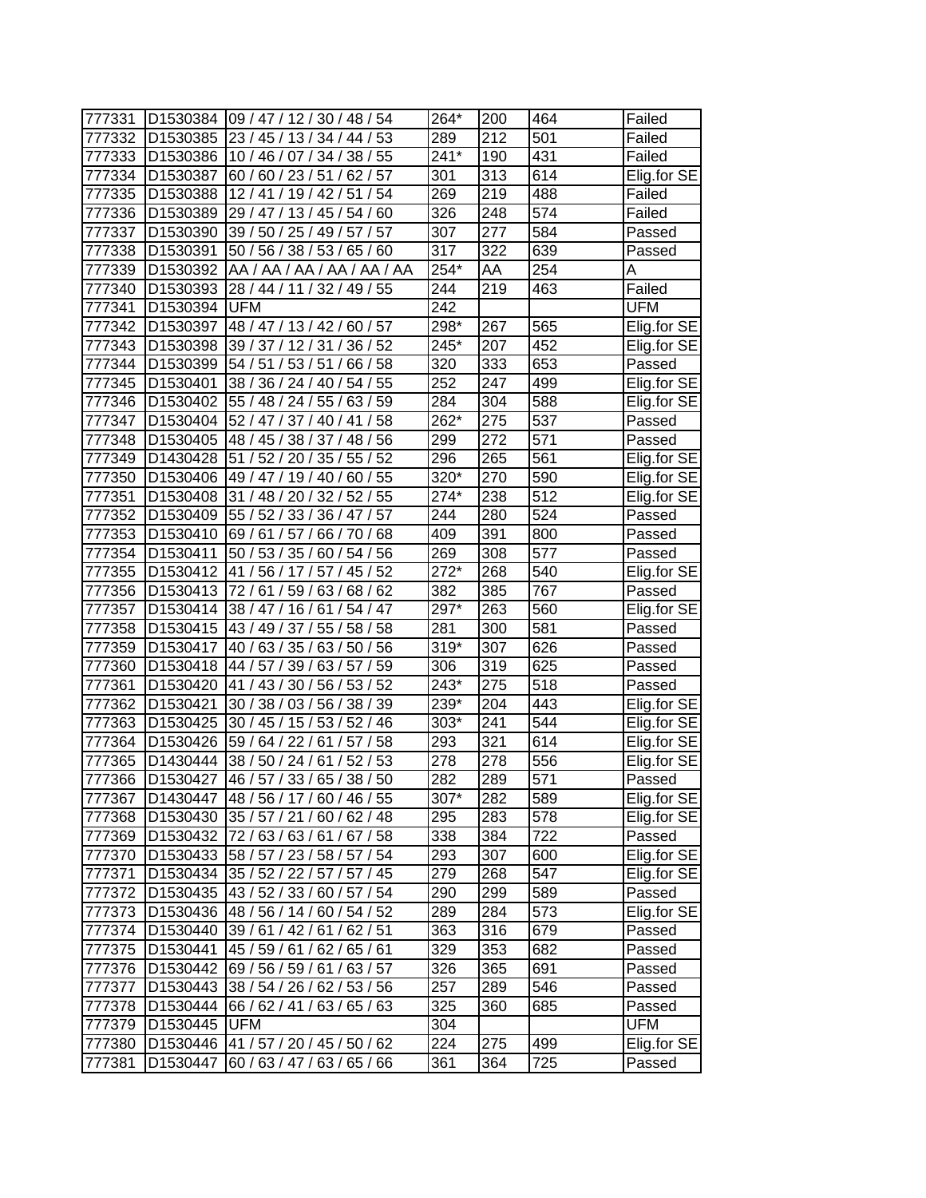| | | | | | | |
|---|---|---|---|---|---|---|
| 777331 | D1530384 | 09 / 47 / 12 / 30 / 48 / 54 | 264* | 200 | 464 | Failed |
| 777332 | D1530385 | 23 / 45 / 13 / 34 / 44 / 53 | 289 | 212 | 501 | Failed |
| 777333 | D1530386 | 10 / 46 / 07 / 34 / 38 / 55 | 241* | 190 | 431 | Failed |
| 777334 | D1530387 | 60 / 60 / 23 / 51 / 62 / 57 | 301 | 313 | 614 | Elig.for SE |
| 777335 | D1530388 | 12 / 41 / 19 / 42 / 51 / 54 | 269 | 219 | 488 | Failed |
| 777336 | D1530389 | 29 / 47 / 13 / 45 / 54 / 60 | 326 | 248 | 574 | Failed |
| 777337 | D1530390 | 39 / 50 / 25 / 49 / 57 / 57 | 307 | 277 | 584 | Passed |
| 777338 | D1530391 | 50 / 56 / 38 / 53 / 65 / 60 | 317 | 322 | 639 | Passed |
| 777339 | D1530392 | AA / AA / AA / AA / AA / AA | 254* | AA | 254 | A |
| 777340 | D1530393 | 28 / 44 / 11 / 32 / 49 / 55 | 244 | 219 | 463 | Failed |
| 777341 | D1530394 | UFM | 242 | | | UFM |
| 777342 | D1530397 | 48 / 47 / 13 / 42 / 60 / 57 | 298* | 267 | 565 | Elig.for SE |
| 777343 | D1530398 | 39 / 37 / 12 / 31 / 36 / 52 | 245* | 207 | 452 | Elig.for SE |
| 777344 | D1530399 | 54 / 51 / 53 / 51 / 66 / 58 | 320 | 333 | 653 | Passed |
| 777345 | D1530401 | 38 / 36 / 24 / 40 / 54 / 55 | 252 | 247 | 499 | Elig.for SE |
| 777346 | D1530402 | 55 / 48 / 24 / 55 / 63 / 59 | 284 | 304 | 588 | Elig.for SE |
| 777347 | D1530404 | 52 / 47 / 37 / 40 / 41 / 58 | 262* | 275 | 537 | Passed |
| 777348 | D1530405 | 48 / 45 / 38 / 37 / 48 / 56 | 299 | 272 | 571 | Passed |
| 777349 | D1430428 | 51 / 52 / 20 / 35 / 55 / 52 | 296 | 265 | 561 | Elig.for SE |
| 777350 | D1530406 | 49 / 47 / 19 / 40 / 60 / 55 | 320* | 270 | 590 | Elig.for SE |
| 777351 | D1530408 | 31 / 48 / 20 / 32 / 52 / 55 | 274* | 238 | 512 | Elig.for SE |
| 777352 | D1530409 | 55 / 52 / 33 / 36 / 47 / 57 | 244 | 280 | 524 | Passed |
| 777353 | D1530410 | 69 / 61 / 57 / 66 / 70 / 68 | 409 | 391 | 800 | Passed |
| 777354 | D1530411 | 50 / 53 / 35 / 60 / 54 / 56 | 269 | 308 | 577 | Passed |
| 777355 | D1530412 | 41 / 56 / 17 / 57 / 45 / 52 | 272* | 268 | 540 | Elig.for SE |
| 777356 | D1530413 | 72 / 61 / 59 / 63 / 68 / 62 | 382 | 385 | 767 | Passed |
| 777357 | D1530414 | 38 / 47 / 16 / 61 / 54 / 47 | 297* | 263 | 560 | Elig.for SE |
| 777358 | D1530415 | 43 / 49 / 37 / 55 / 58 / 58 | 281 | 300 | 581 | Passed |
| 777359 | D1530417 | 40 / 63 / 35 / 63 / 50 / 56 | 319* | 307 | 626 | Passed |
| 777360 | D1530418 | 44 / 57 / 39 / 63 / 57 / 59 | 306 | 319 | 625 | Passed |
| 777361 | D1530420 | 41 / 43 / 30 / 56 / 53 / 52 | 243* | 275 | 518 | Passed |
| 777362 | D1530421 | 30 / 38 / 03 / 56 / 38 / 39 | 239* | 204 | 443 | Elig.for SE |
| 777363 | D1530425 | 30 / 45 / 15 / 53 / 52 / 46 | 303* | 241 | 544 | Elig.for SE |
| 777364 | D1530426 | 59 / 64 / 22 / 61 / 57 / 58 | 293 | 321 | 614 | Elig.for SE |
| 777365 | D1430444 | 38 / 50 / 24 / 61 / 52 / 53 | 278 | 278 | 556 | Elig.for SE |
| 777366 | D1530427 | 46 / 57 / 33 / 65 / 38 / 50 | 282 | 289 | 571 | Passed |
| 777367 | D1430447 | 48 / 56 / 17 / 60 / 46 / 55 | 307* | 282 | 589 | Elig.for SE |
| 777368 | D1530430 | 35 / 57 / 21 / 60 / 62 / 48 | 295 | 283 | 578 | Elig.for SE |
| 777369 | D1530432 | 72 / 63 / 63 / 61 / 67 / 58 | 338 | 384 | 722 | Passed |
| 777370 | D1530433 | 58 / 57 / 23 / 58 / 57 / 54 | 293 | 307 | 600 | Elig.for SE |
| 777371 | D1530434 | 35 / 52 / 22 / 57 / 57 / 45 | 279 | 268 | 547 | Elig.for SE |
| 777372 | D1530435 | 43 / 52 / 33 / 60 / 57 / 54 | 290 | 299 | 589 | Passed |
| 777373 | D1530436 | 48 / 56 / 14 / 60 / 54 / 52 | 289 | 284 | 573 | Elig.for SE |
| 777374 | D1530440 | 39 / 61 / 42 / 61 / 62 / 51 | 363 | 316 | 679 | Passed |
| 777375 | D1530441 | 45 / 59 / 61 / 62 / 65 / 61 | 329 | 353 | 682 | Passed |
| 777376 | D1530442 | 69 / 56 / 59 / 61 / 63 / 57 | 326 | 365 | 691 | Passed |
| 777377 | D1530443 | 38 / 54 / 26 / 62 / 53 / 56 | 257 | 289 | 546 | Passed |
| 777378 | D1530444 | 66 / 62 / 41 / 63 / 65 / 63 | 325 | 360 | 685 | Passed |
| 777379 | D1530445 | UFM | 304 | | | UFM |
| 777380 | D1530446 | 41 / 57 / 20 / 45 / 50 / 62 | 224 | 275 | 499 | Elig.for SE |
| 777381 | D1530447 | 60 / 63 / 47 / 63 / 65 / 66 | 361 | 364 | 725 | Passed |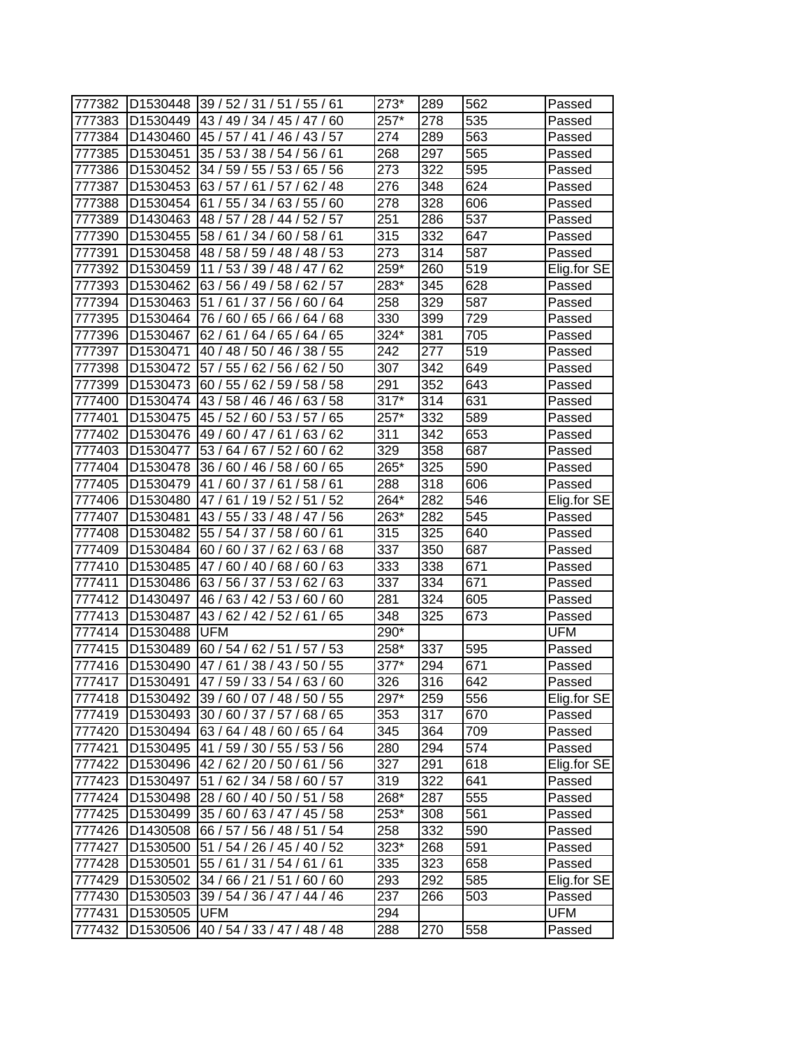| | | | | | | |
|---|---|---|---|---|---|---|
| 777382 | D1530448 | 39 / 52 / 31 / 51 / 55 / 61 | 273* | 289 | 562 | Passed |
| 777383 | D1530449 | 43 / 49 / 34 / 45 / 47 / 60 | 257* | 278 | 535 | Passed |
| 777384 | D1430460 | 45 / 57 / 41 / 46 / 43 / 57 | 274 | 289 | 563 | Passed |
| 777385 | D1530451 | 35 / 53 / 38 / 54 / 56 / 61 | 268 | 297 | 565 | Passed |
| 777386 | D1530452 | 34 / 59 / 55 / 53 / 65 / 56 | 273 | 322 | 595 | Passed |
| 777387 | D1530453 | 63 / 57 / 61 / 57 / 62 / 48 | 276 | 348 | 624 | Passed |
| 777388 | D1530454 | 61 / 55 / 34 / 63 / 55 / 60 | 278 | 328 | 606 | Passed |
| 777389 | D1430463 | 48 / 57 / 28 / 44 / 52 / 57 | 251 | 286 | 537 | Passed |
| 777390 | D1530455 | 58 / 61 / 34 / 60 / 58 / 61 | 315 | 332 | 647 | Passed |
| 777391 | D1530458 | 48 / 58 / 59 / 48 / 48 / 53 | 273 | 314 | 587 | Passed |
| 777392 | D1530459 | 11 / 53 / 39 / 48 / 47 / 62 | 259* | 260 | 519 | Elig.for SE |
| 777393 | D1530462 | 63 / 56 / 49 / 58 / 62 / 57 | 283* | 345 | 628 | Passed |
| 777394 | D1530463 | 51 / 61 / 37 / 56 / 60 / 64 | 258 | 329 | 587 | Passed |
| 777395 | D1530464 | 76 / 60 / 65 / 66 / 64 / 68 | 330 | 399 | 729 | Passed |
| 777396 | D1530467 | 62 / 61 / 64 / 65 / 64 / 65 | 324* | 381 | 705 | Passed |
| 777397 | D1530471 | 40 / 48 / 50 / 46 / 38 / 55 | 242 | 277 | 519 | Passed |
| 777398 | D1530472 | 57 / 55 / 62 / 56 / 62 / 50 | 307 | 342 | 649 | Passed |
| 777399 | D1530473 | 60 / 55 / 62 / 59 / 58 / 58 | 291 | 352 | 643 | Passed |
| 777400 | D1530474 | 43 / 58 / 46 / 46 / 63 / 58 | 317* | 314 | 631 | Passed |
| 777401 | D1530475 | 45 / 52 / 60 / 53 / 57 / 65 | 257* | 332 | 589 | Passed |
| 777402 | D1530476 | 49 / 60 / 47 / 61 / 63 / 62 | 311 | 342 | 653 | Passed |
| 777403 | D1530477 | 53 / 64 / 67 / 52 / 60 / 62 | 329 | 358 | 687 | Passed |
| 777404 | D1530478 | 36 / 60 / 46 / 58 / 60 / 65 | 265* | 325 | 590 | Passed |
| 777405 | D1530479 | 41 / 60 / 37 / 61 / 58 / 61 | 288 | 318 | 606 | Passed |
| 777406 | D1530480 | 47 / 61 / 19 / 52 / 51 / 52 | 264* | 282 | 546 | Elig.for SE |
| 777407 | D1530481 | 43 / 55 / 33 / 48 / 47 / 56 | 263* | 282 | 545 | Passed |
| 777408 | D1530482 | 55 / 54 / 37 / 58 / 60 / 61 | 315 | 325 | 640 | Passed |
| 777409 | D1530484 | 60 / 60 / 37 / 62 / 63 / 68 | 337 | 350 | 687 | Passed |
| 777410 | D1530485 | 47 / 60 / 40 / 68 / 60 / 63 | 333 | 338 | 671 | Passed |
| 777411 | D1530486 | 63 / 56 / 37 / 53 / 62 / 63 | 337 | 334 | 671 | Passed |
| 777412 | D1430497 | 46 / 63 / 42 / 53 / 60 / 60 | 281 | 324 | 605 | Passed |
| 777413 | D1530487 | 43 / 62 / 42 / 52 / 61 / 65 | 348 | 325 | 673 | Passed |
| 777414 | D1530488 | UFM | 290* | | | UFM |
| 777415 | D1530489 | 60 / 54 / 62 / 51 / 57 / 53 | 258* | 337 | 595 | Passed |
| 777416 | D1530490 | 47 / 61 / 38 / 43 / 50 / 55 | 377* | 294 | 671 | Passed |
| 777417 | D1530491 | 47 / 59 / 33 / 54 / 63 / 60 | 326 | 316 | 642 | Passed |
| 777418 | D1530492 | 39 / 60 / 07 / 48 / 50 / 55 | 297* | 259 | 556 | Elig.for SE |
| 777419 | D1530493 | 30 / 60 / 37 / 57 / 68 / 65 | 353 | 317 | 670 | Passed |
| 777420 | D1530494 | 63 / 64 / 48 / 60 / 65 / 64 | 345 | 364 | 709 | Passed |
| 777421 | D1530495 | 41 / 59 / 30 / 55 / 53 / 56 | 280 | 294 | 574 | Passed |
| 777422 | D1530496 | 42 / 62 / 20 / 50 / 61 / 56 | 327 | 291 | 618 | Elig.for SE |
| 777423 | D1530497 | 51 / 62 / 34 / 58 / 60 / 57 | 319 | 322 | 641 | Passed |
| 777424 | D1530498 | 28 / 60 / 40 / 50 / 51 / 58 | 268* | 287 | 555 | Passed |
| 777425 | D1530499 | 35 / 60 / 63 / 47 / 45 / 58 | 253* | 308 | 561 | Passed |
| 777426 | D1430508 | 66 / 57 / 56 / 48 / 51 / 54 | 258 | 332 | 590 | Passed |
| 777427 | D1530500 | 51 / 54 / 26 / 45 / 40 / 52 | 323* | 268 | 591 | Passed |
| 777428 | D1530501 | 55 / 61 / 31 / 54 / 61 / 61 | 335 | 323 | 658 | Passed |
| 777429 | D1530502 | 34 / 66 / 21 / 51 / 60 / 60 | 293 | 292 | 585 | Elig.for SE |
| 777430 | D1530503 | 39 / 54 / 36 / 47 / 44 / 46 | 237 | 266 | 503 | Passed |
| 777431 | D1530505 | UFM | 294 | | | UFM |
| 777432 | D1530506 | 40 / 54 / 33 / 47 / 48 / 48 | 288 | 270 | 558 | Passed |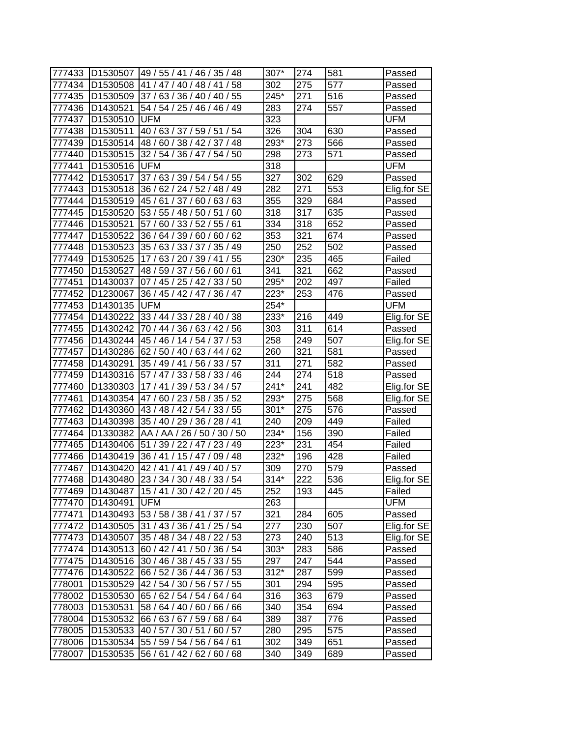| | | | | | | |
|---|---|---|---|---|---|---|
| 777433 | D1530507 | 49 / 55 / 41 / 46 / 35 / 48 | 307* | 274 | 581 | Passed |
| 777434 | D1530508 | 41 / 47 / 40 / 48 / 41 / 58 | 302 | 275 | 577 | Passed |
| 777435 | D1530509 | 37 / 63 / 36 / 40 / 40 / 55 | 245* | 271 | 516 | Passed |
| 777436 | D1430521 | 54 / 54 / 25 / 46 / 46 / 49 | 283 | 274 | 557 | Passed |
| 777437 | D1530510 | UFM | 323 | | | UFM |
| 777438 | D1530511 | 40 / 63 / 37 / 59 / 51 / 54 | 326 | 304 | 630 | Passed |
| 777439 | D1530514 | 48 / 60 / 38 / 42 / 37 / 48 | 293* | 273 | 566 | Passed |
| 777440 | D1530515 | 32 / 54 / 36 / 47 / 54 / 50 | 298 | 273 | 571 | Passed |
| 777441 | D1530516 | UFM | 318 | | | UFM |
| 777442 | D1530517 | 37 / 63 / 39 / 54 / 54 / 55 | 327 | 302 | 629 | Passed |
| 777443 | D1530518 | 36 / 62 / 24 / 52 / 48 / 49 | 282 | 271 | 553 | Elig.for SE |
| 777444 | D1530519 | 45 / 61 / 37 / 60 / 63 / 63 | 355 | 329 | 684 | Passed |
| 777445 | D1530520 | 53 / 55 / 48 / 50 / 51 / 60 | 318 | 317 | 635 | Passed |
| 777446 | D1530521 | 57 / 60 / 33 / 52 / 55 / 61 | 334 | 318 | 652 | Passed |
| 777447 | D1530522 | 36 / 64 / 39 / 60 / 60 / 62 | 353 | 321 | 674 | Passed |
| 777448 | D1530523 | 35 / 63 / 33 / 37 / 35 / 49 | 250 | 252 | 502 | Passed |
| 777449 | D1530525 | 17 / 63 / 20 / 39 / 41 / 55 | 230* | 235 | 465 | Failed |
| 777450 | D1530527 | 48 / 59 / 37 / 56 / 60 / 61 | 341 | 321 | 662 | Passed |
| 777451 | D1430037 | 07 / 45 / 25 / 42 / 33 / 50 | 295* | 202 | 497 | Failed |
| 777452 | D1230067 | 36 / 45 / 42 / 47 / 36 / 47 | 223* | 253 | 476 | Passed |
| 777453 | D1430135 | UFM | 254* | | | UFM |
| 777454 | D1430222 | 33 / 44 / 33 / 28 / 40 / 38 | 233* | 216 | 449 | Elig.for SE |
| 777455 | D1430242 | 70 / 44 / 36 / 63 / 42 / 56 | 303 | 311 | 614 | Passed |
| 777456 | D1430244 | 45 / 46 / 14 / 54 / 37 / 53 | 258 | 249 | 507 | Elig.for SE |
| 777457 | D1430286 | 62 / 50 / 40 / 63 / 44 / 62 | 260 | 321 | 581 | Passed |
| 777458 | D1430291 | 35 / 49 / 41 / 56 / 33 / 57 | 311 | 271 | 582 | Passed |
| 777459 | D1430316 | 57 / 47 / 33 / 58 / 33 / 46 | 244 | 274 | 518 | Passed |
| 777460 | D1330303 | 17 / 41 / 39 / 53 / 34 / 57 | 241* | 241 | 482 | Elig.for SE |
| 777461 | D1430354 | 47 / 60 / 23 / 58 / 35 / 52 | 293* | 275 | 568 | Elig.for SE |
| 777462 | D1430360 | 43 / 48 / 42 / 54 / 33 / 55 | 301* | 275 | 576 | Passed |
| 777463 | D1430398 | 35 / 40 / 29 / 36 / 28 / 41 | 240 | 209 | 449 | Failed |
| 777464 | D1330382 | AA / AA / 26 / 50 / 30 / 50 | 234* | 156 | 390 | Failed |
| 777465 | D1430406 | 51 / 39 / 22 / 47 / 23 / 49 | 223* | 231 | 454 | Failed |
| 777466 | D1430419 | 36 / 41 / 15 / 47 / 09 / 48 | 232* | 196 | 428 | Failed |
| 777467 | D1430420 | 42 / 41 / 41 / 49 / 40 / 57 | 309 | 270 | 579 | Passed |
| 777468 | D1430480 | 23 / 34 / 30 / 48 / 33 / 54 | 314* | 222 | 536 | Elig.for SE |
| 777469 | D1430487 | 15 / 41 / 30 / 42 / 20 / 45 | 252 | 193 | 445 | Failed |
| 777470 | D1430491 | UFM | 263 | | | UFM |
| 777471 | D1430493 | 53 / 58 / 38 / 41 / 37 / 57 | 321 | 284 | 605 | Passed |
| 777472 | D1430505 | 31 / 43 / 36 / 41 / 25 / 54 | 277 | 230 | 507 | Elig.for SE |
| 777473 | D1430507 | 35 / 48 / 34 / 48 / 22 / 53 | 273 | 240 | 513 | Elig.for SE |
| 777474 | D1430513 | 60 / 42 / 41 / 50 / 36 / 54 | 303* | 283 | 586 | Passed |
| 777475 | D1430516 | 30 / 46 / 38 / 45 / 33 / 55 | 297 | 247 | 544 | Passed |
| 777476 | D1430522 | 66 / 52 / 36 / 44 / 36 / 53 | 312* | 287 | 599 | Passed |
| 778001 | D1530529 | 42 / 54 / 30 / 56 / 57 / 55 | 301 | 294 | 595 | Passed |
| 778002 | D1530530 | 65 / 62 / 54 / 54 / 64 / 64 | 316 | 363 | 679 | Passed |
| 778003 | D1530531 | 58 / 64 / 40 / 60 / 66 / 66 | 340 | 354 | 694 | Passed |
| 778004 | D1530532 | 66 / 63 / 67 / 59 / 68 / 64 | 389 | 387 | 776 | Passed |
| 778005 | D1530533 | 40 / 57 / 30 / 51 / 60 / 57 | 280 | 295 | 575 | Passed |
| 778006 | D1530534 | 55 / 59 / 54 / 56 / 64 / 61 | 302 | 349 | 651 | Passed |
| 778007 | D1530535 | 56 / 61 / 42 / 62 / 60 / 68 | 340 | 349 | 689 | Passed |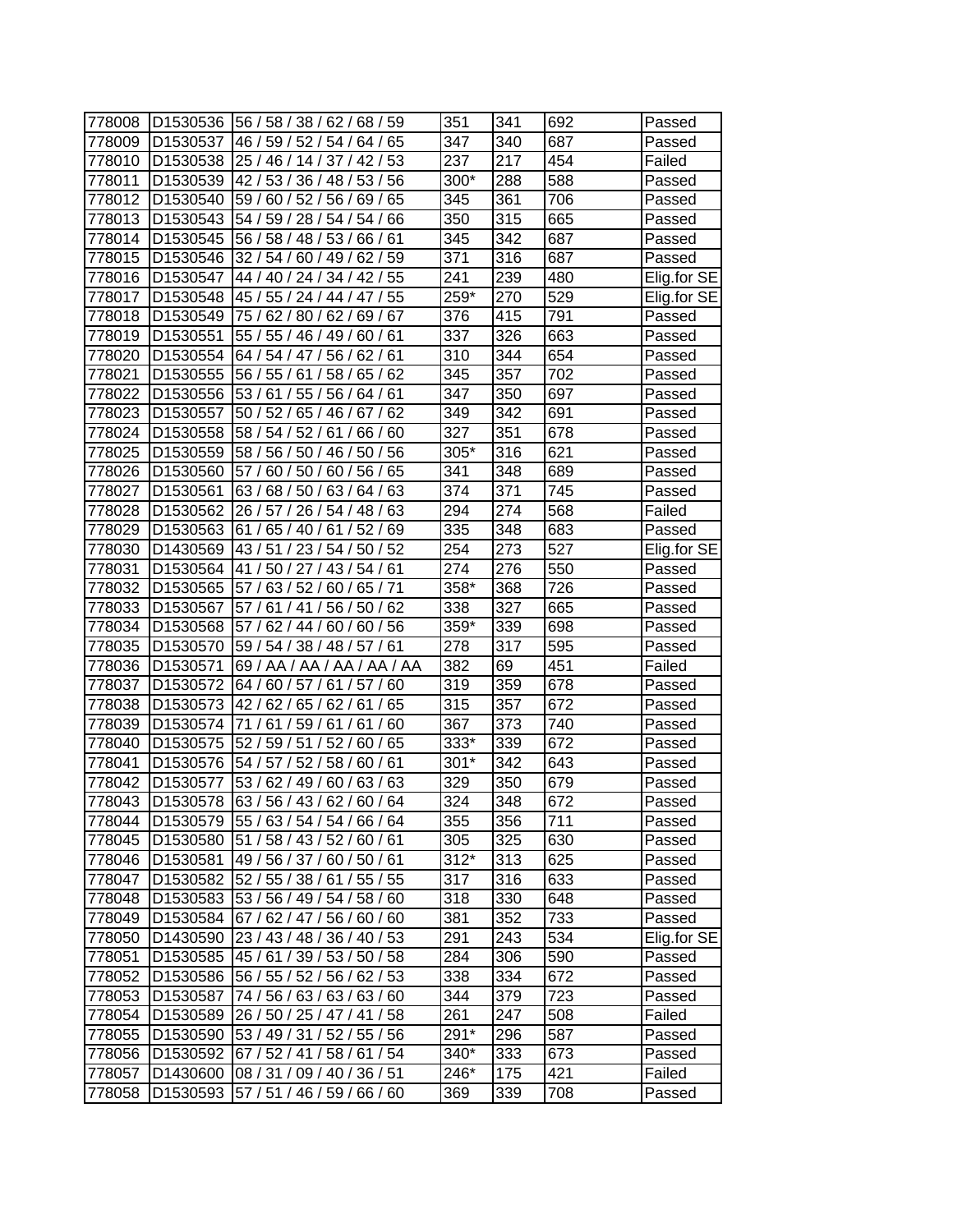| | | | | | | |
|---|---|---|---|---|---|---|
| 778008 | D1530536 | 56 / 58 / 38 / 62 / 68 / 59 | 351 | 341 | 692 | Passed |
| 778009 | D1530537 | 46 / 59 / 52 / 54 / 64 / 65 | 347 | 340 | 687 | Passed |
| 778010 | D1530538 | 25 / 46 / 14 / 37 / 42 / 53 | 237 | 217 | 454 | Failed |
| 778011 | D1530539 | 42 / 53 / 36 / 48 / 53 / 56 | 300* | 288 | 588 | Passed |
| 778012 | D1530540 | 59 / 60 / 52 / 56 / 69 / 65 | 345 | 361 | 706 | Passed |
| 778013 | D1530543 | 54 / 59 / 28 / 54 / 54 / 66 | 350 | 315 | 665 | Passed |
| 778014 | D1530545 | 56 / 58 / 48 / 53 / 66 / 61 | 345 | 342 | 687 | Passed |
| 778015 | D1530546 | 32 / 54 / 60 / 49 / 62 / 59 | 371 | 316 | 687 | Passed |
| 778016 | D1530547 | 44 / 40 / 24 / 34 / 42 / 55 | 241 | 239 | 480 | Elig.for SE |
| 778017 | D1530548 | 45 / 55 / 24 / 44 / 47 / 55 | 259* | 270 | 529 | Elig.for SE |
| 778018 | D1530549 | 75 / 62 / 80 / 62 / 69 / 67 | 376 | 415 | 791 | Passed |
| 778019 | D1530551 | 55 / 55 / 46 / 49 / 60 / 61 | 337 | 326 | 663 | Passed |
| 778020 | D1530554 | 64 / 54 / 47 / 56 / 62 / 61 | 310 | 344 | 654 | Passed |
| 778021 | D1530555 | 56 / 55 / 61 / 58 / 65 / 62 | 345 | 357 | 702 | Passed |
| 778022 | D1530556 | 53 / 61 / 55 / 56 / 64 / 61 | 347 | 350 | 697 | Passed |
| 778023 | D1530557 | 50 / 52 / 65 / 46 / 67 / 62 | 349 | 342 | 691 | Passed |
| 778024 | D1530558 | 58 / 54 / 52 / 61 / 66 / 60 | 327 | 351 | 678 | Passed |
| 778025 | D1530559 | 58 / 56 / 50 / 46 / 50 / 56 | 305* | 316 | 621 | Passed |
| 778026 | D1530560 | 57 / 60 / 50 / 60 / 56 / 65 | 341 | 348 | 689 | Passed |
| 778027 | D1530561 | 63 / 68 / 50 / 63 / 64 / 63 | 374 | 371 | 745 | Passed |
| 778028 | D1530562 | 26 / 57 / 26 / 54 / 48 / 63 | 294 | 274 | 568 | Failed |
| 778029 | D1530563 | 61 / 65 / 40 / 61 / 52 / 69 | 335 | 348 | 683 | Passed |
| 778030 | D1430569 | 43 / 51 / 23 / 54 / 50 / 52 | 254 | 273 | 527 | Elig.for SE |
| 778031 | D1530564 | 41 / 50 / 27 / 43 / 54 / 61 | 274 | 276 | 550 | Passed |
| 778032 | D1530565 | 57 / 63 / 52 / 60 / 65 / 71 | 358* | 368 | 726 | Passed |
| 778033 | D1530567 | 57 / 61 / 41 / 56 / 50 / 62 | 338 | 327 | 665 | Passed |
| 778034 | D1530568 | 57 / 62 / 44 / 60 / 60 / 56 | 359* | 339 | 698 | Passed |
| 778035 | D1530570 | 59 / 54 / 38 / 48 / 57 / 61 | 278 | 317 | 595 | Passed |
| 778036 | D1530571 | 69 / AA / AA / AA / AA / AA | 382 | 69 | 451 | Failed |
| 778037 | D1530572 | 64 / 60 / 57 / 61 / 57 / 60 | 319 | 359 | 678 | Passed |
| 778038 | D1530573 | 42 / 62 / 65 / 62 / 61 / 65 | 315 | 357 | 672 | Passed |
| 778039 | D1530574 | 71 / 61 / 59 / 61 / 61 / 60 | 367 | 373 | 740 | Passed |
| 778040 | D1530575 | 52 / 59 / 51 / 52 / 60 / 65 | 333* | 339 | 672 | Passed |
| 778041 | D1530576 | 54 / 57 / 52 / 58 / 60 / 61 | 301* | 342 | 643 | Passed |
| 778042 | D1530577 | 53 / 62 / 49 / 60 / 63 / 63 | 329 | 350 | 679 | Passed |
| 778043 | D1530578 | 63 / 56 / 43 / 62 / 60 / 64 | 324 | 348 | 672 | Passed |
| 778044 | D1530579 | 55 / 63 / 54 / 54 / 66 / 64 | 355 | 356 | 711 | Passed |
| 778045 | D1530580 | 51 / 58 / 43 / 52 / 60 / 61 | 305 | 325 | 630 | Passed |
| 778046 | D1530581 | 49 / 56 / 37 / 60 / 50 / 61 | 312* | 313 | 625 | Passed |
| 778047 | D1530582 | 52 / 55 / 38 / 61 / 55 / 55 | 317 | 316 | 633 | Passed |
| 778048 | D1530583 | 53 / 56 / 49 / 54 / 58 / 60 | 318 | 330 | 648 | Passed |
| 778049 | D1530584 | 67 / 62 / 47 / 56 / 60 / 60 | 381 | 352 | 733 | Passed |
| 778050 | D1430590 | 23 / 43 / 48 / 36 / 40 / 53 | 291 | 243 | 534 | Elig.for SE |
| 778051 | D1530585 | 45 / 61 / 39 / 53 / 50 / 58 | 284 | 306 | 590 | Passed |
| 778052 | D1530586 | 56 / 55 / 52 / 56 / 62 / 53 | 338 | 334 | 672 | Passed |
| 778053 | D1530587 | 74 / 56 / 63 / 63 / 63 / 60 | 344 | 379 | 723 | Passed |
| 778054 | D1530589 | 26 / 50 / 25 / 47 / 41 / 58 | 261 | 247 | 508 | Failed |
| 778055 | D1530590 | 53 / 49 / 31 / 52 / 55 / 56 | 291* | 296 | 587 | Passed |
| 778056 | D1530592 | 67 / 52 / 41 / 58 / 61 / 54 | 340* | 333 | 673 | Passed |
| 778057 | D1430600 | 08 / 31 / 09 / 40 / 36 / 51 | 246* | 175 | 421 | Failed |
| 778058 | D1530593 | 57 / 51 / 46 / 59 / 66 / 60 | 369 | 339 | 708 | Passed |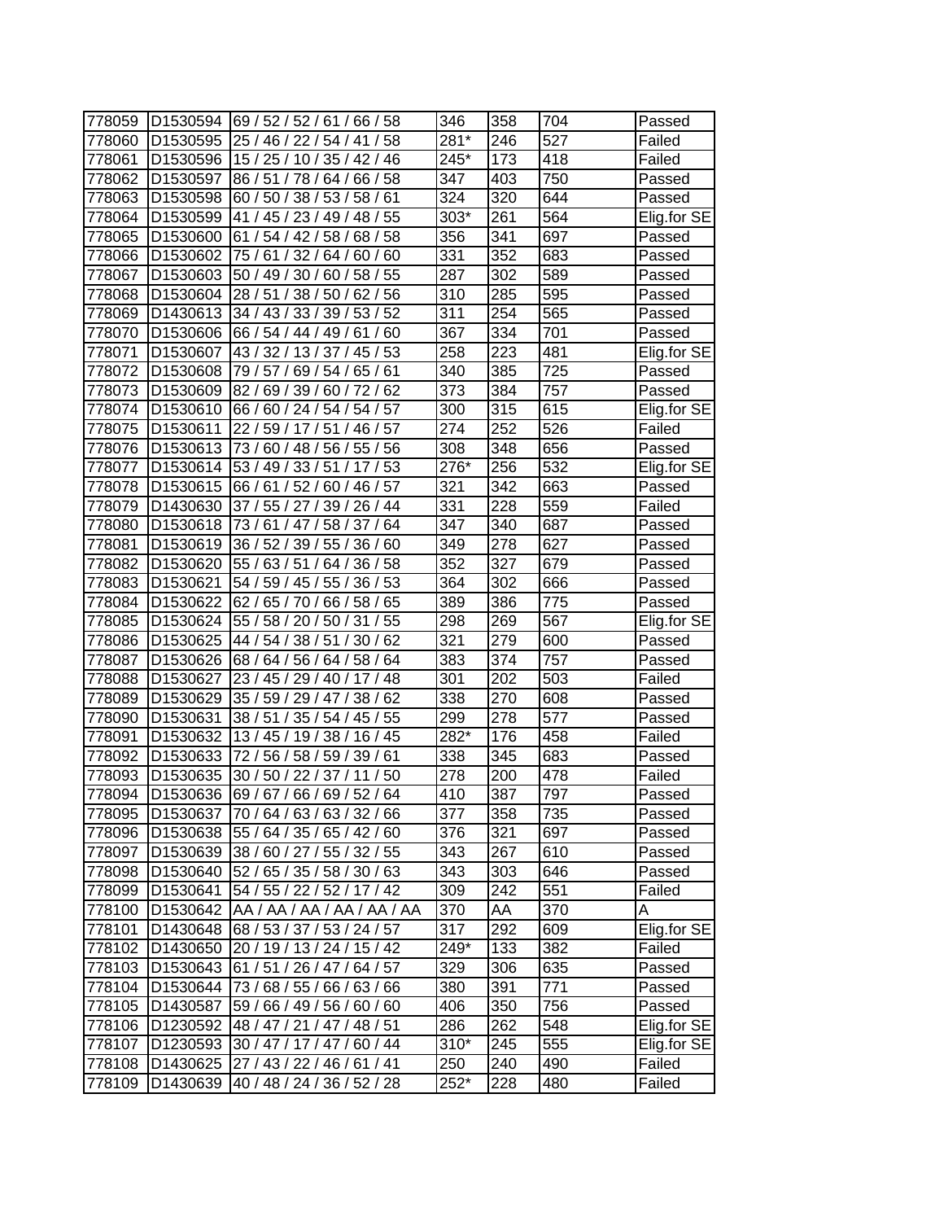| | | | | | | |
|---|---|---|---|---|---|---|
| 778059 | D1530594 | 69 / 52 / 52 / 61 / 66 / 58 | 346 | 358 | 704 | Passed |
| 778060 | D1530595 | 25 / 46 / 22 / 54 / 41 / 58 | 281* | 246 | 527 | Failed |
| 778061 | D1530596 | 15 / 25 / 10 / 35 / 42 / 46 | 245* | 173 | 418 | Failed |
| 778062 | D1530597 | 86 / 51 / 78 / 64 / 66 / 58 | 347 | 403 | 750 | Passed |
| 778063 | D1530598 | 60 / 50 / 38 / 53 / 58 / 61 | 324 | 320 | 644 | Passed |
| 778064 | D1530599 | 41 / 45 / 23 / 49 / 48 / 55 | 303* | 261 | 564 | Elig.for SE |
| 778065 | D1530600 | 61 / 54 / 42 / 58 / 68 / 58 | 356 | 341 | 697 | Passed |
| 778066 | D1530602 | 75 / 61 / 32 / 64 / 60 / 60 | 331 | 352 | 683 | Passed |
| 778067 | D1530603 | 50 / 49 / 30 / 60 / 58 / 55 | 287 | 302 | 589 | Passed |
| 778068 | D1530604 | 28 / 51 / 38 / 50 / 62 / 56 | 310 | 285 | 595 | Passed |
| 778069 | D1430613 | 34 / 43 / 33 / 39 / 53 / 52 | 311 | 254 | 565 | Passed |
| 778070 | D1530606 | 66 / 54 / 44 / 49 / 61 / 60 | 367 | 334 | 701 | Passed |
| 778071 | D1530607 | 43 / 32 / 13 / 37 / 45 / 53 | 258 | 223 | 481 | Elig.for SE |
| 778072 | D1530608 | 79 / 57 / 69 / 54 / 65 / 61 | 340 | 385 | 725 | Passed |
| 778073 | D1530609 | 82 / 69 / 39 / 60 / 72 / 62 | 373 | 384 | 757 | Passed |
| 778074 | D1530610 | 66 / 60 / 24 / 54 / 54 / 57 | 300 | 315 | 615 | Elig.for SE |
| 778075 | D1530611 | 22 / 59 / 17 / 51 / 46 / 57 | 274 | 252 | 526 | Failed |
| 778076 | D1530613 | 73 / 60 / 48 / 56 / 55 / 56 | 308 | 348 | 656 | Passed |
| 778077 | D1530614 | 53 / 49 / 33 / 51 / 17 / 53 | 276* | 256 | 532 | Elig.for SE |
| 778078 | D1530615 | 66 / 61 / 52 / 60 / 46 / 57 | 321 | 342 | 663 | Passed |
| 778079 | D1430630 | 37 / 55 / 27 / 39 / 26 / 44 | 331 | 228 | 559 | Failed |
| 778080 | D1530618 | 73 / 61 / 47 / 58 / 37 / 64 | 347 | 340 | 687 | Passed |
| 778081 | D1530619 | 36 / 52 / 39 / 55 / 36 / 60 | 349 | 278 | 627 | Passed |
| 778082 | D1530620 | 55 / 63 / 51 / 64 / 36 / 58 | 352 | 327 | 679 | Passed |
| 778083 | D1530621 | 54 / 59 / 45 / 55 / 36 / 53 | 364 | 302 | 666 | Passed |
| 778084 | D1530622 | 62 / 65 / 70 / 66 / 58 / 65 | 389 | 386 | 775 | Passed |
| 778085 | D1530624 | 55 / 58 / 20 / 50 / 31 / 55 | 298 | 269 | 567 | Elig.for SE |
| 778086 | D1530625 | 44 / 54 / 38 / 51 / 30 / 62 | 321 | 279 | 600 | Passed |
| 778087 | D1530626 | 68 / 64 / 56 / 64 / 58 / 64 | 383 | 374 | 757 | Passed |
| 778088 | D1530627 | 23 / 45 / 29 / 40 / 17 / 48 | 301 | 202 | 503 | Failed |
| 778089 | D1530629 | 35 / 59 / 29 / 47 / 38 / 62 | 338 | 270 | 608 | Passed |
| 778090 | D1530631 | 38 / 51 / 35 / 54 / 45 / 55 | 299 | 278 | 577 | Passed |
| 778091 | D1530632 | 13 / 45 / 19 / 38 / 16 / 45 | 282* | 176 | 458 | Failed |
| 778092 | D1530633 | 72 / 56 / 58 / 59 / 39 / 61 | 338 | 345 | 683 | Passed |
| 778093 | D1530635 | 30 / 50 / 22 / 37 / 11 / 50 | 278 | 200 | 478 | Failed |
| 778094 | D1530636 | 69 / 67 / 66 / 69 / 52 / 64 | 410 | 387 | 797 | Passed |
| 778095 | D1530637 | 70 / 64 / 63 / 63 / 32 / 66 | 377 | 358 | 735 | Passed |
| 778096 | D1530638 | 55 / 64 / 35 / 65 / 42 / 60 | 376 | 321 | 697 | Passed |
| 778097 | D1530639 | 38 / 60 / 27 / 55 / 32 / 55 | 343 | 267 | 610 | Passed |
| 778098 | D1530640 | 52 / 65 / 35 / 58 / 30 / 63 | 343 | 303 | 646 | Passed |
| 778099 | D1530641 | 54 / 55 / 22 / 52 / 17 / 42 | 309 | 242 | 551 | Failed |
| 778100 | D1530642 | AA / AA / AA / AA / AA / AA | 370 | AA | 370 | A |
| 778101 | D1430648 | 68 / 53 / 37 / 53 / 24 / 57 | 317 | 292 | 609 | Elig.for SE |
| 778102 | D1430650 | 20 / 19 / 13 / 24 / 15 / 42 | 249* | 133 | 382 | Failed |
| 778103 | D1530643 | 61 / 51 / 26 / 47 / 64 / 57 | 329 | 306 | 635 | Passed |
| 778104 | D1530644 | 73 / 68 / 55 / 66 / 63 / 66 | 380 | 391 | 771 | Passed |
| 778105 | D1430587 | 59 / 66 / 49 / 56 / 60 / 60 | 406 | 350 | 756 | Passed |
| 778106 | D1230592 | 48 / 47 / 21 / 47 / 48 / 51 | 286 | 262 | 548 | Elig.for SE |
| 778107 | D1230593 | 30 / 47 / 17 / 47 / 60 / 44 | 310* | 245 | 555 | Elig.for SE |
| 778108 | D1430625 | 27 / 43 / 22 / 46 / 61 / 41 | 250 | 240 | 490 | Failed |
| 778109 | D1430639 | 40 / 48 / 24 / 36 / 52 / 28 | 252* | 228 | 480 | Failed |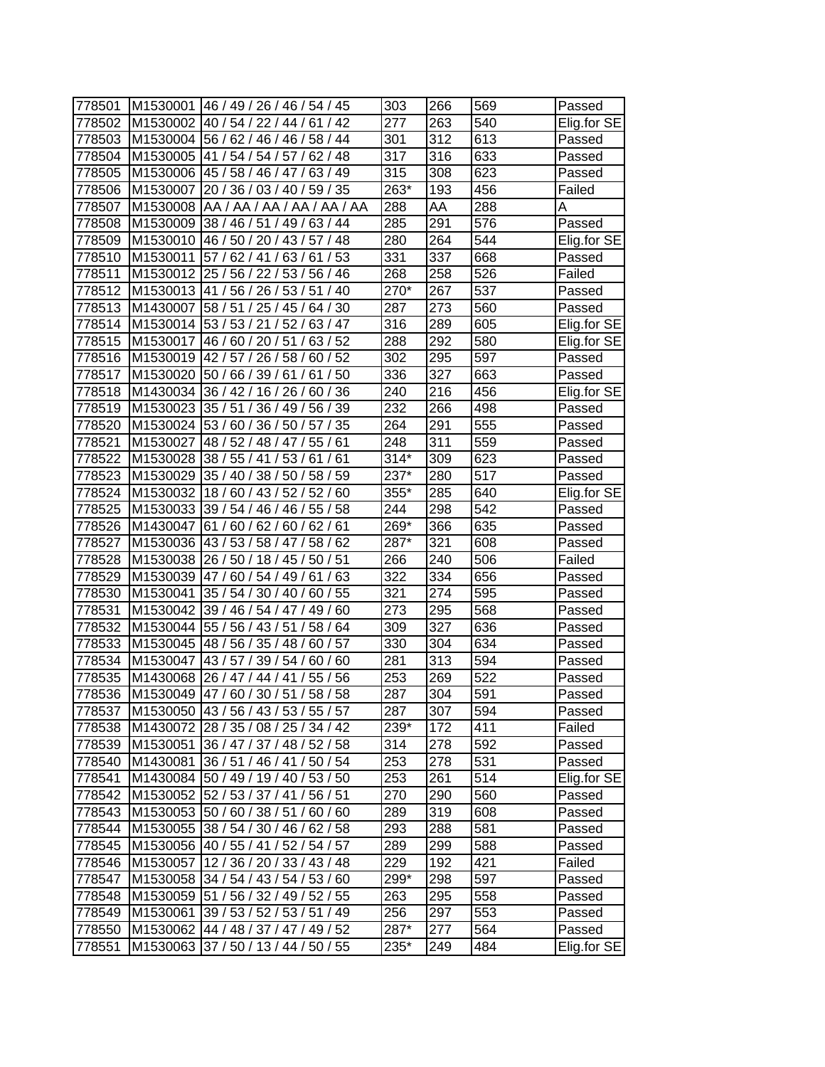| | | | | | | |
|---|---|---|---|---|---|---|
| 778501 | M1530001 | 46 / 49 / 26 / 46 / 54 / 45 | 303 | 266 | 569 | Passed |
| 778502 | M1530002 | 40 / 54 / 22 / 44 / 61 / 42 | 277 | 263 | 540 | Elig.for SE |
| 778503 | M1530004 | 56 / 62 / 46 / 46 / 58 / 44 | 301 | 312 | 613 | Passed |
| 778504 | M1530005 | 41 / 54 / 54 / 57 / 62 / 48 | 317 | 316 | 633 | Passed |
| 778505 | M1530006 | 45 / 58 / 46 / 47 / 63 / 49 | 315 | 308 | 623 | Passed |
| 778506 | M1530007 | 20 / 36 / 03 / 40 / 59 / 35 | 263* | 193 | 456 | Failed |
| 778507 | M1530008 | AA / AA / AA / AA / AA / AA | 288 | AA | 288 | A |
| 778508 | M1530009 | 38 / 46 / 51 / 49 / 63 / 44 | 285 | 291 | 576 | Passed |
| 778509 | M1530010 | 46 / 50 / 20 / 43 / 57 / 48 | 280 | 264 | 544 | Elig.for SE |
| 778510 | M1530011 | 57 / 62 / 41 / 63 / 61 / 53 | 331 | 337 | 668 | Passed |
| 778511 | M1530012 | 25 / 56 / 22 / 53 / 56 / 46 | 268 | 258 | 526 | Failed |
| 778512 | M1530013 | 41 / 56 / 26 / 53 / 51 / 40 | 270* | 267 | 537 | Passed |
| 778513 | M1430007 | 58 / 51 / 25 / 45 / 64 / 30 | 287 | 273 | 560 | Passed |
| 778514 | M1530014 | 53 / 53 / 21 / 52 / 63 / 47 | 316 | 289 | 605 | Elig.for SE |
| 778515 | M1530017 | 46 / 60 / 20 / 51 / 63 / 52 | 288 | 292 | 580 | Elig.for SE |
| 778516 | M1530019 | 42 / 57 / 26 / 58 / 60 / 52 | 302 | 295 | 597 | Passed |
| 778517 | M1530020 | 50 / 66 / 39 / 61 / 61 / 50 | 336 | 327 | 663 | Passed |
| 778518 | M1430034 | 36 / 42 / 16 / 26 / 60 / 36 | 240 | 216 | 456 | Elig.for SE |
| 778519 | M1530023 | 35 / 51 / 36 / 49 / 56 / 39 | 232 | 266 | 498 | Passed |
| 778520 | M1530024 | 53 / 60 / 36 / 50 / 57 / 35 | 264 | 291 | 555 | Passed |
| 778521 | M1530027 | 48 / 52 / 48 / 47 / 55 / 61 | 248 | 311 | 559 | Passed |
| 778522 | M1530028 | 38 / 55 / 41 / 53 / 61 / 61 | 314* | 309 | 623 | Passed |
| 778523 | M1530029 | 35 / 40 / 38 / 50 / 58 / 59 | 237* | 280 | 517 | Passed |
| 778524 | M1530032 | 18 / 60 / 43 / 52 / 52 / 60 | 355* | 285 | 640 | Elig.for SE |
| 778525 | M1530033 | 39 / 54 / 46 / 46 / 55 / 58 | 244 | 298 | 542 | Passed |
| 778526 | M1430047 | 61 / 60 / 62 / 60 / 62 / 61 | 269* | 366 | 635 | Passed |
| 778527 | M1530036 | 43 / 53 / 58 / 47 / 58 / 62 | 287* | 321 | 608 | Passed |
| 778528 | M1530038 | 26 / 50 / 18 / 45 / 50 / 51 | 266 | 240 | 506 | Failed |
| 778529 | M1530039 | 47 / 60 / 54 / 49 / 61 / 63 | 322 | 334 | 656 | Passed |
| 778530 | M1530041 | 35 / 54 / 30 / 40 / 60 / 55 | 321 | 274 | 595 | Passed |
| 778531 | M1530042 | 39 / 46 / 54 / 47 / 49 / 60 | 273 | 295 | 568 | Passed |
| 778532 | M1530044 | 55 / 56 / 43 / 51 / 58 / 64 | 309 | 327 | 636 | Passed |
| 778533 | M1530045 | 48 / 56 / 35 / 48 / 60 / 57 | 330 | 304 | 634 | Passed |
| 778534 | M1530047 | 43 / 57 / 39 / 54 / 60 / 60 | 281 | 313 | 594 | Passed |
| 778535 | M1430068 | 26 / 47 / 44 / 41 / 55 / 56 | 253 | 269 | 522 | Passed |
| 778536 | M1530049 | 47 / 60 / 30 / 51 / 58 / 58 | 287 | 304 | 591 | Passed |
| 778537 | M1530050 | 43 / 56 / 43 / 53 / 55 / 57 | 287 | 307 | 594 | Passed |
| 778538 | M1430072 | 28 / 35 / 08 / 25 / 34 / 42 | 239* | 172 | 411 | Failed |
| 778539 | M1530051 | 36 / 47 / 37 / 48 / 52 / 58 | 314 | 278 | 592 | Passed |
| 778540 | M1430081 | 36 / 51 / 46 / 41 / 50 / 54 | 253 | 278 | 531 | Passed |
| 778541 | M1430084 | 50 / 49 / 19 / 40 / 53 / 50 | 253 | 261 | 514 | Elig.for SE |
| 778542 | M1530052 | 52 / 53 / 37 / 41 / 56 / 51 | 270 | 290 | 560 | Passed |
| 778543 | M1530053 | 50 / 60 / 38 / 51 / 60 / 60 | 289 | 319 | 608 | Passed |
| 778544 | M1530055 | 38 / 54 / 30 / 46 / 62 / 58 | 293 | 288 | 581 | Passed |
| 778545 | M1530056 | 40 / 55 / 41 / 52 / 54 / 57 | 289 | 299 | 588 | Passed |
| 778546 | M1530057 | 12 / 36 / 20 / 33 / 43 / 48 | 229 | 192 | 421 | Failed |
| 778547 | M1530058 | 34 / 54 / 43 / 54 / 53 / 60 | 299* | 298 | 597 | Passed |
| 778548 | M1530059 | 51 / 56 / 32 / 49 / 52 / 55 | 263 | 295 | 558 | Passed |
| 778549 | M1530061 | 39 / 53 / 52 / 53 / 51 / 49 | 256 | 297 | 553 | Passed |
| 778550 | M1530062 | 44 / 48 / 37 / 47 / 49 / 52 | 287* | 277 | 564 | Passed |
| 778551 | M1530063 | 37 / 50 / 13 / 44 / 50 / 55 | 235* | 249 | 484 | Elig.for SE |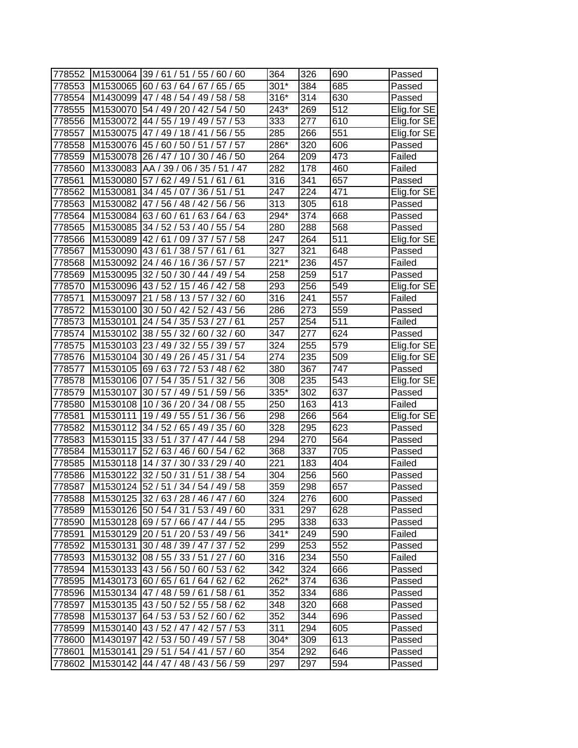| | | | | | | |
|---|---|---|---|---|---|---|
| 778552 | M1530064 | 39 / 61 / 51 / 55 / 60 / 60 | 364 | 326 | 690 | Passed |
| 778553 | M1530065 | 60 / 63 / 64 / 67 / 65 / 65 | 301* | 384 | 685 | Passed |
| 778554 | M1430099 | 47 / 48 / 54 / 49 / 58 / 58 | 316* | 314 | 630 | Passed |
| 778555 | M1530070 | 54 / 49 / 20 / 42 / 54 / 50 | 243* | 269 | 512 | Elig.for SE |
| 778556 | M1530072 | 44 / 55 / 19 / 49 / 57 / 53 | 333 | 277 | 610 | Elig.for SE |
| 778557 | M1530075 | 47 / 49 / 18 / 41 / 56 / 55 | 285 | 266 | 551 | Elig.for SE |
| 778558 | M1530076 | 45 / 60 / 50 / 51 / 57 / 57 | 286* | 320 | 606 | Passed |
| 778559 | M1530078 | 26 / 47 / 10 / 30 / 46 / 50 | 264 | 209 | 473 | Failed |
| 778560 | M1330083 | AA / 39 / 06 / 35 / 51 / 47 | 282 | 178 | 460 | Failed |
| 778561 | M1530080 | 57 / 62 / 49 / 51 / 61 / 61 | 316 | 341 | 657 | Passed |
| 778562 | M1530081 | 34 / 45 / 07 / 36 / 51 / 51 | 247 | 224 | 471 | Elig.for SE |
| 778563 | M1530082 | 47 / 56 / 48 / 42 / 56 / 56 | 313 | 305 | 618 | Passed |
| 778564 | M1530084 | 63 / 60 / 61 / 63 / 64 / 63 | 294* | 374 | 668 | Passed |
| 778565 | M1530085 | 34 / 52 / 53 / 40 / 55 / 54 | 280 | 288 | 568 | Passed |
| 778566 | M1530089 | 42 / 61 / 09 / 37 / 57 / 58 | 247 | 264 | 511 | Elig.for SE |
| 778567 | M1530090 | 43 / 61 / 38 / 57 / 61 / 61 | 327 | 321 | 648 | Passed |
| 778568 | M1530092 | 24 / 46 / 16 / 36 / 57 / 57 | 221* | 236 | 457 | Failed |
| 778569 | M1530095 | 32 / 50 / 30 / 44 / 49 / 54 | 258 | 259 | 517 | Passed |
| 778570 | M1530096 | 43 / 52 / 15 / 46 / 42 / 58 | 293 | 256 | 549 | Elig.for SE |
| 778571 | M1530097 | 21 / 58 / 13 / 57 / 32 / 60 | 316 | 241 | 557 | Failed |
| 778572 | M1530100 | 30 / 50 / 42 / 52 / 43 / 56 | 286 | 273 | 559 | Passed |
| 778573 | M1530101 | 24 / 54 / 35 / 53 / 27 / 61 | 257 | 254 | 511 | Failed |
| 778574 | M1530102 | 38 / 55 / 32 / 60 / 32 / 60 | 347 | 277 | 624 | Passed |
| 778575 | M1530103 | 23 / 49 / 32 / 55 / 39 / 57 | 324 | 255 | 579 | Elig.for SE |
| 778576 | M1530104 | 30 / 49 / 26 / 45 / 31 / 54 | 274 | 235 | 509 | Elig.for SE |
| 778577 | M1530105 | 69 / 63 / 72 / 53 / 48 / 62 | 380 | 367 | 747 | Passed |
| 778578 | M1530106 | 07 / 54 / 35 / 51 / 32 / 56 | 308 | 235 | 543 | Elig.for SE |
| 778579 | M1530107 | 30 / 57 / 49 / 51 / 59 / 56 | 335* | 302 | 637 | Passed |
| 778580 | M1530108 | 10 / 36 / 20 / 34 / 08 / 55 | 250 | 163 | 413 | Failed |
| 778581 | M1530111 | 19 / 49 / 55 / 51 / 36 / 56 | 298 | 266 | 564 | Elig.for SE |
| 778582 | M1530112 | 34 / 52 / 65 / 49 / 35 / 60 | 328 | 295 | 623 | Passed |
| 778583 | M1530115 | 33 / 51 / 37 / 47 / 44 / 58 | 294 | 270 | 564 | Passed |
| 778584 | M1530117 | 52 / 63 / 46 / 60 / 54 / 62 | 368 | 337 | 705 | Passed |
| 778585 | M1530118 | 14 / 37 / 30 / 33 / 29 / 40 | 221 | 183 | 404 | Failed |
| 778586 | M1530122 | 32 / 50 / 31 / 51 / 38 / 54 | 304 | 256 | 560 | Passed |
| 778587 | M1530124 | 52 / 51 / 34 / 54 / 49 / 58 | 359 | 298 | 657 | Passed |
| 778588 | M1530125 | 32 / 63 / 28 / 46 / 47 / 60 | 324 | 276 | 600 | Passed |
| 778589 | M1530126 | 50 / 54 / 31 / 53 / 49 / 60 | 331 | 297 | 628 | Passed |
| 778590 | M1530128 | 69 / 57 / 66 / 47 / 44 / 55 | 295 | 338 | 633 | Passed |
| 778591 | M1530129 | 20 / 51 / 20 / 53 / 49 / 56 | 341* | 249 | 590 | Failed |
| 778592 | M1530131 | 30 / 48 / 39 / 47 / 37 / 52 | 299 | 253 | 552 | Passed |
| 778593 | M1530132 | 08 / 55 / 33 / 51 / 27 / 60 | 316 | 234 | 550 | Failed |
| 778594 | M1530133 | 43 / 56 / 50 / 60 / 53 / 62 | 342 | 324 | 666 | Passed |
| 778595 | M1430173 | 60 / 65 / 61 / 64 / 62 / 62 | 262* | 374 | 636 | Passed |
| 778596 | M1530134 | 47 / 48 / 59 / 61 / 58 / 61 | 352 | 334 | 686 | Passed |
| 778597 | M1530135 | 43 / 50 / 52 / 55 / 58 / 62 | 348 | 320 | 668 | Passed |
| 778598 | M1530137 | 64 / 53 / 53 / 52 / 60 / 62 | 352 | 344 | 696 | Passed |
| 778599 | M1530140 | 43 / 52 / 47 / 42 / 57 / 53 | 311 | 294 | 605 | Passed |
| 778600 | M1430197 | 42 / 53 / 50 / 49 / 57 / 58 | 304* | 309 | 613 | Passed |
| 778601 | M1530141 | 29 / 51 / 54 / 41 / 57 / 60 | 354 | 292 | 646 | Passed |
| 778602 | M1530142 | 44 / 47 / 48 / 43 / 56 / 59 | 297 | 297 | 594 | Passed |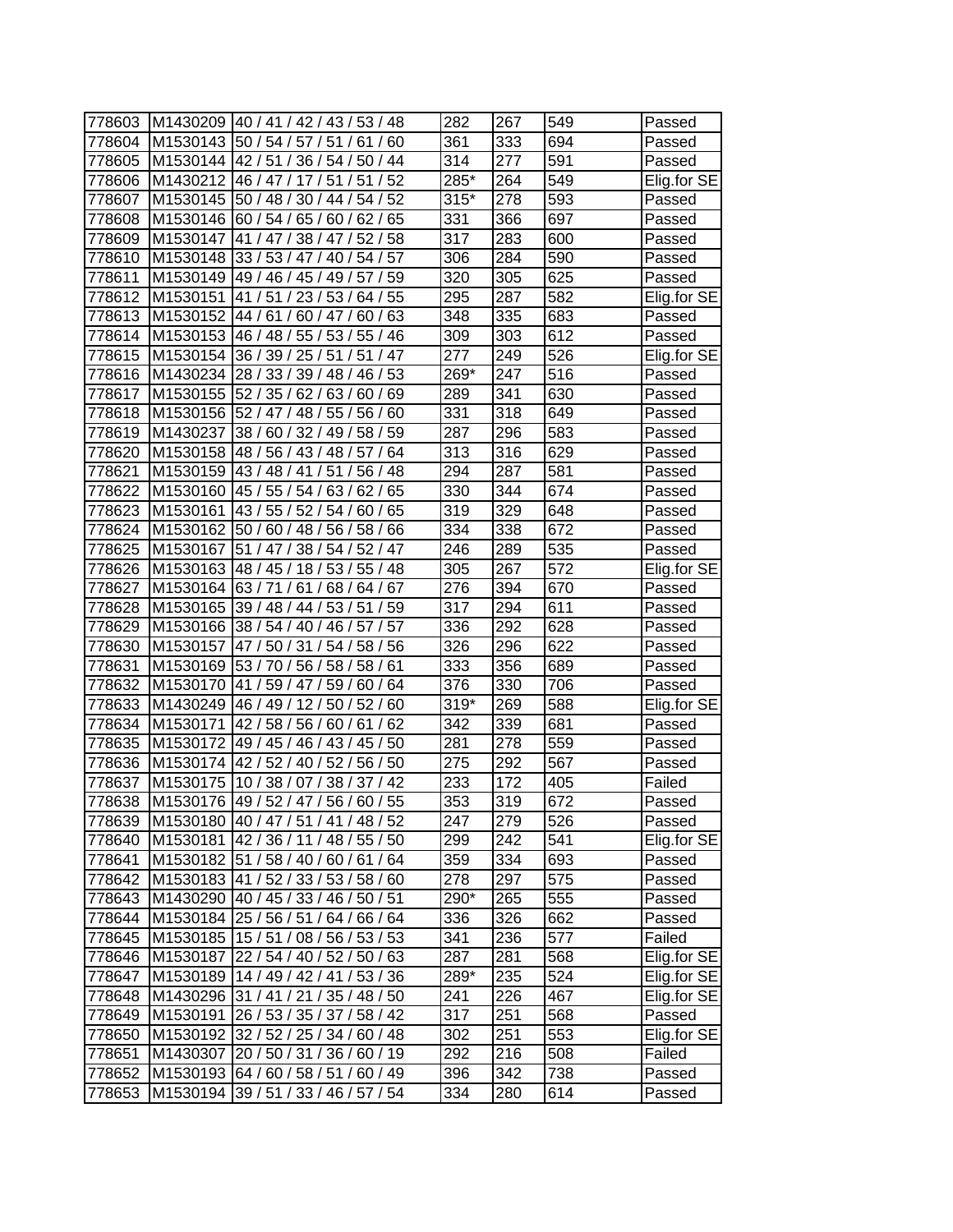| 778603 | M1430209 | 40 / 41 / 42 / 43 / 53 / 48 | 282 | 267 | 549 | Passed |
|---|---|---|---|---|---|---|
| 778604 | M1530143 | 50 / 54 / 57 / 51 / 61 / 60 | 361 | 333 | 694 | Passed |
| 778605 | M1530144 | 42 / 51 / 36 / 54 / 50 / 44 | 314 | 277 | 591 | Passed |
| 778606 | M1430212 | 46 / 47 / 17 / 51 / 51 / 52 | 285* | 264 | 549 | Elig.for SE |
| 778607 | M1530145 | 50 / 48 / 30 / 44 / 54 / 52 | 315* | 278 | 593 | Passed |
| 778608 | M1530146 | 60 / 54 / 65 / 60 / 62 / 65 | 331 | 366 | 697 | Passed |
| 778609 | M1530147 | 41 / 47 / 38 / 47 / 52 / 58 | 317 | 283 | 600 | Passed |
| 778610 | M1530148 | 33 / 53 / 47 / 40 / 54 / 57 | 306 | 284 | 590 | Passed |
| 778611 | M1530149 | 49 / 46 / 45 / 49 / 57 / 59 | 320 | 305 | 625 | Passed |
| 778612 | M1530151 | 41 / 51 / 23 / 53 / 64 / 55 | 295 | 287 | 582 | Elig.for SE |
| 778613 | M1530152 | 44 / 61 / 60 / 47 / 60 / 63 | 348 | 335 | 683 | Passed |
| 778614 | M1530153 | 46 / 48 / 55 / 53 / 55 / 46 | 309 | 303 | 612 | Passed |
| 778615 | M1530154 | 36 / 39 / 25 / 51 / 51 / 47 | 277 | 249 | 526 | Elig.for SE |
| 778616 | M1430234 | 28 / 33 / 39 / 48 / 46 / 53 | 269* | 247 | 516 | Passed |
| 778617 | M1530155 | 52 / 35 / 62 / 63 / 60 / 69 | 289 | 341 | 630 | Passed |
| 778618 | M1530156 | 52 / 47 / 48 / 55 / 56 / 60 | 331 | 318 | 649 | Passed |
| 778619 | M1430237 | 38 / 60 / 32 / 49 / 58 / 59 | 287 | 296 | 583 | Passed |
| 778620 | M1530158 | 48 / 56 / 43 / 48 / 57 / 64 | 313 | 316 | 629 | Passed |
| 778621 | M1530159 | 43 / 48 / 41 / 51 / 56 / 48 | 294 | 287 | 581 | Passed |
| 778622 | M1530160 | 45 / 55 / 54 / 63 / 62 / 65 | 330 | 344 | 674 | Passed |
| 778623 | M1530161 | 43 / 55 / 52 / 54 / 60 / 65 | 319 | 329 | 648 | Passed |
| 778624 | M1530162 | 50 / 60 / 48 / 56 / 58 / 66 | 334 | 338 | 672 | Passed |
| 778625 | M1530167 | 51 / 47 / 38 / 54 / 52 / 47 | 246 | 289 | 535 | Passed |
| 778626 | M1530163 | 48 / 45 / 18 / 53 / 55 / 48 | 305 | 267 | 572 | Elig.for SE |
| 778627 | M1530164 | 63 / 71 / 61 / 68 / 64 / 67 | 276 | 394 | 670 | Passed |
| 778628 | M1530165 | 39 / 48 / 44 / 53 / 51 / 59 | 317 | 294 | 611 | Passed |
| 778629 | M1530166 | 38 / 54 / 40 / 46 / 57 / 57 | 336 | 292 | 628 | Passed |
| 778630 | M1530157 | 47 / 50 / 31 / 54 / 58 / 56 | 326 | 296 | 622 | Passed |
| 778631 | M1530169 | 53 / 70 / 56 / 58 / 58 / 61 | 333 | 356 | 689 | Passed |
| 778632 | M1530170 | 41 / 59 / 47 / 59 / 60 / 64 | 376 | 330 | 706 | Passed |
| 778633 | M1430249 | 46 / 49 / 12 / 50 / 52 / 60 | 319* | 269 | 588 | Elig.for SE |
| 778634 | M1530171 | 42 / 58 / 56 / 60 / 61 / 62 | 342 | 339 | 681 | Passed |
| 778635 | M1530172 | 49 / 45 / 46 / 43 / 45 / 50 | 281 | 278 | 559 | Passed |
| 778636 | M1530174 | 42 / 52 / 40 / 52 / 56 / 50 | 275 | 292 | 567 | Passed |
| 778637 | M1530175 | 10 / 38 / 07 / 38 / 37 / 42 | 233 | 172 | 405 | Failed |
| 778638 | M1530176 | 49 / 52 / 47 / 56 / 60 / 55 | 353 | 319 | 672 | Passed |
| 778639 | M1530180 | 40 / 47 / 51 / 41 / 48 / 52 | 247 | 279 | 526 | Passed |
| 778640 | M1530181 | 42 / 36 / 11 / 48 / 55 / 50 | 299 | 242 | 541 | Elig.for SE |
| 778641 | M1530182 | 51 / 58 / 40 / 60 / 61 / 64 | 359 | 334 | 693 | Passed |
| 778642 | M1530183 | 41 / 52 / 33 / 53 / 58 / 60 | 278 | 297 | 575 | Passed |
| 778643 | M1430290 | 40 / 45 / 33 / 46 / 50 / 51 | 290* | 265 | 555 | Passed |
| 778644 | M1530184 | 25 / 56 / 51 / 64 / 66 / 64 | 336 | 326 | 662 | Passed |
| 778645 | M1530185 | 15 / 51 / 08 / 56 / 53 / 53 | 341 | 236 | 577 | Failed |
| 778646 | M1530187 | 22 / 54 / 40 / 52 / 50 / 63 | 287 | 281 | 568 | Elig.for SE |
| 778647 | M1530189 | 14 / 49 / 42 / 41 / 53 / 36 | 289* | 235 | 524 | Elig.for SE |
| 778648 | M1430296 | 31 / 41 / 21 / 35 / 48 / 50 | 241 | 226 | 467 | Elig.for SE |
| 778649 | M1530191 | 26 / 53 / 35 / 37 / 58 / 42 | 317 | 251 | 568 | Passed |
| 778650 | M1530192 | 32 / 52 / 25 / 34 / 60 / 48 | 302 | 251 | 553 | Elig.for SE |
| 778651 | M1430307 | 20 / 50 / 31 / 36 / 60 / 19 | 292 | 216 | 508 | Failed |
| 778652 | M1530193 | 64 / 60 / 58 / 51 / 60 / 49 | 396 | 342 | 738 | Passed |
| 778653 | M1530194 | 39 / 51 / 33 / 46 / 57 / 54 | 334 | 280 | 614 | Passed |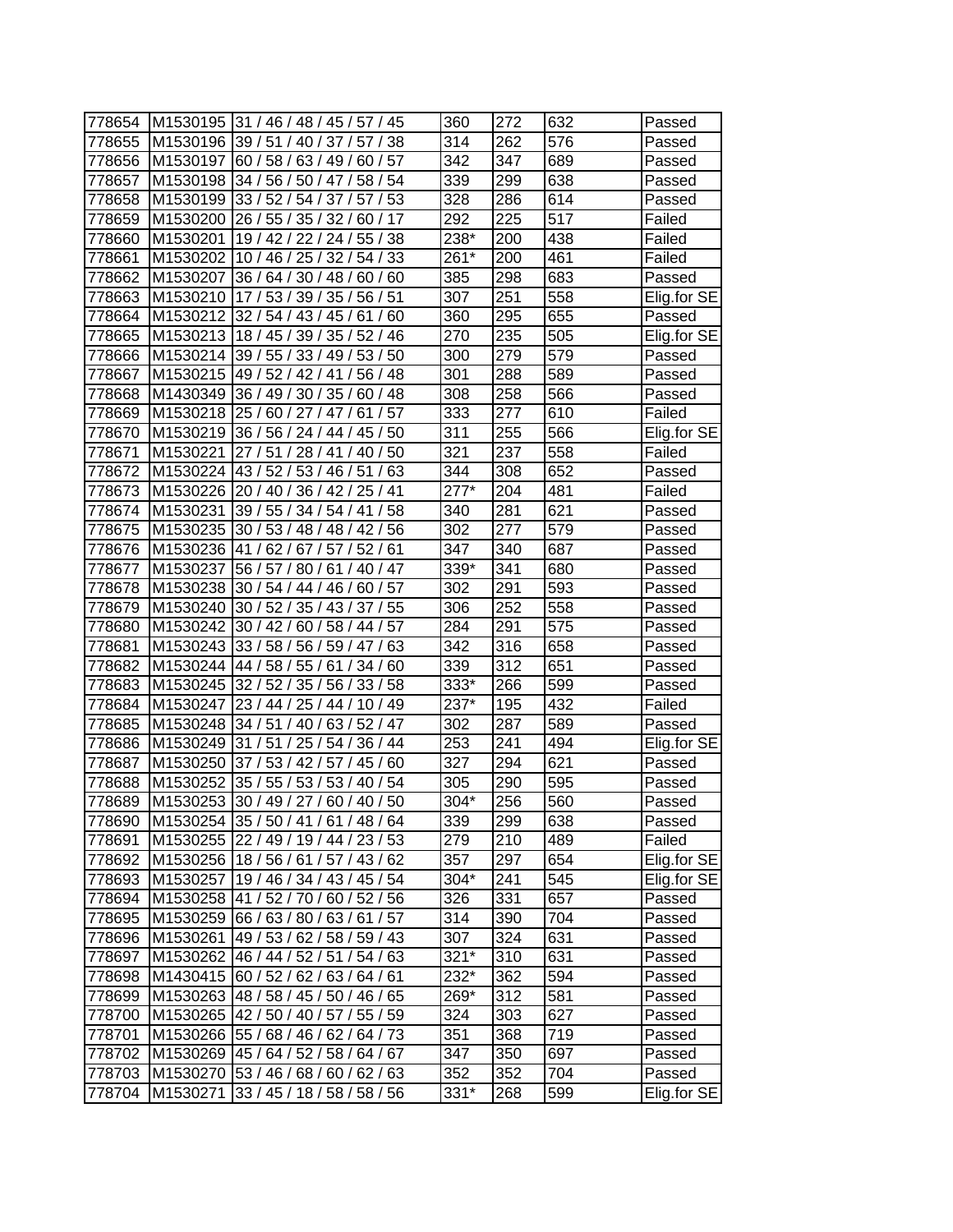| 778654 | M1530195 | 31 / 46 / 48 / 45 / 57 / 45 | 360 | 272 | 632 | Passed |
|---|---|---|---|---|---|---|
| 778655 | M1530196 | 39 / 51 / 40 / 37 / 57 / 38 | 314 | 262 | 576 | Passed |
| 778656 | M1530197 | 60 / 58 / 63 / 49 / 60 / 57 | 342 | 347 | 689 | Passed |
| 778657 | M1530198 | 34 / 56 / 50 / 47 / 58 / 54 | 339 | 299 | 638 | Passed |
| 778658 | M1530199 | 33 / 52 / 54 / 37 / 57 / 53 | 328 | 286 | 614 | Passed |
| 778659 | M1530200 | 26 / 55 / 35 / 32 / 60 / 17 | 292 | 225 | 517 | Failed |
| 778660 | M1530201 | 19 / 42 / 22 / 24 / 55 / 38 | 238* | 200 | 438 | Failed |
| 778661 | M1530202 | 10 / 46 / 25 / 32 / 54 / 33 | 261* | 200 | 461 | Failed |
| 778662 | M1530207 | 36 / 64 / 30 / 48 / 60 / 60 | 385 | 298 | 683 | Passed |
| 778663 | M1530210 | 17 / 53 / 39 / 35 / 56 / 51 | 307 | 251 | 558 | Elig.for SE |
| 778664 | M1530212 | 32 / 54 / 43 / 45 / 61 / 60 | 360 | 295 | 655 | Passed |
| 778665 | M1530213 | 18 / 45 / 39 / 35 / 52 / 46 | 270 | 235 | 505 | Elig.for SE |
| 778666 | M1530214 | 39 / 55 / 33 / 49 / 53 / 50 | 300 | 279 | 579 | Passed |
| 778667 | M1530215 | 49 / 52 / 42 / 41 / 56 / 48 | 301 | 288 | 589 | Passed |
| 778668 | M1430349 | 36 / 49 / 30 / 35 / 60 / 48 | 308 | 258 | 566 | Passed |
| 778669 | M1530218 | 25 / 60 / 27 / 47 / 61 / 57 | 333 | 277 | 610 | Failed |
| 778670 | M1530219 | 36 / 56 / 24 / 44 / 45 / 50 | 311 | 255 | 566 | Elig.for SE |
| 778671 | M1530221 | 27 / 51 / 28 / 41 / 40 / 50 | 321 | 237 | 558 | Failed |
| 778672 | M1530224 | 43 / 52 / 53 / 46 / 51 / 63 | 344 | 308 | 652 | Passed |
| 778673 | M1530226 | 20 / 40 / 36 / 42 / 25 / 41 | 277* | 204 | 481 | Failed |
| 778674 | M1530231 | 39 / 55 / 34 / 54 / 41 / 58 | 340 | 281 | 621 | Passed |
| 778675 | M1530235 | 30 / 53 / 48 / 48 / 42 / 56 | 302 | 277 | 579 | Passed |
| 778676 | M1530236 | 41 / 62 / 67 / 57 / 52 / 61 | 347 | 340 | 687 | Passed |
| 778677 | M1530237 | 56 / 57 / 80 / 61 / 40 / 47 | 339* | 341 | 680 | Passed |
| 778678 | M1530238 | 30 / 54 / 44 / 46 / 60 / 57 | 302 | 291 | 593 | Passed |
| 778679 | M1530240 | 30 / 52 / 35 / 43 / 37 / 55 | 306 | 252 | 558 | Passed |
| 778680 | M1530242 | 30 / 42 / 60 / 58 / 44 / 57 | 284 | 291 | 575 | Passed |
| 778681 | M1530243 | 33 / 58 / 56 / 59 / 47 / 63 | 342 | 316 | 658 | Passed |
| 778682 | M1530244 | 44 / 58 / 55 / 61 / 34 / 60 | 339 | 312 | 651 | Passed |
| 778683 | M1530245 | 32 / 52 / 35 / 56 / 33 / 58 | 333* | 266 | 599 | Passed |
| 778684 | M1530247 | 23 / 44 / 25 / 44 / 10 / 49 | 237* | 195 | 432 | Failed |
| 778685 | M1530248 | 34 / 51 / 40 / 63 / 52 / 47 | 302 | 287 | 589 | Passed |
| 778686 | M1530249 | 31 / 51 / 25 / 54 / 36 / 44 | 253 | 241 | 494 | Elig.for SE |
| 778687 | M1530250 | 37 / 53 / 42 / 57 / 45 / 60 | 327 | 294 | 621 | Passed |
| 778688 | M1530252 | 35 / 55 / 53 / 53 / 40 / 54 | 305 | 290 | 595 | Passed |
| 778689 | M1530253 | 30 / 49 / 27 / 60 / 40 / 50 | 304* | 256 | 560 | Passed |
| 778690 | M1530254 | 35 / 50 / 41 / 61 / 48 / 64 | 339 | 299 | 638 | Passed |
| 778691 | M1530255 | 22 / 49 / 19 / 44 / 23 / 53 | 279 | 210 | 489 | Failed |
| 778692 | M1530256 | 18 / 56 / 61 / 57 / 43 / 62 | 357 | 297 | 654 | Elig.for SE |
| 778693 | M1530257 | 19 / 46 / 34 / 43 / 45 / 54 | 304* | 241 | 545 | Elig.for SE |
| 778694 | M1530258 | 41 / 52 / 70 / 60 / 52 / 56 | 326 | 331 | 657 | Passed |
| 778695 | M1530259 | 66 / 63 / 80 / 63 / 61 / 57 | 314 | 390 | 704 | Passed |
| 778696 | M1530261 | 49 / 53 / 62 / 58 / 59 / 43 | 307 | 324 | 631 | Passed |
| 778697 | M1530262 | 46 / 44 / 52 / 51 / 54 / 63 | 321* | 310 | 631 | Passed |
| 778698 | M1430415 | 60 / 52 / 62 / 63 / 64 / 61 | 232* | 362 | 594 | Passed |
| 778699 | M1530263 | 48 / 58 / 45 / 50 / 46 / 65 | 269* | 312 | 581 | Passed |
| 778700 | M1530265 | 42 / 50 / 40 / 57 / 55 / 59 | 324 | 303 | 627 | Passed |
| 778701 | M1530266 | 55 / 68 / 46 / 62 / 64 / 73 | 351 | 368 | 719 | Passed |
| 778702 | M1530269 | 45 / 64 / 52 / 58 / 64 / 67 | 347 | 350 | 697 | Passed |
| 778703 | M1530270 | 53 / 46 / 68 / 60 / 62 / 63 | 352 | 352 | 704 | Passed |
| 778704 | M1530271 | 33 / 45 / 18 / 58 / 58 / 56 | 331* | 268 | 599 | Elig.for SE |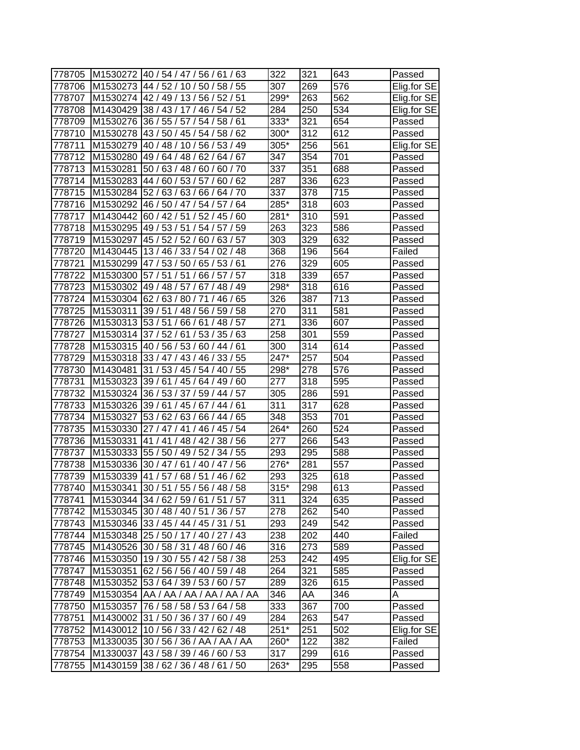| | | | | | | |
|---|---|---|---|---|---|---|
| 778705 | M1530272 | 40 / 54 / 47 / 56 / 61 / 63 | 322 | 321 | 643 | Passed |
| 778706 | M1530273 | 44 / 52 / 10 / 50 / 58 / 55 | 307 | 269 | 576 | Elig.for SE |
| 778707 | M1530274 | 42 / 49 / 13 / 56 / 52 / 51 | 299* | 263 | 562 | Elig.for SE |
| 778708 | M1430429 | 38 / 43 / 17 / 46 / 54 / 52 | 284 | 250 | 534 | Elig.for SE |
| 778709 | M1530276 | 36 / 55 / 57 / 54 / 58 / 61 | 333* | 321 | 654 | Passed |
| 778710 | M1530278 | 43 / 50 / 45 / 54 / 58 / 62 | 300* | 312 | 612 | Passed |
| 778711 | M1530279 | 40 / 48 / 10 / 56 / 53 / 49 | 305* | 256 | 561 | Elig.for SE |
| 778712 | M1530280 | 49 / 64 / 48 / 62 / 64 / 67 | 347 | 354 | 701 | Passed |
| 778713 | M1530281 | 50 / 63 / 48 / 60 / 60 / 70 | 337 | 351 | 688 | Passed |
| 778714 | M1530283 | 44 / 60 / 53 / 57 / 60 / 62 | 287 | 336 | 623 | Passed |
| 778715 | M1530284 | 52 / 63 / 63 / 66 / 64 / 70 | 337 | 378 | 715 | Passed |
| 778716 | M1530292 | 46 / 50 / 47 / 54 / 57 / 64 | 285* | 318 | 603 | Passed |
| 778717 | M1430442 | 60 / 42 / 51 / 52 / 45 / 60 | 281* | 310 | 591 | Passed |
| 778718 | M1530295 | 49 / 53 / 51 / 54 / 57 / 59 | 263 | 323 | 586 | Passed |
| 778719 | M1530297 | 45 / 52 / 52 / 60 / 63 / 57 | 303 | 329 | 632 | Passed |
| 778720 | M1430445 | 13 / 46 / 33 / 54 / 02 / 48 | 368 | 196 | 564 | Failed |
| 778721 | M1530299 | 47 / 53 / 50 / 65 / 53 / 61 | 276 | 329 | 605 | Passed |
| 778722 | M1530300 | 57 / 51 / 51 / 66 / 57 / 57 | 318 | 339 | 657 | Passed |
| 778723 | M1530302 | 49 / 48 / 57 / 67 / 48 / 49 | 298* | 318 | 616 | Passed |
| 778724 | M1530304 | 62 / 63 / 80 / 71 / 46 / 65 | 326 | 387 | 713 | Passed |
| 778725 | M1530311 | 39 / 51 / 48 / 56 / 59 / 58 | 270 | 311 | 581 | Passed |
| 778726 | M1530313 | 53 / 51 / 66 / 61 / 48 / 57 | 271 | 336 | 607 | Passed |
| 778727 | M1530314 | 37 / 52 / 61 / 53 / 35 / 63 | 258 | 301 | 559 | Passed |
| 778728 | M1530315 | 40 / 56 / 53 / 60 / 44 / 61 | 300 | 314 | 614 | Passed |
| 778729 | M1530318 | 33 / 47 / 43 / 46 / 33 / 55 | 247* | 257 | 504 | Passed |
| 778730 | M1430481 | 31 / 53 / 45 / 54 / 40 / 55 | 298* | 278 | 576 | Passed |
| 778731 | M1530323 | 39 / 61 / 45 / 64 / 49 / 60 | 277 | 318 | 595 | Passed |
| 778732 | M1530324 | 36 / 53 / 37 / 59 / 44 / 57 | 305 | 286 | 591 | Passed |
| 778733 | M1530326 | 39 / 61 / 45 / 67 / 44 / 61 | 311 | 317 | 628 | Passed |
| 778734 | M1530327 | 53 / 62 / 63 / 66 / 44 / 65 | 348 | 353 | 701 | Passed |
| 778735 | M1530330 | 27 / 47 / 41 / 46 / 45 / 54 | 264* | 260 | 524 | Passed |
| 778736 | M1530331 | 41 / 41 / 48 / 42 / 38 / 56 | 277 | 266 | 543 | Passed |
| 778737 | M1530333 | 55 / 50 / 49 / 52 / 34 / 55 | 293 | 295 | 588 | Passed |
| 778738 | M1530336 | 30 / 47 / 61 / 40 / 47 / 56 | 276* | 281 | 557 | Passed |
| 778739 | M1530339 | 41 / 57 / 68 / 51 / 46 / 62 | 293 | 325 | 618 | Passed |
| 778740 | M1530341 | 30 / 51 / 55 / 56 / 48 / 58 | 315* | 298 | 613 | Passed |
| 778741 | M1530344 | 34 / 62 / 59 / 61 / 51 / 57 | 311 | 324 | 635 | Passed |
| 778742 | M1530345 | 30 / 48 / 40 / 51 / 36 / 57 | 278 | 262 | 540 | Passed |
| 778743 | M1530346 | 33 / 45 / 44 / 45 / 31 / 51 | 293 | 249 | 542 | Passed |
| 778744 | M1530348 | 25 / 50 / 17 / 40 / 27 / 43 | 238 | 202 | 440 | Failed |
| 778745 | M1430526 | 30 / 58 / 31 / 48 / 60 / 46 | 316 | 273 | 589 | Passed |
| 778746 | M1530350 | 19 / 30 / 55 / 42 / 58 / 38 | 253 | 242 | 495 | Elig.for SE |
| 778747 | M1530351 | 62 / 56 / 56 / 40 / 59 / 48 | 264 | 321 | 585 | Passed |
| 778748 | M1530352 | 53 / 64 / 39 / 53 / 60 / 57 | 289 | 326 | 615 | Passed |
| 778749 | M1530354 | AA / AA / AA / AA / AA / AA | 346 | AA | 346 | A |
| 778750 | M1530357 | 76 / 58 / 58 / 53 / 64 / 58 | 333 | 367 | 700 | Passed |
| 778751 | M1430002 | 31 / 50 / 36 / 37 / 60 / 49 | 284 | 263 | 547 | Passed |
| 778752 | M1430012 | 10 / 56 / 33 / 42 / 62 / 48 | 251* | 251 | 502 | Elig.for SE |
| 778753 | M1330035 | 30 / 56 / 36 / AA / AA / AA | 260* | 122 | 382 | Failed |
| 778754 | M1330037 | 43 / 58 / 39 / 46 / 60 / 53 | 317 | 299 | 616 | Passed |
| 778755 | M1430159 | 38 / 62 / 36 / 48 / 61 / 50 | 263* | 295 | 558 | Passed |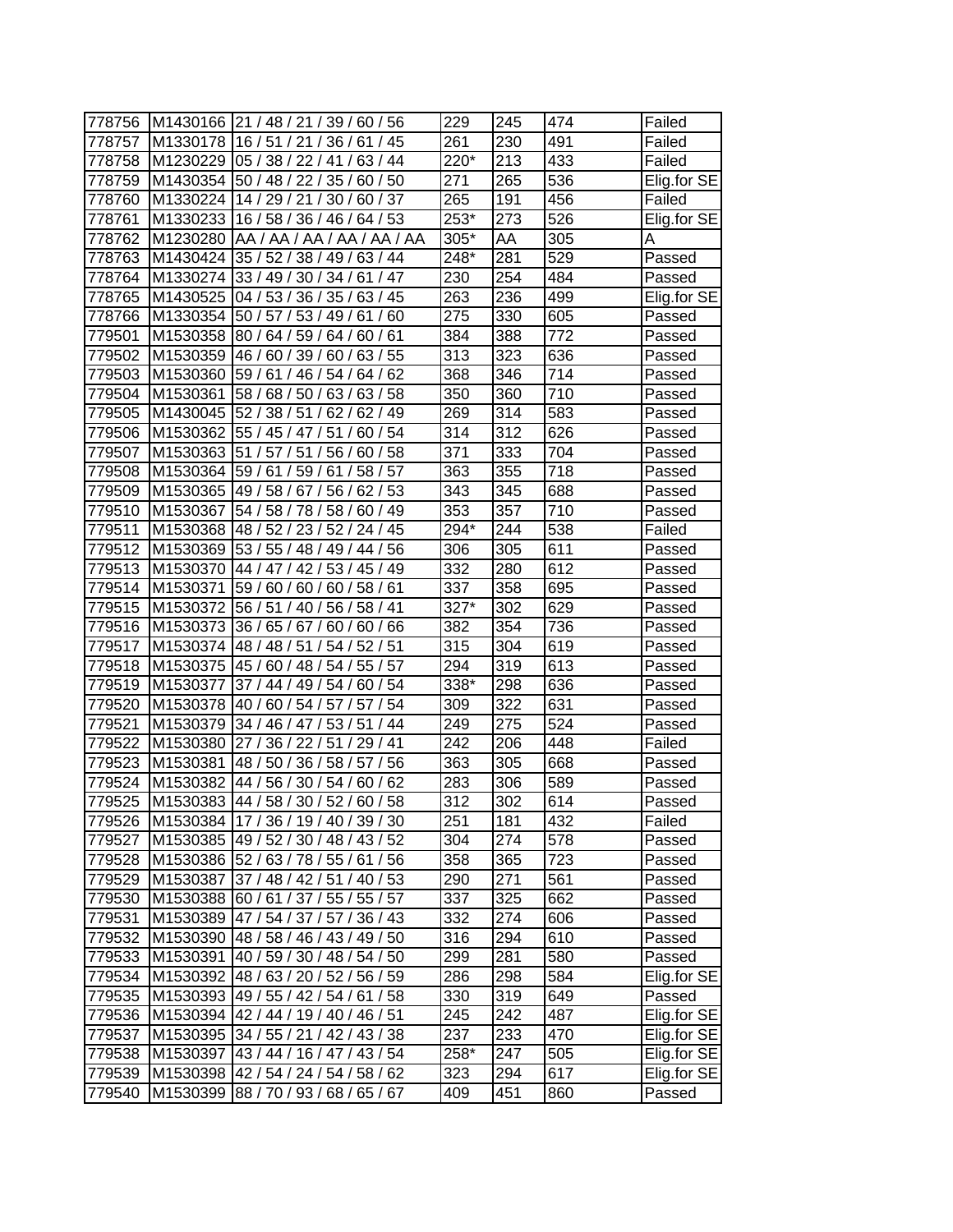| | | | | | | |
|---|---|---|---|---|---|---|
| 778756 | M1430166 | 21 / 48 / 21 / 39 / 60 / 56 | 229 | 245 | 474 | Failed |
| 778757 | M1330178 | 16 / 51 / 21 / 36 / 61 / 45 | 261 | 230 | 491 | Failed |
| 778758 | M1230229 | 05 / 38 / 22 / 41 / 63 / 44 | 220* | 213 | 433 | Failed |
| 778759 | M1430354 | 50 / 48 / 22 / 35 / 60 / 50 | 271 | 265 | 536 | Elig.for SE |
| 778760 | M1330224 | 14 / 29 / 21 / 30 / 60 / 37 | 265 | 191 | 456 | Failed |
| 778761 | M1330233 | 16 / 58 / 36 / 46 / 64 / 53 | 253* | 273 | 526 | Elig.for SE |
| 778762 | M1230280 | AA / AA / AA / AA / AA / AA | 305* | AA | 305 | A |
| 778763 | M1430424 | 35 / 52 / 38 / 49 / 63 / 44 | 248* | 281 | 529 | Passed |
| 778764 | M1330274 | 33 / 49 / 30 / 34 / 61 / 47 | 230 | 254 | 484 | Passed |
| 778765 | M1430525 | 04 / 53 / 36 / 35 / 63 / 45 | 263 | 236 | 499 | Elig.for SE |
| 778766 | M1330354 | 50 / 57 / 53 / 49 / 61 / 60 | 275 | 330 | 605 | Passed |
| 779501 | M1530358 | 80 / 64 / 59 / 64 / 60 / 61 | 384 | 388 | 772 | Passed |
| 779502 | M1530359 | 46 / 60 / 39 / 60 / 63 / 55 | 313 | 323 | 636 | Passed |
| 779503 | M1530360 | 59 / 61 / 46 / 54 / 64 / 62 | 368 | 346 | 714 | Passed |
| 779504 | M1530361 | 58 / 68 / 50 / 63 / 63 / 58 | 350 | 360 | 710 | Passed |
| 779505 | M1430045 | 52 / 38 / 51 / 62 / 62 / 49 | 269 | 314 | 583 | Passed |
| 779506 | M1530362 | 55 / 45 / 47 / 51 / 60 / 54 | 314 | 312 | 626 | Passed |
| 779507 | M1530363 | 51 / 57 / 51 / 56 / 60 / 58 | 371 | 333 | 704 | Passed |
| 779508 | M1530364 | 59 / 61 / 59 / 61 / 58 / 57 | 363 | 355 | 718 | Passed |
| 779509 | M1530365 | 49 / 58 / 67 / 56 / 62 / 53 | 343 | 345 | 688 | Passed |
| 779510 | M1530367 | 54 / 58 / 78 / 58 / 60 / 49 | 353 | 357 | 710 | Passed |
| 779511 | M1530368 | 48 / 52 / 23 / 52 / 24 / 45 | 294* | 244 | 538 | Failed |
| 779512 | M1530369 | 53 / 55 / 48 / 49 / 44 / 56 | 306 | 305 | 611 | Passed |
| 779513 | M1530370 | 44 / 47 / 42 / 53 / 45 / 49 | 332 | 280 | 612 | Passed |
| 779514 | M1530371 | 59 / 60 / 60 / 60 / 58 / 61 | 337 | 358 | 695 | Passed |
| 779515 | M1530372 | 56 / 51 / 40 / 56 / 58 / 41 | 327* | 302 | 629 | Passed |
| 779516 | M1530373 | 36 / 65 / 67 / 60 / 60 / 66 | 382 | 354 | 736 | Passed |
| 779517 | M1530374 | 48 / 48 / 51 / 54 / 52 / 51 | 315 | 304 | 619 | Passed |
| 779518 | M1530375 | 45 / 60 / 48 / 54 / 55 / 57 | 294 | 319 | 613 | Passed |
| 779519 | M1530377 | 37 / 44 / 49 / 54 / 60 / 54 | 338* | 298 | 636 | Passed |
| 779520 | M1530378 | 40 / 60 / 54 / 57 / 57 / 54 | 309 | 322 | 631 | Passed |
| 779521 | M1530379 | 34 / 46 / 47 / 53 / 51 / 44 | 249 | 275 | 524 | Passed |
| 779522 | M1530380 | 27 / 36 / 22 / 51 / 29 / 41 | 242 | 206 | 448 | Failed |
| 779523 | M1530381 | 48 / 50 / 36 / 58 / 57 / 56 | 363 | 305 | 668 | Passed |
| 779524 | M1530382 | 44 / 56 / 30 / 54 / 60 / 62 | 283 | 306 | 589 | Passed |
| 779525 | M1530383 | 44 / 58 / 30 / 52 / 60 / 58 | 312 | 302 | 614 | Passed |
| 779526 | M1530384 | 17 / 36 / 19 / 40 / 39 / 30 | 251 | 181 | 432 | Failed |
| 779527 | M1530385 | 49 / 52 / 30 / 48 / 43 / 52 | 304 | 274 | 578 | Passed |
| 779528 | M1530386 | 52 / 63 / 78 / 55 / 61 / 56 | 358 | 365 | 723 | Passed |
| 779529 | M1530387 | 37 / 48 / 42 / 51 / 40 / 53 | 290 | 271 | 561 | Passed |
| 779530 | M1530388 | 60 / 61 / 37 / 55 / 55 / 57 | 337 | 325 | 662 | Passed |
| 779531 | M1530389 | 47 / 54 / 37 / 57 / 36 / 43 | 332 | 274 | 606 | Passed |
| 779532 | M1530390 | 48 / 58 / 46 / 43 / 49 / 50 | 316 | 294 | 610 | Passed |
| 779533 | M1530391 | 40 / 59 / 30 / 48 / 54 / 50 | 299 | 281 | 580 | Passed |
| 779534 | M1530392 | 48 / 63 / 20 / 52 / 56 / 59 | 286 | 298 | 584 | Elig.for SE |
| 779535 | M1530393 | 49 / 55 / 42 / 54 / 61 / 58 | 330 | 319 | 649 | Passed |
| 779536 | M1530394 | 42 / 44 / 19 / 40 / 46 / 51 | 245 | 242 | 487 | Elig.for SE |
| 779537 | M1530395 | 34 / 55 / 21 / 42 / 43 / 38 | 237 | 233 | 470 | Elig.for SE |
| 779538 | M1530397 | 43 / 44 / 16 / 47 / 43 / 54 | 258* | 247 | 505 | Elig.for SE |
| 779539 | M1530398 | 42 / 54 / 24 / 54 / 58 / 62 | 323 | 294 | 617 | Elig.for SE |
| 779540 | M1530399 | 88 / 70 / 93 / 68 / 65 / 67 | 409 | 451 | 860 | Passed |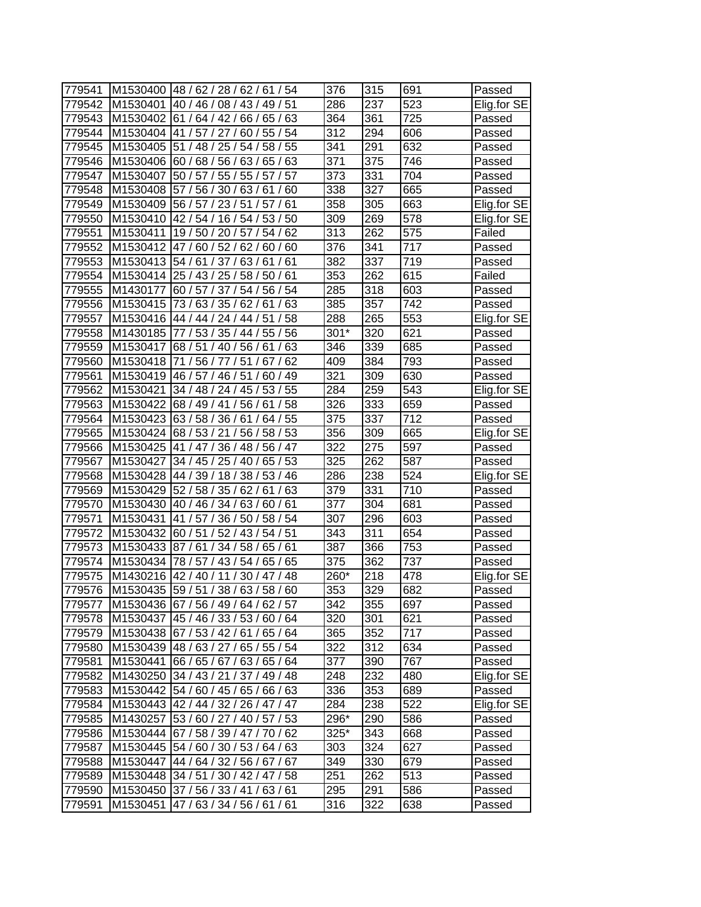| 779541 | M1530400 | 48 / 62 / 28 / 62 / 61 / 54 | 376 | 315 | 691 | Passed |
|---|---|---|---|---|---|---|
| 779542 | M1530401 | 40 / 46 / 08 / 43 / 49 / 51 | 286 | 237 | 523 | Elig.for SE |
| 779543 | M1530402 | 61 / 64 / 42 / 66 / 65 / 63 | 364 | 361 | 725 | Passed |
| 779544 | M1530404 | 41 / 57 / 27 / 60 / 55 / 54 | 312 | 294 | 606 | Passed |
| 779545 | M1530405 | 51 / 48 / 25 / 54 / 58 / 55 | 341 | 291 | 632 | Passed |
| 779546 | M1530406 | 60 / 68 / 56 / 63 / 65 / 63 | 371 | 375 | 746 | Passed |
| 779547 | M1530407 | 50 / 57 / 55 / 55 / 57 / 57 | 373 | 331 | 704 | Passed |
| 779548 | M1530408 | 57 / 56 / 30 / 63 / 61 / 60 | 338 | 327 | 665 | Passed |
| 779549 | M1530409 | 56 / 57 / 23 / 51 / 57 / 61 | 358 | 305 | 663 | Elig.for SE |
| 779550 | M1530410 | 42 / 54 / 16 / 54 / 53 / 50 | 309 | 269 | 578 | Elig.for SE |
| 779551 | M1530411 | 19 / 50 / 20 / 57 / 54 / 62 | 313 | 262 | 575 | Failed |
| 779552 | M1530412 | 47 / 60 / 52 / 62 / 60 / 60 | 376 | 341 | 717 | Passed |
| 779553 | M1530413 | 54 / 61 / 37 / 63 / 61 / 61 | 382 | 337 | 719 | Passed |
| 779554 | M1530414 | 25 / 43 / 25 / 58 / 50 / 61 | 353 | 262 | 615 | Failed |
| 779555 | M1430177 | 60 / 57 / 37 / 54 / 56 / 54 | 285 | 318 | 603 | Passed |
| 779556 | M1530415 | 73 / 63 / 35 / 62 / 61 / 63 | 385 | 357 | 742 | Passed |
| 779557 | M1530416 | 44 / 44 / 24 / 44 / 51 / 58 | 288 | 265 | 553 | Elig.for SE |
| 779558 | M1430185 | 77 / 53 / 35 / 44 / 55 / 56 | 301* | 320 | 621 | Passed |
| 779559 | M1530417 | 68 / 51 / 40 / 56 / 61 / 63 | 346 | 339 | 685 | Passed |
| 779560 | M1530418 | 71 / 56 / 77 / 51 / 67 / 62 | 409 | 384 | 793 | Passed |
| 779561 | M1530419 | 46 / 57 / 46 / 51 / 60 / 49 | 321 | 309 | 630 | Passed |
| 779562 | M1530421 | 34 / 48 / 24 / 45 / 53 / 55 | 284 | 259 | 543 | Elig.for SE |
| 779563 | M1530422 | 68 / 49 / 41 / 56 / 61 / 58 | 326 | 333 | 659 | Passed |
| 779564 | M1530423 | 63 / 58 / 36 / 61 / 64 / 55 | 375 | 337 | 712 | Passed |
| 779565 | M1530424 | 68 / 53 / 21 / 56 / 58 / 53 | 356 | 309 | 665 | Elig.for SE |
| 779566 | M1530425 | 41 / 47 / 36 / 48 / 56 / 47 | 322 | 275 | 597 | Passed |
| 779567 | M1530427 | 34 / 45 / 25 / 40 / 65 / 53 | 325 | 262 | 587 | Passed |
| 779568 | M1530428 | 44 / 39 / 18 / 38 / 53 / 46 | 286 | 238 | 524 | Elig.for SE |
| 779569 | M1530429 | 52 / 58 / 35 / 62 / 61 / 63 | 379 | 331 | 710 | Passed |
| 779570 | M1530430 | 40 / 46 / 34 / 63 / 60 / 61 | 377 | 304 | 681 | Passed |
| 779571 | M1530431 | 41 / 57 / 36 / 50 / 58 / 54 | 307 | 296 | 603 | Passed |
| 779572 | M1530432 | 60 / 51 / 52 / 43 / 54 / 51 | 343 | 311 | 654 | Passed |
| 779573 | M1530433 | 87 / 61 / 34 / 58 / 65 / 61 | 387 | 366 | 753 | Passed |
| 779574 | M1530434 | 78 / 57 / 43 / 54 / 65 / 65 | 375 | 362 | 737 | Passed |
| 779575 | M1430216 | 42 / 40 / 11 / 30 / 47 / 48 | 260* | 218 | 478 | Elig.for SE |
| 779576 | M1530435 | 59 / 51 / 38 / 63 / 58 / 60 | 353 | 329 | 682 | Passed |
| 779577 | M1530436 | 67 / 56 / 49 / 64 / 62 / 57 | 342 | 355 | 697 | Passed |
| 779578 | M1530437 | 45 / 46 / 33 / 53 / 60 / 64 | 320 | 301 | 621 | Passed |
| 779579 | M1530438 | 67 / 53 / 42 / 61 / 65 / 64 | 365 | 352 | 717 | Passed |
| 779580 | M1530439 | 48 / 63 / 27 / 65 / 55 / 54 | 322 | 312 | 634 | Passed |
| 779581 | M1530441 | 66 / 65 / 67 / 63 / 65 / 64 | 377 | 390 | 767 | Passed |
| 779582 | M1430250 | 34 / 43 / 21 / 37 / 49 / 48 | 248 | 232 | 480 | Elig.for SE |
| 779583 | M1530442 | 54 / 60 / 45 / 65 / 66 / 63 | 336 | 353 | 689 | Passed |
| 779584 | M1530443 | 42 / 44 / 32 / 26 / 47 / 47 | 284 | 238 | 522 | Elig.for SE |
| 779585 | M1430257 | 53 / 60 / 27 / 40 / 57 / 53 | 296* | 290 | 586 | Passed |
| 779586 | M1530444 | 67 / 58 / 39 / 47 / 70 / 62 | 325* | 343 | 668 | Passed |
| 779587 | M1530445 | 54 / 60 / 30 / 53 / 64 / 63 | 303 | 324 | 627 | Passed |
| 779588 | M1530447 | 44 / 64 / 32 / 56 / 67 / 67 | 349 | 330 | 679 | Passed |
| 779589 | M1530448 | 34 / 51 / 30 / 42 / 47 / 58 | 251 | 262 | 513 | Passed |
| 779590 | M1530450 | 37 / 56 / 33 / 41 / 63 / 61 | 295 | 291 | 586 | Passed |
| 779591 | M1530451 | 47 / 63 / 34 / 56 / 61 / 61 | 316 | 322 | 638 | Passed |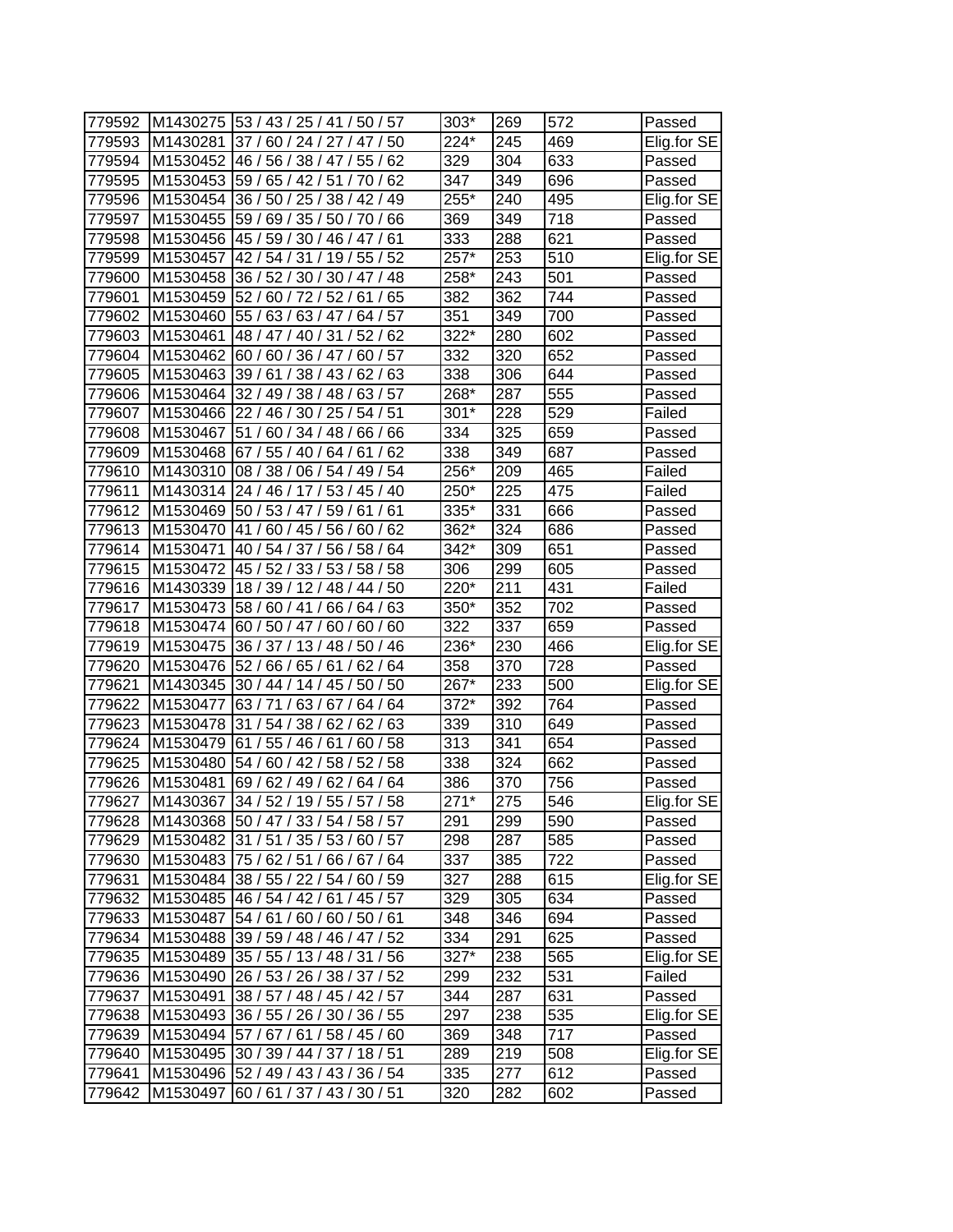| 779592 | M1430275 | 53 / 43 / 25 / 41 / 50 / 57 | 303* | 269 | 572 | Passed |
|---|---|---|---|---|---|---|
| 779593 | M1430281 | 37 / 60 / 24 / 27 / 47 / 50 | 224* | 245 | 469 | Elig.for SE |
| 779594 | M1530452 | 46 / 56 / 38 / 47 / 55 / 62 | 329 | 304 | 633 | Passed |
| 779595 | M1530453 | 59 / 65 / 42 / 51 / 70 / 62 | 347 | 349 | 696 | Passed |
| 779596 | M1530454 | 36 / 50 / 25 / 38 / 42 / 49 | 255* | 240 | 495 | Elig.for SE |
| 779597 | M1530455 | 59 / 69 / 35 / 50 / 70 / 66 | 369 | 349 | 718 | Passed |
| 779598 | M1530456 | 45 / 59 / 30 / 46 / 47 / 61 | 333 | 288 | 621 | Passed |
| 779599 | M1530457 | 42 / 54 / 31 / 19 / 55 / 52 | 257* | 253 | 510 | Elig.for SE |
| 779600 | M1530458 | 36 / 52 / 30 / 30 / 47 / 48 | 258* | 243 | 501 | Passed |
| 779601 | M1530459 | 52 / 60 / 72 / 52 / 61 / 65 | 382 | 362 | 744 | Passed |
| 779602 | M1530460 | 55 / 63 / 63 / 47 / 64 / 57 | 351 | 349 | 700 | Passed |
| 779603 | M1530461 | 48 / 47 / 40 / 31 / 52 / 62 | 322* | 280 | 602 | Passed |
| 779604 | M1530462 | 60 / 60 / 36 / 47 / 60 / 57 | 332 | 320 | 652 | Passed |
| 779605 | M1530463 | 39 / 61 / 38 / 43 / 62 / 63 | 338 | 306 | 644 | Passed |
| 779606 | M1530464 | 32 / 49 / 38 / 48 / 63 / 57 | 268* | 287 | 555 | Passed |
| 779607 | M1530466 | 22 / 46 / 30 / 25 / 54 / 51 | 301* | 228 | 529 | Failed |
| 779608 | M1530467 | 51 / 60 / 34 / 48 / 66 / 66 | 334 | 325 | 659 | Passed |
| 779609 | M1530468 | 67 / 55 / 40 / 64 / 61 / 62 | 338 | 349 | 687 | Passed |
| 779610 | M1430310 | 08 / 38 / 06 / 54 / 49 / 54 | 256* | 209 | 465 | Failed |
| 779611 | M1430314 | 24 / 46 / 17 / 53 / 45 / 40 | 250* | 225 | 475 | Failed |
| 779612 | M1530469 | 50 / 53 / 47 / 59 / 61 / 61 | 335* | 331 | 666 | Passed |
| 779613 | M1530470 | 41 / 60 / 45 / 56 / 60 / 62 | 362* | 324 | 686 | Passed |
| 779614 | M1530471 | 40 / 54 / 37 / 56 / 58 / 64 | 342* | 309 | 651 | Passed |
| 779615 | M1530472 | 45 / 52 / 33 / 53 / 58 / 58 | 306 | 299 | 605 | Passed |
| 779616 | M1430339 | 18 / 39 / 12 / 48 / 44 / 50 | 220* | 211 | 431 | Failed |
| 779617 | M1530473 | 58 / 60 / 41 / 66 / 64 / 63 | 350* | 352 | 702 | Passed |
| 779618 | M1530474 | 60 / 50 / 47 / 60 / 60 / 60 | 322 | 337 | 659 | Passed |
| 779619 | M1530475 | 36 / 37 / 13 / 48 / 50 / 46 | 236* | 230 | 466 | Elig.for SE |
| 779620 | M1530476 | 52 / 66 / 65 / 61 / 62 / 64 | 358 | 370 | 728 | Passed |
| 779621 | M1430345 | 30 / 44 / 14 / 45 / 50 / 50 | 267* | 233 | 500 | Elig.for SE |
| 779622 | M1530477 | 63 / 71 / 63 / 67 / 64 / 64 | 372* | 392 | 764 | Passed |
| 779623 | M1530478 | 31 / 54 / 38 / 62 / 62 / 63 | 339 | 310 | 649 | Passed |
| 779624 | M1530479 | 61 / 55 / 46 / 61 / 60 / 58 | 313 | 341 | 654 | Passed |
| 779625 | M1530480 | 54 / 60 / 42 / 58 / 52 / 58 | 338 | 324 | 662 | Passed |
| 779626 | M1530481 | 69 / 62 / 49 / 62 / 64 / 64 | 386 | 370 | 756 | Passed |
| 779627 | M1430367 | 34 / 52 / 19 / 55 / 57 / 58 | 271* | 275 | 546 | Elig.for SE |
| 779628 | M1430368 | 50 / 47 / 33 / 54 / 58 / 57 | 291 | 299 | 590 | Passed |
| 779629 | M1530482 | 31 / 51 / 35 / 53 / 60 / 57 | 298 | 287 | 585 | Passed |
| 779630 | M1530483 | 75 / 62 / 51 / 66 / 67 / 64 | 337 | 385 | 722 | Passed |
| 779631 | M1530484 | 38 / 55 / 22 / 54 / 60 / 59 | 327 | 288 | 615 | Elig.for SE |
| 779632 | M1530485 | 46 / 54 / 42 / 61 / 45 / 57 | 329 | 305 | 634 | Passed |
| 779633 | M1530487 | 54 / 61 / 60 / 60 / 50 / 61 | 348 | 346 | 694 | Passed |
| 779634 | M1530488 | 39 / 59 / 48 / 46 / 47 / 52 | 334 | 291 | 625 | Passed |
| 779635 | M1530489 | 35 / 55 / 13 / 48 / 31 / 56 | 327* | 238 | 565 | Elig.for SE |
| 779636 | M1530490 | 26 / 53 / 26 / 38 / 37 / 52 | 299 | 232 | 531 | Failed |
| 779637 | M1530491 | 38 / 57 / 48 / 45 / 42 / 57 | 344 | 287 | 631 | Passed |
| 779638 | M1530493 | 36 / 55 / 26 / 30 / 36 / 55 | 297 | 238 | 535 | Elig.for SE |
| 779639 | M1530494 | 57 / 67 / 61 / 58 / 45 / 60 | 369 | 348 | 717 | Passed |
| 779640 | M1530495 | 30 / 39 / 44 / 37 / 18 / 51 | 289 | 219 | 508 | Elig.for SE |
| 779641 | M1530496 | 52 / 49 / 43 / 43 / 36 / 54 | 335 | 277 | 612 | Passed |
| 779642 | M1530497 | 60 / 61 / 37 / 43 / 30 / 51 | 320 | 282 | 602 | Passed |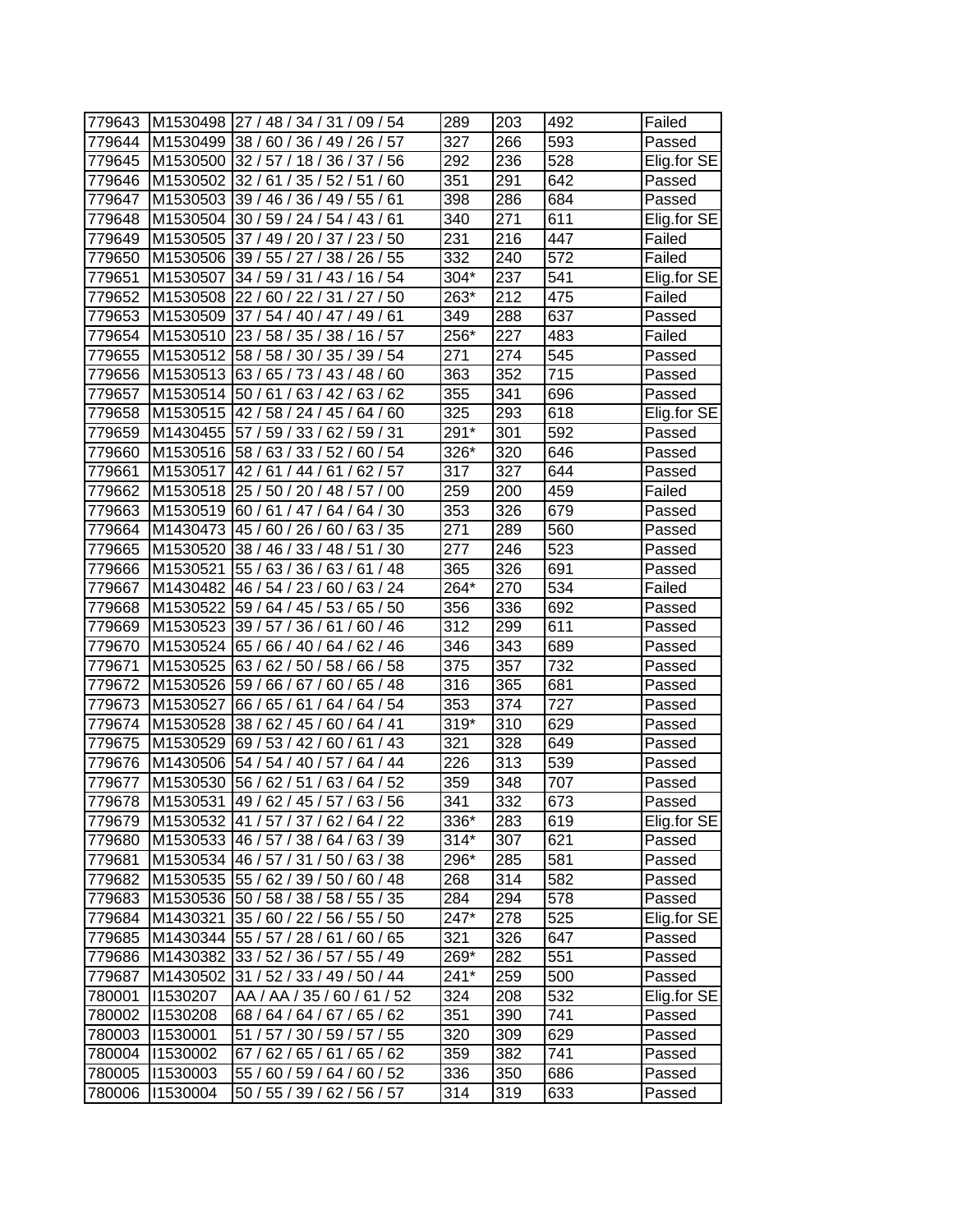| 779643 | M1530498 | 27 / 48 / 34 / 31 / 09 / 54 | 289 | 203 | 492 | Failed |
|---|---|---|---|---|---|---|
| 779644 | M1530499 | 38 / 60 / 36 / 49 / 26 / 57 | 327 | 266 | 593 | Passed |
| 779645 | M1530500 | 32 / 57 / 18 / 36 / 37 / 56 | 292 | 236 | 528 | Elig.for SE |
| 779646 | M1530502 | 32 / 61 / 35 / 52 / 51 / 60 | 351 | 291 | 642 | Passed |
| 779647 | M1530503 | 39 / 46 / 36 / 49 / 55 / 61 | 398 | 286 | 684 | Passed |
| 779648 | M1530504 | 30 / 59 / 24 / 54 / 43 / 61 | 340 | 271 | 611 | Elig.for SE |
| 779649 | M1530505 | 37 / 49 / 20 / 37 / 23 / 50 | 231 | 216 | 447 | Failed |
| 779650 | M1530506 | 39 / 55 / 27 / 38 / 26 / 55 | 332 | 240 | 572 | Failed |
| 779651 | M1530507 | 34 / 59 / 31 / 43 / 16 / 54 | 304* | 237 | 541 | Elig.for SE |
| 779652 | M1530508 | 22 / 60 / 22 / 31 / 27 / 50 | 263* | 212 | 475 | Failed |
| 779653 | M1530509 | 37 / 54 / 40 / 47 / 49 / 61 | 349 | 288 | 637 | Passed |
| 779654 | M1530510 | 23 / 58 / 35 / 38 / 16 / 57 | 256* | 227 | 483 | Failed |
| 779655 | M1530512 | 58 / 58 / 30 / 35 / 39 / 54 | 271 | 274 | 545 | Passed |
| 779656 | M1530513 | 63 / 65 / 73 / 43 / 48 / 60 | 363 | 352 | 715 | Passed |
| 779657 | M1530514 | 50 / 61 / 63 / 42 / 63 / 62 | 355 | 341 | 696 | Passed |
| 779658 | M1530515 | 42 / 58 / 24 / 45 / 64 / 60 | 325 | 293 | 618 | Elig.for SE |
| 779659 | M1430455 | 57 / 59 / 33 / 62 / 59 / 31 | 291* | 301 | 592 | Passed |
| 779660 | M1530516 | 58 / 63 / 33 / 52 / 60 / 54 | 326* | 320 | 646 | Passed |
| 779661 | M1530517 | 42 / 61 / 44 / 61 / 62 / 57 | 317 | 327 | 644 | Passed |
| 779662 | M1530518 | 25 / 50 / 20 / 48 / 57 / 00 | 259 | 200 | 459 | Failed |
| 779663 | M1530519 | 60 / 61 / 47 / 64 / 64 / 30 | 353 | 326 | 679 | Passed |
| 779664 | M1430473 | 45 / 60 / 26 / 60 / 63 / 35 | 271 | 289 | 560 | Passed |
| 779665 | M1530520 | 38 / 46 / 33 / 48 / 51 / 30 | 277 | 246 | 523 | Passed |
| 779666 | M1530521 | 55 / 63 / 36 / 63 / 61 / 48 | 365 | 326 | 691 | Passed |
| 779667 | M1430482 | 46 / 54 / 23 / 60 / 63 / 24 | 264* | 270 | 534 | Failed |
| 779668 | M1530522 | 59 / 64 / 45 / 53 / 65 / 50 | 356 | 336 | 692 | Passed |
| 779669 | M1530523 | 39 / 57 / 36 / 61 / 60 / 46 | 312 | 299 | 611 | Passed |
| 779670 | M1530524 | 65 / 66 / 40 / 64 / 62 / 46 | 346 | 343 | 689 | Passed |
| 779671 | M1530525 | 63 / 62 / 50 / 58 / 66 / 58 | 375 | 357 | 732 | Passed |
| 779672 | M1530526 | 59 / 66 / 67 / 60 / 65 / 48 | 316 | 365 | 681 | Passed |
| 779673 | M1530527 | 66 / 65 / 61 / 64 / 64 / 54 | 353 | 374 | 727 | Passed |
| 779674 | M1530528 | 38 / 62 / 45 / 60 / 64 / 41 | 319* | 310 | 629 | Passed |
| 779675 | M1530529 | 69 / 53 / 42 / 60 / 61 / 43 | 321 | 328 | 649 | Passed |
| 779676 | M1430506 | 54 / 54 / 40 / 57 / 64 / 44 | 226 | 313 | 539 | Passed |
| 779677 | M1530530 | 56 / 62 / 51 / 63 / 64 / 52 | 359 | 348 | 707 | Passed |
| 779678 | M1530531 | 49 / 62 / 45 / 57 / 63 / 56 | 341 | 332 | 673 | Passed |
| 779679 | M1530532 | 41 / 57 / 37 / 62 / 64 / 22 | 336* | 283 | 619 | Elig.for SE |
| 779680 | M1530533 | 46 / 57 / 38 / 64 / 63 / 39 | 314* | 307 | 621 | Passed |
| 779681 | M1530534 | 46 / 57 / 31 / 50 / 63 / 38 | 296* | 285 | 581 | Passed |
| 779682 | M1530535 | 55 / 62 / 39 / 50 / 60 / 48 | 268 | 314 | 582 | Passed |
| 779683 | M1530536 | 50 / 58 / 38 / 58 / 55 / 35 | 284 | 294 | 578 | Passed |
| 779684 | M1430321 | 35 / 60 / 22 / 56 / 55 / 50 | 247* | 278 | 525 | Elig.for SE |
| 779685 | M1430344 | 55 / 57 / 28 / 61 / 60 / 65 | 321 | 326 | 647 | Passed |
| 779686 | M1430382 | 33 / 52 / 36 / 57 / 55 / 49 | 269* | 282 | 551 | Passed |
| 779687 | M1430502 | 31 / 52 / 33 / 49 / 50 / 44 | 241* | 259 | 500 | Passed |
| 780001 | I1530207 | AA / AA / 35 / 60 / 61 / 52 | 324 | 208 | 532 | Elig.for SE |
| 780002 | I1530208 | 68 / 64 / 64 / 67 / 65 / 62 | 351 | 390 | 741 | Passed |
| 780003 | I1530001 | 51 / 57 / 30 / 59 / 57 / 55 | 320 | 309 | 629 | Passed |
| 780004 | I1530002 | 67 / 62 / 65 / 61 / 65 / 62 | 359 | 382 | 741 | Passed |
| 780005 | I1530003 | 55 / 60 / 59 / 64 / 60 / 52 | 336 | 350 | 686 | Passed |
| 780006 | I1530004 | 50 / 55 / 39 / 62 / 56 / 57 | 314 | 319 | 633 | Passed |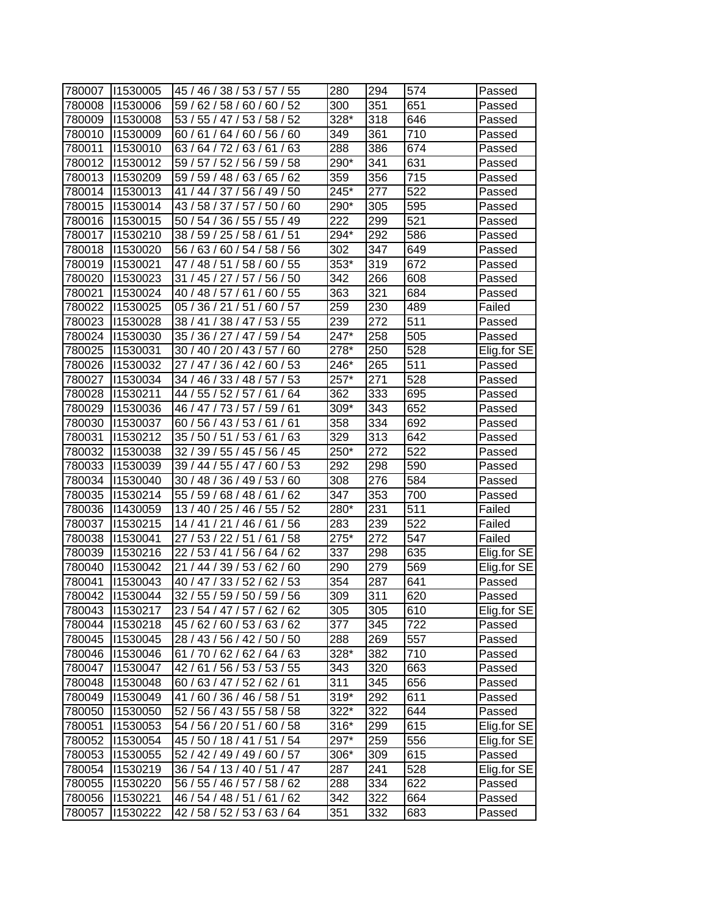| | | | | | | |
|---|---|---|---|---|---|---|
| 780007 | I1530005 | 45 / 46 / 38 / 53 / 57 / 55 | 280 | 294 | 574 | Passed |
| 780008 | I1530006 | 59 / 62 / 58 / 60 / 60 / 52 | 300 | 351 | 651 | Passed |
| 780009 | I1530008 | 53 / 55 / 47 / 53 / 58 / 52 | 328* | 318 | 646 | Passed |
| 780010 | I1530009 | 60 / 61 / 64 / 60 / 56 / 60 | 349 | 361 | 710 | Passed |
| 780011 | I1530010 | 63 / 64 / 72 / 63 / 61 / 63 | 288 | 386 | 674 | Passed |
| 780012 | I1530012 | 59 / 57 / 52 / 56 / 59 / 58 | 290* | 341 | 631 | Passed |
| 780013 | I1530209 | 59 / 59 / 48 / 63 / 65 / 62 | 359 | 356 | 715 | Passed |
| 780014 | I1530013 | 41 / 44 / 37 / 56 / 49 / 50 | 245* | 277 | 522 | Passed |
| 780015 | I1530014 | 43 / 58 / 37 / 57 / 50 / 60 | 290* | 305 | 595 | Passed |
| 780016 | I1530015 | 50 / 54 / 36 / 55 / 55 / 49 | 222 | 299 | 521 | Passed |
| 780017 | I1530210 | 38 / 59 / 25 / 58 / 61 / 51 | 294* | 292 | 586 | Passed |
| 780018 | I1530020 | 56 / 63 / 60 / 54 / 58 / 56 | 302 | 347 | 649 | Passed |
| 780019 | I1530021 | 47 / 48 / 51 / 58 / 60 / 55 | 353* | 319 | 672 | Passed |
| 780020 | I1530023 | 31 / 45 / 27 / 57 / 56 / 50 | 342 | 266 | 608 | Passed |
| 780021 | I1530024 | 40 / 48 / 57 / 61 / 60 / 55 | 363 | 321 | 684 | Passed |
| 780022 | I1530025 | 05 / 36 / 21 / 51 / 60 / 57 | 259 | 230 | 489 | Failed |
| 780023 | I1530028 | 38 / 41 / 38 / 47 / 53 / 55 | 239 | 272 | 511 | Passed |
| 780024 | I1530030 | 35 / 36 / 27 / 47 / 59 / 54 | 247* | 258 | 505 | Passed |
| 780025 | I1530031 | 30 / 40 / 20 / 43 / 57 / 60 | 278* | 250 | 528 | Elig.for SE |
| 780026 | I1530032 | 27 / 47 / 36 / 42 / 60 / 53 | 246* | 265 | 511 | Passed |
| 780027 | I1530034 | 34 / 46 / 33 / 48 / 57 / 53 | 257* | 271 | 528 | Passed |
| 780028 | I1530211 | 44 / 55 / 52 / 57 / 61 / 64 | 362 | 333 | 695 | Passed |
| 780029 | I1530036 | 46 / 47 / 73 / 57 / 59 / 61 | 309* | 343 | 652 | Passed |
| 780030 | I1530037 | 60 / 56 / 43 / 53 / 61 / 61 | 358 | 334 | 692 | Passed |
| 780031 | I1530212 | 35 / 50 / 51 / 53 / 61 / 63 | 329 | 313 | 642 | Passed |
| 780032 | I1530038 | 32 / 39 / 55 / 45 / 56 / 45 | 250* | 272 | 522 | Passed |
| 780033 | I1530039 | 39 / 44 / 55 / 47 / 60 / 53 | 292 | 298 | 590 | Passed |
| 780034 | I1530040 | 30 / 48 / 36 / 49 / 53 / 60 | 308 | 276 | 584 | Passed |
| 780035 | I1530214 | 55 / 59 / 68 / 48 / 61 / 62 | 347 | 353 | 700 | Passed |
| 780036 | I1430059 | 13 / 40 / 25 / 46 / 55 / 52 | 280* | 231 | 511 | Failed |
| 780037 | I1530215 | 14 / 41 / 21 / 46 / 61 / 56 | 283 | 239 | 522 | Failed |
| 780038 | I1530041 | 27 / 53 / 22 / 51 / 61 / 58 | 275* | 272 | 547 | Failed |
| 780039 | I1530216 | 22 / 53 / 41 / 56 / 64 / 62 | 337 | 298 | 635 | Elig.for SE |
| 780040 | I1530042 | 21 / 44 / 39 / 53 / 62 / 60 | 290 | 279 | 569 | Elig.for SE |
| 780041 | I1530043 | 40 / 47 / 33 / 52 / 62 / 53 | 354 | 287 | 641 | Passed |
| 780042 | I1530044 | 32 / 55 / 59 / 50 / 59 / 56 | 309 | 311 | 620 | Passed |
| 780043 | I1530217 | 23 / 54 / 47 / 57 / 62 / 62 | 305 | 305 | 610 | Elig.for SE |
| 780044 | I1530218 | 45 / 62 / 60 / 53 / 63 / 62 | 377 | 345 | 722 | Passed |
| 780045 | I1530045 | 28 / 43 / 56 / 42 / 50 / 50 | 288 | 269 | 557 | Passed |
| 780046 | I1530046 | 61 / 70 / 62 / 62 / 64 / 63 | 328* | 382 | 710 | Passed |
| 780047 | I1530047 | 42 / 61 / 56 / 53 / 53 / 55 | 343 | 320 | 663 | Passed |
| 780048 | I1530048 | 60 / 63 / 47 / 52 / 62 / 61 | 311 | 345 | 656 | Passed |
| 780049 | I1530049 | 41 / 60 / 36 / 46 / 58 / 51 | 319* | 292 | 611 | Passed |
| 780050 | I1530050 | 52 / 56 / 43 / 55 / 58 / 58 | 322* | 322 | 644 | Passed |
| 780051 | I1530053 | 54 / 56 / 20 / 51 / 60 / 58 | 316* | 299 | 615 | Elig.for SE |
| 780052 | I1530054 | 45 / 50 / 18 / 41 / 51 / 54 | 297* | 259 | 556 | Elig.for SE |
| 780053 | I1530055 | 52 / 42 / 49 / 49 / 60 / 57 | 306* | 309 | 615 | Passed |
| 780054 | I1530219 | 36 / 54 / 13 / 40 / 51 / 47 | 287 | 241 | 528 | Elig.for SE |
| 780055 | I1530220 | 56 / 55 / 46 / 57 / 58 / 62 | 288 | 334 | 622 | Passed |
| 780056 | I1530221 | 46 / 54 / 48 / 51 / 61 / 62 | 342 | 322 | 664 | Passed |
| 780057 | I1530222 | 42 / 58 / 52 / 53 / 63 / 64 | 351 | 332 | 683 | Passed |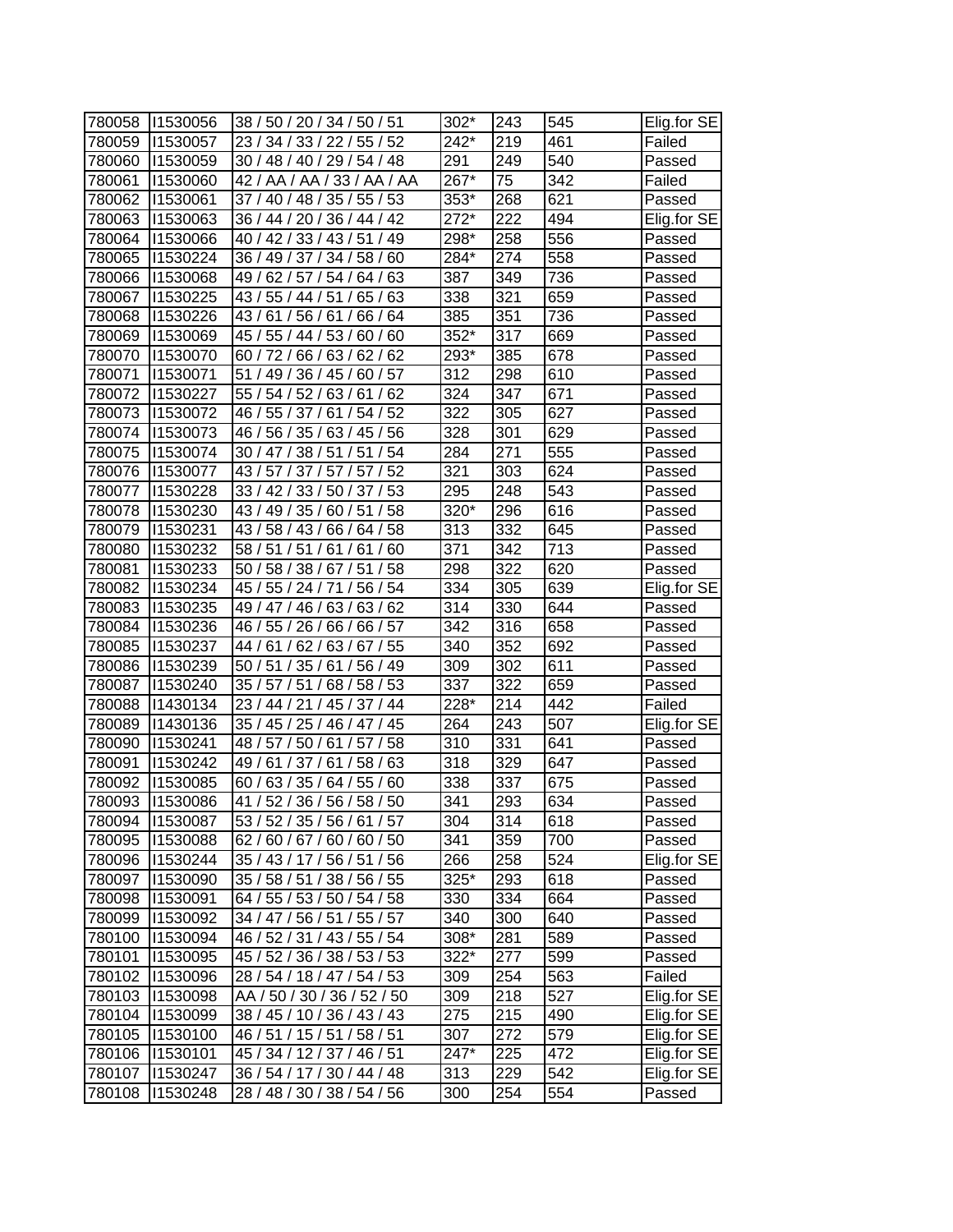| | | | | | | |
|---|---|---|---|---|---|---|
| 780058 | I1530056 | 38 / 50 / 20 / 34 / 50 / 51 | 302* | 243 | 545 | Elig.for SE |
| 780059 | I1530057 | 23 / 34 / 33 / 22 / 55 / 52 | 242* | 219 | 461 | Failed |
| 780060 | I1530059 | 30 / 48 / 40 / 29 / 54 / 48 | 291 | 249 | 540 | Passed |
| 780061 | I1530060 | 42 / AA / AA / 33 / AA / AA | 267* | 75 | 342 | Failed |
| 780062 | I1530061 | 37 / 40 / 48 / 35 / 55 / 53 | 353* | 268 | 621 | Passed |
| 780063 | I1530063 | 36 / 44 / 20 / 36 / 44 / 42 | 272* | 222 | 494 | Elig.for SE |
| 780064 | I1530066 | 40 / 42 / 33 / 43 / 51 / 49 | 298* | 258 | 556 | Passed |
| 780065 | I1530224 | 36 / 49 / 37 / 34 / 58 / 60 | 284* | 274 | 558 | Passed |
| 780066 | I1530068 | 49 / 62 / 57 / 54 / 64 / 63 | 387 | 349 | 736 | Passed |
| 780067 | I1530225 | 43 / 55 / 44 / 51 / 65 / 63 | 338 | 321 | 659 | Passed |
| 780068 | I1530226 | 43 / 61 / 56 / 61 / 66 / 64 | 385 | 351 | 736 | Passed |
| 780069 | I1530069 | 45 / 55 / 44 / 53 / 60 / 60 | 352* | 317 | 669 | Passed |
| 780070 | I1530070 | 60 / 72 / 66 / 63 / 62 / 62 | 293* | 385 | 678 | Passed |
| 780071 | I1530071 | 51 / 49 / 36 / 45 / 60 / 57 | 312 | 298 | 610 | Passed |
| 780072 | I1530227 | 55 / 54 / 52 / 63 / 61 / 62 | 324 | 347 | 671 | Passed |
| 780073 | I1530072 | 46 / 55 / 37 / 61 / 54 / 52 | 322 | 305 | 627 | Passed |
| 780074 | I1530073 | 46 / 56 / 35 / 63 / 45 / 56 | 328 | 301 | 629 | Passed |
| 780075 | I1530074 | 30 / 47 / 38 / 51 / 51 / 54 | 284 | 271 | 555 | Passed |
| 780076 | I1530077 | 43 / 57 / 37 / 57 / 57 / 52 | 321 | 303 | 624 | Passed |
| 780077 | I1530228 | 33 / 42 / 33 / 50 / 37 / 53 | 295 | 248 | 543 | Passed |
| 780078 | I1530230 | 43 / 49 / 35 / 60 / 51 / 58 | 320* | 296 | 616 | Passed |
| 780079 | I1530231 | 43 / 58 / 43 / 66 / 64 / 58 | 313 | 332 | 645 | Passed |
| 780080 | I1530232 | 58 / 51 / 51 / 61 / 61 / 60 | 371 | 342 | 713 | Passed |
| 780081 | I1530233 | 50 / 58 / 38 / 67 / 51 / 58 | 298 | 322 | 620 | Passed |
| 780082 | I1530234 | 45 / 55 / 24 / 71 / 56 / 54 | 334 | 305 | 639 | Elig.for SE |
| 780083 | I1530235 | 49 / 47 / 46 / 63 / 63 / 62 | 314 | 330 | 644 | Passed |
| 780084 | I1530236 | 46 / 55 / 26 / 66 / 66 / 57 | 342 | 316 | 658 | Passed |
| 780085 | I1530237 | 44 / 61 / 62 / 63 / 67 / 55 | 340 | 352 | 692 | Passed |
| 780086 | I1530239 | 50 / 51 / 35 / 61 / 56 / 49 | 309 | 302 | 611 | Passed |
| 780087 | I1530240 | 35 / 57 / 51 / 68 / 58 / 53 | 337 | 322 | 659 | Passed |
| 780088 | I1430134 | 23 / 44 / 21 / 45 / 37 / 44 | 228* | 214 | 442 | Failed |
| 780089 | I1430136 | 35 / 45 / 25 / 46 / 47 / 45 | 264 | 243 | 507 | Elig.for SE |
| 780090 | I1530241 | 48 / 57 / 50 / 61 / 57 / 58 | 310 | 331 | 641 | Passed |
| 780091 | I1530242 | 49 / 61 / 37 / 61 / 58 / 63 | 318 | 329 | 647 | Passed |
| 780092 | I1530085 | 60 / 63 / 35 / 64 / 55 / 60 | 338 | 337 | 675 | Passed |
| 780093 | I1530086 | 41 / 52 / 36 / 56 / 58 / 50 | 341 | 293 | 634 | Passed |
| 780094 | I1530087 | 53 / 52 / 35 / 56 / 61 / 57 | 304 | 314 | 618 | Passed |
| 780095 | I1530088 | 62 / 60 / 67 / 60 / 60 / 50 | 341 | 359 | 700 | Passed |
| 780096 | I1530244 | 35 / 43 / 17 / 56 / 51 / 56 | 266 | 258 | 524 | Elig.for SE |
| 780097 | I1530090 | 35 / 58 / 51 / 38 / 56 / 55 | 325* | 293 | 618 | Passed |
| 780098 | I1530091 | 64 / 55 / 53 / 50 / 54 / 58 | 330 | 334 | 664 | Passed |
| 780099 | I1530092 | 34 / 47 / 56 / 51 / 55 / 57 | 340 | 300 | 640 | Passed |
| 780100 | I1530094 | 46 / 52 / 31 / 43 / 55 / 54 | 308* | 281 | 589 | Passed |
| 780101 | I1530095 | 45 / 52 / 36 / 38 / 53 / 53 | 322* | 277 | 599 | Passed |
| 780102 | I1530096 | 28 / 54 / 18 / 47 / 54 / 53 | 309 | 254 | 563 | Failed |
| 780103 | I1530098 | AA / 50 / 30 / 36 / 52 / 50 | 309 | 218 | 527 | Elig.for SE |
| 780104 | I1530099 | 38 / 45 / 10 / 36 / 43 / 43 | 275 | 215 | 490 | Elig.for SE |
| 780105 | I1530100 | 46 / 51 / 15 / 51 / 58 / 51 | 307 | 272 | 579 | Elig.for SE |
| 780106 | I1530101 | 45 / 34 / 12 / 37 / 46 / 51 | 247* | 225 | 472 | Elig.for SE |
| 780107 | I1530247 | 36 / 54 / 17 / 30 / 44 / 48 | 313 | 229 | 542 | Elig.for SE |
| 780108 | I1530248 | 28 / 48 / 30 / 38 / 54 / 56 | 300 | 254 | 554 | Passed |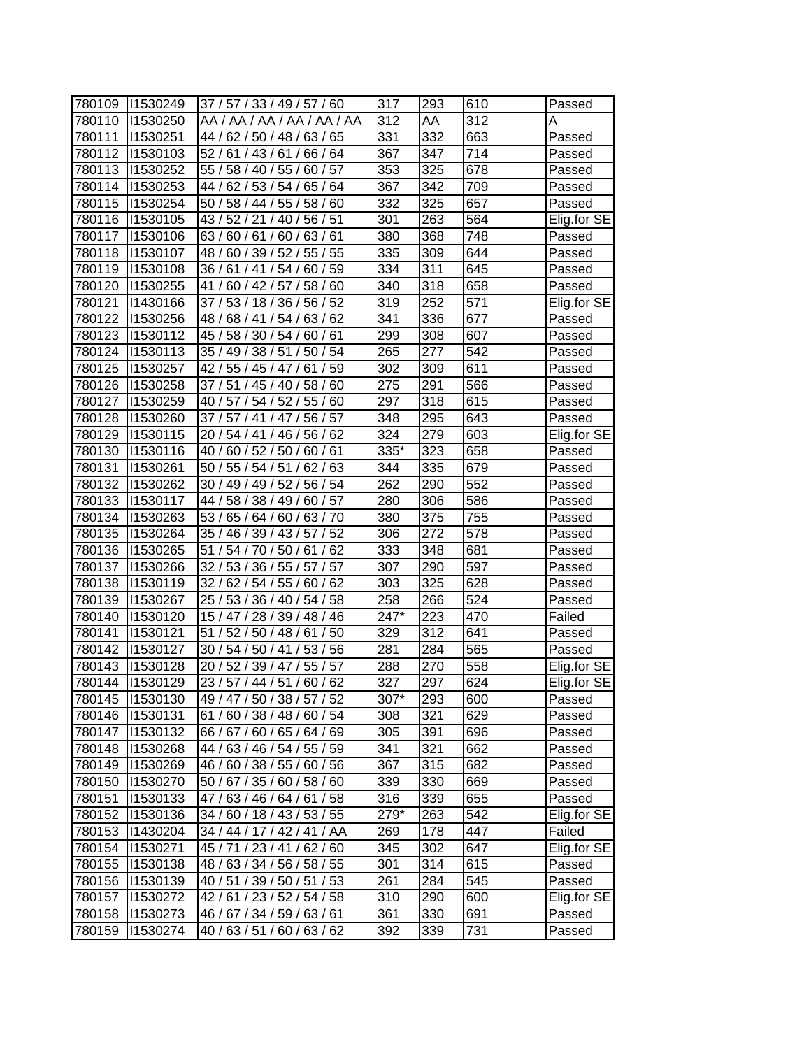| 780109 | I1530249 | 37 / 57 / 33 / 49 / 57 / 60 | 317 | 293 | 610 | Passed |
|---|---|---|---|---|---|---|
| 780110 | I1530250 | AA / AA / AA / AA / AA / AA | 312 | AA | 312 | A |
| 780111 | I1530251 | 44 / 62 / 50 / 48 / 63 / 65 | 331 | 332 | 663 | Passed |
| 780112 | I1530103 | 52 / 61 / 43 / 61 / 66 / 64 | 367 | 347 | 714 | Passed |
| 780113 | I1530252 | 55 / 58 / 40 / 55 / 60 / 57 | 353 | 325 | 678 | Passed |
| 780114 | I1530253 | 44 / 62 / 53 / 54 / 65 / 64 | 367 | 342 | 709 | Passed |
| 780115 | I1530254 | 50 / 58 / 44 / 55 / 58 / 60 | 332 | 325 | 657 | Passed |
| 780116 | I1530105 | 43 / 52 / 21 / 40 / 56 / 51 | 301 | 263 | 564 | Elig.for SE |
| 780117 | I1530106 | 63 / 60 / 61 / 60 / 63 / 61 | 380 | 368 | 748 | Passed |
| 780118 | I1530107 | 48 / 60 / 39 / 52 / 55 / 55 | 335 | 309 | 644 | Passed |
| 780119 | I1530108 | 36 / 61 / 41 / 54 / 60 / 59 | 334 | 311 | 645 | Passed |
| 780120 | I1530255 | 41 / 60 / 42 / 57 / 58 / 60 | 340 | 318 | 658 | Passed |
| 780121 | I1430166 | 37 / 53 / 18 / 36 / 56 / 52 | 319 | 252 | 571 | Elig.for SE |
| 780122 | I1530256 | 48 / 68 / 41 / 54 / 63 / 62 | 341 | 336 | 677 | Passed |
| 780123 | I1530112 | 45 / 58 / 30 / 54 / 60 / 61 | 299 | 308 | 607 | Passed |
| 780124 | I1530113 | 35 / 49 / 38 / 51 / 50 / 54 | 265 | 277 | 542 | Passed |
| 780125 | I1530257 | 42 / 55 / 45 / 47 / 61 / 59 | 302 | 309 | 611 | Passed |
| 780126 | I1530258 | 37 / 51 / 45 / 40 / 58 / 60 | 275 | 291 | 566 | Passed |
| 780127 | I1530259 | 40 / 57 / 54 / 52 / 55 / 60 | 297 | 318 | 615 | Passed |
| 780128 | I1530260 | 37 / 57 / 41 / 47 / 56 / 57 | 348 | 295 | 643 | Passed |
| 780129 | I1530115 | 20 / 54 / 41 / 46 / 56 / 62 | 324 | 279 | 603 | Elig.for SE |
| 780130 | I1530116 | 40 / 60 / 52 / 50 / 60 / 61 | 335* | 323 | 658 | Passed |
| 780131 | I1530261 | 50 / 55 / 54 / 51 / 62 / 63 | 344 | 335 | 679 | Passed |
| 780132 | I1530262 | 30 / 49 / 49 / 52 / 56 / 54 | 262 | 290 | 552 | Passed |
| 780133 | I1530117 | 44 / 58 / 38 / 49 / 60 / 57 | 280 | 306 | 586 | Passed |
| 780134 | I1530263 | 53 / 65 / 64 / 60 / 63 / 70 | 380 | 375 | 755 | Passed |
| 780135 | I1530264 | 35 / 46 / 39 / 43 / 57 / 52 | 306 | 272 | 578 | Passed |
| 780136 | I1530265 | 51 / 54 / 70 / 50 / 61 / 62 | 333 | 348 | 681 | Passed |
| 780137 | I1530266 | 32 / 53 / 36 / 55 / 57 / 57 | 307 | 290 | 597 | Passed |
| 780138 | I1530119 | 32 / 62 / 54 / 55 / 60 / 62 | 303 | 325 | 628 | Passed |
| 780139 | I1530267 | 25 / 53 / 36 / 40 / 54 / 58 | 258 | 266 | 524 | Passed |
| 780140 | I1530120 | 15 / 47 / 28 / 39 / 48 / 46 | 247* | 223 | 470 | Failed |
| 780141 | I1530121 | 51 / 52 / 50 / 48 / 61 / 50 | 329 | 312 | 641 | Passed |
| 780142 | I1530127 | 30 / 54 / 50 / 41 / 53 / 56 | 281 | 284 | 565 | Passed |
| 780143 | I1530128 | 20 / 52 / 39 / 47 / 55 / 57 | 288 | 270 | 558 | Elig.for SE |
| 780144 | I1530129 | 23 / 57 / 44 / 51 / 60 / 62 | 327 | 297 | 624 | Elig.for SE |
| 780145 | I1530130 | 49 / 47 / 50 / 38 / 57 / 52 | 307* | 293 | 600 | Passed |
| 780146 | I1530131 | 61 / 60 / 38 / 48 / 60 / 54 | 308 | 321 | 629 | Passed |
| 780147 | I1530132 | 66 / 67 / 60 / 65 / 64 / 69 | 305 | 391 | 696 | Passed |
| 780148 | I1530268 | 44 / 63 / 46 / 54 / 55 / 59 | 341 | 321 | 662 | Passed |
| 780149 | I1530269 | 46 / 60 / 38 / 55 / 60 / 56 | 367 | 315 | 682 | Passed |
| 780150 | I1530270 | 50 / 67 / 35 / 60 / 58 / 60 | 339 | 330 | 669 | Passed |
| 780151 | I1530133 | 47 / 63 / 46 / 64 / 61 / 58 | 316 | 339 | 655 | Passed |
| 780152 | I1530136 | 34 / 60 / 18 / 43 / 53 / 55 | 279* | 263 | 542 | Elig.for SE |
| 780153 | I1430204 | 34 / 44 / 17 / 42 / 41 / AA | 269 | 178 | 447 | Failed |
| 780154 | I1530271 | 45 / 71 / 23 / 41 / 62 / 60 | 345 | 302 | 647 | Elig.for SE |
| 780155 | I1530138 | 48 / 63 / 34 / 56 / 58 / 55 | 301 | 314 | 615 | Passed |
| 780156 | I1530139 | 40 / 51 / 39 / 50 / 51 / 53 | 261 | 284 | 545 | Passed |
| 780157 | I1530272 | 42 / 61 / 23 / 52 / 54 / 58 | 310 | 290 | 600 | Elig.for SE |
| 780158 | I1530273 | 46 / 67 / 34 / 59 / 63 / 61 | 361 | 330 | 691 | Passed |
| 780159 | I1530274 | 40 / 63 / 51 / 60 / 63 / 62 | 392 | 339 | 731 | Passed |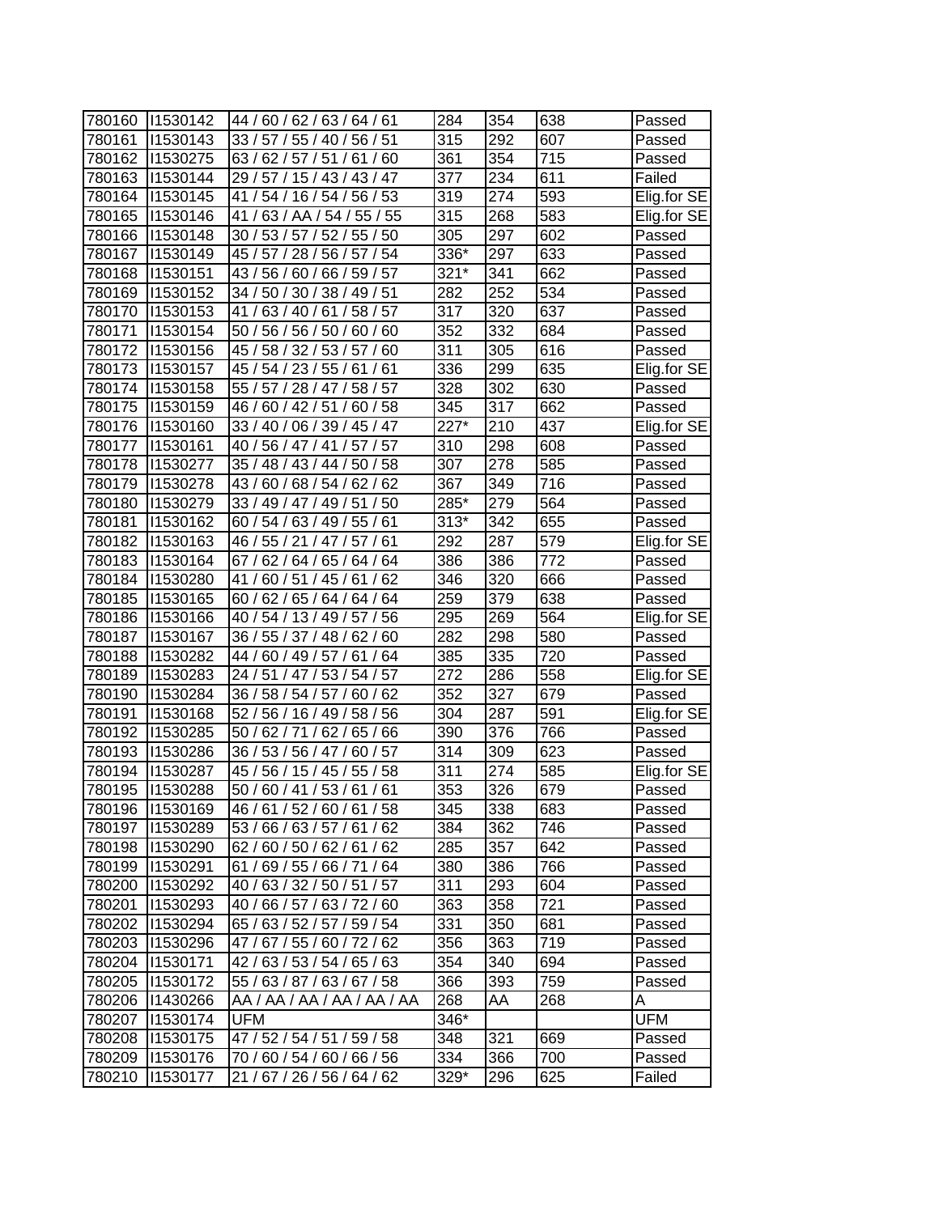| | | | | | | |
|---|---|---|---|---|---|---|
| 780160 | I1530142 | 44 / 60 / 62 / 63 / 64 / 61 | 284 | 354 | 638 | Passed |
| 780161 | I1530143 | 33 / 57 / 55 / 40 / 56 / 51 | 315 | 292 | 607 | Passed |
| 780162 | I1530275 | 63 / 62 / 57 / 51 / 61 / 60 | 361 | 354 | 715 | Passed |
| 780163 | I1530144 | 29 / 57 / 15 / 43 / 43 / 47 | 377 | 234 | 611 | Failed |
| 780164 | I1530145 | 41 / 54 / 16 / 54 / 56 / 53 | 319 | 274 | 593 | Elig.for SE |
| 780165 | I1530146 | 41 / 63 / AA / 54 / 55 / 55 | 315 | 268 | 583 | Elig.for SE |
| 780166 | I1530148 | 30 / 53 / 57 / 52 / 55 / 50 | 305 | 297 | 602 | Passed |
| 780167 | I1530149 | 45 / 57 / 28 / 56 / 57 / 54 | 336* | 297 | 633 | Passed |
| 780168 | I1530151 | 43 / 56 / 60 / 66 / 59 / 57 | 321* | 341 | 662 | Passed |
| 780169 | I1530152 | 34 / 50 / 30 / 38 / 49 / 51 | 282 | 252 | 534 | Passed |
| 780170 | I1530153 | 41 / 63 / 40 / 61 / 58 / 57 | 317 | 320 | 637 | Passed |
| 780171 | I1530154 | 50 / 56 / 56 / 50 / 60 / 60 | 352 | 332 | 684 | Passed |
| 780172 | I1530156 | 45 / 58 / 32 / 53 / 57 / 60 | 311 | 305 | 616 | Passed |
| 780173 | I1530157 | 45 / 54 / 23 / 55 / 61 / 61 | 336 | 299 | 635 | Elig.for SE |
| 780174 | I1530158 | 55 / 57 / 28 / 47 / 58 / 57 | 328 | 302 | 630 | Passed |
| 780175 | I1530159 | 46 / 60 / 42 / 51 / 60 / 58 | 345 | 317 | 662 | Passed |
| 780176 | I1530160 | 33 / 40 / 06 / 39 / 45 / 47 | 227* | 210 | 437 | Elig.for SE |
| 780177 | I1530161 | 40 / 56 / 47 / 41 / 57 / 57 | 310 | 298 | 608 | Passed |
| 780178 | I1530277 | 35 / 48 / 43 / 44 / 50 / 58 | 307 | 278 | 585 | Passed |
| 780179 | I1530278 | 43 / 60 / 68 / 54 / 62 / 62 | 367 | 349 | 716 | Passed |
| 780180 | I1530279 | 33 / 49 / 47 / 49 / 51 / 50 | 285* | 279 | 564 | Passed |
| 780181 | I1530162 | 60 / 54 / 63 / 49 / 55 / 61 | 313* | 342 | 655 | Passed |
| 780182 | I1530163 | 46 / 55 / 21 / 47 / 57 / 61 | 292 | 287 | 579 | Elig.for SE |
| 780183 | I1530164 | 67 / 62 / 64 / 65 / 64 / 64 | 386 | 386 | 772 | Passed |
| 780184 | I1530280 | 41 / 60 / 51 / 45 / 61 / 62 | 346 | 320 | 666 | Passed |
| 780185 | I1530165 | 60 / 62 / 65 / 64 / 64 / 64 | 259 | 379 | 638 | Passed |
| 780186 | I1530166 | 40 / 54 / 13 / 49 / 57 / 56 | 295 | 269 | 564 | Elig.for SE |
| 780187 | I1530167 | 36 / 55 / 37 / 48 / 62 / 60 | 282 | 298 | 580 | Passed |
| 780188 | I1530282 | 44 / 60 / 49 / 57 / 61 / 64 | 385 | 335 | 720 | Passed |
| 780189 | I1530283 | 24 / 51 / 47 / 53 / 54 / 57 | 272 | 286 | 558 | Elig.for SE |
| 780190 | I1530284 | 36 / 58 / 54 / 57 / 60 / 62 | 352 | 327 | 679 | Passed |
| 780191 | I1530168 | 52 / 56 / 16 / 49 / 58 / 56 | 304 | 287 | 591 | Elig.for SE |
| 780192 | I1530285 | 50 / 62 / 71 / 62 / 65 / 66 | 390 | 376 | 766 | Passed |
| 780193 | I1530286 | 36 / 53 / 56 / 47 / 60 / 57 | 314 | 309 | 623 | Passed |
| 780194 | I1530287 | 45 / 56 / 15 / 45 / 55 / 58 | 311 | 274 | 585 | Elig.for SE |
| 780195 | I1530288 | 50 / 60 / 41 / 53 / 61 / 61 | 353 | 326 | 679 | Passed |
| 780196 | I1530169 | 46 / 61 / 52 / 60 / 61 / 58 | 345 | 338 | 683 | Passed |
| 780197 | I1530289 | 53 / 66 / 63 / 57 / 61 / 62 | 384 | 362 | 746 | Passed |
| 780198 | I1530290 | 62 / 60 / 50 / 62 / 61 / 62 | 285 | 357 | 642 | Passed |
| 780199 | I1530291 | 61 / 69 / 55 / 66 / 71 / 64 | 380 | 386 | 766 | Passed |
| 780200 | I1530292 | 40 / 63 / 32 / 50 / 51 / 57 | 311 | 293 | 604 | Passed |
| 780201 | I1530293 | 40 / 66 / 57 / 63 / 72 / 60 | 363 | 358 | 721 | Passed |
| 780202 | I1530294 | 65 / 63 / 52 / 57 / 59 / 54 | 331 | 350 | 681 | Passed |
| 780203 | I1530296 | 47 / 67 / 55 / 60 / 72 / 62 | 356 | 363 | 719 | Passed |
| 780204 | I1530171 | 42 / 63 / 53 / 54 / 65 / 63 | 354 | 340 | 694 | Passed |
| 780205 | I1530172 | 55 / 63 / 87 / 63 / 67 / 58 | 366 | 393 | 759 | Passed |
| 780206 | I1430266 | AA / AA / AA / AA / AA / AA | 268 | AA | 268 | A |
| 780207 | I1530174 | UFM | 346* | | | UFM |
| 780208 | I1530175 | 47 / 52 / 54 / 51 / 59 / 58 | 348 | 321 | 669 | Passed |
| 780209 | I1530176 | 70 / 60 / 54 / 60 / 66 / 56 | 334 | 366 | 700 | Passed |
| 780210 | I1530177 | 21 / 67 / 26 / 56 / 64 / 62 | 329* | 296 | 625 | Failed |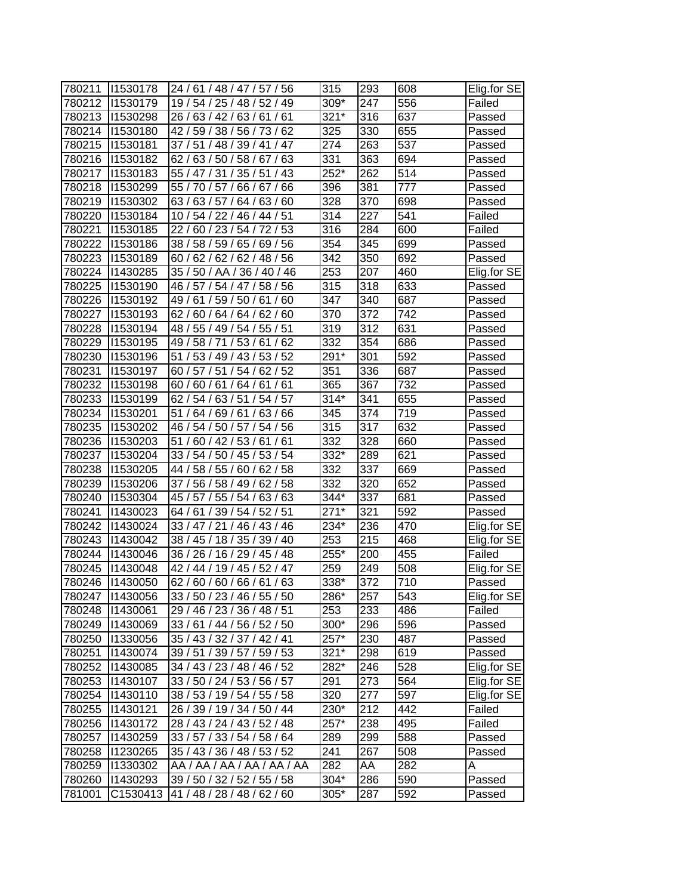| | | | | | | |
|---|---|---|---|---|---|---|
| 780211 | I1530178 | 24 / 61 / 48 / 47 / 57 / 56 | 315 | 293 | 608 | Elig.for SE |
| 780212 | I1530179 | 19 / 54 / 25 / 48 / 52 / 49 | 309* | 247 | 556 | Failed |
| 780213 | I1530298 | 26 / 63 / 42 / 63 / 61 / 61 | 321* | 316 | 637 | Passed |
| 780214 | I1530180 | 42 / 59 / 38 / 56 / 73 / 62 | 325 | 330 | 655 | Passed |
| 780215 | I1530181 | 37 / 51 / 48 / 39 / 41 / 47 | 274 | 263 | 537 | Passed |
| 780216 | I1530182 | 62 / 63 / 50 / 58 / 67 / 63 | 331 | 363 | 694 | Passed |
| 780217 | I1530183 | 55 / 47 / 31 / 35 / 51 / 43 | 252* | 262 | 514 | Passed |
| 780218 | I1530299 | 55 / 70 / 57 / 66 / 67 / 66 | 396 | 381 | 777 | Passed |
| 780219 | I1530302 | 63 / 63 / 57 / 64 / 63 / 60 | 328 | 370 | 698 | Passed |
| 780220 | I1530184 | 10 / 54 / 22 / 46 / 44 / 51 | 314 | 227 | 541 | Failed |
| 780221 | I1530185 | 22 / 60 / 23 / 54 / 72 / 53 | 316 | 284 | 600 | Failed |
| 780222 | I1530186 | 38 / 58 / 59 / 65 / 69 / 56 | 354 | 345 | 699 | Passed |
| 780223 | I1530189 | 60 / 62 / 62 / 62 / 48 / 56 | 342 | 350 | 692 | Passed |
| 780224 | I1430285 | 35 / 50 / AA / 36 / 40 / 46 | 253 | 207 | 460 | Elig.for SE |
| 780225 | I1530190 | 46 / 57 / 54 / 47 / 58 / 56 | 315 | 318 | 633 | Passed |
| 780226 | I1530192 | 49 / 61 / 59 / 50 / 61 / 60 | 347 | 340 | 687 | Passed |
| 780227 | I1530193 | 62 / 60 / 64 / 64 / 62 / 60 | 370 | 372 | 742 | Passed |
| 780228 | I1530194 | 48 / 55 / 49 / 54 / 55 / 51 | 319 | 312 | 631 | Passed |
| 780229 | I1530195 | 49 / 58 / 71 / 53 / 61 / 62 | 332 | 354 | 686 | Passed |
| 780230 | I1530196 | 51 / 53 / 49 / 43 / 53 / 52 | 291* | 301 | 592 | Passed |
| 780231 | I1530197 | 60 / 57 / 51 / 54 / 62 / 52 | 351 | 336 | 687 | Passed |
| 780232 | I1530198 | 60 / 60 / 61 / 64 / 61 / 61 | 365 | 367 | 732 | Passed |
| 780233 | I1530199 | 62 / 54 / 63 / 51 / 54 / 57 | 314* | 341 | 655 | Passed |
| 780234 | I1530201 | 51 / 64 / 69 / 61 / 63 / 66 | 345 | 374 | 719 | Passed |
| 780235 | I1530202 | 46 / 54 / 50 / 57 / 54 / 56 | 315 | 317 | 632 | Passed |
| 780236 | I1530203 | 51 / 60 / 42 / 53 / 61 / 61 | 332 | 328 | 660 | Passed |
| 780237 | I1530204 | 33 / 54 / 50 / 45 / 53 / 54 | 332* | 289 | 621 | Passed |
| 780238 | I1530205 | 44 / 58 / 55 / 60 / 62 / 58 | 332 | 337 | 669 | Passed |
| 780239 | I1530206 | 37 / 56 / 58 / 49 / 62 / 58 | 332 | 320 | 652 | Passed |
| 780240 | I1530304 | 45 / 57 / 55 / 54 / 63 / 63 | 344* | 337 | 681 | Passed |
| 780241 | I1430023 | 64 / 61 / 39 / 54 / 52 / 51 | 271* | 321 | 592 | Passed |
| 780242 | I1430024 | 33 / 47 / 21 / 46 / 43 / 46 | 234* | 236 | 470 | Elig.for SE |
| 780243 | I1430042 | 38 / 45 / 18 / 35 / 39 / 40 | 253 | 215 | 468 | Elig.for SE |
| 780244 | I1430046 | 36 / 26 / 16 / 29 / 45 / 48 | 255* | 200 | 455 | Failed |
| 780245 | I1430048 | 42 / 44 / 19 / 45 / 52 / 47 | 259 | 249 | 508 | Elig.for SE |
| 780246 | I1430050 | 62 / 60 / 60 / 66 / 61 / 63 | 338* | 372 | 710 | Passed |
| 780247 | I1430056 | 33 / 50 / 23 / 46 / 55 / 50 | 286* | 257 | 543 | Elig.for SE |
| 780248 | I1430061 | 29 / 46 / 23 / 36 / 48 / 51 | 253 | 233 | 486 | Failed |
| 780249 | I1430069 | 33 / 61 / 44 / 56 / 52 / 50 | 300* | 296 | 596 | Passed |
| 780250 | I1330056 | 35 / 43 / 32 / 37 / 42 / 41 | 257* | 230 | 487 | Passed |
| 780251 | I1430074 | 39 / 51 / 39 / 57 / 59 / 53 | 321* | 298 | 619 | Passed |
| 780252 | I1430085 | 34 / 43 / 23 / 48 / 46 / 52 | 282* | 246 | 528 | Elig.for SE |
| 780253 | I1430107 | 33 / 50 / 24 / 53 / 56 / 57 | 291 | 273 | 564 | Elig.for SE |
| 780254 | I1430110 | 38 / 53 / 19 / 54 / 55 / 58 | 320 | 277 | 597 | Elig.for SE |
| 780255 | I1430121 | 26 / 39 / 19 / 34 / 50 / 44 | 230* | 212 | 442 | Failed |
| 780256 | I1430172 | 28 / 43 / 24 / 43 / 52 / 48 | 257* | 238 | 495 | Failed |
| 780257 | I1430259 | 33 / 57 / 33 / 54 / 58 / 64 | 289 | 299 | 588 | Passed |
| 780258 | I1230265 | 35 / 43 / 36 / 48 / 53 / 52 | 241 | 267 | 508 | Passed |
| 780259 | I1330302 | AA / AA / AA / AA / AA / AA | 282 | AA | 282 | A |
| 780260 | I1430293 | 39 / 50 / 32 / 52 / 55 / 58 | 304* | 286 | 590 | Passed |
| 781001 | C1530413 | 41 / 48 / 28 / 48 / 62 / 60 | 305* | 287 | 592 | Passed |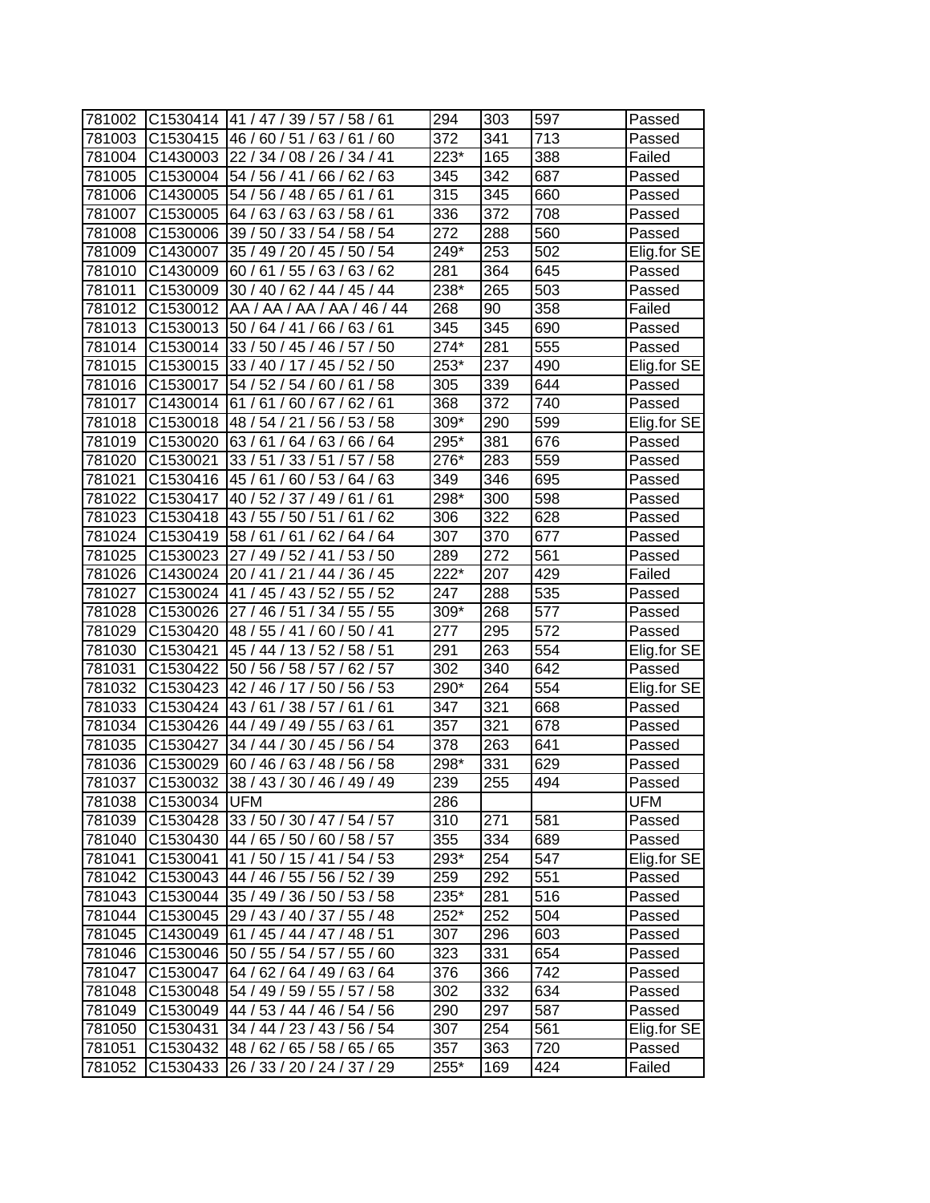| | | | | | | |
|---|---|---|---|---|---|---|
| 781002 | C1530414 | 41 / 47 / 39 / 57 / 58 / 61 | 294 | 303 | 597 | Passed |
| 781003 | C1530415 | 46 / 60 / 51 / 63 / 61 / 60 | 372 | 341 | 713 | Passed |
| 781004 | C1430003 | 22 / 34 / 08 / 26 / 34 / 41 | 223* | 165 | 388 | Failed |
| 781005 | C1530004 | 54 / 56 / 41 / 66 / 62 / 63 | 345 | 342 | 687 | Passed |
| 781006 | C1430005 | 54 / 56 / 48 / 65 / 61 / 61 | 315 | 345 | 660 | Passed |
| 781007 | C1530005 | 64 / 63 / 63 / 63 / 58 / 61 | 336 | 372 | 708 | Passed |
| 781008 | C1530006 | 39 / 50 / 33 / 54 / 58 / 54 | 272 | 288 | 560 | Passed |
| 781009 | C1430007 | 35 / 49 / 20 / 45 / 50 / 54 | 249* | 253 | 502 | Elig.for SE |
| 781010 | C1430009 | 60 / 61 / 55 / 63 / 63 / 62 | 281 | 364 | 645 | Passed |
| 781011 | C1530009 | 30 / 40 / 62 / 44 / 45 / 44 | 238* | 265 | 503 | Passed |
| 781012 | C1530012 | AA / AA / AA / AA / 46 / 44 | 268 | 90 | 358 | Failed |
| 781013 | C1530013 | 50 / 64 / 41 / 66 / 63 / 61 | 345 | 345 | 690 | Passed |
| 781014 | C1530014 | 33 / 50 / 45 / 46 / 57 / 50 | 274* | 281 | 555 | Passed |
| 781015 | C1530015 | 33 / 40 / 17 / 45 / 52 / 50 | 253* | 237 | 490 | Elig.for SE |
| 781016 | C1530017 | 54 / 52 / 54 / 60 / 61 / 58 | 305 | 339 | 644 | Passed |
| 781017 | C1430014 | 61 / 61 / 60 / 67 / 62 / 61 | 368 | 372 | 740 | Passed |
| 781018 | C1530018 | 48 / 54 / 21 / 56 / 53 / 58 | 309* | 290 | 599 | Elig.for SE |
| 781019 | C1530020 | 63 / 61 / 64 / 63 / 66 / 64 | 295* | 381 | 676 | Passed |
| 781020 | C1530021 | 33 / 51 / 33 / 51 / 57 / 58 | 276* | 283 | 559 | Passed |
| 781021 | C1530416 | 45 / 61 / 60 / 53 / 64 / 63 | 349 | 346 | 695 | Passed |
| 781022 | C1530417 | 40 / 52 / 37 / 49 / 61 / 61 | 298* | 300 | 598 | Passed |
| 781023 | C1530418 | 43 / 55 / 50 / 51 / 61 / 62 | 306 | 322 | 628 | Passed |
| 781024 | C1530419 | 58 / 61 / 61 / 62 / 64 / 64 | 307 | 370 | 677 | Passed |
| 781025 | C1530023 | 27 / 49 / 52 / 41 / 53 / 50 | 289 | 272 | 561 | Passed |
| 781026 | C1430024 | 20 / 41 / 21 / 44 / 36 / 45 | 222* | 207 | 429 | Failed |
| 781027 | C1530024 | 41 / 45 / 43 / 52 / 55 / 52 | 247 | 288 | 535 | Passed |
| 781028 | C1530026 | 27 / 46 / 51 / 34 / 55 / 55 | 309* | 268 | 577 | Passed |
| 781029 | C1530420 | 48 / 55 / 41 / 60 / 50 / 41 | 277 | 295 | 572 | Passed |
| 781030 | C1530421 | 45 / 44 / 13 / 52 / 58 / 51 | 291 | 263 | 554 | Elig.for SE |
| 781031 | C1530422 | 50 / 56 / 58 / 57 / 62 / 57 | 302 | 340 | 642 | Passed |
| 781032 | C1530423 | 42 / 46 / 17 / 50 / 56 / 53 | 290* | 264 | 554 | Elig.for SE |
| 781033 | C1530424 | 43 / 61 / 38 / 57 / 61 / 61 | 347 | 321 | 668 | Passed |
| 781034 | C1530426 | 44 / 49 / 49 / 55 / 63 / 61 | 357 | 321 | 678 | Passed |
| 781035 | C1530427 | 34 / 44 / 30 / 45 / 56 / 54 | 378 | 263 | 641 | Passed |
| 781036 | C1530029 | 60 / 46 / 63 / 48 / 56 / 58 | 298* | 331 | 629 | Passed |
| 781037 | C1530032 | 38 / 43 / 30 / 46 / 49 / 49 | 239 | 255 | 494 | Passed |
| 781038 | C1530034 | UFM | 286 | | | UFM |
| 781039 | C1530428 | 33 / 50 / 30 / 47 / 54 / 57 | 310 | 271 | 581 | Passed |
| 781040 | C1530430 | 44 / 65 / 50 / 60 / 58 / 57 | 355 | 334 | 689 | Passed |
| 781041 | C1530041 | 41 / 50 / 15 / 41 / 54 / 53 | 293* | 254 | 547 | Elig.for SE |
| 781042 | C1530043 | 44 / 46 / 55 / 56 / 52 / 39 | 259 | 292 | 551 | Passed |
| 781043 | C1530044 | 35 / 49 / 36 / 50 / 53 / 58 | 235* | 281 | 516 | Passed |
| 781044 | C1530045 | 29 / 43 / 40 / 37 / 55 / 48 | 252* | 252 | 504 | Passed |
| 781045 | C1430049 | 61 / 45 / 44 / 47 / 48 / 51 | 307 | 296 | 603 | Passed |
| 781046 | C1530046 | 50 / 55 / 54 / 57 / 55 / 60 | 323 | 331 | 654 | Passed |
| 781047 | C1530047 | 64 / 62 / 64 / 49 / 63 / 64 | 376 | 366 | 742 | Passed |
| 781048 | C1530048 | 54 / 49 / 59 / 55 / 57 / 58 | 302 | 332 | 634 | Passed |
| 781049 | C1530049 | 44 / 53 / 44 / 46 / 54 / 56 | 290 | 297 | 587 | Passed |
| 781050 | C1530431 | 34 / 44 / 23 / 43 / 56 / 54 | 307 | 254 | 561 | Elig.for SE |
| 781051 | C1530432 | 48 / 62 / 65 / 58 / 65 / 65 | 357 | 363 | 720 | Passed |
| 781052 | C1530433 | 26 / 33 / 20 / 24 / 37 / 29 | 255* | 169 | 424 | Failed |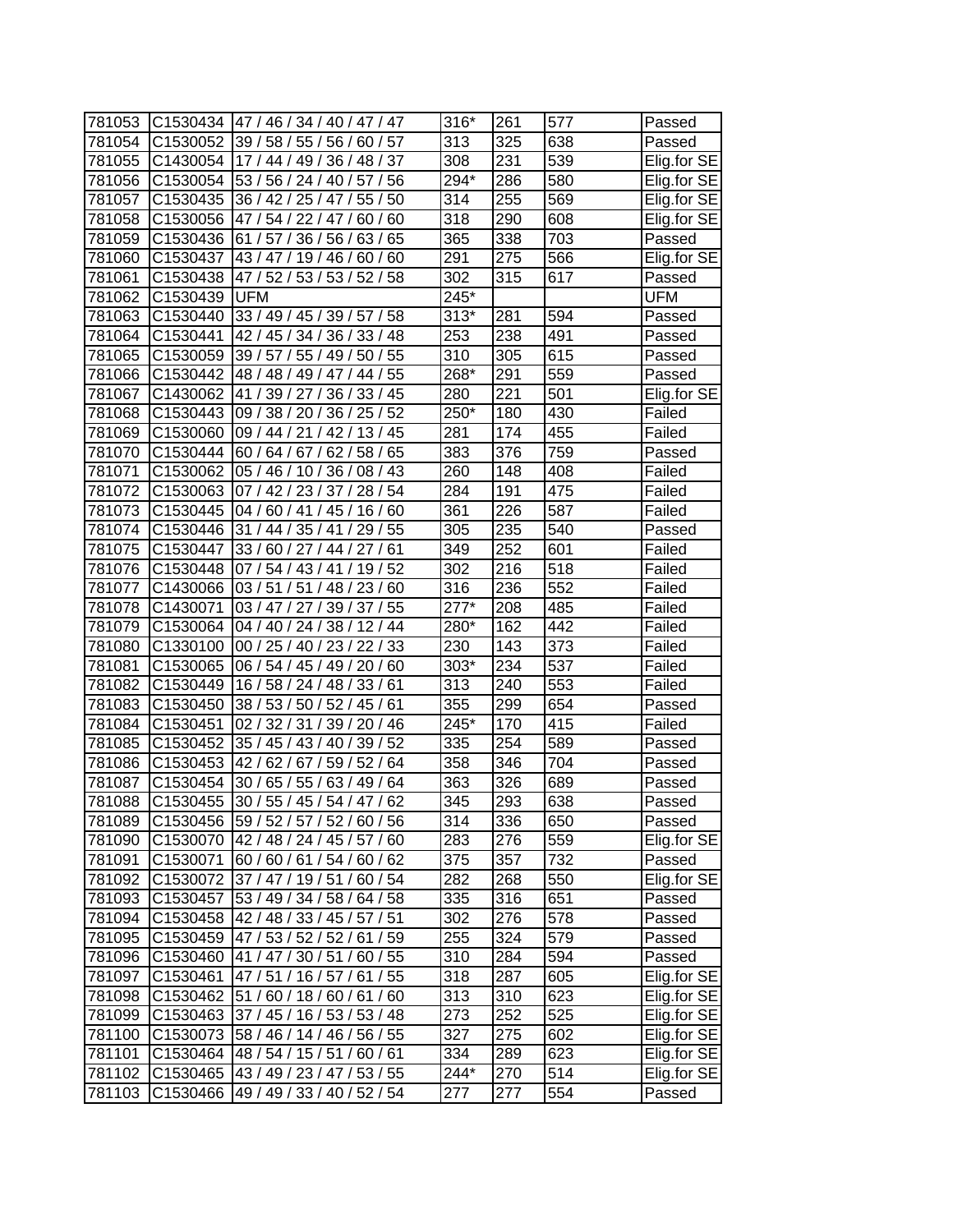| | | | | | | |
|---|---|---|---|---|---|---|
| 781053 | C1530434 | 47 / 46 / 34 / 40 / 47 / 47 | 316* | 261 | 577 | Passed |
| 781054 | C1530052 | 39 / 58 / 55 / 56 / 60 / 57 | 313 | 325 | 638 | Passed |
| 781055 | C1430054 | 17 / 44 / 49 / 36 / 48 / 37 | 308 | 231 | 539 | Elig.for SE |
| 781056 | C1530054 | 53 / 56 / 24 / 40 / 57 / 56 | 294* | 286 | 580 | Elig.for SE |
| 781057 | C1530435 | 36 / 42 / 25 / 47 / 55 / 50 | 314 | 255 | 569 | Elig.for SE |
| 781058 | C1530056 | 47 / 54 / 22 / 47 / 60 / 60 | 318 | 290 | 608 | Elig.for SE |
| 781059 | C1530436 | 61 / 57 / 36 / 56 / 63 / 65 | 365 | 338 | 703 | Passed |
| 781060 | C1530437 | 43 / 47 / 19 / 46 / 60 / 60 | 291 | 275 | 566 | Elig.for SE |
| 781061 | C1530438 | 47 / 52 / 53 / 53 / 52 / 58 | 302 | 315 | 617 | Passed |
| 781062 | C1530439 | UFM | 245* | | | UFM |
| 781063 | C1530440 | 33 / 49 / 45 / 39 / 57 / 58 | 313* | 281 | 594 | Passed |
| 781064 | C1530441 | 42 / 45 / 34 / 36 / 33 / 48 | 253 | 238 | 491 | Passed |
| 781065 | C1530059 | 39 / 57 / 55 / 49 / 50 / 55 | 310 | 305 | 615 | Passed |
| 781066 | C1530442 | 48 / 48 / 49 / 47 / 44 / 55 | 268* | 291 | 559 | Passed |
| 781067 | C1430062 | 41 / 39 / 27 / 36 / 33 / 45 | 280 | 221 | 501 | Elig.for SE |
| 781068 | C1530443 | 09 / 38 / 20 / 36 / 25 / 52 | 250* | 180 | 430 | Failed |
| 781069 | C1530060 | 09 / 44 / 21 / 42 / 13 / 45 | 281 | 174 | 455 | Failed |
| 781070 | C1530444 | 60 / 64 / 67 / 62 / 58 / 65 | 383 | 376 | 759 | Passed |
| 781071 | C1530062 | 05 / 46 / 10 / 36 / 08 / 43 | 260 | 148 | 408 | Failed |
| 781072 | C1530063 | 07 / 42 / 23 / 37 / 28 / 54 | 284 | 191 | 475 | Failed |
| 781073 | C1530445 | 04 / 60 / 41 / 45 / 16 / 60 | 361 | 226 | 587 | Failed |
| 781074 | C1530446 | 31 / 44 / 35 / 41 / 29 / 55 | 305 | 235 | 540 | Passed |
| 781075 | C1530447 | 33 / 60 / 27 / 44 / 27 / 61 | 349 | 252 | 601 | Failed |
| 781076 | C1530448 | 07 / 54 / 43 / 41 / 19 / 52 | 302 | 216 | 518 | Failed |
| 781077 | C1430066 | 03 / 51 / 51 / 48 / 23 / 60 | 316 | 236 | 552 | Failed |
| 781078 | C1430071 | 03 / 47 / 27 / 39 / 37 / 55 | 277* | 208 | 485 | Failed |
| 781079 | C1530064 | 04 / 40 / 24 / 38 / 12 / 44 | 280* | 162 | 442 | Failed |
| 781080 | C1330100 | 00 / 25 / 40 / 23 / 22 / 33 | 230 | 143 | 373 | Failed |
| 781081 | C1530065 | 06 / 54 / 45 / 49 / 20 / 60 | 303* | 234 | 537 | Failed |
| 781082 | C1530449 | 16 / 58 / 24 / 48 / 33 / 61 | 313 | 240 | 553 | Failed |
| 781083 | C1530450 | 38 / 53 / 50 / 52 / 45 / 61 | 355 | 299 | 654 | Passed |
| 781084 | C1530451 | 02 / 32 / 31 / 39 / 20 / 46 | 245* | 170 | 415 | Failed |
| 781085 | C1530452 | 35 / 45 / 43 / 40 / 39 / 52 | 335 | 254 | 589 | Passed |
| 781086 | C1530453 | 42 / 62 / 67 / 59 / 52 / 64 | 358 | 346 | 704 | Passed |
| 781087 | C1530454 | 30 / 65 / 55 / 63 / 49 / 64 | 363 | 326 | 689 | Passed |
| 781088 | C1530455 | 30 / 55 / 45 / 54 / 47 / 62 | 345 | 293 | 638 | Passed |
| 781089 | C1530456 | 59 / 52 / 57 / 52 / 60 / 56 | 314 | 336 | 650 | Passed |
| 781090 | C1530070 | 42 / 48 / 24 / 45 / 57 / 60 | 283 | 276 | 559 | Elig.for SE |
| 781091 | C1530071 | 60 / 60 / 61 / 54 / 60 / 62 | 375 | 357 | 732 | Passed |
| 781092 | C1530072 | 37 / 47 / 19 / 51 / 60 / 54 | 282 | 268 | 550 | Elig.for SE |
| 781093 | C1530457 | 53 / 49 / 34 / 58 / 64 / 58 | 335 | 316 | 651 | Passed |
| 781094 | C1530458 | 42 / 48 / 33 / 45 / 57 / 51 | 302 | 276 | 578 | Passed |
| 781095 | C1530459 | 47 / 53 / 52 / 52 / 61 / 59 | 255 | 324 | 579 | Passed |
| 781096 | C1530460 | 41 / 47 / 30 / 51 / 60 / 55 | 310 | 284 | 594 | Passed |
| 781097 | C1530461 | 47 / 51 / 16 / 57 / 61 / 55 | 318 | 287 | 605 | Elig.for SE |
| 781098 | C1530462 | 51 / 60 / 18 / 60 / 61 / 60 | 313 | 310 | 623 | Elig.for SE |
| 781099 | C1530463 | 37 / 45 / 16 / 53 / 53 / 48 | 273 | 252 | 525 | Elig.for SE |
| 781100 | C1530073 | 58 / 46 / 14 / 46 / 56 / 55 | 327 | 275 | 602 | Elig.for SE |
| 781101 | C1530464 | 48 / 54 / 15 / 51 / 60 / 61 | 334 | 289 | 623 | Elig.for SE |
| 781102 | C1530465 | 43 / 49 / 23 / 47 / 53 / 55 | 244* | 270 | 514 | Elig.for SE |
| 781103 | C1530466 | 49 / 49 / 33 / 40 / 52 / 54 | 277 | 277 | 554 | Passed |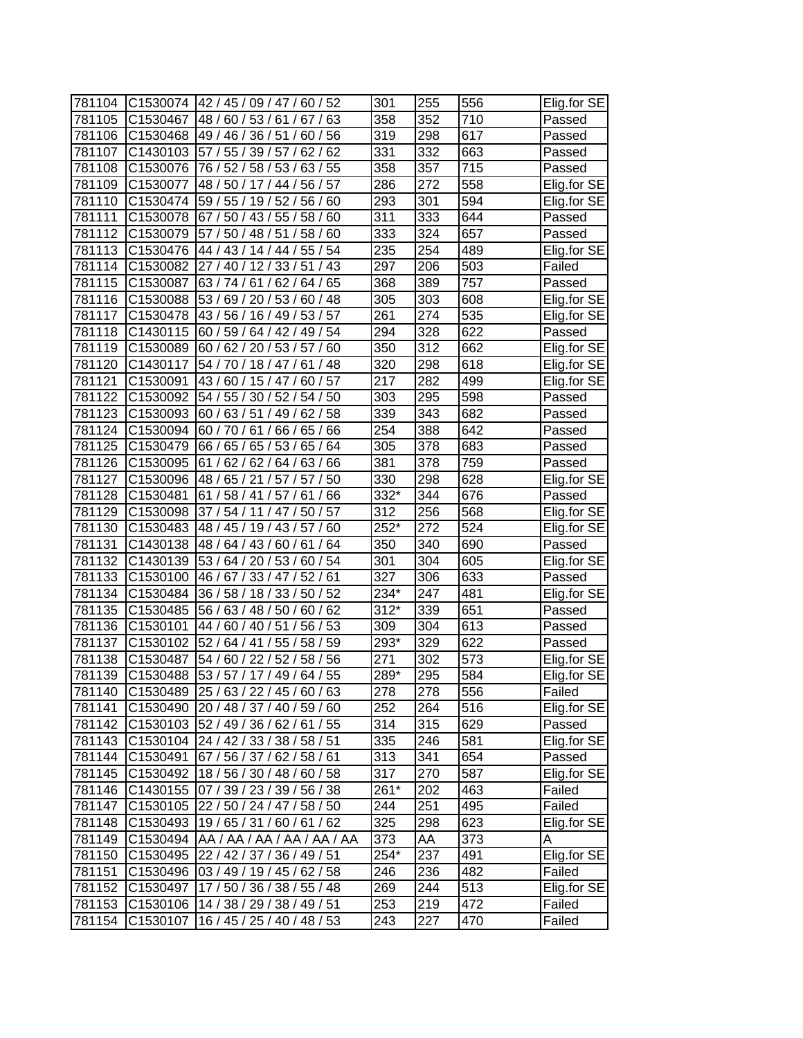| | | | | | | |
|---|---|---|---|---|---|---|
| 781104 | C1530074 | 42 / 45 / 09 / 47 / 60 / 52 | 301 | 255 | 556 | Elig.for SE |
| 781105 | C1530467 | 48 / 60 / 53 / 61 / 67 / 63 | 358 | 352 | 710 | Passed |
| 781106 | C1530468 | 49 / 46 / 36 / 51 / 60 / 56 | 319 | 298 | 617 | Passed |
| 781107 | C1430103 | 57 / 55 / 39 / 57 / 62 / 62 | 331 | 332 | 663 | Passed |
| 781108 | C1530076 | 76 / 52 / 58 / 53 / 63 / 55 | 358 | 357 | 715 | Passed |
| 781109 | C1530077 | 48 / 50 / 17 / 44 / 56 / 57 | 286 | 272 | 558 | Elig.for SE |
| 781110 | C1530474 | 59 / 55 / 19 / 52 / 56 / 60 | 293 | 301 | 594 | Elig.for SE |
| 781111 | C1530078 | 67 / 50 / 43 / 55 / 58 / 60 | 311 | 333 | 644 | Passed |
| 781112 | C1530079 | 57 / 50 / 48 / 51 / 58 / 60 | 333 | 324 | 657 | Passed |
| 781113 | C1530476 | 44 / 43 / 14 / 44 / 55 / 54 | 235 | 254 | 489 | Elig.for SE |
| 781114 | C1530082 | 27 / 40 / 12 / 33 / 51 / 43 | 297 | 206 | 503 | Failed |
| 781115 | C1530087 | 63 / 74 / 61 / 62 / 64 / 65 | 368 | 389 | 757 | Passed |
| 781116 | C1530088 | 53 / 69 / 20 / 53 / 60 / 48 | 305 | 303 | 608 | Elig.for SE |
| 781117 | C1530478 | 43 / 56 / 16 / 49 / 53 / 57 | 261 | 274 | 535 | Elig.for SE |
| 781118 | C1430115 | 60 / 59 / 64 / 42 / 49 / 54 | 294 | 328 | 622 | Passed |
| 781119 | C1530089 | 60 / 62 / 20 / 53 / 57 / 60 | 350 | 312 | 662 | Elig.for SE |
| 781120 | C1430117 | 54 / 70 / 18 / 47 / 61 / 48 | 320 | 298 | 618 | Elig.for SE |
| 781121 | C1530091 | 43 / 60 / 15 / 47 / 60 / 57 | 217 | 282 | 499 | Elig.for SE |
| 781122 | C1530092 | 54 / 55 / 30 / 52 / 54 / 50 | 303 | 295 | 598 | Passed |
| 781123 | C1530093 | 60 / 63 / 51 / 49 / 62 / 58 | 339 | 343 | 682 | Passed |
| 781124 | C1530094 | 60 / 70 / 61 / 66 / 65 / 66 | 254 | 388 | 642 | Passed |
| 781125 | C1530479 | 66 / 65 / 65 / 53 / 65 / 64 | 305 | 378 | 683 | Passed |
| 781126 | C1530095 | 61 / 62 / 62 / 64 / 63 / 66 | 381 | 378 | 759 | Passed |
| 781127 | C1530096 | 48 / 65 / 21 / 57 / 57 / 50 | 330 | 298 | 628 | Elig.for SE |
| 781128 | C1530481 | 61 / 58 / 41 / 57 / 61 / 66 | 332* | 344 | 676 | Passed |
| 781129 | C1530098 | 37 / 54 / 11 / 47 / 50 / 57 | 312 | 256 | 568 | Elig.for SE |
| 781130 | C1530483 | 48 / 45 / 19 / 43 / 57 / 60 | 252* | 272 | 524 | Elig.for SE |
| 781131 | C1430138 | 48 / 64 / 43 / 60 / 61 / 64 | 350 | 340 | 690 | Passed |
| 781132 | C1430139 | 53 / 64 / 20 / 53 / 60 / 54 | 301 | 304 | 605 | Elig.for SE |
| 781133 | C1530100 | 46 / 67 / 33 / 47 / 52 / 61 | 327 | 306 | 633 | Passed |
| 781134 | C1530484 | 36 / 58 / 18 / 33 / 50 / 52 | 234* | 247 | 481 | Elig.for SE |
| 781135 | C1530485 | 56 / 63 / 48 / 50 / 60 / 62 | 312* | 339 | 651 | Passed |
| 781136 | C1530101 | 44 / 60 / 40 / 51 / 56 / 53 | 309 | 304 | 613 | Passed |
| 781137 | C1530102 | 52 / 64 / 41 / 55 / 58 / 59 | 293* | 329 | 622 | Passed |
| 781138 | C1530487 | 54 / 60 / 22 / 52 / 58 / 56 | 271 | 302 | 573 | Elig.for SE |
| 781139 | C1530488 | 53 / 57 / 17 / 49 / 64 / 55 | 289* | 295 | 584 | Elig.for SE |
| 781140 | C1530489 | 25 / 63 / 22 / 45 / 60 / 63 | 278 | 278 | 556 | Failed |
| 781141 | C1530490 | 20 / 48 / 37 / 40 / 59 / 60 | 252 | 264 | 516 | Elig.for SE |
| 781142 | C1530103 | 52 / 49 / 36 / 62 / 61 / 55 | 314 | 315 | 629 | Passed |
| 781143 | C1530104 | 24 / 42 / 33 / 38 / 58 / 51 | 335 | 246 | 581 | Elig.for SE |
| 781144 | C1530491 | 67 / 56 / 37 / 62 / 58 / 61 | 313 | 341 | 654 | Passed |
| 781145 | C1530492 | 18 / 56 / 30 / 48 / 60 / 58 | 317 | 270 | 587 | Elig.for SE |
| 781146 | C1430155 | 07 / 39 / 23 / 39 / 56 / 38 | 261* | 202 | 463 | Failed |
| 781147 | C1530105 | 22 / 50 / 24 / 47 / 58 / 50 | 244 | 251 | 495 | Failed |
| 781148 | C1530493 | 19 / 65 / 31 / 60 / 61 / 62 | 325 | 298 | 623 | Elig.for SE |
| 781149 | C1530494 | AA / AA / AA / AA / AA / AA | 373 | AA | 373 | A |
| 781150 | C1530495 | 22 / 42 / 37 / 36 / 49 / 51 | 254* | 237 | 491 | Elig.for SE |
| 781151 | C1530496 | 03 / 49 / 19 / 45 / 62 / 58 | 246 | 236 | 482 | Failed |
| 781152 | C1530497 | 17 / 50 / 36 / 38 / 55 / 48 | 269 | 244 | 513 | Elig.for SE |
| 781153 | C1530106 | 14 / 38 / 29 / 38 / 49 / 51 | 253 | 219 | 472 | Failed |
| 781154 | C1530107 | 16 / 45 / 25 / 40 / 48 / 53 | 243 | 227 | 470 | Failed |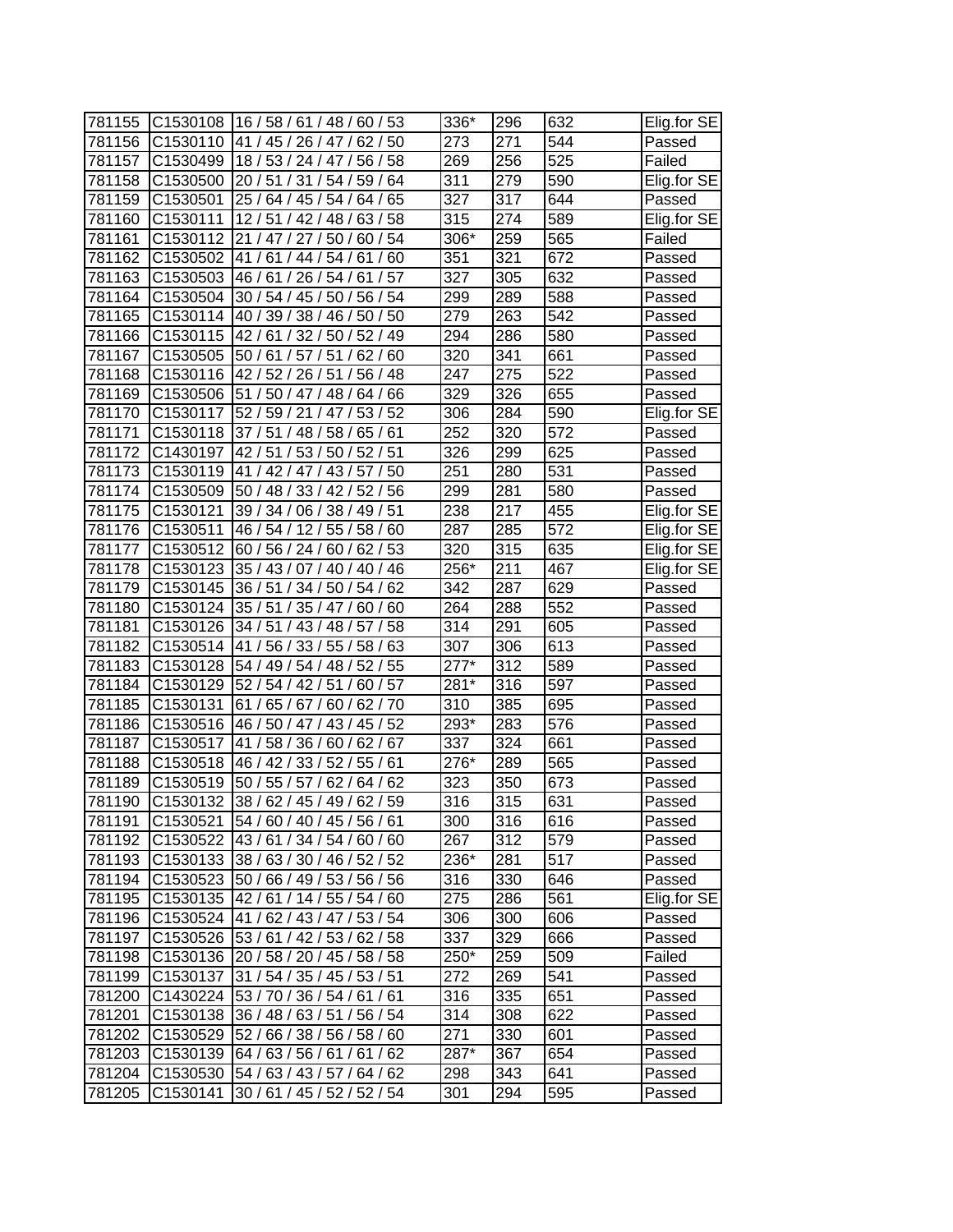| | | | | | | |
|---|---|---|---|---|---|---|
| 781155 | C1530108 | 16 / 58 / 61 / 48 / 60 / 53 | 336* | 296 | 632 | Elig.for SE |
| 781156 | C1530110 | 41 / 45 / 26 / 47 / 62 / 50 | 273 | 271 | 544 | Passed |
| 781157 | C1530499 | 18 / 53 / 24 / 47 / 56 / 58 | 269 | 256 | 525 | Failed |
| 781158 | C1530500 | 20 / 51 / 31 / 54 / 59 / 64 | 311 | 279 | 590 | Elig.for SE |
| 781159 | C1530501 | 25 / 64 / 45 / 54 / 64 / 65 | 327 | 317 | 644 | Passed |
| 781160 | C1530111 | 12 / 51 / 42 / 48 / 63 / 58 | 315 | 274 | 589 | Elig.for SE |
| 781161 | C1530112 | 21 / 47 / 27 / 50 / 60 / 54 | 306* | 259 | 565 | Failed |
| 781162 | C1530502 | 41 / 61 / 44 / 54 / 61 / 60 | 351 | 321 | 672 | Passed |
| 781163 | C1530503 | 46 / 61 / 26 / 54 / 61 / 57 | 327 | 305 | 632 | Passed |
| 781164 | C1530504 | 30 / 54 / 45 / 50 / 56 / 54 | 299 | 289 | 588 | Passed |
| 781165 | C1530114 | 40 / 39 / 38 / 46 / 50 / 50 | 279 | 263 | 542 | Passed |
| 781166 | C1530115 | 42 / 61 / 32 / 50 / 52 / 49 | 294 | 286 | 580 | Passed |
| 781167 | C1530505 | 50 / 61 / 57 / 51 / 62 / 60 | 320 | 341 | 661 | Passed |
| 781168 | C1530116 | 42 / 52 / 26 / 51 / 56 / 48 | 247 | 275 | 522 | Passed |
| 781169 | C1530506 | 51 / 50 / 47 / 48 / 64 / 66 | 329 | 326 | 655 | Passed |
| 781170 | C1530117 | 52 / 59 / 21 / 47 / 53 / 52 | 306 | 284 | 590 | Elig.for SE |
| 781171 | C1530118 | 37 / 51 / 48 / 58 / 65 / 61 | 252 | 320 | 572 | Passed |
| 781172 | C1430197 | 42 / 51 / 53 / 50 / 52 / 51 | 326 | 299 | 625 | Passed |
| 781173 | C1530119 | 41 / 42 / 47 / 43 / 57 / 50 | 251 | 280 | 531 | Passed |
| 781174 | C1530509 | 50 / 48 / 33 / 42 / 52 / 56 | 299 | 281 | 580 | Passed |
| 781175 | C1530121 | 39 / 34 / 06 / 38 / 49 / 51 | 238 | 217 | 455 | Elig.for SE |
| 781176 | C1530511 | 46 / 54 / 12 / 55 / 58 / 60 | 287 | 285 | 572 | Elig.for SE |
| 781177 | C1530512 | 60 / 56 / 24 / 60 / 62 / 53 | 320 | 315 | 635 | Elig.for SE |
| 781178 | C1530123 | 35 / 43 / 07 / 40 / 40 / 46 | 256* | 211 | 467 | Elig.for SE |
| 781179 | C1530145 | 36 / 51 / 34 / 50 / 54 / 62 | 342 | 287 | 629 | Passed |
| 781180 | C1530124 | 35 / 51 / 35 / 47 / 60 / 60 | 264 | 288 | 552 | Passed |
| 781181 | C1530126 | 34 / 51 / 43 / 48 / 57 / 58 | 314 | 291 | 605 | Passed |
| 781182 | C1530514 | 41 / 56 / 33 / 55 / 58 / 63 | 307 | 306 | 613 | Passed |
| 781183 | C1530128 | 54 / 49 / 54 / 48 / 52 / 55 | 277* | 312 | 589 | Passed |
| 781184 | C1530129 | 52 / 54 / 42 / 51 / 60 / 57 | 281* | 316 | 597 | Passed |
| 781185 | C1530131 | 61 / 65 / 67 / 60 / 62 / 70 | 310 | 385 | 695 | Passed |
| 781186 | C1530516 | 46 / 50 / 47 / 43 / 45 / 52 | 293* | 283 | 576 | Passed |
| 781187 | C1530517 | 41 / 58 / 36 / 60 / 62 / 67 | 337 | 324 | 661 | Passed |
| 781188 | C1530518 | 46 / 42 / 33 / 52 / 55 / 61 | 276* | 289 | 565 | Passed |
| 781189 | C1530519 | 50 / 55 / 57 / 62 / 64 / 62 | 323 | 350 | 673 | Passed |
| 781190 | C1530132 | 38 / 62 / 45 / 49 / 62 / 59 | 316 | 315 | 631 | Passed |
| 781191 | C1530521 | 54 / 60 / 40 / 45 / 56 / 61 | 300 | 316 | 616 | Passed |
| 781192 | C1530522 | 43 / 61 / 34 / 54 / 60 / 60 | 267 | 312 | 579 | Passed |
| 781193 | C1530133 | 38 / 63 / 30 / 46 / 52 / 52 | 236* | 281 | 517 | Passed |
| 781194 | C1530523 | 50 / 66 / 49 / 53 / 56 / 56 | 316 | 330 | 646 | Passed |
| 781195 | C1530135 | 42 / 61 / 14 / 55 / 54 / 60 | 275 | 286 | 561 | Elig.for SE |
| 781196 | C1530524 | 41 / 62 / 43 / 47 / 53 / 54 | 306 | 300 | 606 | Passed |
| 781197 | C1530526 | 53 / 61 / 42 / 53 / 62 / 58 | 337 | 329 | 666 | Passed |
| 781198 | C1530136 | 20 / 58 / 20 / 45 / 58 / 58 | 250* | 259 | 509 | Failed |
| 781199 | C1530137 | 31 / 54 / 35 / 45 / 53 / 51 | 272 | 269 | 541 | Passed |
| 781200 | C1430224 | 53 / 70 / 36 / 54 / 61 / 61 | 316 | 335 | 651 | Passed |
| 781201 | C1530138 | 36 / 48 / 63 / 51 / 56 / 54 | 314 | 308 | 622 | Passed |
| 781202 | C1530529 | 52 / 66 / 38 / 56 / 58 / 60 | 271 | 330 | 601 | Passed |
| 781203 | C1530139 | 64 / 63 / 56 / 61 / 61 / 62 | 287* | 367 | 654 | Passed |
| 781204 | C1530530 | 54 / 63 / 43 / 57 / 64 / 62 | 298 | 343 | 641 | Passed |
| 781205 | C1530141 | 30 / 61 / 45 / 52 / 52 / 54 | 301 | 294 | 595 | Passed |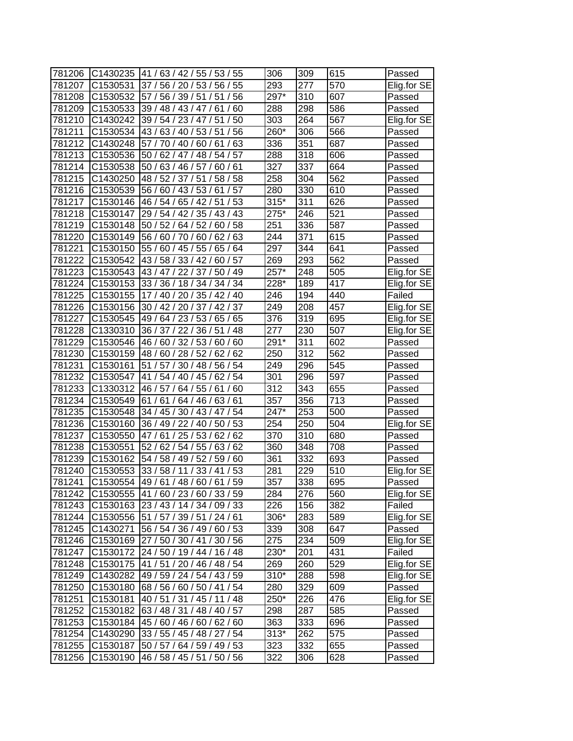| 781206 | C1430235 | 41 / 63 / 42 / 55 / 53 / 55 | 306 | 309 | 615 | Passed |
|---|---|---|---|---|---|---|
| 781207 | C1530531 | 37 / 56 / 20 / 53 / 56 / 55 | 293 | 277 | 570 | Elig.for SE |
| 781208 | C1530532 | 57 / 56 / 39 / 51 / 51 / 56 | 297* | 310 | 607 | Passed |
| 781209 | C1530533 | 39 / 48 / 43 / 47 / 61 / 60 | 288 | 298 | 586 | Passed |
| 781210 | C1430242 | 39 / 54 / 23 / 47 / 51 / 50 | 303 | 264 | 567 | Elig.for SE |
| 781211 | C1530534 | 43 / 63 / 40 / 53 / 51 / 56 | 260* | 306 | 566 | Passed |
| 781212 | C1430248 | 57 / 70 / 40 / 60 / 61 / 63 | 336 | 351 | 687 | Passed |
| 781213 | C1530536 | 50 / 62 / 47 / 48 / 54 / 57 | 288 | 318 | 606 | Passed |
| 781214 | C1530538 | 50 / 63 / 46 / 57 / 60 / 61 | 327 | 337 | 664 | Passed |
| 781215 | C1430250 | 48 / 52 / 37 / 51 / 58 / 58 | 258 | 304 | 562 | Passed |
| 781216 | C1530539 | 56 / 60 / 43 / 53 / 61 / 57 | 280 | 330 | 610 | Passed |
| 781217 | C1530146 | 46 / 54 / 65 / 42 / 51 / 53 | 315* | 311 | 626 | Passed |
| 781218 | C1530147 | 29 / 54 / 42 / 35 / 43 / 43 | 275* | 246 | 521 | Passed |
| 781219 | C1530148 | 50 / 52 / 64 / 52 / 60 / 58 | 251 | 336 | 587 | Passed |
| 781220 | C1530149 | 56 / 60 / 70 / 60 / 62 / 63 | 244 | 371 | 615 | Passed |
| 781221 | C1530150 | 55 / 60 / 45 / 55 / 65 / 64 | 297 | 344 | 641 | Passed |
| 781222 | C1530542 | 43 / 58 / 33 / 42 / 60 / 57 | 269 | 293 | 562 | Passed |
| 781223 | C1530543 | 43 / 47 / 22 / 37 / 50 / 49 | 257* | 248 | 505 | Elig.for SE |
| 781224 | C1530153 | 33 / 36 / 18 / 34 / 34 / 34 | 228* | 189 | 417 | Elig.for SE |
| 781225 | C1530155 | 17 / 40 / 20 / 35 / 42 / 40 | 246 | 194 | 440 | Failed |
| 781226 | C1530156 | 30 / 42 / 20 / 37 / 42 / 37 | 249 | 208 | 457 | Elig.for SE |
| 781227 | C1530545 | 49 / 64 / 23 / 53 / 65 / 65 | 376 | 319 | 695 | Elig.for SE |
| 781228 | C1330310 | 36 / 37 / 22 / 36 / 51 / 48 | 277 | 230 | 507 | Elig.for SE |
| 781229 | C1530546 | 46 / 60 / 32 / 53 / 60 / 60 | 291* | 311 | 602 | Passed |
| 781230 | C1530159 | 48 / 60 / 28 / 52 / 62 / 62 | 250 | 312 | 562 | Passed |
| 781231 | C1530161 | 51 / 57 / 30 / 48 / 56 / 54 | 249 | 296 | 545 | Passed |
| 781232 | C1530547 | 41 / 54 / 40 / 45 / 62 / 54 | 301 | 296 | 597 | Passed |
| 781233 | C1330312 | 46 / 57 / 64 / 55 / 61 / 60 | 312 | 343 | 655 | Passed |
| 781234 | C1530549 | 61 / 61 / 64 / 46 / 63 / 61 | 357 | 356 | 713 | Passed |
| 781235 | C1530548 | 34 / 45 / 30 / 43 / 47 / 54 | 247* | 253 | 500 | Passed |
| 781236 | C1530160 | 36 / 49 / 22 / 40 / 50 / 53 | 254 | 250 | 504 | Elig.for SE |
| 781237 | C1530550 | 47 / 61 / 25 / 53 / 62 / 62 | 370 | 310 | 680 | Passed |
| 781238 | C1530551 | 52 / 62 / 54 / 55 / 63 / 62 | 360 | 348 | 708 | Passed |
| 781239 | C1530162 | 54 / 58 / 49 / 52 / 59 / 60 | 361 | 332 | 693 | Passed |
| 781240 | C1530553 | 33 / 58 / 11 / 33 / 41 / 53 | 281 | 229 | 510 | Elig.for SE |
| 781241 | C1530554 | 49 / 61 / 48 / 60 / 61 / 59 | 357 | 338 | 695 | Passed |
| 781242 | C1530555 | 41 / 60 / 23 / 60 / 33 / 59 | 284 | 276 | 560 | Elig.for SE |
| 781243 | C1530163 | 23 / 43 / 14 / 34 / 09 / 33 | 226 | 156 | 382 | Failed |
| 781244 | C1530556 | 51 / 57 / 39 / 51 / 24 / 61 | 306* | 283 | 589 | Elig.for SE |
| 781245 | C1430271 | 56 / 54 / 36 / 49 / 60 / 53 | 339 | 308 | 647 | Passed |
| 781246 | C1530169 | 27 / 50 / 30 / 41 / 30 / 56 | 275 | 234 | 509 | Elig.for SE |
| 781247 | C1530172 | 24 / 50 / 19 / 44 / 16 / 48 | 230* | 201 | 431 | Failed |
| 781248 | C1530175 | 41 / 51 / 20 / 46 / 48 / 54 | 269 | 260 | 529 | Elig.for SE |
| 781249 | C1430282 | 49 / 59 / 24 / 54 / 43 / 59 | 310* | 288 | 598 | Elig.for SE |
| 781250 | C1530180 | 68 / 56 / 60 / 50 / 41 / 54 | 280 | 329 | 609 | Passed |
| 781251 | C1530181 | 40 / 51 / 31 / 45 / 11 / 48 | 250* | 226 | 476 | Elig.for SE |
| 781252 | C1530182 | 63 / 48 / 31 / 48 / 40 / 57 | 298 | 287 | 585 | Passed |
| 781253 | C1530184 | 45 / 60 / 46 / 60 / 62 / 60 | 363 | 333 | 696 | Passed |
| 781254 | C1430290 | 33 / 55 / 45 / 48 / 27 / 54 | 313* | 262 | 575 | Passed |
| 781255 | C1530187 | 50 / 57 / 64 / 59 / 49 / 53 | 323 | 332 | 655 | Passed |
| 781256 | C1530190 | 46 / 58 / 45 / 51 / 50 / 56 | 322 | 306 | 628 | Passed |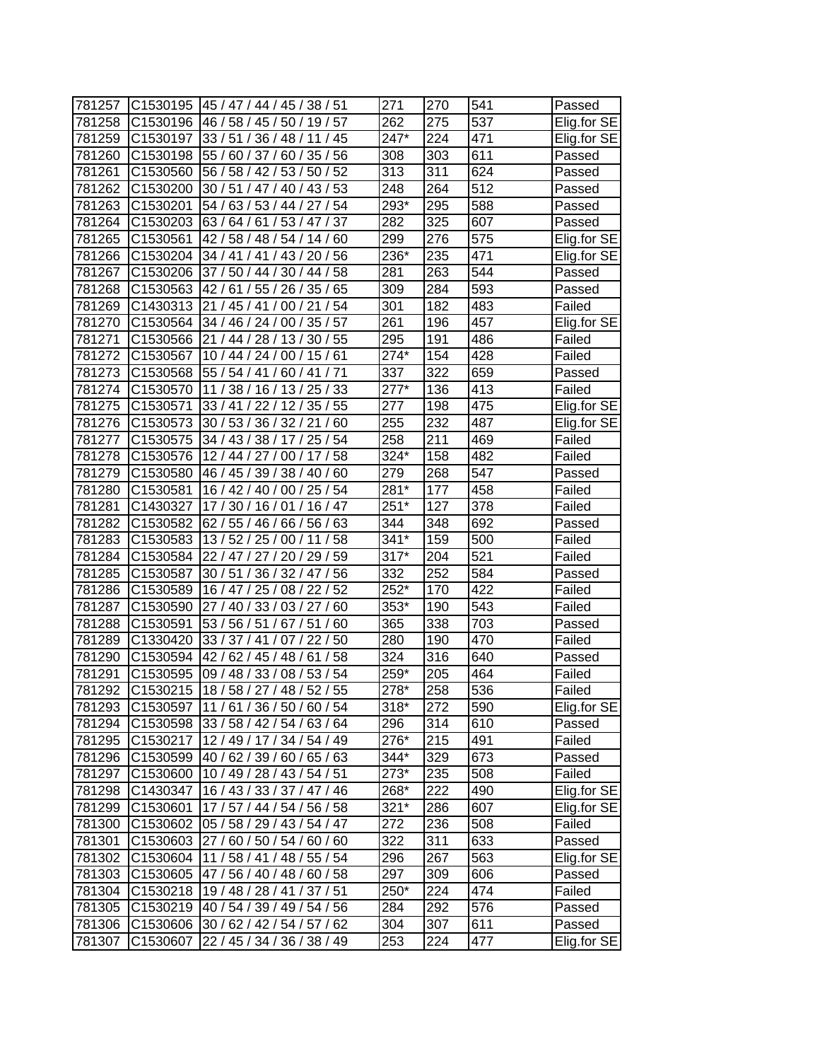| | | | | | | |
|---|---|---|---|---|---|---|
| 781257 | C1530195 | 45 / 47 / 44 / 45 / 38 / 51 | 271 | 270 | 541 | Passed |
| 781258 | C1530196 | 46 / 58 / 45 / 50 / 19 / 57 | 262 | 275 | 537 | Elig.for SE |
| 781259 | C1530197 | 33 / 51 / 36 / 48 / 11 / 45 | 247* | 224 | 471 | Elig.for SE |
| 781260 | C1530198 | 55 / 60 / 37 / 60 / 35 / 56 | 308 | 303 | 611 | Passed |
| 781261 | C1530560 | 56 / 58 / 42 / 53 / 50 / 52 | 313 | 311 | 624 | Passed |
| 781262 | C1530200 | 30 / 51 / 47 / 40 / 43 / 53 | 248 | 264 | 512 | Passed |
| 781263 | C1530201 | 54 / 63 / 53 / 44 / 27 / 54 | 293* | 295 | 588 | Passed |
| 781264 | C1530203 | 63 / 64 / 61 / 53 / 47 / 37 | 282 | 325 | 607 | Passed |
| 781265 | C1530561 | 42 / 58 / 48 / 54 / 14 / 60 | 299 | 276 | 575 | Elig.for SE |
| 781266 | C1530204 | 34 / 41 / 41 / 43 / 20 / 56 | 236* | 235 | 471 | Elig.for SE |
| 781267 | C1530206 | 37 / 50 / 44 / 30 / 44 / 58 | 281 | 263 | 544 | Passed |
| 781268 | C1530563 | 42 / 61 / 55 / 26 / 35 / 65 | 309 | 284 | 593 | Passed |
| 781269 | C1430313 | 21 / 45 / 41 / 00 / 21 / 54 | 301 | 182 | 483 | Failed |
| 781270 | C1530564 | 34 / 46 / 24 / 00 / 35 / 57 | 261 | 196 | 457 | Elig.for SE |
| 781271 | C1530566 | 21 / 44 / 28 / 13 / 30 / 55 | 295 | 191 | 486 | Failed |
| 781272 | C1530567 | 10 / 44 / 24 / 00 / 15 / 61 | 274* | 154 | 428 | Failed |
| 781273 | C1530568 | 55 / 54 / 41 / 60 / 41 / 71 | 337 | 322 | 659 | Passed |
| 781274 | C1530570 | 11 / 38 / 16 / 13 / 25 / 33 | 277* | 136 | 413 | Failed |
| 781275 | C1530571 | 33 / 41 / 22 / 12 / 35 / 55 | 277 | 198 | 475 | Elig.for SE |
| 781276 | C1530573 | 30 / 53 / 36 / 32 / 21 / 60 | 255 | 232 | 487 | Elig.for SE |
| 781277 | C1530575 | 34 / 43 / 38 / 17 / 25 / 54 | 258 | 211 | 469 | Failed |
| 781278 | C1530576 | 12 / 44 / 27 / 00 / 17 / 58 | 324* | 158 | 482 | Failed |
| 781279 | C1530580 | 46 / 45 / 39 / 38 / 40 / 60 | 279 | 268 | 547 | Passed |
| 781280 | C1530581 | 16 / 42 / 40 / 00 / 25 / 54 | 281* | 177 | 458 | Failed |
| 781281 | C1430327 | 17 / 30 / 16 / 01 / 16 / 47 | 251* | 127 | 378 | Failed |
| 781282 | C1530582 | 62 / 55 / 46 / 66 / 56 / 63 | 344 | 348 | 692 | Passed |
| 781283 | C1530583 | 13 / 52 / 25 / 00 / 11 / 58 | 341* | 159 | 500 | Failed |
| 781284 | C1530584 | 22 / 47 / 27 / 20 / 29 / 59 | 317* | 204 | 521 | Failed |
| 781285 | C1530587 | 30 / 51 / 36 / 32 / 47 / 56 | 332 | 252 | 584 | Passed |
| 781286 | C1530589 | 16 / 47 / 25 / 08 / 22 / 52 | 252* | 170 | 422 | Failed |
| 781287 | C1530590 | 27 / 40 / 33 / 03 / 27 / 60 | 353* | 190 | 543 | Failed |
| 781288 | C1530591 | 53 / 56 / 51 / 67 / 51 / 60 | 365 | 338 | 703 | Passed |
| 781289 | C1330420 | 33 / 37 / 41 / 07 / 22 / 50 | 280 | 190 | 470 | Failed |
| 781290 | C1530594 | 42 / 62 / 45 / 48 / 61 / 58 | 324 | 316 | 640 | Passed |
| 781291 | C1530595 | 09 / 48 / 33 / 08 / 53 / 54 | 259* | 205 | 464 | Failed |
| 781292 | C1530215 | 18 / 58 / 27 / 48 / 52 / 55 | 278* | 258 | 536 | Failed |
| 781293 | C1530597 | 11 / 61 / 36 / 50 / 60 / 54 | 318* | 272 | 590 | Elig.for SE |
| 781294 | C1530598 | 33 / 58 / 42 / 54 / 63 / 64 | 296 | 314 | 610 | Passed |
| 781295 | C1530217 | 12 / 49 / 17 / 34 / 54 / 49 | 276* | 215 | 491 | Failed |
| 781296 | C1530599 | 40 / 62 / 39 / 60 / 65 / 63 | 344* | 329 | 673 | Passed |
| 781297 | C1530600 | 10 / 49 / 28 / 43 / 54 / 51 | 273* | 235 | 508 | Failed |
| 781298 | C1430347 | 16 / 43 / 33 / 37 / 47 / 46 | 268* | 222 | 490 | Elig.for SE |
| 781299 | C1530601 | 17 / 57 / 44 / 54 / 56 / 58 | 321* | 286 | 607 | Elig.for SE |
| 781300 | C1530602 | 05 / 58 / 29 / 43 / 54 / 47 | 272 | 236 | 508 | Failed |
| 781301 | C1530603 | 27 / 60 / 50 / 54 / 60 / 60 | 322 | 311 | 633 | Passed |
| 781302 | C1530604 | 11 / 58 / 41 / 48 / 55 / 54 | 296 | 267 | 563 | Elig.for SE |
| 781303 | C1530605 | 47 / 56 / 40 / 48 / 60 / 58 | 297 | 309 | 606 | Passed |
| 781304 | C1530218 | 19 / 48 / 28 / 41 / 37 / 51 | 250* | 224 | 474 | Failed |
| 781305 | C1530219 | 40 / 54 / 39 / 49 / 54 / 56 | 284 | 292 | 576 | Passed |
| 781306 | C1530606 | 30 / 62 / 42 / 54 / 57 / 62 | 304 | 307 | 611 | Passed |
| 781307 | C1530607 | 22 / 45 / 34 / 36 / 38 / 49 | 253 | 224 | 477 | Elig.for SE |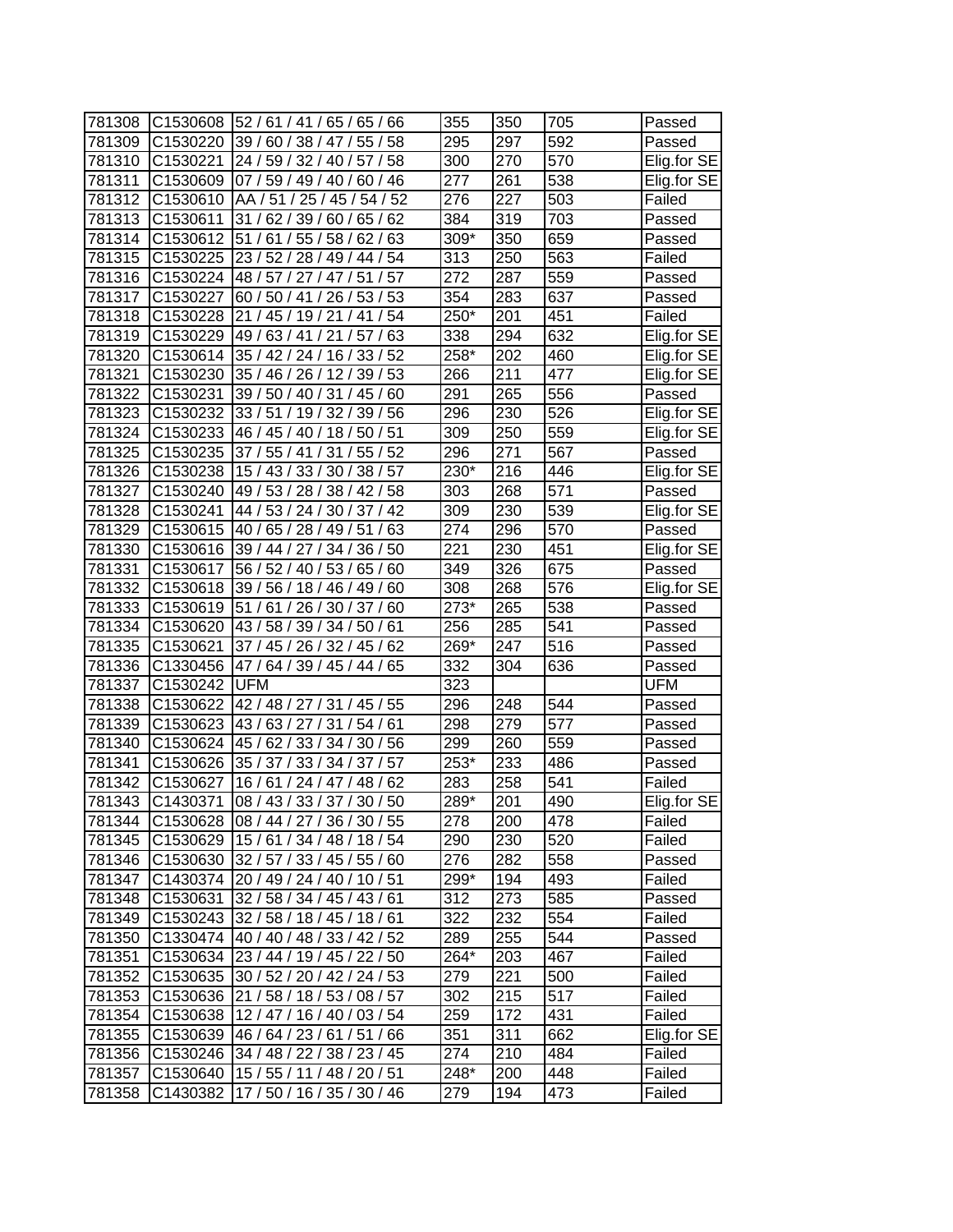| | | | | | | |
|---|---|---|---|---|---|---|
| 781308 | C1530608 | 52 / 61 / 41 / 65 / 65 / 66 | 355 | 350 | 705 | Passed |
| 781309 | C1530220 | 39 / 60 / 38 / 47 / 55 / 58 | 295 | 297 | 592 | Passed |
| 781310 | C1530221 | 24 / 59 / 32 / 40 / 57 / 58 | 300 | 270 | 570 | Elig.for SE |
| 781311 | C1530609 | 07 / 59 / 49 / 40 / 60 / 46 | 277 | 261 | 538 | Elig.for SE |
| 781312 | C1530610 | AA / 51 / 25 / 45 / 54 / 52 | 276 | 227 | 503 | Failed |
| 781313 | C1530611 | 31 / 62 / 39 / 60 / 65 / 62 | 384 | 319 | 703 | Passed |
| 781314 | C1530612 | 51 / 61 / 55 / 58 / 62 / 63 | 309* | 350 | 659 | Passed |
| 781315 | C1530225 | 23 / 52 / 28 / 49 / 44 / 54 | 313 | 250 | 563 | Failed |
| 781316 | C1530224 | 48 / 57 / 27 / 47 / 51 / 57 | 272 | 287 | 559 | Passed |
| 781317 | C1530227 | 60 / 50 / 41 / 26 / 53 / 53 | 354 | 283 | 637 | Passed |
| 781318 | C1530228 | 21 / 45 / 19 / 21 / 41 / 54 | 250* | 201 | 451 | Failed |
| 781319 | C1530229 | 49 / 63 / 41 / 21 / 57 / 63 | 338 | 294 | 632 | Elig.for SE |
| 781320 | C1530614 | 35 / 42 / 24 / 16 / 33 / 52 | 258* | 202 | 460 | Elig.for SE |
| 781321 | C1530230 | 35 / 46 / 26 / 12 / 39 / 53 | 266 | 211 | 477 | Elig.for SE |
| 781322 | C1530231 | 39 / 50 / 40 / 31 / 45 / 60 | 291 | 265 | 556 | Passed |
| 781323 | C1530232 | 33 / 51 / 19 / 32 / 39 / 56 | 296 | 230 | 526 | Elig.for SE |
| 781324 | C1530233 | 46 / 45 / 40 / 18 / 50 / 51 | 309 | 250 | 559 | Elig.for SE |
| 781325 | C1530235 | 37 / 55 / 41 / 31 / 55 / 52 | 296 | 271 | 567 | Passed |
| 781326 | C1530238 | 15 / 43 / 33 / 30 / 38 / 57 | 230* | 216 | 446 | Elig.for SE |
| 781327 | C1530240 | 49 / 53 / 28 / 38 / 42 / 58 | 303 | 268 | 571 | Passed |
| 781328 | C1530241 | 44 / 53 / 24 / 30 / 37 / 42 | 309 | 230 | 539 | Elig.for SE |
| 781329 | C1530615 | 40 / 65 / 28 / 49 / 51 / 63 | 274 | 296 | 570 | Passed |
| 781330 | C1530616 | 39 / 44 / 27 / 34 / 36 / 50 | 221 | 230 | 451 | Elig.for SE |
| 781331 | C1530617 | 56 / 52 / 40 / 53 / 65 / 60 | 349 | 326 | 675 | Passed |
| 781332 | C1530618 | 39 / 56 / 18 / 46 / 49 / 60 | 308 | 268 | 576 | Elig.for SE |
| 781333 | C1530619 | 51 / 61 / 26 / 30 / 37 / 60 | 273* | 265 | 538 | Passed |
| 781334 | C1530620 | 43 / 58 / 39 / 34 / 50 / 61 | 256 | 285 | 541 | Passed |
| 781335 | C1530621 | 37 / 45 / 26 / 32 / 45 / 62 | 269* | 247 | 516 | Passed |
| 781336 | C1330456 | 47 / 64 / 39 / 45 / 44 / 65 | 332 | 304 | 636 | Passed |
| 781337 | C1530242 | UFM | 323 | | | UFM |
| 781338 | C1530622 | 42 / 48 / 27 / 31 / 45 / 55 | 296 | 248 | 544 | Passed |
| 781339 | C1530623 | 43 / 63 / 27 / 31 / 54 / 61 | 298 | 279 | 577 | Passed |
| 781340 | C1530624 | 45 / 62 / 33 / 34 / 30 / 56 | 299 | 260 | 559 | Passed |
| 781341 | C1530626 | 35 / 37 / 33 / 34 / 37 / 57 | 253* | 233 | 486 | Passed |
| 781342 | C1530627 | 16 / 61 / 24 / 47 / 48 / 62 | 283 | 258 | 541 | Failed |
| 781343 | C1430371 | 08 / 43 / 33 / 37 / 30 / 50 | 289* | 201 | 490 | Elig.for SE |
| 781344 | C1530628 | 08 / 44 / 27 / 36 / 30 / 55 | 278 | 200 | 478 | Failed |
| 781345 | C1530629 | 15 / 61 / 34 / 48 / 18 / 54 | 290 | 230 | 520 | Failed |
| 781346 | C1530630 | 32 / 57 / 33 / 45 / 55 / 60 | 276 | 282 | 558 | Passed |
| 781347 | C1430374 | 20 / 49 / 24 / 40 / 10 / 51 | 299* | 194 | 493 | Failed |
| 781348 | C1530631 | 32 / 58 / 34 / 45 / 43 / 61 | 312 | 273 | 585 | Passed |
| 781349 | C1530243 | 32 / 58 / 18 / 45 / 18 / 61 | 322 | 232 | 554 | Failed |
| 781350 | C1330474 | 40 / 40 / 48 / 33 / 42 / 52 | 289 | 255 | 544 | Passed |
| 781351 | C1530634 | 23 / 44 / 19 / 45 / 22 / 50 | 264* | 203 | 467 | Failed |
| 781352 | C1530635 | 30 / 52 / 20 / 42 / 24 / 53 | 279 | 221 | 500 | Failed |
| 781353 | C1530636 | 21 / 58 / 18 / 53 / 08 / 57 | 302 | 215 | 517 | Failed |
| 781354 | C1530638 | 12 / 47 / 16 / 40 / 03 / 54 | 259 | 172 | 431 | Failed |
| 781355 | C1530639 | 46 / 64 / 23 / 61 / 51 / 66 | 351 | 311 | 662 | Elig.for SE |
| 781356 | C1530246 | 34 / 48 / 22 / 38 / 23 / 45 | 274 | 210 | 484 | Failed |
| 781357 | C1530640 | 15 / 55 / 11 / 48 / 20 / 51 | 248* | 200 | 448 | Failed |
| 781358 | C1430382 | 17 / 50 / 16 / 35 / 30 / 46 | 279 | 194 | 473 | Failed |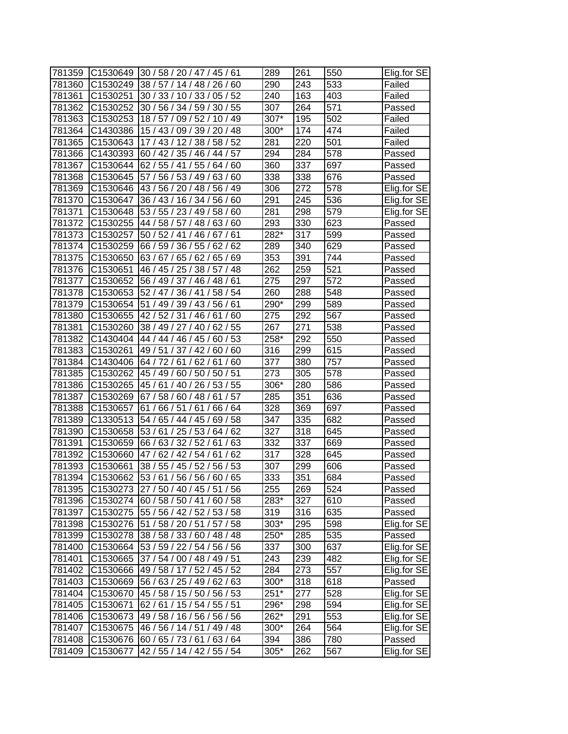| 781359 | C1530649 | 30 / 58 / 20 / 47 / 45 / 61 | 289 | 261 | 550 | Elig.for SE |
|---|---|---|---|---|---|---|
| 781360 | C1530249 | 38 / 57 / 14 / 48 / 26 / 60 | 290 | 243 | 533 | Failed |
| 781361 | C1530251 | 30 / 33 / 10 / 33 / 05 / 52 | 240 | 163 | 403 | Failed |
| 781362 | C1530252 | 30 / 56 / 34 / 59 / 30 / 55 | 307 | 264 | 571 | Passed |
| 781363 | C1530253 | 18 / 57 / 09 / 52 / 10 / 49 | 307* | 195 | 502 | Failed |
| 781364 | C1430386 | 15 / 43 / 09 / 39 / 20 / 48 | 300* | 174 | 474 | Failed |
| 781365 | C1530643 | 17 / 43 / 12 / 38 / 58 / 52 | 281 | 220 | 501 | Failed |
| 781366 | C1430393 | 60 / 42 / 35 / 46 / 44 / 57 | 294 | 284 | 578 | Passed |
| 781367 | C1530644 | 62 / 55 / 41 / 55 / 64 / 60 | 360 | 337 | 697 | Passed |
| 781368 | C1530645 | 57 / 56 / 53 / 49 / 63 / 60 | 338 | 338 | 676 | Passed |
| 781369 | C1530646 | 43 / 56 / 20 / 48 / 56 / 49 | 306 | 272 | 578 | Elig.for SE |
| 781370 | C1530647 | 36 / 43 / 16 / 34 / 56 / 60 | 291 | 245 | 536 | Elig.for SE |
| 781371 | C1530648 | 53 / 55 / 23 / 49 / 58 / 60 | 281 | 298 | 579 | Elig.for SE |
| 781372 | C1530255 | 44 / 58 / 57 / 48 / 63 / 60 | 293 | 330 | 623 | Passed |
| 781373 | C1530257 | 50 / 52 / 41 / 46 / 67 / 61 | 282* | 317 | 599 | Passed |
| 781374 | C1530259 | 66 / 59 / 36 / 55 / 62 / 62 | 289 | 340 | 629 | Passed |
| 781375 | C1530650 | 63 / 67 / 65 / 62 / 65 / 69 | 353 | 391 | 744 | Passed |
| 781376 | C1530651 | 46 / 45 / 25 / 38 / 57 / 48 | 262 | 259 | 521 | Passed |
| 781377 | C1530652 | 56 / 49 / 37 / 46 / 48 / 61 | 275 | 297 | 572 | Passed |
| 781378 | C1530653 | 52 / 47 / 36 / 41 / 58 / 54 | 260 | 288 | 548 | Passed |
| 781379 | C1530654 | 51 / 49 / 39 / 43 / 56 / 61 | 290* | 299 | 589 | Passed |
| 781380 | C1530655 | 42 / 52 / 31 / 46 / 61 / 60 | 275 | 292 | 567 | Passed |
| 781381 | C1530260 | 38 / 49 / 27 / 40 / 62 / 55 | 267 | 271 | 538 | Passed |
| 781382 | C1430404 | 44 / 44 / 46 / 45 / 60 / 53 | 258* | 292 | 550 | Passed |
| 781383 | C1530261 | 49 / 51 / 37 / 42 / 60 / 60 | 316 | 299 | 615 | Passed |
| 781384 | C1430406 | 64 / 72 / 61 / 62 / 61 / 60 | 377 | 380 | 757 | Passed |
| 781385 | C1530262 | 45 / 49 / 60 / 50 / 50 / 51 | 273 | 305 | 578 | Passed |
| 781386 | C1530265 | 45 / 61 / 40 / 26 / 53 / 55 | 306* | 280 | 586 | Passed |
| 781387 | C1530269 | 67 / 58 / 60 / 48 / 61 / 57 | 285 | 351 | 636 | Passed |
| 781388 | C1530657 | 61 / 66 / 51 / 61 / 66 / 64 | 328 | 369 | 697 | Passed |
| 781389 | C1330513 | 54 / 65 / 44 / 45 / 69 / 58 | 347 | 335 | 682 | Passed |
| 781390 | C1530658 | 53 / 61 / 25 / 53 / 64 / 62 | 327 | 318 | 645 | Passed |
| 781391 | C1530659 | 66 / 63 / 32 / 52 / 61 / 63 | 332 | 337 | 669 | Passed |
| 781392 | C1530660 | 47 / 62 / 42 / 54 / 61 / 62 | 317 | 328 | 645 | Passed |
| 781393 | C1530661 | 38 / 55 / 45 / 52 / 56 / 53 | 307 | 299 | 606 | Passed |
| 781394 | C1530662 | 53 / 61 / 56 / 56 / 60 / 65 | 333 | 351 | 684 | Passed |
| 781395 | C1530273 | 27 / 50 / 40 / 45 / 51 / 56 | 255 | 269 | 524 | Passed |
| 781396 | C1530274 | 60 / 58 / 50 / 41 / 60 / 58 | 283* | 327 | 610 | Passed |
| 781397 | C1530275 | 55 / 56 / 42 / 52 / 53 / 58 | 319 | 316 | 635 | Passed |
| 781398 | C1530276 | 51 / 58 / 20 / 51 / 57 / 58 | 303* | 295 | 598 | Elig.for SE |
| 781399 | C1530278 | 38 / 58 / 33 / 60 / 48 / 48 | 250* | 285 | 535 | Passed |
| 781400 | C1530664 | 53 / 59 / 22 / 54 / 56 / 56 | 337 | 300 | 637 | Elig.for SE |
| 781401 | C1530665 | 37 / 54 / 00 / 48 / 49 / 51 | 243 | 239 | 482 | Elig.for SE |
| 781402 | C1530666 | 49 / 58 / 17 / 52 / 45 / 52 | 284 | 273 | 557 | Elig.for SE |
| 781403 | C1530669 | 56 / 63 / 25 / 49 / 62 / 63 | 300* | 318 | 618 | Passed |
| 781404 | C1530670 | 45 / 58 / 15 / 50 / 56 / 53 | 251* | 277 | 528 | Elig.for SE |
| 781405 | C1530671 | 62 / 61 / 15 / 54 / 55 / 51 | 296* | 298 | 594 | Elig.for SE |
| 781406 | C1530673 | 49 / 58 / 16 / 56 / 56 / 56 | 262* | 291 | 553 | Elig.for SE |
| 781407 | C1530675 | 46 / 56 / 14 / 51 / 49 / 48 | 300* | 264 | 564 | Elig.for SE |
| 781408 | C1530676 | 60 / 65 / 73 / 61 / 63 / 64 | 394 | 386 | 780 | Passed |
| 781409 | C1530677 | 42 / 55 / 14 / 42 / 55 / 54 | 305* | 262 | 567 | Elig.for SE |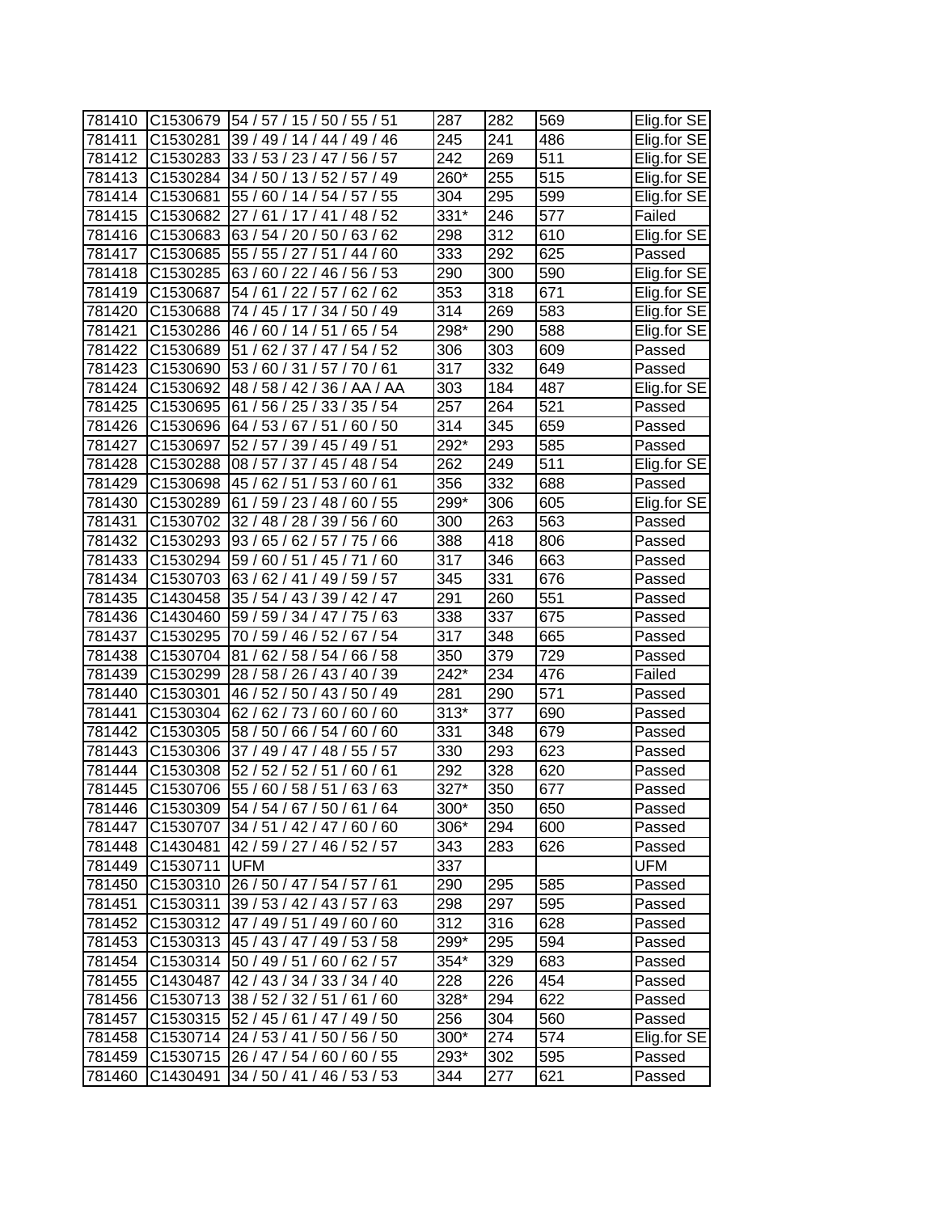| | | | | | | |
|---|---|---|---|---|---|---|
| 781410 | C1530679 | 54 / 57 / 15 / 50 / 55 / 51 | 287 | 282 | 569 | Elig.for SE |
| 781411 | C1530281 | 39 / 49 / 14 / 44 / 49 / 46 | 245 | 241 | 486 | Elig.for SE |
| 781412 | C1530283 | 33 / 53 / 23 / 47 / 56 / 57 | 242 | 269 | 511 | Elig.for SE |
| 781413 | C1530284 | 34 / 50 / 13 / 52 / 57 / 49 | 260* | 255 | 515 | Elig.for SE |
| 781414 | C1530681 | 55 / 60 / 14 / 54 / 57 / 55 | 304 | 295 | 599 | Elig.for SE |
| 781415 | C1530682 | 27 / 61 / 17 / 41 / 48 / 52 | 331* | 246 | 577 | Failed |
| 781416 | C1530683 | 63 / 54 / 20 / 50 / 63 / 62 | 298 | 312 | 610 | Elig.for SE |
| 781417 | C1530685 | 55 / 55 / 27 / 51 / 44 / 60 | 333 | 292 | 625 | Passed |
| 781418 | C1530285 | 63 / 60 / 22 / 46 / 56 / 53 | 290 | 300 | 590 | Elig.for SE |
| 781419 | C1530687 | 54 / 61 / 22 / 57 / 62 / 62 | 353 | 318 | 671 | Elig.for SE |
| 781420 | C1530688 | 74 / 45 / 17 / 34 / 50 / 49 | 314 | 269 | 583 | Elig.for SE |
| 781421 | C1530286 | 46 / 60 / 14 / 51 / 65 / 54 | 298* | 290 | 588 | Elig.for SE |
| 781422 | C1530689 | 51 / 62 / 37 / 47 / 54 / 52 | 306 | 303 | 609 | Passed |
| 781423 | C1530690 | 53 / 60 / 31 / 57 / 70 / 61 | 317 | 332 | 649 | Passed |
| 781424 | C1530692 | 48 / 58 / 42 / 36 / AA / AA | 303 | 184 | 487 | Elig.for SE |
| 781425 | C1530695 | 61 / 56 / 25 / 33 / 35 / 54 | 257 | 264 | 521 | Passed |
| 781426 | C1530696 | 64 / 53 / 67 / 51 / 60 / 50 | 314 | 345 | 659 | Passed |
| 781427 | C1530697 | 52 / 57 / 39 / 45 / 49 / 51 | 292* | 293 | 585 | Passed |
| 781428 | C1530288 | 08 / 57 / 37 / 45 / 48 / 54 | 262 | 249 | 511 | Elig.for SE |
| 781429 | C1530698 | 45 / 62 / 51 / 53 / 60 / 61 | 356 | 332 | 688 | Passed |
| 781430 | C1530289 | 61 / 59 / 23 / 48 / 60 / 55 | 299* | 306 | 605 | Elig.for SE |
| 781431 | C1530702 | 32 / 48 / 28 / 39 / 56 / 60 | 300 | 263 | 563 | Passed |
| 781432 | C1530293 | 93 / 65 / 62 / 57 / 75 / 66 | 388 | 418 | 806 | Passed |
| 781433 | C1530294 | 59 / 60 / 51 / 45 / 71 / 60 | 317 | 346 | 663 | Passed |
| 781434 | C1530703 | 63 / 62 / 41 / 49 / 59 / 57 | 345 | 331 | 676 | Passed |
| 781435 | C1430458 | 35 / 54 / 43 / 39 / 42 / 47 | 291 | 260 | 551 | Passed |
| 781436 | C1430460 | 59 / 59 / 34 / 47 / 75 / 63 | 338 | 337 | 675 | Passed |
| 781437 | C1530295 | 70 / 59 / 46 / 52 / 67 / 54 | 317 | 348 | 665 | Passed |
| 781438 | C1530704 | 81 / 62 / 58 / 54 / 66 / 58 | 350 | 379 | 729 | Passed |
| 781439 | C1530299 | 28 / 58 / 26 / 43 / 40 / 39 | 242* | 234 | 476 | Failed |
| 781440 | C1530301 | 46 / 52 / 50 / 43 / 50 / 49 | 281 | 290 | 571 | Passed |
| 781441 | C1530304 | 62 / 62 / 73 / 60 / 60 / 60 | 313* | 377 | 690 | Passed |
| 781442 | C1530305 | 58 / 50 / 66 / 54 / 60 / 60 | 331 | 348 | 679 | Passed |
| 781443 | C1530306 | 37 / 49 / 47 / 48 / 55 / 57 | 330 | 293 | 623 | Passed |
| 781444 | C1530308 | 52 / 52 / 52 / 51 / 60 / 61 | 292 | 328 | 620 | Passed |
| 781445 | C1530706 | 55 / 60 / 58 / 51 / 63 / 63 | 327* | 350 | 677 | Passed |
| 781446 | C1530309 | 54 / 54 / 67 / 50 / 61 / 64 | 300* | 350 | 650 | Passed |
| 781447 | C1530707 | 34 / 51 / 42 / 47 / 60 / 60 | 306* | 294 | 600 | Passed |
| 781448 | C1430481 | 42 / 59 / 27 / 46 / 52 / 57 | 343 | 283 | 626 | Passed |
| 781449 | C1530711 | UFM | 337 | | | UFM |
| 781450 | C1530310 | 26 / 50 / 47 / 54 / 57 / 61 | 290 | 295 | 585 | Passed |
| 781451 | C1530311 | 39 / 53 / 42 / 43 / 57 / 63 | 298 | 297 | 595 | Passed |
| 781452 | C1530312 | 47 / 49 / 51 / 49 / 60 / 60 | 312 | 316 | 628 | Passed |
| 781453 | C1530313 | 45 / 43 / 47 / 49 / 53 / 58 | 299* | 295 | 594 | Passed |
| 781454 | C1530314 | 50 / 49 / 51 / 60 / 62 / 57 | 354* | 329 | 683 | Passed |
| 781455 | C1430487 | 42 / 43 / 34 / 33 / 34 / 40 | 228 | 226 | 454 | Passed |
| 781456 | C1530713 | 38 / 52 / 32 / 51 / 61 / 60 | 328* | 294 | 622 | Passed |
| 781457 | C1530315 | 52 / 45 / 61 / 47 / 49 / 50 | 256 | 304 | 560 | Passed |
| 781458 | C1530714 | 24 / 53 / 41 / 50 / 56 / 50 | 300* | 274 | 574 | Elig.for SE |
| 781459 | C1530715 | 26 / 47 / 54 / 60 / 60 / 55 | 293* | 302 | 595 | Passed |
| 781460 | C1430491 | 34 / 50 / 41 / 46 / 53 / 53 | 344 | 277 | 621 | Passed |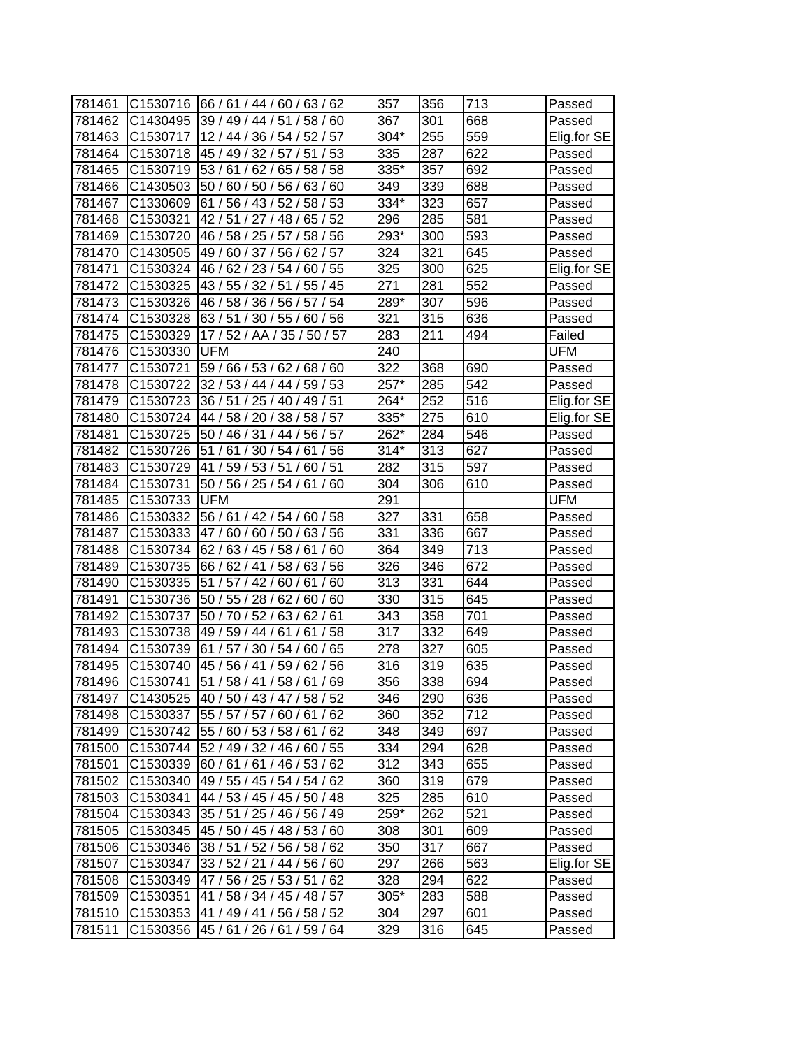| | | | | | | |
|---|---|---|---|---|---|---|
| 781461 | C1530716 | 66 / 61 / 44 / 60 / 63 / 62 | 357 | 356 | 713 | Passed |
| 781462 | C1430495 | 39 / 49 / 44 / 51 / 58 / 60 | 367 | 301 | 668 | Passed |
| 781463 | C1530717 | 12 / 44 / 36 / 54 / 52 / 57 | 304* | 255 | 559 | Elig.for SE |
| 781464 | C1530718 | 45 / 49 / 32 / 57 / 51 / 53 | 335 | 287 | 622 | Passed |
| 781465 | C1530719 | 53 / 61 / 62 / 65 / 58 / 58 | 335* | 357 | 692 | Passed |
| 781466 | C1430503 | 50 / 60 / 50 / 56 / 63 / 60 | 349 | 339 | 688 | Passed |
| 781467 | C1330609 | 61 / 56 / 43 / 52 / 58 / 53 | 334* | 323 | 657 | Passed |
| 781468 | C1530321 | 42 / 51 / 27 / 48 / 65 / 52 | 296 | 285 | 581 | Passed |
| 781469 | C1530720 | 46 / 58 / 25 / 57 / 58 / 56 | 293* | 300 | 593 | Passed |
| 781470 | C1430505 | 49 / 60 / 37 / 56 / 62 / 57 | 324 | 321 | 645 | Passed |
| 781471 | C1530324 | 46 / 62 / 23 / 54 / 60 / 55 | 325 | 300 | 625 | Elig.for SE |
| 781472 | C1530325 | 43 / 55 / 32 / 51 / 55 / 45 | 271 | 281 | 552 | Passed |
| 781473 | C1530326 | 46 / 58 / 36 / 56 / 57 / 54 | 289* | 307 | 596 | Passed |
| 781474 | C1530328 | 63 / 51 / 30 / 55 / 60 / 56 | 321 | 315 | 636 | Passed |
| 781475 | C1530329 | 17 / 52 / AA / 35 / 50 / 57 | 283 | 211 | 494 | Failed |
| 781476 | C1530330 | UFM | 240 | | | UFM |
| 781477 | C1530721 | 59 / 66 / 53 / 62 / 68 / 60 | 322 | 368 | 690 | Passed |
| 781478 | C1530722 | 32 / 53 / 44 / 44 / 59 / 53 | 257* | 285 | 542 | Passed |
| 781479 | C1530723 | 36 / 51 / 25 / 40 / 49 / 51 | 264* | 252 | 516 | Elig.for SE |
| 781480 | C1530724 | 44 / 58 / 20 / 38 / 58 / 57 | 335* | 275 | 610 | Elig.for SE |
| 781481 | C1530725 | 50 / 46 / 31 / 44 / 56 / 57 | 262* | 284 | 546 | Passed |
| 781482 | C1530726 | 51 / 61 / 30 / 54 / 61 / 56 | 314* | 313 | 627 | Passed |
| 781483 | C1530729 | 41 / 59 / 53 / 51 / 60 / 51 | 282 | 315 | 597 | Passed |
| 781484 | C1530731 | 50 / 56 / 25 / 54 / 61 / 60 | 304 | 306 | 610 | Passed |
| 781485 | C1530733 | UFM | 291 | | | UFM |
| 781486 | C1530332 | 56 / 61 / 42 / 54 / 60 / 58 | 327 | 331 | 658 | Passed |
| 781487 | C1530333 | 47 / 60 / 60 / 50 / 63 / 56 | 331 | 336 | 667 | Passed |
| 781488 | C1530734 | 62 / 63 / 45 / 58 / 61 / 60 | 364 | 349 | 713 | Passed |
| 781489 | C1530735 | 66 / 62 / 41 / 58 / 63 / 56 | 326 | 346 | 672 | Passed |
| 781490 | C1530335 | 51 / 57 / 42 / 60 / 61 / 60 | 313 | 331 | 644 | Passed |
| 781491 | C1530736 | 50 / 55 / 28 / 62 / 60 / 60 | 330 | 315 | 645 | Passed |
| 781492 | C1530737 | 50 / 70 / 52 / 63 / 62 / 61 | 343 | 358 | 701 | Passed |
| 781493 | C1530738 | 49 / 59 / 44 / 61 / 61 / 58 | 317 | 332 | 649 | Passed |
| 781494 | C1530739 | 61 / 57 / 30 / 54 / 60 / 65 | 278 | 327 | 605 | Passed |
| 781495 | C1530740 | 45 / 56 / 41 / 59 / 62 / 56 | 316 | 319 | 635 | Passed |
| 781496 | C1530741 | 51 / 58 / 41 / 58 / 61 / 69 | 356 | 338 | 694 | Passed |
| 781497 | C1430525 | 40 / 50 / 43 / 47 / 58 / 52 | 346 | 290 | 636 | Passed |
| 781498 | C1530337 | 55 / 57 / 57 / 60 / 61 / 62 | 360 | 352 | 712 | Passed |
| 781499 | C1530742 | 55 / 60 / 53 / 58 / 61 / 62 | 348 | 349 | 697 | Passed |
| 781500 | C1530744 | 52 / 49 / 32 / 46 / 60 / 55 | 334 | 294 | 628 | Passed |
| 781501 | C1530339 | 60 / 61 / 61 / 46 / 53 / 62 | 312 | 343 | 655 | Passed |
| 781502 | C1530340 | 49 / 55 / 45 / 54 / 54 / 62 | 360 | 319 | 679 | Passed |
| 781503 | C1530341 | 44 / 53 / 45 / 45 / 50 / 48 | 325 | 285 | 610 | Passed |
| 781504 | C1530343 | 35 / 51 / 25 / 46 / 56 / 49 | 259* | 262 | 521 | Passed |
| 781505 | C1530345 | 45 / 50 / 45 / 48 / 53 / 60 | 308 | 301 | 609 | Passed |
| 781506 | C1530346 | 38 / 51 / 52 / 56 / 58 / 62 | 350 | 317 | 667 | Passed |
| 781507 | C1530347 | 33 / 52 / 21 / 44 / 56 / 60 | 297 | 266 | 563 | Elig.for SE |
| 781508 | C1530349 | 47 / 56 / 25 / 53 / 51 / 62 | 328 | 294 | 622 | Passed |
| 781509 | C1530351 | 41 / 58 / 34 / 45 / 48 / 57 | 305* | 283 | 588 | Passed |
| 781510 | C1530353 | 41 / 49 / 41 / 56 / 58 / 52 | 304 | 297 | 601 | Passed |
| 781511 | C1530356 | 45 / 61 / 26 / 61 / 59 / 64 | 329 | 316 | 645 | Passed |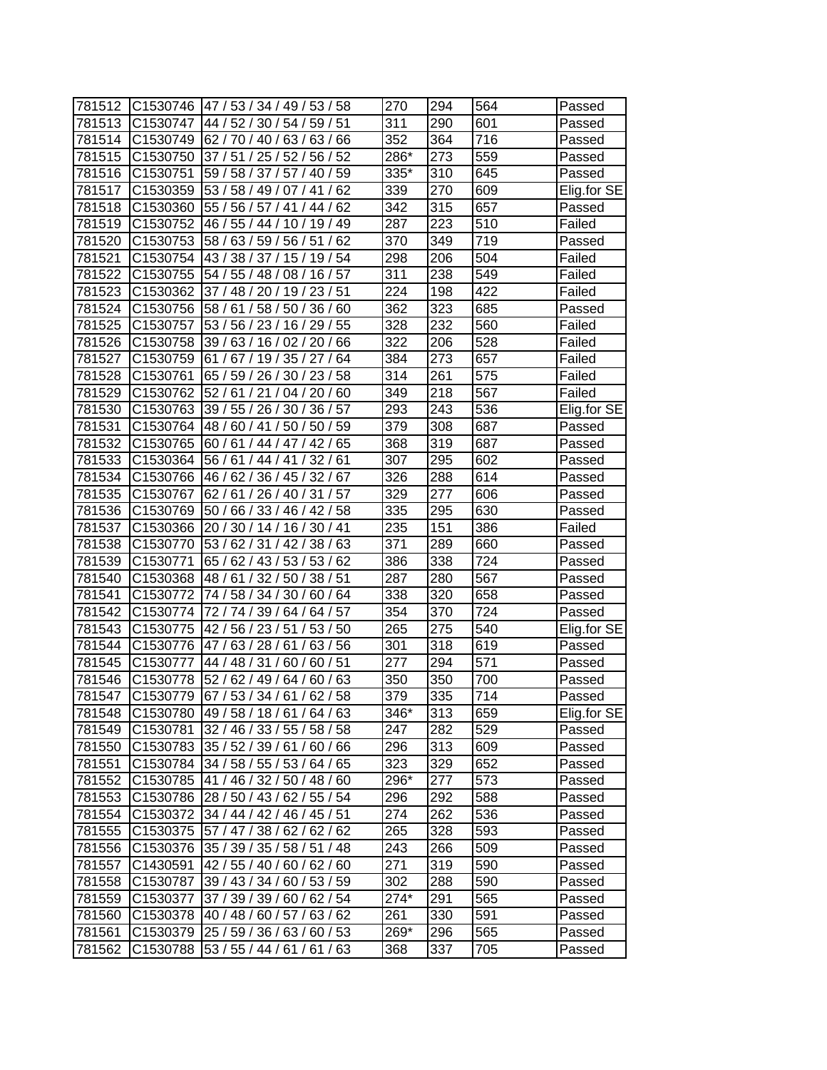| | | | | | | |
|---|---|---|---|---|---|---|
| 781512 | C1530746 | 47 / 53 / 34 / 49 / 53 / 58 | 270 | 294 | 564 | Passed |
| 781513 | C1530747 | 44 / 52 / 30 / 54 / 59 / 51 | 311 | 290 | 601 | Passed |
| 781514 | C1530749 | 62 / 70 / 40 / 63 / 63 / 66 | 352 | 364 | 716 | Passed |
| 781515 | C1530750 | 37 / 51 / 25 / 52 / 56 / 52 | 286* | 273 | 559 | Passed |
| 781516 | C1530751 | 59 / 58 / 37 / 57 / 40 / 59 | 335* | 310 | 645 | Passed |
| 781517 | C1530359 | 53 / 58 / 49 / 07 / 41 / 62 | 339 | 270 | 609 | Elig.for SE |
| 781518 | C1530360 | 55 / 56 / 57 / 41 / 44 / 62 | 342 | 315 | 657 | Passed |
| 781519 | C1530752 | 46 / 55 / 44 / 10 / 19 / 49 | 287 | 223 | 510 | Failed |
| 781520 | C1530753 | 58 / 63 / 59 / 56 / 51 / 62 | 370 | 349 | 719 | Passed |
| 781521 | C1530754 | 43 / 38 / 37 / 15 / 19 / 54 | 298 | 206 | 504 | Failed |
| 781522 | C1530755 | 54 / 55 / 48 / 08 / 16 / 57 | 311 | 238 | 549 | Failed |
| 781523 | C1530362 | 37 / 48 / 20 / 19 / 23 / 51 | 224 | 198 | 422 | Failed |
| 781524 | C1530756 | 58 / 61 / 58 / 50 / 36 / 60 | 362 | 323 | 685 | Passed |
| 781525 | C1530757 | 53 / 56 / 23 / 16 / 29 / 55 | 328 | 232 | 560 | Failed |
| 781526 | C1530758 | 39 / 63 / 16 / 02 / 20 / 66 | 322 | 206 | 528 | Failed |
| 781527 | C1530759 | 61 / 67 / 19 / 35 / 27 / 64 | 384 | 273 | 657 | Failed |
| 781528 | C1530761 | 65 / 59 / 26 / 30 / 23 / 58 | 314 | 261 | 575 | Failed |
| 781529 | C1530762 | 52 / 61 / 21 / 04 / 20 / 60 | 349 | 218 | 567 | Failed |
| 781530 | C1530763 | 39 / 55 / 26 / 30 / 36 / 57 | 293 | 243 | 536 | Elig.for SE |
| 781531 | C1530764 | 48 / 60 / 41 / 50 / 50 / 59 | 379 | 308 | 687 | Passed |
| 781532 | C1530765 | 60 / 61 / 44 / 47 / 42 / 65 | 368 | 319 | 687 | Passed |
| 781533 | C1530364 | 56 / 61 / 44 / 41 / 32 / 61 | 307 | 295 | 602 | Passed |
| 781534 | C1530766 | 46 / 62 / 36 / 45 / 32 / 67 | 326 | 288 | 614 | Passed |
| 781535 | C1530767 | 62 / 61 / 26 / 40 / 31 / 57 | 329 | 277 | 606 | Passed |
| 781536 | C1530769 | 50 / 66 / 33 / 46 / 42 / 58 | 335 | 295 | 630 | Passed |
| 781537 | C1530366 | 20 / 30 / 14 / 16 / 30 / 41 | 235 | 151 | 386 | Failed |
| 781538 | C1530770 | 53 / 62 / 31 / 42 / 38 / 63 | 371 | 289 | 660 | Passed |
| 781539 | C1530771 | 65 / 62 / 43 / 53 / 53 / 62 | 386 | 338 | 724 | Passed |
| 781540 | C1530368 | 48 / 61 / 32 / 50 / 38 / 51 | 287 | 280 | 567 | Passed |
| 781541 | C1530772 | 74 / 58 / 34 / 30 / 60 / 64 | 338 | 320 | 658 | Passed |
| 781542 | C1530774 | 72 / 74 / 39 / 64 / 64 / 57 | 354 | 370 | 724 | Passed |
| 781543 | C1530775 | 42 / 56 / 23 / 51 / 53 / 50 | 265 | 275 | 540 | Elig.for SE |
| 781544 | C1530776 | 47 / 63 / 28 / 61 / 63 / 56 | 301 | 318 | 619 | Passed |
| 781545 | C1530777 | 44 / 48 / 31 / 60 / 60 / 51 | 277 | 294 | 571 | Passed |
| 781546 | C1530778 | 52 / 62 / 49 / 64 / 60 / 63 | 350 | 350 | 700 | Passed |
| 781547 | C1530779 | 67 / 53 / 34 / 61 / 62 / 58 | 379 | 335 | 714 | Passed |
| 781548 | C1530780 | 49 / 58 / 18 / 61 / 64 / 63 | 346* | 313 | 659 | Elig.for SE |
| 781549 | C1530781 | 32 / 46 / 33 / 55 / 58 / 58 | 247 | 282 | 529 | Passed |
| 781550 | C1530783 | 35 / 52 / 39 / 61 / 60 / 66 | 296 | 313 | 609 | Passed |
| 781551 | C1530784 | 34 / 58 / 55 / 53 / 64 / 65 | 323 | 329 | 652 | Passed |
| 781552 | C1530785 | 41 / 46 / 32 / 50 / 48 / 60 | 296* | 277 | 573 | Passed |
| 781553 | C1530786 | 28 / 50 / 43 / 62 / 55 / 54 | 296 | 292 | 588 | Passed |
| 781554 | C1530372 | 34 / 44 / 42 / 46 / 45 / 51 | 274 | 262 | 536 | Passed |
| 781555 | C1530375 | 57 / 47 / 38 / 62 / 62 / 62 | 265 | 328 | 593 | Passed |
| 781556 | C1530376 | 35 / 39 / 35 / 58 / 51 / 48 | 243 | 266 | 509 | Passed |
| 781557 | C1430591 | 42 / 55 / 40 / 60 / 62 / 60 | 271 | 319 | 590 | Passed |
| 781558 | C1530787 | 39 / 43 / 34 / 60 / 53 / 59 | 302 | 288 | 590 | Passed |
| 781559 | C1530377 | 37 / 39 / 39 / 60 / 62 / 54 | 274* | 291 | 565 | Passed |
| 781560 | C1530378 | 40 / 48 / 60 / 57 / 63 / 62 | 261 | 330 | 591 | Passed |
| 781561 | C1530379 | 25 / 59 / 36 / 63 / 60 / 53 | 269* | 296 | 565 | Passed |
| 781562 | C1530788 | 53 / 55 / 44 / 61 / 61 / 63 | 368 | 337 | 705 | Passed |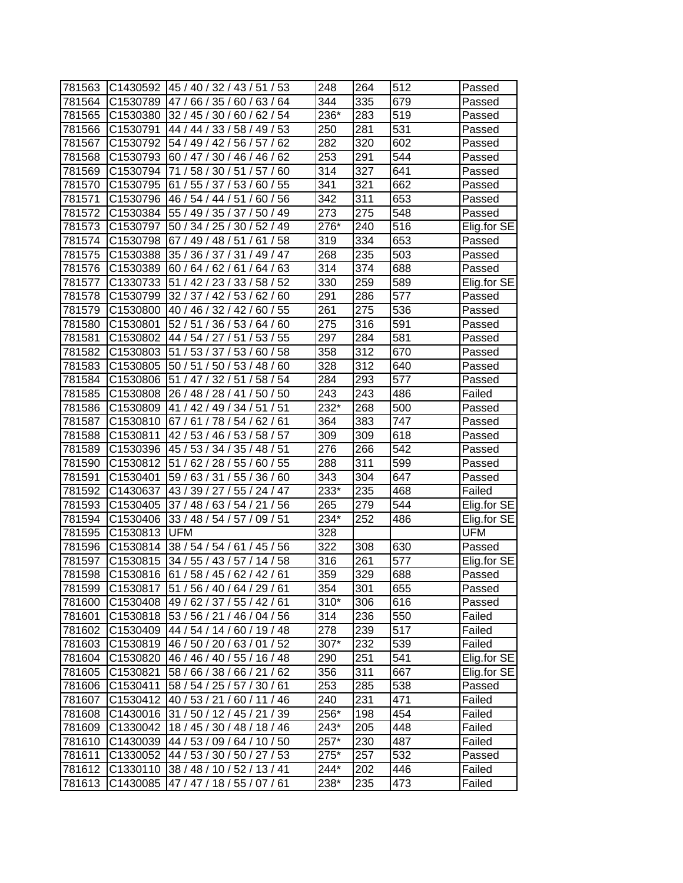| | | | | | | |
|---|---|---|---|---|---|---|
| 781563 | C1430592 | 45 / 40 / 32 / 43 / 51 / 53 | 248 | 264 | 512 | Passed |
| 781564 | C1530789 | 47 / 66 / 35 / 60 / 63 / 64 | 344 | 335 | 679 | Passed |
| 781565 | C1530380 | 32 / 45 / 30 / 60 / 62 / 54 | 236* | 283 | 519 | Passed |
| 781566 | C1530791 | 44 / 44 / 33 / 58 / 49 / 53 | 250 | 281 | 531 | Passed |
| 781567 | C1530792 | 54 / 49 / 42 / 56 / 57 / 62 | 282 | 320 | 602 | Passed |
| 781568 | C1530793 | 60 / 47 / 30 / 46 / 46 / 62 | 253 | 291 | 544 | Passed |
| 781569 | C1530794 | 71 / 58 / 30 / 51 / 57 / 60 | 314 | 327 | 641 | Passed |
| 781570 | C1530795 | 61 / 55 / 37 / 53 / 60 / 55 | 341 | 321 | 662 | Passed |
| 781571 | C1530796 | 46 / 54 / 44 / 51 / 60 / 56 | 342 | 311 | 653 | Passed |
| 781572 | C1530384 | 55 / 49 / 35 / 37 / 50 / 49 | 273 | 275 | 548 | Passed |
| 781573 | C1530797 | 50 / 34 / 25 / 30 / 52 / 49 | 276* | 240 | 516 | Elig.for SE |
| 781574 | C1530798 | 67 / 49 / 48 / 51 / 61 / 58 | 319 | 334 | 653 | Passed |
| 781575 | C1530388 | 35 / 36 / 37 / 31 / 49 / 47 | 268 | 235 | 503 | Passed |
| 781576 | C1530389 | 60 / 64 / 62 / 61 / 64 / 63 | 314 | 374 | 688 | Passed |
| 781577 | C1330733 | 51 / 42 / 23 / 33 / 58 / 52 | 330 | 259 | 589 | Elig.for SE |
| 781578 | C1530799 | 32 / 37 / 42 / 53 / 62 / 60 | 291 | 286 | 577 | Passed |
| 781579 | C1530800 | 40 / 46 / 32 / 42 / 60 / 55 | 261 | 275 | 536 | Passed |
| 781580 | C1530801 | 52 / 51 / 36 / 53 / 64 / 60 | 275 | 316 | 591 | Passed |
| 781581 | C1530802 | 44 / 54 / 27 / 51 / 53 / 55 | 297 | 284 | 581 | Passed |
| 781582 | C1530803 | 51 / 53 / 37 / 53 / 60 / 58 | 358 | 312 | 670 | Passed |
| 781583 | C1530805 | 50 / 51 / 50 / 53 / 48 / 60 | 328 | 312 | 640 | Passed |
| 781584 | C1530806 | 51 / 47 / 32 / 51 / 58 / 54 | 284 | 293 | 577 | Passed |
| 781585 | C1530808 | 26 / 48 / 28 / 41 / 50 / 50 | 243 | 243 | 486 | Failed |
| 781586 | C1530809 | 41 / 42 / 49 / 34 / 51 / 51 | 232* | 268 | 500 | Passed |
| 781587 | C1530810 | 67 / 61 / 78 / 54 / 62 / 61 | 364 | 383 | 747 | Passed |
| 781588 | C1530811 | 42 / 53 / 46 / 53 / 58 / 57 | 309 | 309 | 618 | Passed |
| 781589 | C1530396 | 45 / 53 / 34 / 35 / 48 / 51 | 276 | 266 | 542 | Passed |
| 781590 | C1530812 | 51 / 62 / 28 / 55 / 60 / 55 | 288 | 311 | 599 | Passed |
| 781591 | C1530401 | 59 / 63 / 31 / 55 / 36 / 60 | 343 | 304 | 647 | Passed |
| 781592 | C1430637 | 43 / 39 / 27 / 55 / 24 / 47 | 233* | 235 | 468 | Failed |
| 781593 | C1530405 | 37 / 48 / 63 / 54 / 21 / 56 | 265 | 279 | 544 | Elig.for SE |
| 781594 | C1530406 | 33 / 48 / 54 / 57 / 09 / 51 | 234* | 252 | 486 | Elig.for SE |
| 781595 | C1530813 | UFM | 328 | | | UFM |
| 781596 | C1530814 | 38 / 54 / 54 / 61 / 45 / 56 | 322 | 308 | 630 | Passed |
| 781597 | C1530815 | 34 / 55 / 43 / 57 / 14 / 58 | 316 | 261 | 577 | Elig.for SE |
| 781598 | C1530816 | 61 / 58 / 45 / 62 / 42 / 61 | 359 | 329 | 688 | Passed |
| 781599 | C1530817 | 51 / 56 / 40 / 64 / 29 / 61 | 354 | 301 | 655 | Passed |
| 781600 | C1530408 | 49 / 62 / 37 / 55 / 42 / 61 | 310* | 306 | 616 | Passed |
| 781601 | C1530818 | 53 / 56 / 21 / 46 / 04 / 56 | 314 | 236 | 550 | Failed |
| 781602 | C1530409 | 44 / 54 / 14 / 60 / 19 / 48 | 278 | 239 | 517 | Failed |
| 781603 | C1530819 | 46 / 50 / 20 / 63 / 01 / 52 | 307* | 232 | 539 | Failed |
| 781604 | C1530820 | 46 / 46 / 40 / 55 / 16 / 48 | 290 | 251 | 541 | Elig.for SE |
| 781605 | C1530821 | 58 / 66 / 38 / 66 / 21 / 62 | 356 | 311 | 667 | Elig.for SE |
| 781606 | C1530411 | 58 / 54 / 25 / 57 / 30 / 61 | 253 | 285 | 538 | Passed |
| 781607 | C1530412 | 40 / 53 / 21 / 60 / 11 / 46 | 240 | 231 | 471 | Failed |
| 781608 | C1430016 | 31 / 50 / 12 / 45 / 21 / 39 | 256* | 198 | 454 | Failed |
| 781609 | C1330042 | 18 / 45 / 30 / 48 / 18 / 46 | 243* | 205 | 448 | Failed |
| 781610 | C1430039 | 44 / 53 / 09 / 64 / 10 / 50 | 257* | 230 | 487 | Failed |
| 781611 | C1330052 | 44 / 53 / 30 / 50 / 27 / 53 | 275* | 257 | 532 | Passed |
| 781612 | C1330110 | 38 / 48 / 10 / 52 / 13 / 41 | 244* | 202 | 446 | Failed |
| 781613 | C1430085 | 47 / 47 / 18 / 55 / 07 / 61 | 238* | 235 | 473 | Failed |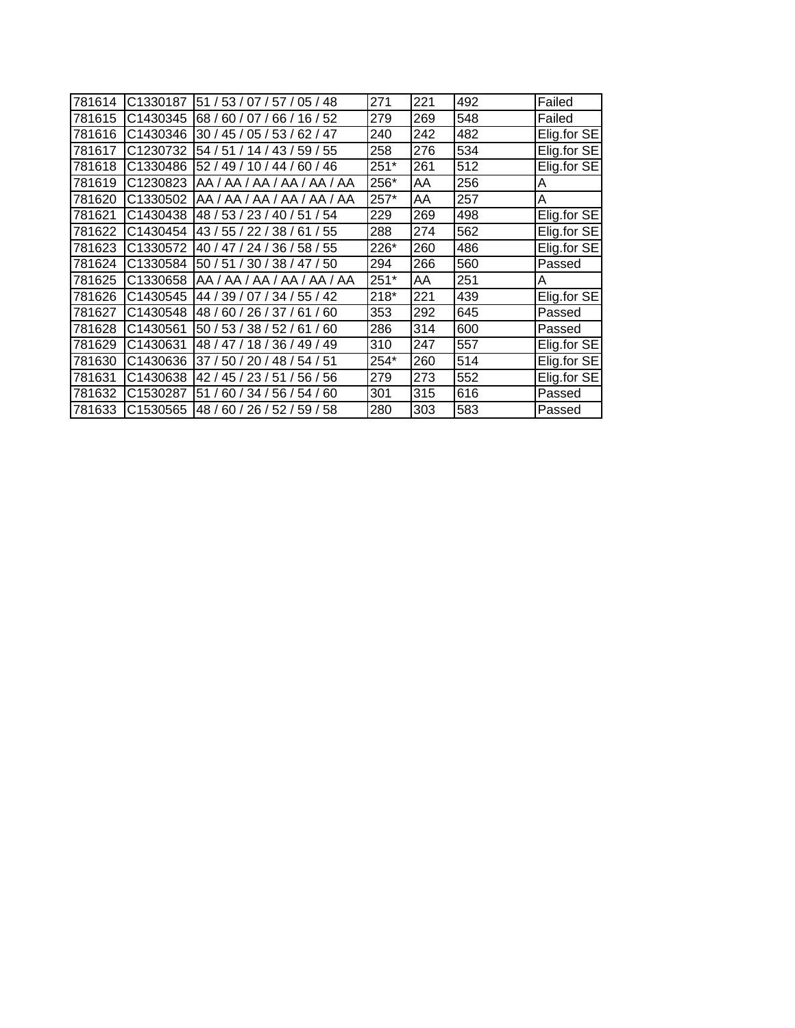| | | | | | | |
|---|---|---|---|---|---|---|
| 781614 | C1330187 | 51 / 53 / 07 / 57 / 05 / 48 | 271 | 221 | 492 | Failed |
| 781615 | C1430345 | 68 / 60 / 07 / 66 / 16 / 52 | 279 | 269 | 548 | Failed |
| 781616 | C1430346 | 30 / 45 / 05 / 53 / 62 / 47 | 240 | 242 | 482 | Elig.for SE |
| 781617 | C1230732 | 54 / 51 / 14 / 43 / 59 / 55 | 258 | 276 | 534 | Elig.for SE |
| 781618 | C1330486 | 52 / 49 / 10 / 44 / 60 / 46 | 251* | 261 | 512 | Elig.for SE |
| 781619 | C1230823 | AA / AA / AA / AA / AA / AA | 256* | AA | 256 | A |
| 781620 | C1330502 | AA / AA / AA / AA / AA / AA | 257* | AA | 257 | A |
| 781621 | C1430438 | 48 / 53 / 23 / 40 / 51 / 54 | 229 | 269 | 498 | Elig.for SE |
| 781622 | C1430454 | 43 / 55 / 22 / 38 / 61 / 55 | 288 | 274 | 562 | Elig.for SE |
| 781623 | C1330572 | 40 / 47 / 24 / 36 / 58 / 55 | 226* | 260 | 486 | Elig.for SE |
| 781624 | C1330584 | 50 / 51 / 30 / 38 / 47 / 50 | 294 | 266 | 560 | Passed |
| 781625 | C1330658 | AA / AA / AA / AA / AA / AA | 251* | AA | 251 | A |
| 781626 | C1430545 | 44 / 39 / 07 / 34 / 55 / 42 | 218* | 221 | 439 | Elig.for SE |
| 781627 | C1430548 | 48 / 60 / 26 / 37 / 61 / 60 | 353 | 292 | 645 | Passed |
| 781628 | C1430561 | 50 / 53 / 38 / 52 / 61 / 60 | 286 | 314 | 600 | Passed |
| 781629 | C1430631 | 48 / 47 / 18 / 36 / 49 / 49 | 310 | 247 | 557 | Elig.for SE |
| 781630 | C1430636 | 37 / 50 / 20 / 48 / 54 / 51 | 254* | 260 | 514 | Elig.for SE |
| 781631 | C1430638 | 42 / 45 / 23 / 51 / 56 / 56 | 279 | 273 | 552 | Elig.for SE |
| 781632 | C1530287 | 51 / 60 / 34 / 56 / 54 / 60 | 301 | 315 | 616 | Passed |
| 781633 | C1530565 | 48 / 60 / 26 / 52 / 59 / 58 | 280 | 303 | 583 | Passed |